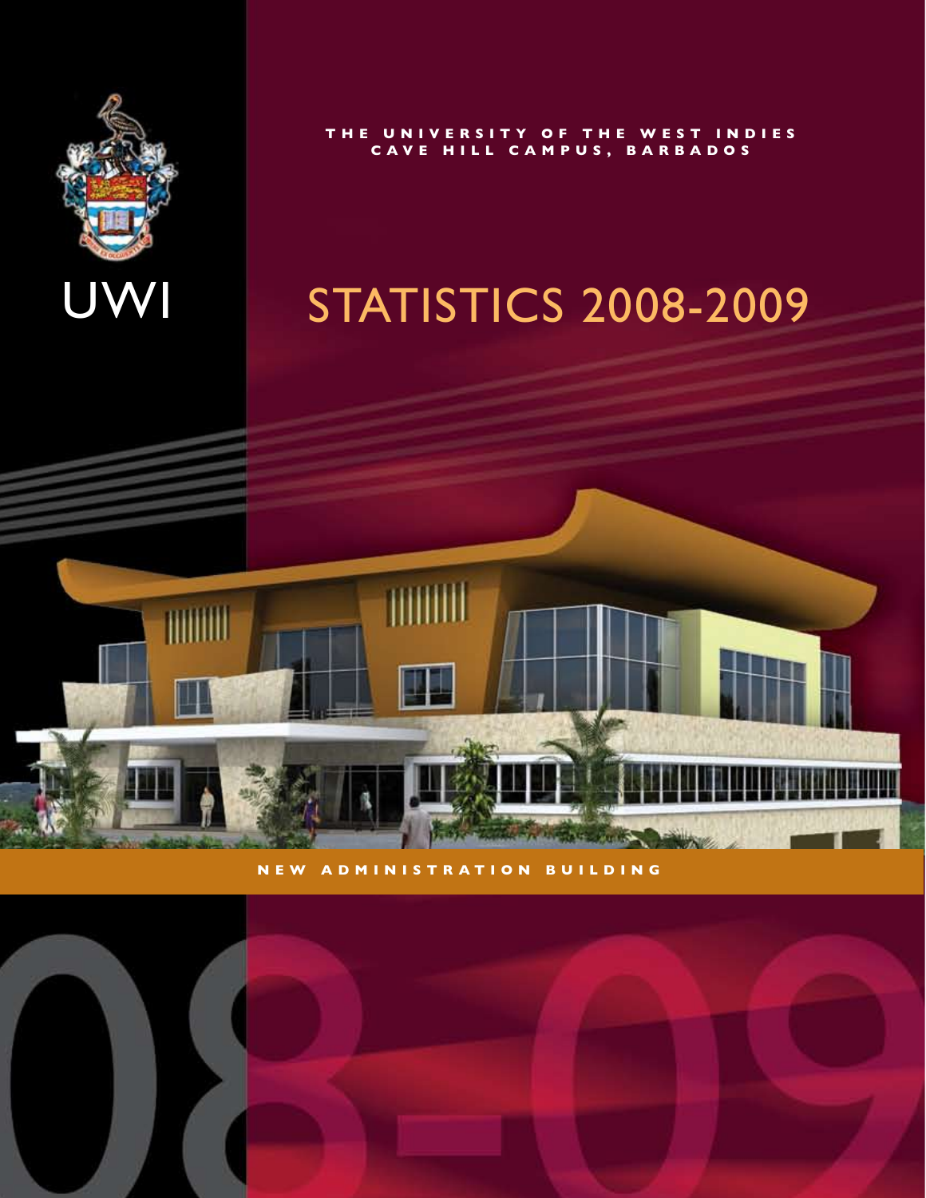UWI

THE UNIVERSITY OF THE WEST INDIES
CAVE HILL CAMPUS, BARBADOS

# STATISTICS 2008-2009

NEW ADMINISTRATION BUILDING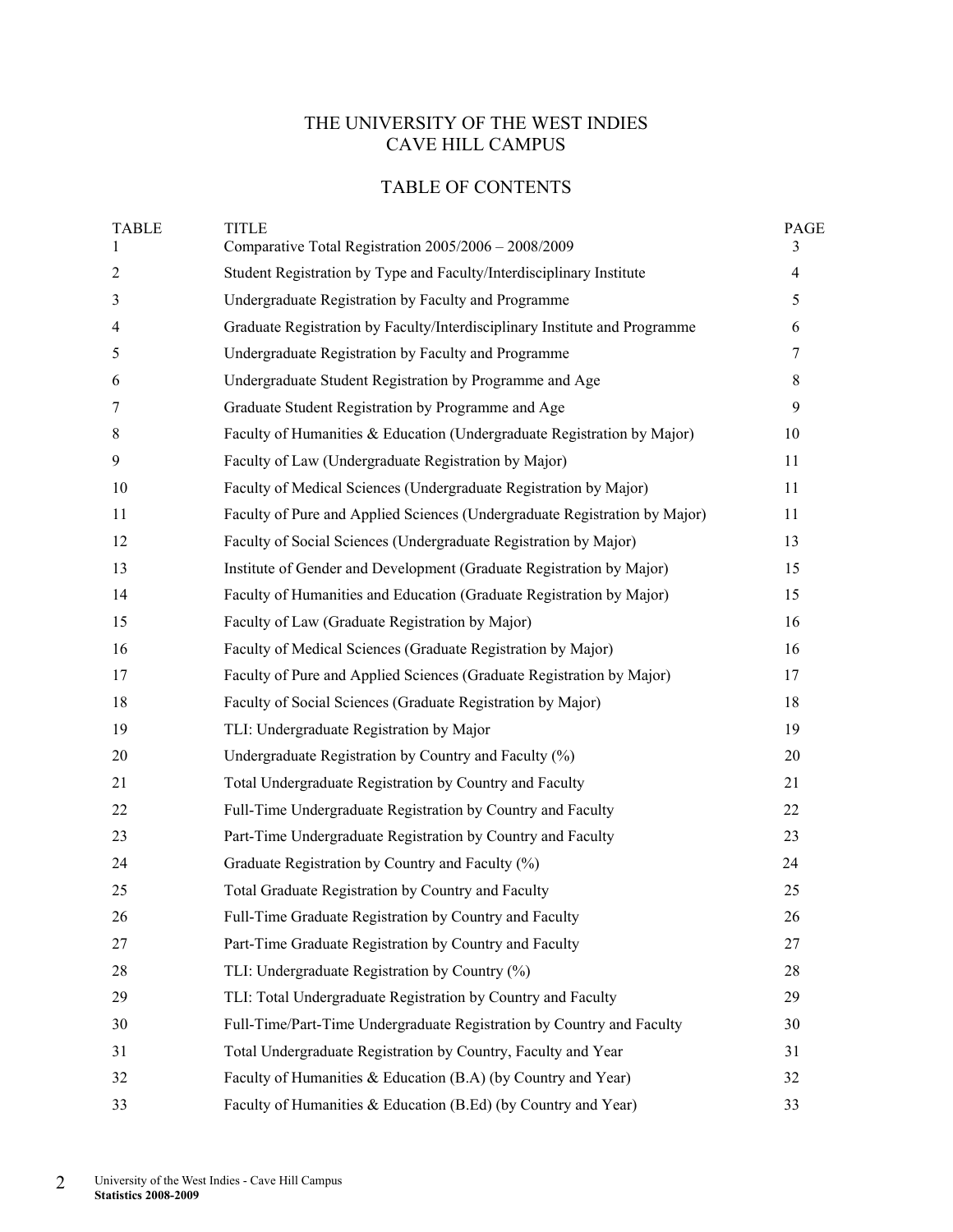# THE UNIVERSITY OF THE WEST INDIES
# CAVE HILL CAMPUS

## TABLE OF CONTENTS

| TABLE | TITLE | PAGE |
|---|---|---|
| 1 | Comparative Total Registration 2005/2006 – 2008/2009 | 3 |
| 2 | Student Registration by Type and Faculty/Interdisciplinary Institute | 4 |
| 3 | Undergraduate Registration by Faculty and Programme | 5 |
| 4 | Graduate Registration by Faculty/Interdisciplinary Institute and Programme | 6 |
| 5 | Undergraduate Registration by Faculty and Programme | 7 |
| 6 | Undergraduate Student Registration by Programme and Age | 8 |
| 7 | Graduate Student Registration by Programme and Age | 9 |
| 8 | Faculty of Humanities & Education (Undergraduate Registration by Major) | 10 |
| 9 | Faculty of Law (Undergraduate Registration by Major) | 11 |
| 10 | Faculty of Medical Sciences (Undergraduate Registration by Major) | 11 |
| 11 | Faculty of Pure and Applied Sciences (Undergraduate Registration by Major) | 11 |
| 12 | Faculty of Social Sciences (Undergraduate Registration by Major) | 13 |
| 13 | Institute of Gender and Development (Graduate Registration by Major) | 15 |
| 14 | Faculty of Humanities and Education (Graduate Registration by Major) | 15 |
| 15 | Faculty of Law (Graduate Registration by Major) | 16 |
| 16 | Faculty of Medical Sciences (Graduate Registration by Major) | 16 |
| 17 | Faculty of Pure and Applied Sciences (Graduate Registration by Major) | 17 |
| 18 | Faculty of Social Sciences (Graduate Registration by Major) | 18 |
| 19 | TLI: Undergraduate Registration by Major | 19 |
| 20 | Undergraduate Registration by Country and Faculty (%) | 20 |
| 21 | Total Undergraduate Registration by Country and Faculty | 21 |
| 22 | Full-Time Undergraduate Registration by Country and Faculty | 22 |
| 23 | Part-Time Undergraduate Registration by Country and Faculty | 23 |
| 24 | Graduate Registration by Country and Faculty (%) | 24 |
| 25 | Total Graduate Registration by Country and Faculty | 25 |
| 26 | Full-Time Graduate Registration by Country and Faculty | 26 |
| 27 | Part-Time Graduate Registration by Country and Faculty | 27 |
| 28 | TLI: Undergraduate Registration by Country (%) | 28 |
| 29 | TLI: Total Undergraduate Registration by Country and Faculty | 29 |
| 30 | Full-Time/Part-Time Undergraduate Registration by Country and Faculty | 30 |
| 31 | Total Undergraduate Registration by Country, Faculty and Year | 31 |
| 32 | Faculty of Humanities & Education (B.A) (by Country and Year) | 32 |
| 33 | Faculty of Humanities & Education (B.Ed) (by Country and Year) | 33 |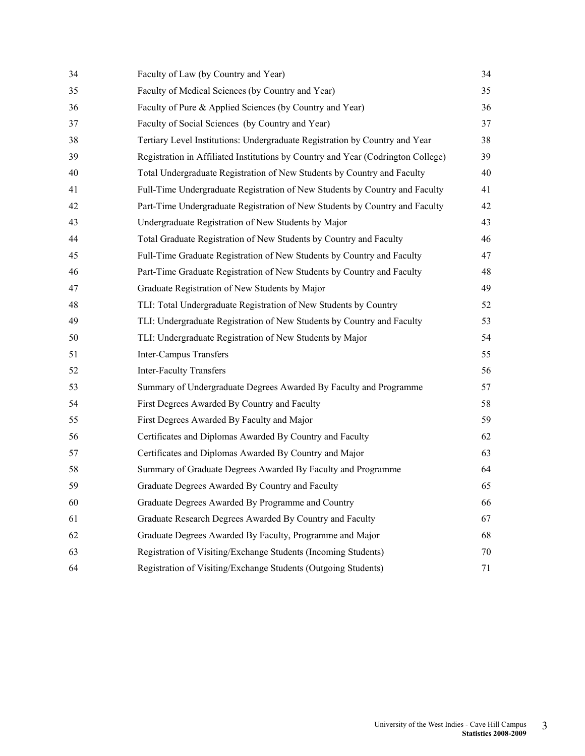| | | |
|---|---|---|
| 34 | Faculty of Law (by Country and Year) | 34 |
| 35 | Faculty of Medical Sciences (by Country and Year) | 35 |
| 36 | Faculty of Pure & Applied Sciences (by Country and Year) | 36 |
| 37 | Faculty of Social Sciences (by Country and Year) | 37 |
| 38 | Tertiary Level Institutions: Undergraduate Registration by Country and Year | 38 |
| 39 | Registration in Affiliated Institutions by Country and Year (Codrington College) | 39 |
| 40 | Total Undergraduate Registration of New Students by Country and Faculty | 40 |
| 41 | Full-Time Undergraduate Registration of New Students by Country and Faculty | 41 |
| 42 | Part-Time Undergraduate Registration of New Students by Country and Faculty | 42 |
| 43 | Undergraduate Registration of New Students by Major | 43 |
| 44 | Total Graduate Registration of New Students by Country and Faculty | 46 |
| 45 | Full-Time Graduate Registration of New Students by Country and Faculty | 47 |
| 46 | Part-Time Graduate Registration of New Students by Country and Faculty | 48 |
| 47 | Graduate Registration of New Students by Major | 49 |
| 48 | TLI: Total Undergraduate Registration of New Students by Country | 52 |
| 49 | TLI: Undergraduate Registration of New Students by Country and Faculty | 53 |
| 50 | TLI: Undergraduate Registration of New Students by Major | 54 |
| 51 | Inter-Campus Transfers | 55 |
| 52 | Inter-Faculty Transfers | 56 |
| 53 | Summary of Undergraduate Degrees Awarded By Faculty and Programme | 57 |
| 54 | First Degrees Awarded By Country and Faculty | 58 |
| 55 | First Degrees Awarded By Faculty and Major | 59 |
| 56 | Certificates and Diplomas Awarded By Country and Faculty | 62 |
| 57 | Certificates and Diplomas Awarded By Country and Major | 63 |
| 58 | Summary of Graduate Degrees Awarded By Faculty and Programme | 64 |
| 59 | Graduate Degrees Awarded By Country and Faculty | 65 |
| 60 | Graduate Degrees Awarded By Programme and Country | 66 |
| 61 | Graduate Research Degrees Awarded By Country and Faculty | 67 |
| 62 | Graduate Degrees Awarded By Faculty, Programme and Major | 68 |
| 63 | Registration of Visiting/Exchange Students (Incoming Students) | 70 |
| 64 | Registration of Visiting/Exchange Students (Outgoing Students) | 71 |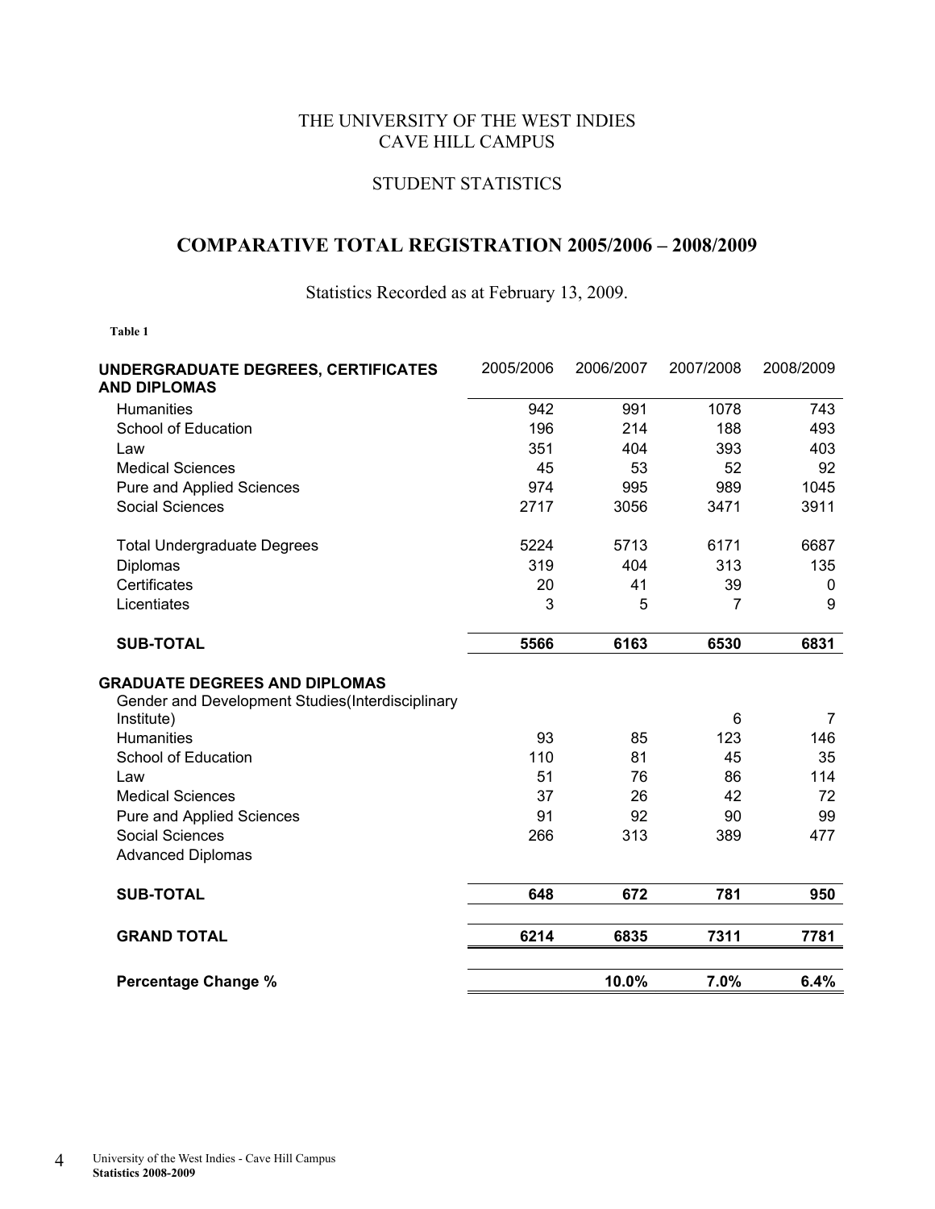THE UNIVERSITY OF THE WEST INDIES
CAVE HILL CAMPUS

STUDENT STATISTICS

## COMPARATIVE TOTAL REGISTRATION 2005/2006 – 2008/2009

Statistics Recorded as at February 13, 2009.

**Table 1**

| UNDERGRADUATE DEGREES, CERTIFICATES AND DIPLOMAS | 2005/2006 | 2006/2007 | 2007/2008 | 2008/2009 |
|---|---|---|---|---|
| Humanities | 942 | 991 | 1078 | 743 |
| School of Education | 196 | 214 | 188 | 493 |
| Law | 351 | 404 | 393 | 403 |
| Medical Sciences | 45 | 53 | 52 | 92 |
| Pure and Applied Sciences | 974 | 995 | 989 | 1045 |
| Social Sciences | 2717 | 3056 | 3471 | 3911 |
| Total Undergraduate Degrees | 5224 | 5713 | 6171 | 6687 |
| Diplomas | 319 | 404 | 313 | 135 |
| Certificates | 20 | 41 | 39 | 0 |
| Licentiates | 3 | 5 | 7 | 9 |
| **SUB-TOTAL** | **5566** | **6163** | **6530** | **6831** |
| **GRADUATE DEGREES AND DIPLOMAS** | | | | |
| Gender and Development Studies(Interdisciplinary Institute) | | | 6 | 7 |
| Humanities | 93 | 85 | 123 | 146 |
| School of Education | 110 | 81 | 45 | 35 |
| Law | 51 | 76 | 86 | 114 |
| Medical Sciences | 37 | 26 | 42 | 72 |
| Pure and Applied Sciences | 91 | 92 | 90 | 99 |
| Social Sciences | 266 | 313 | 389 | 477 |
| Advanced Diplomas | | | | |
| **SUB-TOTAL** | **648** | **672** | **781** | **950** |
| **GRAND TOTAL** | **6214** | **6835** | **7311** | **7781** |
| **Percentage Change %** | | **10.0%** | **7.0%** | **6.4%** |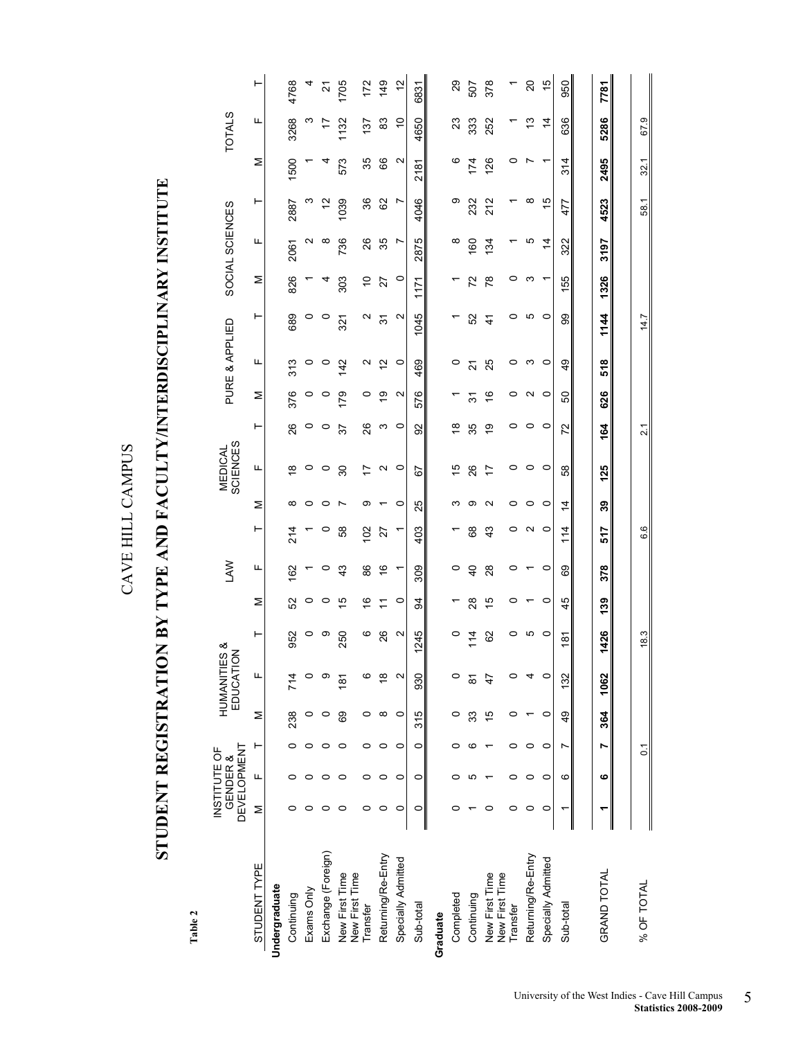Table 2

# CAVE HILL CAMPUS

## STUDENT REGISTRATION BY TYPE AND FACULTY/INTERDISCIPLINARY INSTITUTE

| STUDENT TYPE | INSTITUTE OF GENDER & DEVELOPMENT | | | HUMANITIES & EDUCATION | | | LAW | | | MEDICAL SCIENCES | | | PURE & APPLIED | | | SOCIAL SCIENCES | | | TOTALS | | |
|---|---|---|---|---|---|---|---|---|---|---|---|---|---|---|---|---|---|---|---|---|---|
| | M | F | T | M | F | T | M | F | T | M | F | T | M | F | T | M | F | T | M | F | T |
| **Undergraduate** | | | | | | | | | | | | | | | | | | | | | |
| Continuing | 0 | 0 | 0 | 238 | 714 | 952 | 52 | 162 | 214 | 8 | 18 | 26 | 376 | 313 | 689 | 826 | 2061 | 2887 | 1500 | 3268 | 4768 |
| Exams Only | 0 | 0 | 0 | 0 | 0 | 0 | 0 | 1 | 1 | 0 | 0 | 0 | 0 | 0 | 0 | 1 | 2 | 3 | 1 | 3 | 4 |
| Exchange (Foreign) | 0 | 0 | 0 | 0 | 9 | 9 | 0 | 0 | 0 | 0 | 0 | 0 | 0 | 0 | 0 | 4 | 8 | 12 | 4 | 17 | 21 |
| New First Time | 0 | 0 | 0 | 69 | 181 | 250 | 15 | 43 | 58 | 7 | 30 | 37 | 179 | 142 | 321 | 303 | 736 | 1039 | 573 | 1132 | 1705 |
| New First Time Transfer | 0 | 0 | 0 | 0 | 6 | 6 | 16 | 86 | 102 | 9 | 17 | 26 | 0 | 2 | 2 | 10 | 26 | 36 | 35 | 137 | 172 |
| Returning/Re-Entry | 0 | 0 | 0 | 8 | 18 | 26 | 11 | 16 | 27 | 1 | 2 | 3 | 19 | 12 | 31 | 27 | 35 | 62 | 66 | 83 | 149 |
| Specially Admitted | 0 | 0 | 0 | 0 | 2 | 2 | 0 | 1 | 1 | 0 | 0 | 0 | 2 | 0 | 2 | 0 | 7 | 7 | 2 | 10 | 12 |
| Sub-total | 0 | 0 | 0 | 315 | 930 | 1245 | 94 | 309 | 403 | 25 | 67 | 92 | 576 | 469 | 1045 | 1171 | 2875 | 4046 | 2181 | 4650 | 6831 |
| **Graduate** | | | | | | | | | | | | | | | | | | | | | |
| Completed | 0 | 0 | 0 | 0 | 0 | 0 | 1 | 0 | 1 | 3 | 15 | 18 | 1 | 0 | 1 | 1 | 8 | 9 | 6 | 23 | 29 |
| Continuing | 1 | 5 | 6 | 33 | 81 | 114 | 28 | 40 | 68 | 9 | 26 | 35 | 31 | 21 | 52 | 72 | 160 | 232 | 174 | 333 | 507 |
| New First Time | 0 | 1 | 1 | 15 | 47 | 62 | 15 | 28 | 43 | 2 | 17 | 19 | 16 | 25 | 41 | 78 | 134 | 212 | 126 | 252 | 378 |
| New First Time Transfer | 0 | 0 | 0 | 0 | 0 | 0 | 0 | 0 | 0 | 0 | 0 | 0 | 0 | 0 | 0 | 0 | 1 | 1 | 0 | 1 | 1 |
| Returning/Re-Entry | 0 | 0 | 0 | 1 | 4 | 5 | 1 | 1 | 2 | 0 | 0 | 0 | 2 | 3 | 5 | 3 | 5 | 8 | 7 | 13 | 20 |
| Specially Admitted | 0 | 0 | 0 | 0 | 0 | 0 | 0 | 0 | 0 | 0 | 0 | 0 | 0 | 0 | 0 | 1 | 14 | 15 | 1 | 14 | 15 |
| Sub-total | 1 | 6 | 7 | 49 | 132 | 181 | 45 | 69 | 114 | 14 | 58 | 72 | 50 | 49 | 99 | 155 | 322 | 477 | 314 | 636 | 950 |
| **GRAND TOTAL** | **1** | **6** | **7** | **364** | **1062** | **1426** | **139** | **378** | **517** | **39** | **125** | **164** | **626** | **518** | **1144** | **1326** | **3197** | **4523** | **2495** | **5286** | **7781** |
| % OF TOTAL | | | 0.1 | | | 18.3 | | | 6.6 | | | 2.1 | | | 14.7 | | | 58.1 | 32.1 | 67.9 | |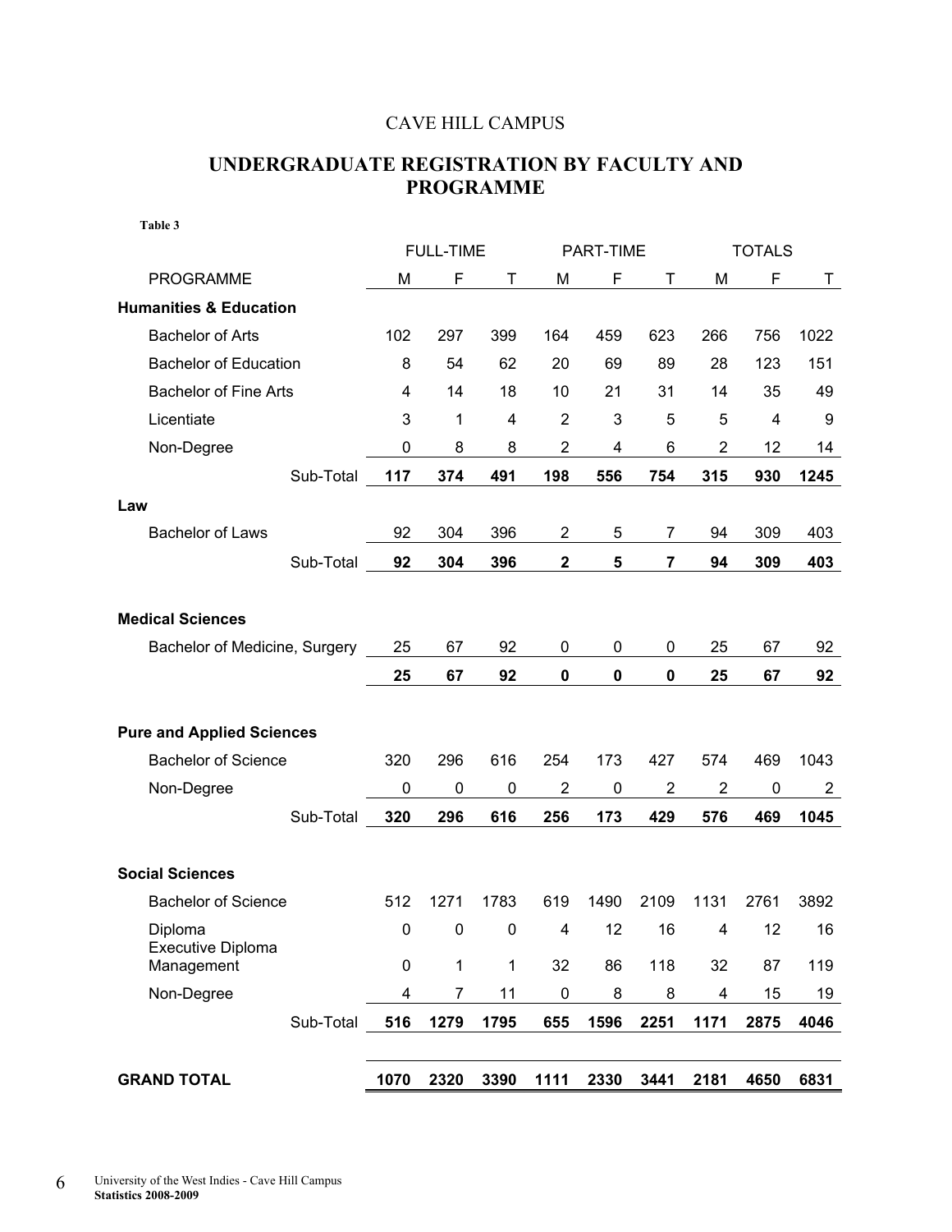CAVE HILL CAMPUS

## UNDERGRADUATE REGISTRATION BY FACULTY AND PROGRAMME

**Table 3**

| | FULL-TIME | | | PART-TIME | | | TOTALS | | |
|---|---|---|---|---|---|---|---|---|---|
| PROGRAMME | M | F | T | M | F | T | M | F | T |
| **Humanities & Education** | | | | | | | | | |
| Bachelor of Arts | 102 | 297 | 399 | 164 | 459 | 623 | 266 | 756 | 1022 |
| Bachelor of Education | 8 | 54 | 62 | 20 | 69 | 89 | 28 | 123 | 151 |
| Bachelor of Fine Arts | 4 | 14 | 18 | 10 | 21 | 31 | 14 | 35 | 49 |
| Licentiate | 3 | 1 | 4 | 2 | 3 | 5 | 5 | 4 | 9 |
| Non-Degree | 0 | 8 | 8 | 2 | 4 | 6 | 2 | 12 | 14 |
| Sub-Total | **117** | **374** | **491** | **198** | **556** | **754** | **315** | **930** | **1245** |
| **Law** | | | | | | | | | |
| Bachelor of Laws | 92 | 304 | 396 | 2 | 5 | 7 | 94 | 309 | 403 |
| Sub-Total | **92** | **304** | **396** | **2** | **5** | **7** | **94** | **309** | **403** |
| **Medical Sciences** | | | | | | | | | |
| Bachelor of Medicine, Surgery | 25 | 67 | 92 | 0 | 0 | 0 | 25 | 67 | 92 |
| | **25** | **67** | **92** | **0** | **0** | **0** | **25** | **67** | **92** |
| **Pure and Applied Sciences** | | | | | | | | | |
| Bachelor of Science | 320 | 296 | 616 | 254 | 173 | 427 | 574 | 469 | 1043 |
| Non-Degree | 0 | 0 | 0 | 2 | 0 | 2 | 2 | 0 | 2 |
| Sub-Total | **320** | **296** | **616** | **256** | **173** | **429** | **576** | **469** | **1045** |
| **Social Sciences** | | | | | | | | | |
| Bachelor of Science | 512 | 1271 | 1783 | 619 | 1490 | 2109 | 1131 | 2761 | 3892 |
| Diploma | 0 | 0 | 0 | 4 | 12 | 16 | 4 | 12 | 16 |
| Executive Diploma Management | 0 | 1 | 1 | 32 | 86 | 118 | 32 | 87 | 119 |
| Non-Degree | 4 | 7 | 11 | 0 | 8 | 8 | 4 | 15 | 19 |
| Sub-Total | **516** | **1279** | **1795** | **655** | **1596** | **2251** | **1171** | **2875** | **4046** |
| **GRAND TOTAL** | **1070** | **2320** | **3390** | **1111** | **2330** | **3441** | **2181** | **4650** | **6831** |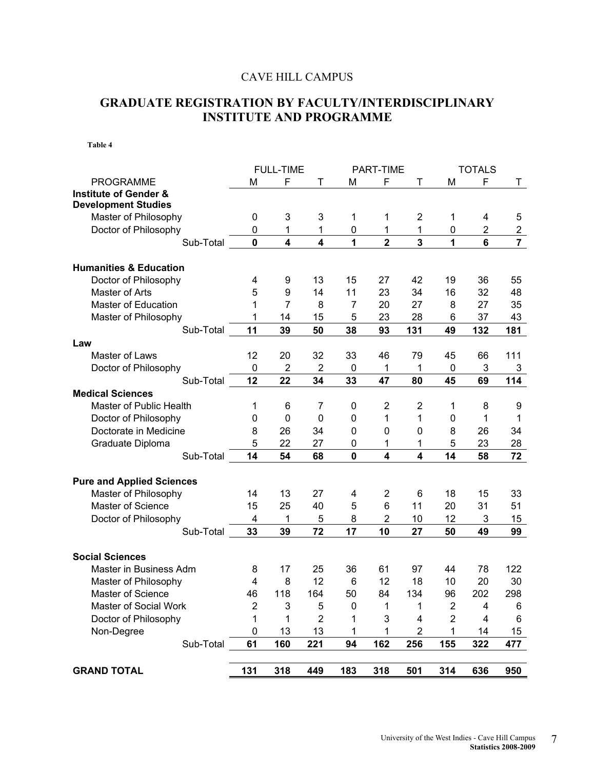CAVE HILL CAMPUS

## GRADUATE REGISTRATION BY FACULTY/INTERDISCIPLINARY INSTITUTE AND PROGRAMME

**Table 4**

| PROGRAMME | FULL-TIME | | | PART-TIME | | | TOTALS | | |
|---|---|---|---|---|---|---|---|---|---|
| | M | F | T | M | F | T | M | F | T |
| **Institute of Gender & Development Studies** | | | | | | | | | |
| Master of Philosophy | 0 | 3 | 3 | 1 | 1 | 2 | 1 | 4 | 5 |
| Doctor of Philosophy | 0 | 1 | 1 | 0 | 1 | 1 | 0 | 2 | 2 |
| Sub-Total | **0** | **4** | **4** | **1** | **2** | **3** | **1** | **6** | **7** |
| **Humanities & Education** | | | | | | | | | |
| Doctor of Philosophy | 4 | 9 | 13 | 15 | 27 | 42 | 19 | 36 | 55 |
| Master of Arts | 5 | 9 | 14 | 11 | 23 | 34 | 16 | 32 | 48 |
| Master of Education | 1 | 7 | 8 | 7 | 20 | 27 | 8 | 27 | 35 |
| Master of Philosophy | 1 | 14 | 15 | 5 | 23 | 28 | 6 | 37 | 43 |
| Sub-Total | **11** | **39** | **50** | **38** | **93** | **131** | **49** | **132** | **181** |
| **Law** | | | | | | | | | |
| Master of Laws | 12 | 20 | 32 | 33 | 46 | 79 | 45 | 66 | 111 |
| Doctor of Philosophy | 0 | 2 | 2 | 0 | 1 | 1 | 0 | 3 | 3 |
| Sub-Total | **12** | **22** | **34** | **33** | **47** | **80** | **45** | **69** | **114** |
| **Medical Sciences** | | | | | | | | | |
| Master of Public Health | 1 | 6 | 7 | 0 | 2 | 2 | 1 | 8 | 9 |
| Doctor of Philosophy | 0 | 0 | 0 | 0 | 1 | 1 | 0 | 1 | 1 |
| Doctorate in Medicine | 8 | 26 | 34 | 0 | 0 | 0 | 8 | 26 | 34 |
| Graduate Diploma | 5 | 22 | 27 | 0 | 1 | 1 | 5 | 23 | 28 |
| Sub-Total | **14** | **54** | **68** | **0** | **4** | **4** | **14** | **58** | **72** |
| **Pure and Applied Sciences** | | | | | | | | | |
| Master of Philosophy | 14 | 13 | 27 | 4 | 2 | 6 | 18 | 15 | 33 |
| Master of Science | 15 | 25 | 40 | 5 | 6 | 11 | 20 | 31 | 51 |
| Doctor of Philosophy | 4 | 1 | 5 | 8 | 2 | 10 | 12 | 3 | 15 |
| Sub-Total | **33** | **39** | **72** | **17** | **10** | **27** | **50** | **49** | **99** |
| **Social Sciences** | | | | | | | | | |
| Master in Business Adm | 8 | 17 | 25 | 36 | 61 | 97 | 44 | 78 | 122 |
| Master of Philosophy | 4 | 8 | 12 | 6 | 12 | 18 | 10 | 20 | 30 |
| Master of Science | 46 | 118 | 164 | 50 | 84 | 134 | 96 | 202 | 298 |
| Master of Social Work | 2 | 3 | 5 | 0 | 1 | 1 | 2 | 4 | 6 |
| Doctor of Philosophy | 1 | 1 | 2 | 1 | 3 | 4 | 2 | 4 | 6 |
| Non-Degree | 0 | 13 | 13 | 1 | 1 | 2 | 1 | 14 | 15 |
| Sub-Total | **61** | **160** | **221** | **94** | **162** | **256** | **155** | **322** | **477** |
| **GRAND TOTAL** | **131** | **318** | **449** | **183** | **318** | **501** | **314** | **636** | **950** |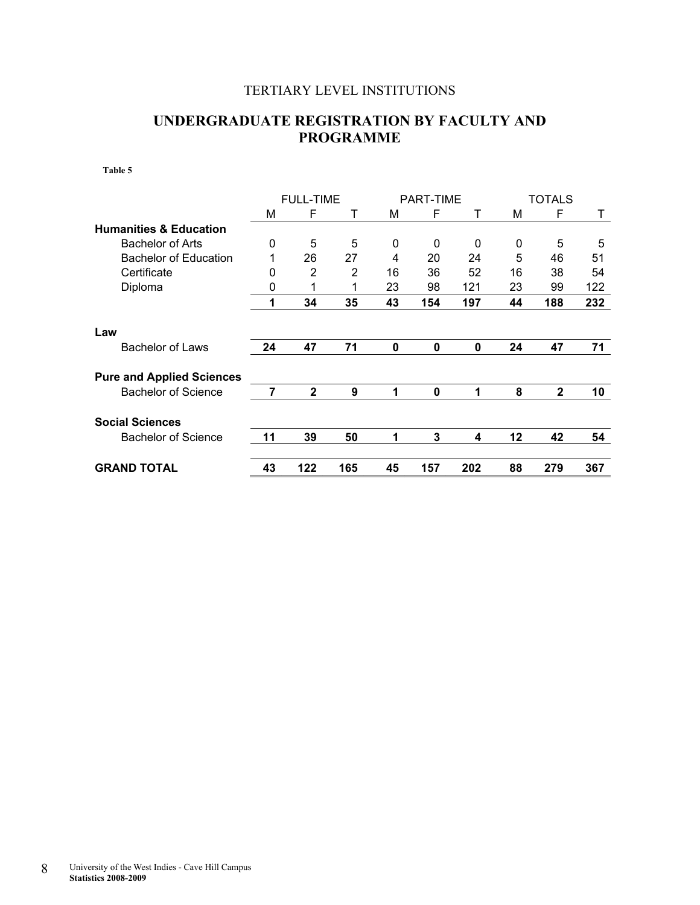TERTIARY LEVEL INSTITUTIONS

## UNDERGRADUATE REGISTRATION BY FACULTY AND PROGRAMME

**Table 5**

| | FULL-TIME | | | PART-TIME | | | TOTALS | | |
|---|---|---|---|---|---|---|---|---|---|
| | M | F | T | M | F | T | M | F | T |
| **Humanities & Education** | | | | | | | | | |
| Bachelor of Arts | 0 | 5 | 5 | 0 | 0 | 0 | 0 | 5 | 5 |
| Bachelor of Education | 1 | 26 | 27 | 4 | 20 | 24 | 5 | 46 | 51 |
| Certificate | 0 | 2 | 2 | 16 | 36 | 52 | 16 | 38 | 54 |
| Diploma | 0 | 1 | 1 | 23 | 98 | 121 | 23 | 99 | 122 |
| | **1** | **34** | **35** | **43** | **154** | **197** | **44** | **188** | **232** |
| **Law** | | | | | | | | | |
| Bachelor of Laws | **24** | **47** | **71** | **0** | **0** | **0** | **24** | **47** | **71** |
| **Pure and Applied Sciences** | | | | | | | | | |
| Bachelor of Science | **7** | **2** | **9** | **1** | **0** | **1** | **8** | **2** | **10** |
| **Social Sciences** | | | | | | | | | |
| Bachelor of Science | **11** | **39** | **50** | **1** | **3** | **4** | **12** | **42** | **54** |
| **GRAND TOTAL** | **43** | **122** | **165** | **45** | **157** | **202** | **88** | **279** | **367** |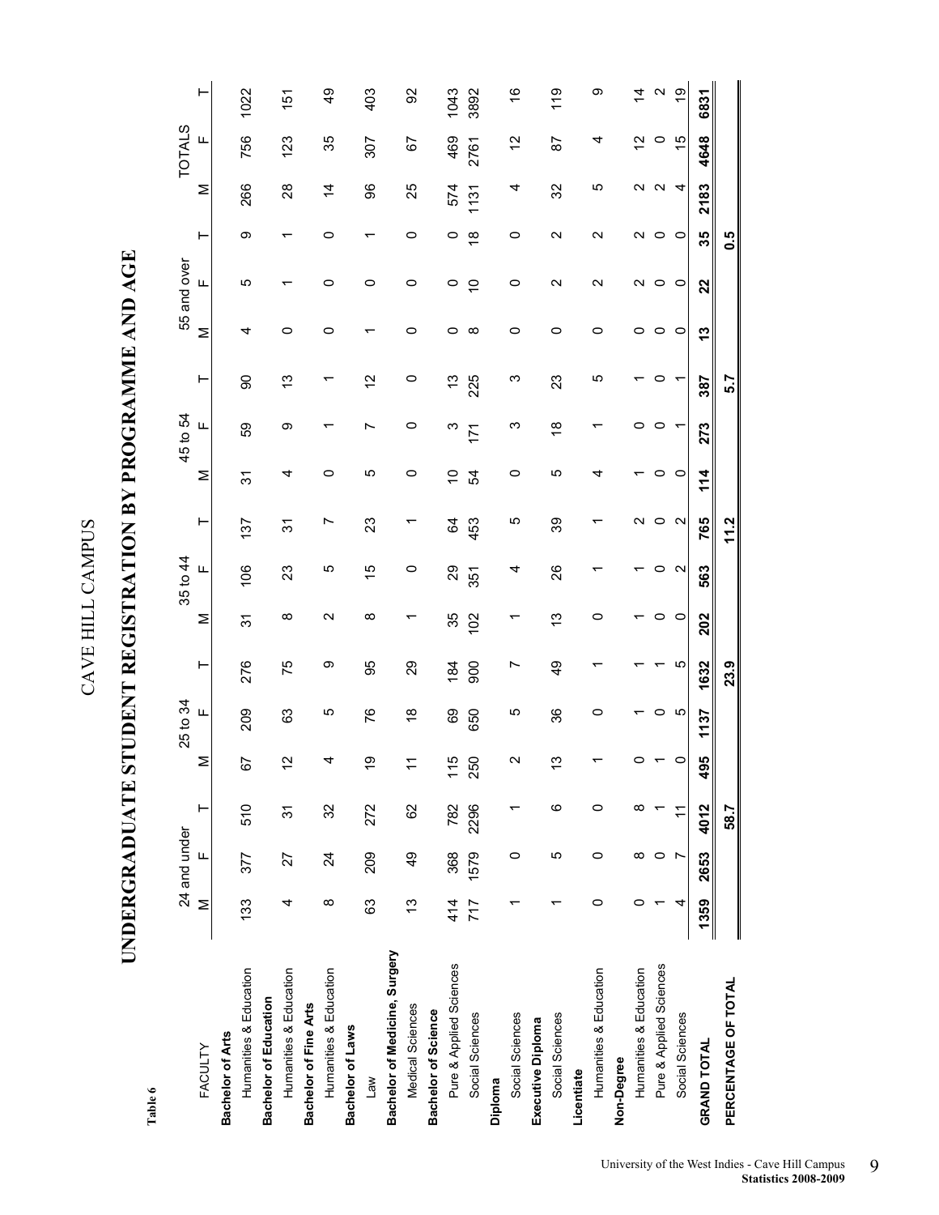Table 6

CAVE HILL CAMPUS

# UNDERGRADUATE STUDENT REGISTRATION BY PROGRAMME AND AGE

| FACULTY | 24 and under | | | 25 to 34 | | | 35 to 44 | | | 45 to 54 | | | 55 and over | | | TOTALS | | |
|---|---|---|---|---|---|---|---|---|---|---|---|---|---|---|---|---|---|---|
| | M | F | T | M | F | T | M | F | T | M | F | T | M | F | T | M | F | T |
| **Bachelor of Arts** | | | | | | | | | | | | | | | | | | |
| Humanities & Education | 133 | 377 | 510 | 67 | 209 | 276 | 31 | 106 | 137 | 31 | 59 | 90 | 4 | 5 | 9 | 266 | 756 | 1022 |
| **Bachelor of Education** | | | | | | | | | | | | | | | | | | |
| Humanities & Education | 4 | 27 | 31 | 12 | 63 | 75 | 8 | 23 | 31 | 4 | 9 | 13 | 0 | 1 | 1 | 28 | 123 | 151 |
| **Bachelor of Fine Arts** | | | | | | | | | | | | | | | | | | |
| Humanities & Education | 8 | 24 | 32 | 4 | 5 | 9 | 2 | 5 | 7 | 0 | 1 | 1 | 0 | 0 | 0 | 14 | 35 | 49 |
| **Bachelor of Laws** | | | | | | | | | | | | | | | | | | |
| Law | 63 | 209 | 272 | 19 | 76 | 95 | 8 | 15 | 23 | 5 | 7 | 12 | 1 | 0 | 1 | 96 | 307 | 403 |
| **Bachelor of Medicine, Surgery** | | | | | | | | | | | | | | | | | | |
| Medical Sciences | 13 | 49 | 62 | 11 | 18 | 29 | 1 | 0 | 1 | 0 | 0 | 0 | 0 | 0 | 0 | 25 | 67 | 92 |
| **Bachelor of Science** | | | | | | | | | | | | | | | | | | |
| Pure & Applied Sciences | 414 | 368 | 782 | 115 | 69 | 184 | 35 | 29 | 64 | 10 | 3 | 13 | 0 | 0 | 0 | 574 | 469 | 1043 |
| Social Sciences | 717 | 1579 | 2296 | 250 | 650 | 900 | 102 | 351 | 453 | 54 | 171 | 225 | 8 | 10 | 18 | 1131 | 2761 | 3892 |
| **Diploma** | | | | | | | | | | | | | | | | | | |
| Social Sciences | 1 | 0 | 1 | 2 | 5 | 7 | 1 | 4 | 5 | 0 | 3 | 3 | 0 | 0 | 0 | 4 | 12 | 16 |
| **Executive Diploma** | | | | | | | | | | | | | | | | | | |
| Social Sciences | 1 | 5 | 6 | 13 | 36 | 49 | 13 | 26 | 39 | 5 | 18 | 23 | 0 | 2 | 2 | 32 | 87 | 119 |
| **Licentiate** | | | | | | | | | | | | | | | | | | |
| Humanities & Education | 0 | 0 | 0 | 1 | 0 | 1 | 0 | 1 | 1 | 4 | 1 | 5 | 0 | 2 | 2 | 5 | 4 | 9 |
| **Non-Degree** | | | | | | | | | | | | | | | | | | |
| Humanities & Education | 0 | 8 | 8 | 0 | 1 | 1 | 1 | 1 | 2 | 1 | 0 | 1 | 0 | 2 | 2 | 2 | 12 | 14 |
| Pure & Applied Sciences | 1 | 0 | 1 | 1 | 0 | 1 | 0 | 0 | 0 | 0 | 0 | 0 | 0 | 0 | 0 | 2 | 0 | 2 |
| Social Sciences | 4 | 7 | 11 | 0 | 5 | 5 | 0 | 2 | 2 | 0 | 1 | 1 | 0 | 0 | 0 | 4 | 15 | 19 |
| **GRAND TOTAL** | **1359** | **2653** | **4012** | **495** | **1137** | **1632** | **202** | **563** | **765** | **114** | **273** | **387** | **13** | **22** | **35** | **2183** | **4648** | **6831** |
| **PERCENTAGE OF TOTAL** | | **58.7** | | | **23.9** | | | **11.2** | | | **5.7** | | | **0.5** | | | | |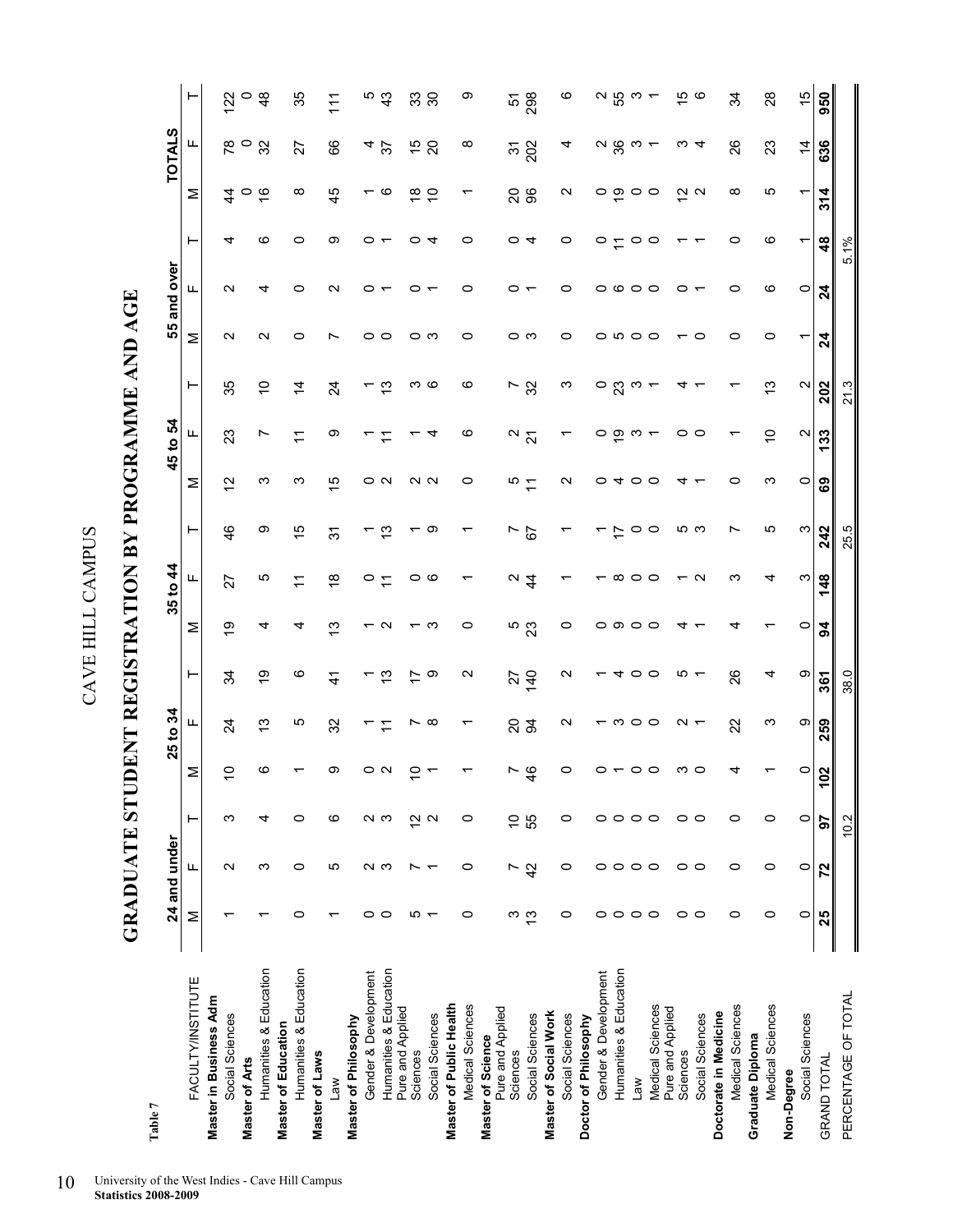Table 7

# CAVE HILL CAMPUS

## GRADUATE STUDENT REGISTRATION BY PROGRAMME AND AGE

| FACULTY/INSTITUTE | 24 and under | | | 25 to 34 | | | 35 to 44 | | | 45 to 54 | | | 55 and over | | | TOTALS | | |
|---|---|---|---|---|---|---|---|---|---|---|---|---|---|---|---|---|---|---|
| | M | F | T | M | F | T | M | F | T | M | F | T | M | F | T | M | F | T |
| **Master in Business Adm** | | | | | | | | | | | | | | | | | | |
| Social Sciences | 1 | 2 | 3 | 10 | 24 | 34 | 19 | 27 | 46 | 12 | 23 | 35 | 2 | 2 | 4 | 44 | 78 | 122 |
| **Master of Arts** | | | | | | | | | | | | | | | | 0 | 0 | 0 |
| Humanities & Education | 1 | 3 | 4 | 6 | 13 | 19 | 4 | 5 | 9 | 3 | 7 | 10 | 2 | 4 | 6 | 16 | 32 | 48 |
| **Master of Education** | | | | | | | | | | | | | | | | | | |
| Humanities & Education | 0 | 0 | 0 | 1 | 5 | 6 | 4 | 11 | 15 | 3 | 11 | 14 | 0 | 0 | 0 | 8 | 27 | 35 |
| **Master of Laws** | | | | | | | | | | | | | | | | | | |
| Law | 1 | 5 | 6 | 9 | 32 | 41 | 13 | 18 | 31 | 15 | 9 | 24 | 7 | 2 | 9 | 45 | 66 | 111 |
| **Master of Philosophy** | | | | | | | | | | | | | | | | | | |
| Gender & Development | 0 | 2 | 2 | 0 | 1 | 1 | 1 | 0 | 1 | 0 | 1 | 1 | 0 | 0 | 0 | 1 | 4 | 5 |
| Humanities & Education | 0 | 3 | 3 | 2 | 11 | 13 | 2 | 11 | 13 | 2 | 11 | 13 | 0 | 1 | 1 | 6 | 37 | 43 |
| Pure and Applied Sciences | 5 | 7 | 12 | 10 | 7 | 17 | 1 | 0 | 1 | 2 | 1 | 3 | 0 | 0 | 0 | 18 | 15 | 33 |
| Social Sciences | 1 | 1 | 2 | 1 | 8 | 9 | 3 | 6 | 9 | 2 | 4 | 6 | 3 | 1 | 4 | 10 | 20 | 30 |
| **Master of Public Health** | | | | | | | | | | | | | | | | | | |
| Medical Sciences | 0 | 0 | 0 | 1 | 1 | 2 | 0 | 1 | 1 | 0 | 6 | 6 | 0 | 0 | 0 | 1 | 8 | 9 |
| **Master of Science** | | | | | | | | | | | | | | | | | | |
| Pure and Applied Sciences | 3 | 7 | 10 | 7 | 20 | 27 | 5 | 2 | 7 | 5 | 2 | 7 | 0 | 0 | 0 | 20 | 31 | 51 |
| Social Sciences | 13 | 42 | 55 | 46 | 94 | 140 | 23 | 44 | 67 | 11 | 21 | 32 | 3 | 1 | 4 | 96 | 202 | 298 |
| **Master of Social Work** | | | | | | | | | | | | | | | | | | |
| Social Sciences | 0 | 0 | 0 | 0 | 2 | 2 | 0 | 1 | 1 | 2 | 1 | 3 | 0 | 0 | 0 | 2 | 4 | 6 |
| **Doctor of Philosophy** | | | | | | | | | | | | | | | | | | |
| Gender & Development | 0 | 0 | 0 | 0 | 1 | 1 | 0 | 1 | 1 | 0 | 0 | 0 | 0 | 0 | 0 | 0 | 2 | 2 |
| Humanities & Education | 0 | 0 | 0 | 1 | 3 | 4 | 9 | 8 | 17 | 4 | 19 | 23 | 5 | 6 | 11 | 19 | 36 | 55 |
| Law | 0 | 0 | 0 | 0 | 0 | 0 | 0 | 0 | 0 | 0 | 3 | 3 | 0 | 0 | 0 | 0 | 3 | 3 |
| Medical Sciences | 0 | 0 | 0 | 0 | 0 | 0 | 0 | 0 | 0 | 0 | 1 | 1 | 0 | 0 | 0 | 0 | 1 | 1 |
| Pure and Applied Sciences | 0 | 0 | 0 | 3 | 2 | 5 | 4 | 1 | 5 | 4 | 0 | 4 | 1 | 0 | 1 | 12 | 3 | 15 |
| Social Sciences | 0 | 0 | 0 | 0 | 1 | 1 | 1 | 2 | 3 | 1 | 0 | 1 | 0 | 1 | 1 | 2 | 4 | 6 |
| **Doctorate in Medicine** | | | | | | | | | | | | | | | | | | |
| Medical Sciences | 0 | 0 | 0 | 4 | 22 | 26 | 4 | 3 | 7 | 0 | 1 | 1 | 0 | 0 | 0 | 8 | 26 | 34 |
| **Graduate Diploma** | | | | | | | | | | | | | | | | | | |
| Medical Sciences | 0 | 0 | 0 | 1 | 3 | 4 | 1 | 4 | 5 | 3 | 10 | 13 | 0 | 6 | 6 | 5 | 23 | 28 |
| **Non-Degree** | | | | | | | | | | | | | | | | | | |
| Social Sciences | 0 | 0 | 0 | 0 | 9 | 9 | 0 | 3 | 3 | 0 | 2 | 2 | 1 | 0 | 1 | 1 | 14 | 15 |
| GRAND TOTAL | **25** | **72** | **97** | **102** | **259** | **361** | **94** | **148** | **242** | **69** | **133** | **202** | **24** | **24** | **48** | **314** | **636** | **950** |
| PERCENTAGE OF TOTAL | | 10.2 | | | 38.0 | | | 25.5 | | | 21.3 | | | 5.1% | | | | |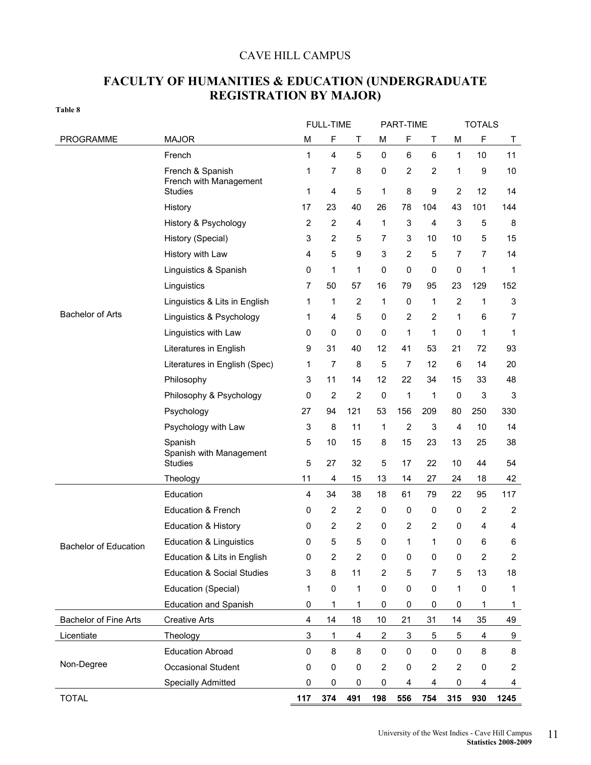CAVE HILL CAMPUS

## FACULTY OF HUMANITIES & EDUCATION (UNDERGRADUATE REGISTRATION BY MAJOR)

**Table 8**

| | | FULL-TIME | | | PART-TIME | | | TOTALS | | |
|---|---|---|---|---|---|---|---|---|---|---|
| PROGRAMME | MAJOR | M | F | T | M | F | T | M | F | T |
| Bachelor of Arts | French | 1 | 4 | 5 | 0 | 6 | 6 | 1 | 10 | 11 |
| | French & Spanish | 1 | 7 | 8 | 0 | 2 | 2 | 1 | 9 | 10 |
| | French with Management Studies | 1 | 4 | 5 | 1 | 8 | 9 | 2 | 12 | 14 |
| | History | 17 | 23 | 40 | 26 | 78 | 104 | 43 | 101 | 144 |
| | History & Psychology | 2 | 2 | 4 | 1 | 3 | 4 | 3 | 5 | 8 |
| | History (Special) | 3 | 2 | 5 | 7 | 3 | 10 | 10 | 5 | 15 |
| | History with Law | 4 | 5 | 9 | 3 | 2 | 5 | 7 | 7 | 14 |
| | Linguistics & Spanish | 0 | 1 | 1 | 0 | 0 | 0 | 0 | 1 | 1 |
| | Linguistics | 7 | 50 | 57 | 16 | 79 | 95 | 23 | 129 | 152 |
| | Linguistics & Lits in English | 1 | 1 | 2 | 1 | 0 | 1 | 2 | 1 | 3 |
| | Linguistics & Psychology | 1 | 4 | 5 | 0 | 2 | 2 | 1 | 6 | 7 |
| | Linguistics with Law | 0 | 0 | 0 | 0 | 1 | 1 | 0 | 1 | 1 |
| | Literatures in English | 9 | 31 | 40 | 12 | 41 | 53 | 21 | 72 | 93 |
| | Literatures in English (Spec) | 1 | 7 | 8 | 5 | 7 | 12 | 6 | 14 | 20 |
| | Philosophy | 3 | 11 | 14 | 12 | 22 | 34 | 15 | 33 | 48 |
| | Philosophy & Psychology | 0 | 2 | 2 | 0 | 1 | 1 | 0 | 3 | 3 |
| | Psychology | 27 | 94 | 121 | 53 | 156 | 209 | 80 | 250 | 330 |
| | Psychology with Law | 3 | 8 | 11 | 1 | 2 | 3 | 4 | 10 | 14 |
| | Spanish | 5 | 10 | 15 | 8 | 15 | 23 | 13 | 25 | 38 |
| | Spanish with Management Studies | 5 | 27 | 32 | 5 | 17 | 22 | 10 | 44 | 54 |
| | Theology | 11 | 4 | 15 | 13 | 14 | 27 | 24 | 18 | 42 |
| Bachelor of Education | Education | 4 | 34 | 38 | 18 | 61 | 79 | 22 | 95 | 117 |
| | Education & French | 0 | 2 | 2 | 0 | 0 | 0 | 0 | 2 | 2 |
| | Education & History | 0 | 2 | 2 | 0 | 2 | 2 | 0 | 4 | 4 |
| | Education & Linguistics | 0 | 5 | 5 | 0 | 1 | 1 | 0 | 6 | 6 |
| | Education & Lits in English | 0 | 2 | 2 | 0 | 0 | 0 | 0 | 2 | 2 |
| | Education & Social Studies | 3 | 8 | 11 | 2 | 5 | 7 | 5 | 13 | 18 |
| | Education (Special) | 1 | 0 | 1 | 0 | 0 | 0 | 1 | 0 | 1 |
| | Education and Spanish | 0 | 1 | 1 | 0 | 0 | 0 | 0 | 1 | 1 |
| Bachelor of Fine Arts | Creative Arts | 4 | 14 | 18 | 10 | 21 | 31 | 14 | 35 | 49 |
| Licentiate | Theology | 3 | 1 | 4 | 2 | 3 | 5 | 5 | 4 | 9 |
| Non-Degree | Education Abroad | 0 | 8 | 8 | 0 | 0 | 0 | 0 | 8 | 8 |
| | Occasional Student | 0 | 0 | 0 | 2 | 0 | 2 | 2 | 0 | 2 |
| | Specially Admitted | 0 | 0 | 0 | 0 | 4 | 4 | 0 | 4 | 4 |
| TOTAL | | **117** | **374** | **491** | **198** | **556** | **754** | **315** | **930** | **1245** |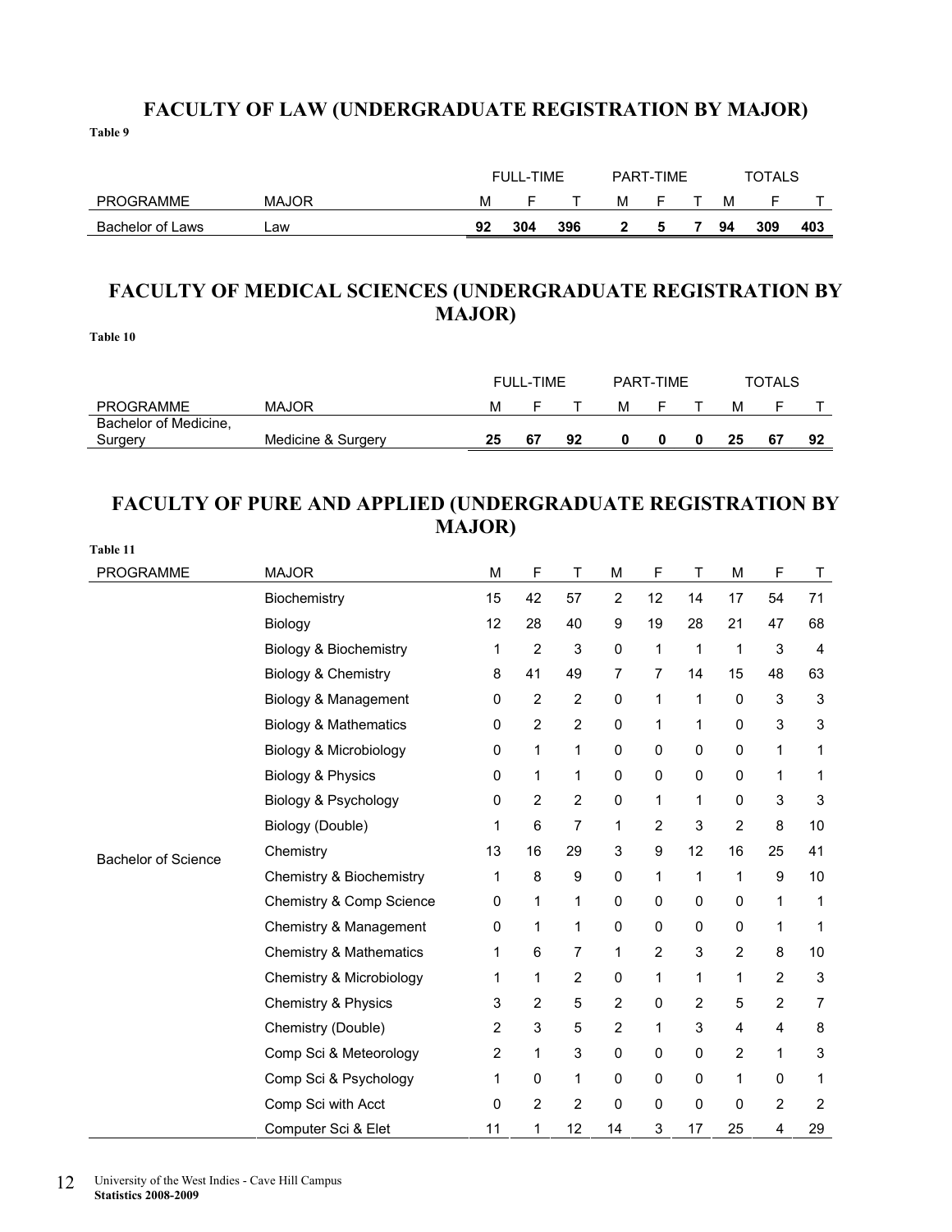## FACULTY OF LAW (UNDERGRADUATE REGISTRATION BY MAJOR)

**Table 9**

| | | FULL-TIME | | | PART-TIME | | | TOTALS | | |
|---|---|---|---|---|---|---|---|---|---|---|
| PROGRAMME | MAJOR | M | F | T | M | F | T | M | F | T |
| Bachelor of Laws | Law | **92** | **304** | **396** | **2** | **5** | **7** | **94** | **309** | **403** |

## FACULTY OF MEDICAL SCIENCES (UNDERGRADUATE REGISTRATION BY MAJOR)

**Table 10**

| | | FULL-TIME | | | PART-TIME | | | TOTALS | | |
|---|---|---|---|---|---|---|---|---|---|---|
| PROGRAMME | MAJOR | M | F | T | M | F | T | M | F | T |
| Bachelor of Medicine, Surgery | Medicine & Surgery | **25** | **67** | **92** | **0** | **0** | **0** | **25** | **67** | **92** |

## FACULTY OF PURE AND APPLIED (UNDERGRADUATE REGISTRATION BY MAJOR)

**Table 11**

| PROGRAMME | MAJOR | M | F | T | M | F | T | M | F | T |
|---|---|---|---|---|---|---|---|---|---|---|
| Bachelor of Science | Biochemistry | 15 | 42 | 57 | 2 | 12 | 14 | 17 | 54 | 71 |
| | Biology | 12 | 28 | 40 | 9 | 19 | 28 | 21 | 47 | 68 |
| | Biology & Biochemistry | 1 | 2 | 3 | 0 | 1 | 1 | 1 | 3 | 4 |
| | Biology & Chemistry | 8 | 41 | 49 | 7 | 7 | 14 | 15 | 48 | 63 |
| | Biology & Management | 0 | 2 | 2 | 0 | 1 | 1 | 0 | 3 | 3 |
| | Biology & Mathematics | 0 | 2 | 2 | 0 | 1 | 1 | 0 | 3 | 3 |
| | Biology & Microbiology | 0 | 1 | 1 | 0 | 0 | 0 | 0 | 1 | 1 |
| | Biology & Physics | 0 | 1 | 1 | 0 | 0 | 0 | 0 | 1 | 1 |
| | Biology & Psychology | 0 | 2 | 2 | 0 | 1 | 1 | 0 | 3 | 3 |
| | Biology (Double) | 1 | 6 | 7 | 1 | 2 | 3 | 2 | 8 | 10 |
| | Chemistry | 13 | 16 | 29 | 3 | 9 | 12 | 16 | 25 | 41 |
| | Chemistry & Biochemistry | 1 | 8 | 9 | 0 | 1 | 1 | 1 | 9 | 10 |
| | Chemistry & Comp Science | 0 | 1 | 1 | 0 | 0 | 0 | 0 | 1 | 1 |
| | Chemistry & Management | 0 | 1 | 1 | 0 | 0 | 0 | 0 | 1 | 1 |
| | Chemistry & Mathematics | 1 | 6 | 7 | 1 | 2 | 3 | 2 | 8 | 10 |
| | Chemistry & Microbiology | 1 | 1 | 2 | 0 | 1 | 1 | 1 | 2 | 3 |
| | Chemistry & Physics | 3 | 2 | 5 | 2 | 0 | 2 | 5 | 2 | 7 |
| | Chemistry (Double) | 2 | 3 | 5 | 2 | 1 | 3 | 4 | 4 | 8 |
| | Comp Sci & Meteorology | 2 | 1 | 3 | 0 | 0 | 0 | 2 | 1 | 3 |
| | Comp Sci & Psychology | 1 | 0 | 1 | 0 | 0 | 0 | 1 | 0 | 1 |
| | Comp Sci with Acct | 0 | 2 | 2 | 0 | 0 | 0 | 0 | 2 | 2 |
| | Computer Sci & Elet | 11 | 1 | 12 | 14 | 3 | 17 | 25 | 4 | 29 |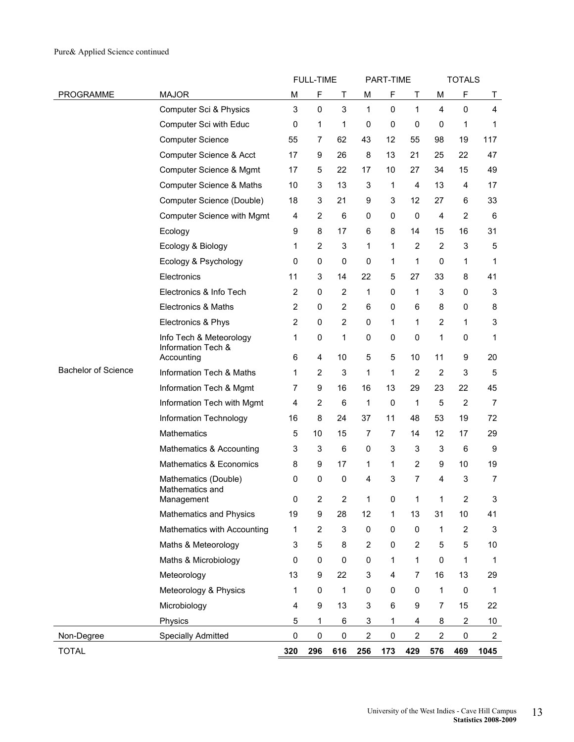Pure& Applied Science continued

| PROGRAMME | MAJOR | FULL-TIME | | | PART-TIME | | | TOTALS | | |
|---|---|---|---|---|---|---|---|---|---|---|
| | | M | F | T | M | F | T | M | F | T |
| | Computer Sci & Physics | 3 | 0 | 3 | 1 | 0 | 1 | 4 | 0 | 4 |
| | Computer Sci with Educ | 0 | 1 | 1 | 0 | 0 | 0 | 0 | 1 | 1 |
| | Computer Science | 55 | 7 | 62 | 43 | 12 | 55 | 98 | 19 | 117 |
| | Computer Science & Acct | 17 | 9 | 26 | 8 | 13 | 21 | 25 | 22 | 47 |
| | Computer Science & Mgmt | 17 | 5 | 22 | 17 | 10 | 27 | 34 | 15 | 49 |
| | Computer Science & Maths | 10 | 3 | 13 | 3 | 1 | 4 | 13 | 4 | 17 |
| | Computer Science (Double) | 18 | 3 | 21 | 9 | 3 | 12 | 27 | 6 | 33 |
| | Computer Science with Mgmt | 4 | 2 | 6 | 0 | 0 | 0 | 4 | 2 | 6 |
| | Ecology | 9 | 8 | 17 | 6 | 8 | 14 | 15 | 16 | 31 |
| | Ecology & Biology | 1 | 2 | 3 | 1 | 1 | 2 | 2 | 3 | 5 |
| | Ecology & Psychology | 0 | 0 | 0 | 0 | 1 | 1 | 0 | 1 | 1 |
| | Electronics | 11 | 3 | 14 | 22 | 5 | 27 | 33 | 8 | 41 |
| | Electronics & Info Tech | 2 | 0 | 2 | 1 | 0 | 1 | 3 | 0 | 3 |
| | Electronics & Maths | 2 | 0 | 2 | 6 | 0 | 6 | 8 | 0 | 8 |
| | Electronics & Phys | 2 | 0 | 2 | 0 | 1 | 1 | 2 | 1 | 3 |
| | Info Tech & Meteorology | 1 | 0 | 1 | 0 | 0 | 0 | 1 | 0 | 1 |
| | Information Tech & Accounting | 6 | 4 | 10 | 5 | 5 | 10 | 11 | 9 | 20 |
| Bachelor of Science | Information Tech & Maths | 1 | 2 | 3 | 1 | 1 | 2 | 2 | 3 | 5 |
| | Information Tech & Mgmt | 7 | 9 | 16 | 16 | 13 | 29 | 23 | 22 | 45 |
| | Information Tech with Mgmt | 4 | 2 | 6 | 1 | 0 | 1 | 5 | 2 | 7 |
| | Information Technology | 16 | 8 | 24 | 37 | 11 | 48 | 53 | 19 | 72 |
| | Mathematics | 5 | 10 | 15 | 7 | 7 | 14 | 12 | 17 | 29 |
| | Mathematics & Accounting | 3 | 3 | 6 | 0 | 3 | 3 | 3 | 6 | 9 |
| | Mathematics & Economics | 8 | 9 | 17 | 1 | 1 | 2 | 9 | 10 | 19 |
| | Mathematics (Double) | 0 | 0 | 0 | 4 | 3 | 7 | 4 | 3 | 7 |
| | Mathematics and Management | 0 | 2 | 2 | 1 | 0 | 1 | 1 | 2 | 3 |
| | Mathematics and Physics | 19 | 9 | 28 | 12 | 1 | 13 | 31 | 10 | 41 |
| | Mathematics with Accounting | 1 | 2 | 3 | 0 | 0 | 0 | 1 | 2 | 3 |
| | Maths & Meteorology | 3 | 5 | 8 | 2 | 0 | 2 | 5 | 5 | 10 |
| | Maths & Microbiology | 0 | 0 | 0 | 0 | 1 | 1 | 0 | 1 | 1 |
| | Meteorology | 13 | 9 | 22 | 3 | 4 | 7 | 16 | 13 | 29 |
| | Meteorology & Physics | 1 | 0 | 1 | 0 | 0 | 0 | 1 | 0 | 1 |
| | Microbiology | 4 | 9 | 13 | 3 | 6 | 9 | 7 | 15 | 22 |
| | Physics | 5 | 1 | 6 | 3 | 1 | 4 | 8 | 2 | 10 |
| Non-Degree | Specially Admitted | 0 | 0 | 0 | 2 | 0 | 2 | 2 | 0 | 2 |
| TOTAL | | **320** | **296** | **616** | **256** | **173** | **429** | **576** | **469** | **1045** |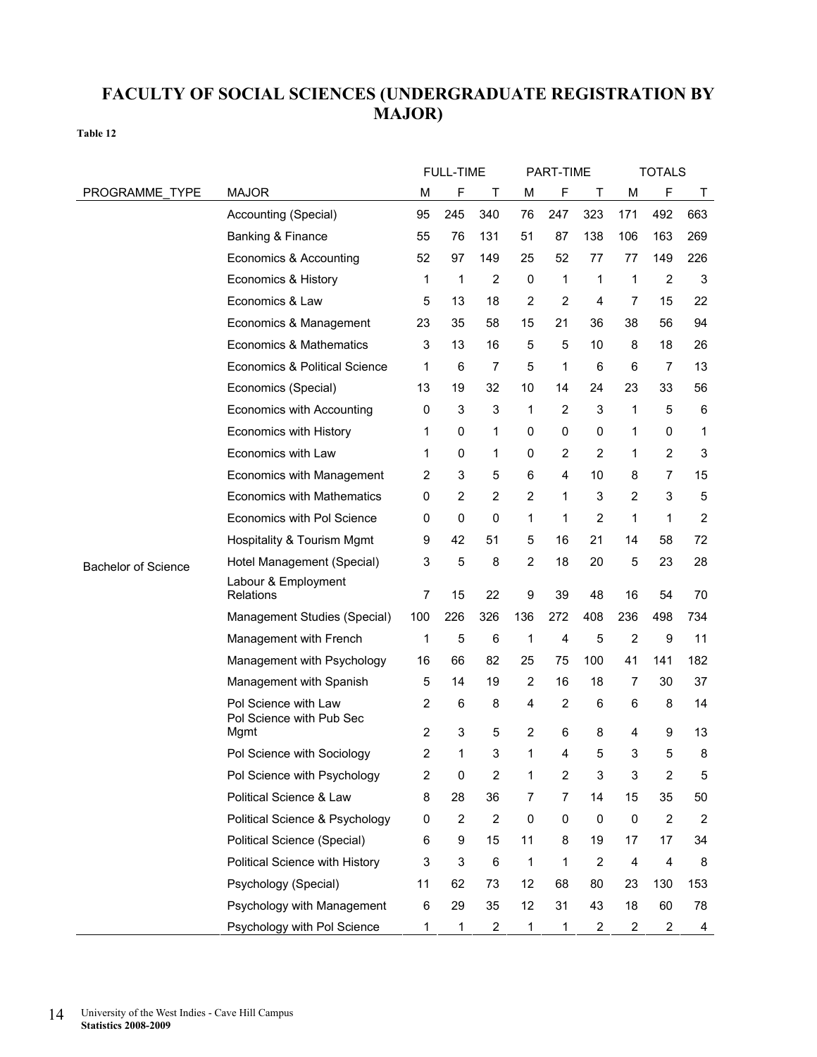# FACULTY OF SOCIAL SCIENCES (UNDERGRADUATE REGISTRATION BY MAJOR)

**Table 12**

| | | FULL-TIME | | | PART-TIME | | | TOTALS | | |
|---|---|---|---|---|---|---|---|---|---|---|
| PROGRAMME_TYPE | MAJOR | M | F | T | M | F | T | M | F | T |
| Bachelor of Science | Accounting (Special) | 95 | 245 | 340 | 76 | 247 | 323 | 171 | 492 | 663 |
| | Banking & Finance | 55 | 76 | 131 | 51 | 87 | 138 | 106 | 163 | 269 |
| | Economics & Accounting | 52 | 97 | 149 | 25 | 52 | 77 | 77 | 149 | 226 |
| | Economics & History | 1 | 1 | 2 | 0 | 1 | 1 | 1 | 2 | 3 |
| | Economics & Law | 5 | 13 | 18 | 2 | 2 | 4 | 7 | 15 | 22 |
| | Economics & Management | 23 | 35 | 58 | 15 | 21 | 36 | 38 | 56 | 94 |
| | Economics & Mathematics | 3 | 13 | 16 | 5 | 5 | 10 | 8 | 18 | 26 |
| | Economics & Political Science | 1 | 6 | 7 | 5 | 1 | 6 | 6 | 7 | 13 |
| | Economics (Special) | 13 | 19 | 32 | 10 | 14 | 24 | 23 | 33 | 56 |
| | Economics with Accounting | 0 | 3 | 3 | 1 | 2 | 3 | 1 | 5 | 6 |
| | Economics with History | 1 | 0 | 1 | 0 | 0 | 0 | 1 | 0 | 1 |
| | Economics with Law | 1 | 0 | 1 | 0 | 2 | 2 | 1 | 2 | 3 |
| | Economics with Management | 2 | 3 | 5 | 6 | 4 | 10 | 8 | 7 | 15 |
| | Economics with Mathematics | 0 | 2 | 2 | 2 | 1 | 3 | 2 | 3 | 5 |
| | Economics with Pol Science | 0 | 0 | 0 | 1 | 1 | 2 | 1 | 1 | 2 |
| | Hospitality & Tourism Mgmt | 9 | 42 | 51 | 5 | 16 | 21 | 14 | 58 | 72 |
| | Hotel Management (Special) | 3 | 5 | 8 | 2 | 18 | 20 | 5 | 23 | 28 |
| | Labour & Employment Relations | 7 | 15 | 22 | 9 | 39 | 48 | 16 | 54 | 70 |
| | Management Studies (Special) | 100 | 226 | 326 | 136 | 272 | 408 | 236 | 498 | 734 |
| | Management with French | 1 | 5 | 6 | 1 | 4 | 5 | 2 | 9 | 11 |
| | Management with Psychology | 16 | 66 | 82 | 25 | 75 | 100 | 41 | 141 | 182 |
| | Management with Spanish | 5 | 14 | 19 | 2 | 16 | 18 | 7 | 30 | 37 |
| | Pol Science with Law | 2 | 6 | 8 | 4 | 2 | 6 | 6 | 8 | 14 |
| | Pol Science with Pub Sec Mgmt | 2 | 3 | 5 | 2 | 6 | 8 | 4 | 9 | 13 |
| | Pol Science with Sociology | 2 | 1 | 3 | 1 | 4 | 5 | 3 | 5 | 8 |
| | Pol Science with Psychology | 2 | 0 | 2 | 1 | 2 | 3 | 3 | 2 | 5 |
| | Political Science & Law | 8 | 28 | 36 | 7 | 7 | 14 | 15 | 35 | 50 |
| | Political Science & Psychology | 0 | 2 | 2 | 0 | 0 | 0 | 0 | 2 | 2 |
| | Political Science (Special) | 6 | 9 | 15 | 11 | 8 | 19 | 17 | 17 | 34 |
| | Political Science with History | 3 | 3 | 6 | 1 | 1 | 2 | 4 | 4 | 8 |
| | Psychology (Special) | 11 | 62 | 73 | 12 | 68 | 80 | 23 | 130 | 153 |
| | Psychology with Management | 6 | 29 | 35 | 12 | 31 | 43 | 18 | 60 | 78 |
| | Psychology with Pol Science | 1 | 1 | 2 | 1 | 1 | 2 | 2 | 2 | 4 |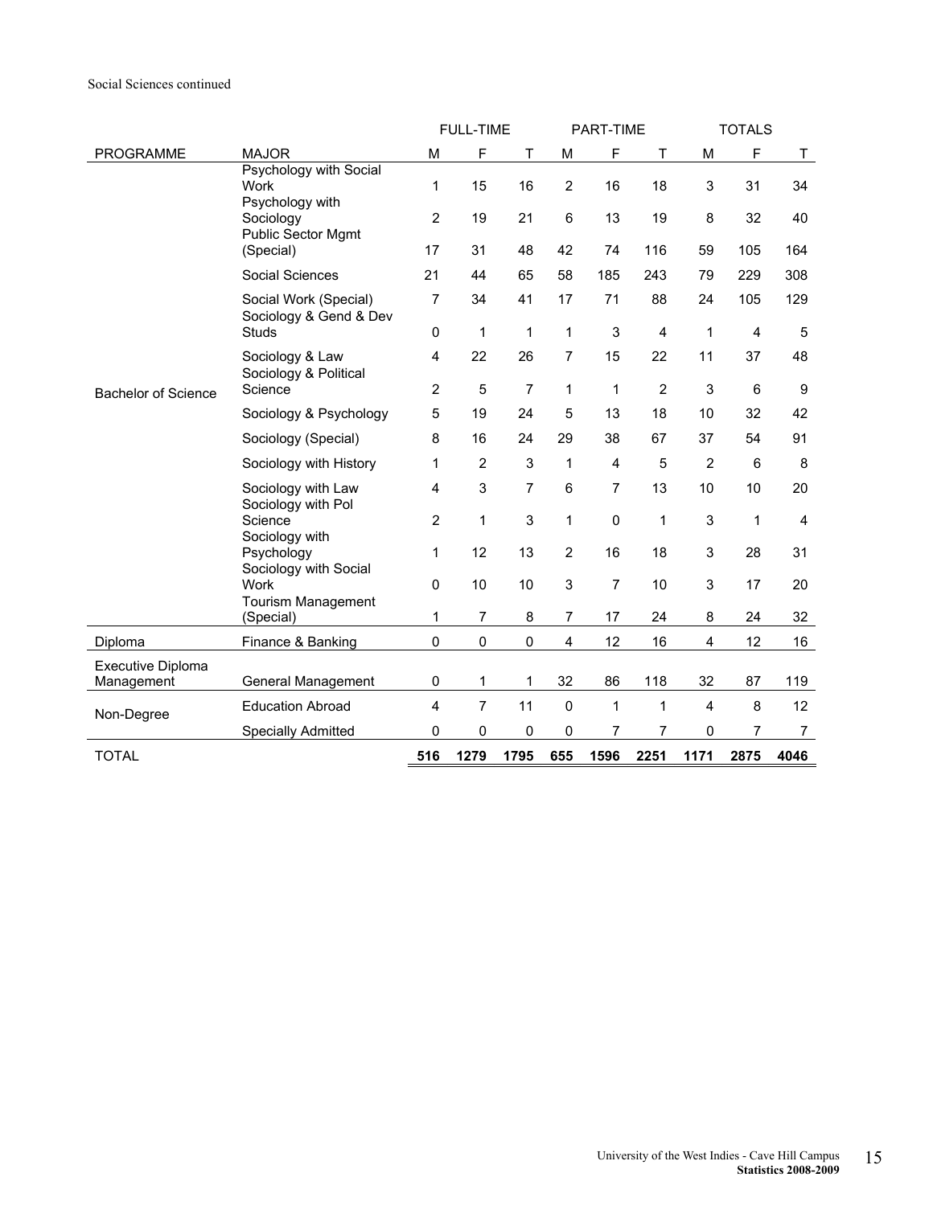Social Sciences continued

| | | FULL-TIME | | | PART-TIME | | | TOTALS | | |
|---|---|---|---|---|---|---|---|---|---|---|
| PROGRAMME | MAJOR | M | F | T | M | F | T | M | F | T |
| Bachelor of Science | Psychology with Social Work | 1 | 15 | 16 | 2 | 16 | 18 | 3 | 31 | 34 |
| | Psychology with Sociology | 2 | 19 | 21 | 6 | 13 | 19 | 8 | 32 | 40 |
| | Public Sector Mgmt (Special) | 17 | 31 | 48 | 42 | 74 | 116 | 59 | 105 | 164 |
| | Social Sciences | 21 | 44 | 65 | 58 | 185 | 243 | 79 | 229 | 308 |
| | Social Work (Special) | 7 | 34 | 41 | 17 | 71 | 88 | 24 | 105 | 129 |
| | Sociology & Gend & Dev Studs | 0 | 1 | 1 | 1 | 3 | 4 | 1 | 4 | 5 |
| | Sociology & Law | 4 | 22 | 26 | 7 | 15 | 22 | 11 | 37 | 48 |
| | Sociology & Political Science | 2 | 5 | 7 | 1 | 1 | 2 | 3 | 6 | 9 |
| | Sociology & Psychology | 5 | 19 | 24 | 5 | 13 | 18 | 10 | 32 | 42 |
| | Sociology (Special) | 8 | 16 | 24 | 29 | 38 | 67 | 37 | 54 | 91 |
| | Sociology with History | 1 | 2 | 3 | 1 | 4 | 5 | 2 | 6 | 8 |
| | Sociology with Law | 4 | 3 | 7 | 6 | 7 | 13 | 10 | 10 | 20 |
| | Sociology with Pol Science | 2 | 1 | 3 | 1 | 0 | 1 | 3 | 1 | 4 |
| | Sociology with Psychology | 1 | 12 | 13 | 2 | 16 | 18 | 3 | 28 | 31 |
| | Sociology with Social Work | 0 | 10 | 10 | 3 | 7 | 10 | 3 | 17 | 20 |
| | Tourism Management (Special) | 1 | 7 | 8 | 7 | 17 | 24 | 8 | 24 | 32 |
| Diploma | Finance & Banking | 0 | 0 | 0 | 4 | 12 | 16 | 4 | 12 | 16 |
| Executive Diploma Management | General Management | 0 | 1 | 1 | 32 | 86 | 118 | 32 | 87 | 119 |
| Non-Degree | Education Abroad | 4 | 7 | 11 | 0 | 1 | 1 | 4 | 8 | 12 |
| | Specially Admitted | 0 | 0 | 0 | 0 | 7 | 7 | 0 | 7 | 7 |
| TOTAL | | **516** | **1279** | **1795** | **655** | **1596** | **2251** | **1171** | **2875** | **4046** |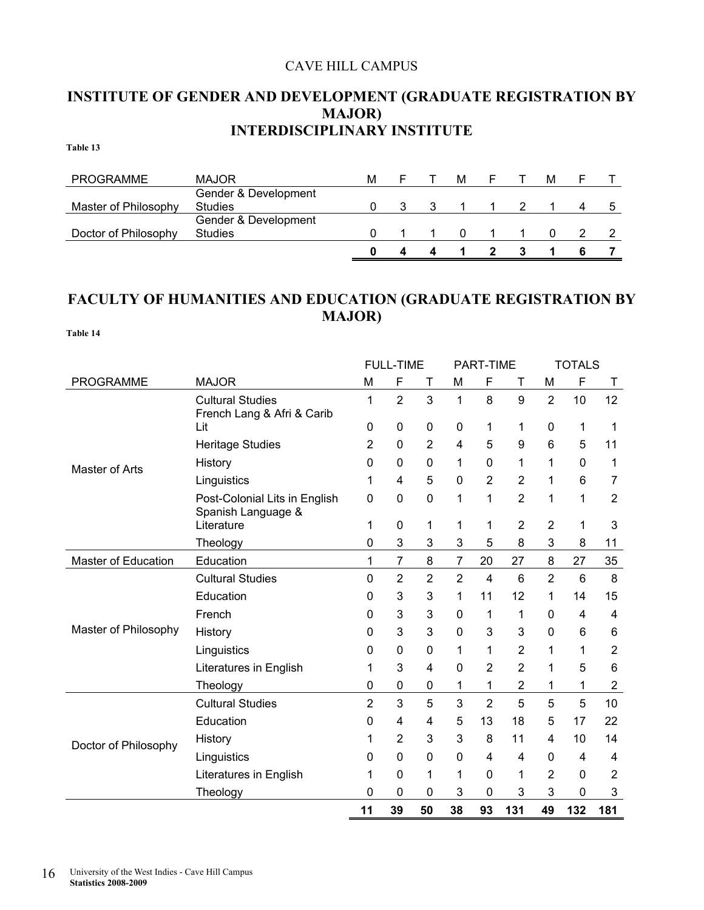CAVE HILL CAMPUS

## INSTITUTE OF GENDER AND DEVELOPMENT (GRADUATE REGISTRATION BY MAJOR)
## INTERDISCIPLINARY INSTITUTE

**Table 13**

| PROGRAMME | MAJOR | M | F | T | M | F | T | M | F | T |
|---|---|---|---|---|---|---|---|---|---|---|
| Master of Philosophy | Gender & Development Studies | 0 | 3 | 3 | 1 | 1 | 2 | 1 | 4 | 5 |
| Doctor of Philosophy | Gender & Development Studies | 0 | 1 | 1 | 0 | 1 | 1 | 0 | 2 | 2 |
| | | **0** | **4** | **4** | **1** | **2** | **3** | **1** | **6** | **7** |

## FACULTY OF HUMANITIES AND EDUCATION (GRADUATE REGISTRATION BY MAJOR)

**Table 14**

| | | FULL-TIME | | | PART-TIME | | | TOTALS | | |
|---|---|---|---|---|---|---|---|---|---|---|
| PROGRAMME | MAJOR | M | F | T | M | F | T | M | F | T |
| Master of Arts | Cultural Studies | 1 | 2 | 3 | 1 | 8 | 9 | 2 | 10 | 12 |
| | French Lang & Afri & Carib Lit | 0 | 0 | 0 | 0 | 1 | 1 | 0 | 1 | 1 |
| | Heritage Studies | 2 | 0 | 2 | 4 | 5 | 9 | 6 | 5 | 11 |
| | History | 0 | 0 | 0 | 1 | 0 | 1 | 1 | 0 | 1 |
| | Linguistics | 1 | 4 | 5 | 0 | 2 | 2 | 1 | 6 | 7 |
| | Post-Colonial Lits in English | 0 | 0 | 0 | 1 | 1 | 2 | 1 | 1 | 2 |
| | Spanish Language & Literature | 1 | 0 | 1 | 1 | 1 | 2 | 2 | 1 | 3 |
| | Theology | 0 | 3 | 3 | 3 | 5 | 8 | 3 | 8 | 11 |
| Master of Education | Education | 1 | 7 | 8 | 7 | 20 | 27 | 8 | 27 | 35 |
| Master of Philosophy | Cultural Studies | 0 | 2 | 2 | 2 | 4 | 6 | 2 | 6 | 8 |
| | Education | 0 | 3 | 3 | 1 | 11 | 12 | 1 | 14 | 15 |
| | French | 0 | 3 | 3 | 0 | 1 | 1 | 0 | 4 | 4 |
| | History | 0 | 3 | 3 | 0 | 3 | 3 | 0 | 6 | 6 |
| | Linguistics | 0 | 0 | 0 | 1 | 1 | 2 | 1 | 1 | 2 |
| | Literatures in English | 1 | 3 | 4 | 0 | 2 | 2 | 1 | 5 | 6 |
| | Theology | 0 | 0 | 0 | 1 | 1 | 2 | 1 | 1 | 2 |
| Doctor of Philosophy | Cultural Studies | 2 | 3 | 5 | 3 | 2 | 5 | 5 | 5 | 10 |
| | Education | 0 | 4 | 4 | 5 | 13 | 18 | 5 | 17 | 22 |
| | History | 1 | 2 | 3 | 3 | 8 | 11 | 4 | 10 | 14 |
| | Linguistics | 0 | 0 | 0 | 0 | 4 | 4 | 0 | 4 | 4 |
| | Literatures in English | 1 | 0 | 1 | 1 | 0 | 1 | 2 | 0 | 2 |
| | Theology | 0 | 0 | 0 | 3 | 0 | 3 | 3 | 0 | 3 |
| | | **11** | **39** | **50** | **38** | **93** | **131** | **49** | **132** | **181** |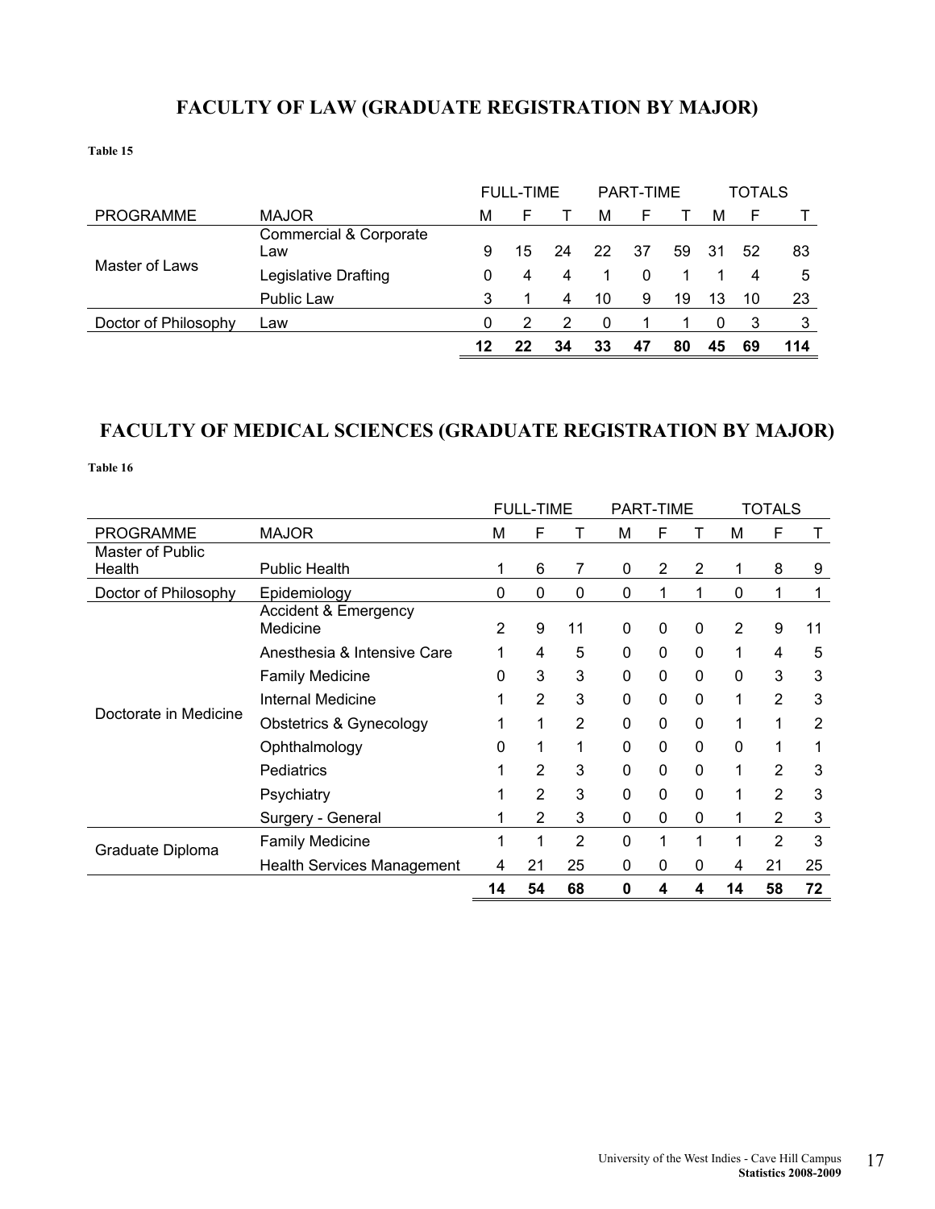## FACULTY OF LAW (GRADUATE REGISTRATION BY MAJOR)

**Table 15**

| | | FULL-TIME | | | PART-TIME | | | TOTALS | | |
|---|---|---|---|---|---|---|---|---|---|---|
| PROGRAMME | MAJOR | M | F | T | M | F | T | M | F | T |
| Master of Laws | Commercial & Corporate Law | 9 | 15 | 24 | 22 | 37 | 59 | 31 | 52 | 83 |
| | Legislative Drafting | 0 | 4 | 4 | 1 | 0 | 1 | 1 | 4 | 5 |
| | Public Law | 3 | 1 | 4 | 10 | 9 | 19 | 13 | 10 | 23 |
| Doctor of Philosophy | Law | 0 | 2 | 2 | 0 | 1 | 1 | 0 | 3 | 3 |
| | | **12** | **22** | **34** | **33** | **47** | **80** | **45** | **69** | **114** |

## FACULTY OF MEDICAL SCIENCES (GRADUATE REGISTRATION BY MAJOR)

**Table 16**

| | | FULL-TIME | | | PART-TIME | | | TOTALS | | |
|---|---|---|---|---|---|---|---|---|---|---|
| PROGRAMME | MAJOR | M | F | T | M | F | T | M | F | T |
| Master of Public Health | Public Health | 1 | 6 | 7 | 0 | 2 | 2 | 1 | 8 | 9 |
| Doctor of Philosophy | Epidemiology | 0 | 0 | 0 | 0 | 1 | 1 | 0 | 1 | 1 |
| Doctorate in Medicine | Accident & Emergency Medicine | 2 | 9 | 11 | 0 | 0 | 0 | 2 | 9 | 11 |
| | Anesthesia & Intensive Care | 1 | 4 | 5 | 0 | 0 | 0 | 1 | 4 | 5 |
| | Family Medicine | 0 | 3 | 3 | 0 | 0 | 0 | 0 | 3 | 3 |
| | Internal Medicine | 1 | 2 | 3 | 0 | 0 | 0 | 1 | 2 | 3 |
| | Obstetrics & Gynecology | 1 | 1 | 2 | 0 | 0 | 0 | 1 | 1 | 2 |
| | Ophthalmology | 0 | 1 | 1 | 0 | 0 | 0 | 0 | 1 | 1 |
| | Pediatrics | 1 | 2 | 3 | 0 | 0 | 0 | 1 | 2 | 3 |
| | Psychiatry | 1 | 2 | 3 | 0 | 0 | 0 | 1 | 2 | 3 |
| | Surgery - General | 1 | 2 | 3 | 0 | 0 | 0 | 1 | 2 | 3 |
| Graduate Diploma | Family Medicine | 1 | 1 | 2 | 0 | 1 | 1 | 1 | 2 | 3 |
| | Health Services Management | 4 | 21 | 25 | 0 | 0 | 0 | 4 | 21 | 25 |
| | | **14** | **54** | **68** | **0** | **4** | **4** | **14** | **58** | **72** |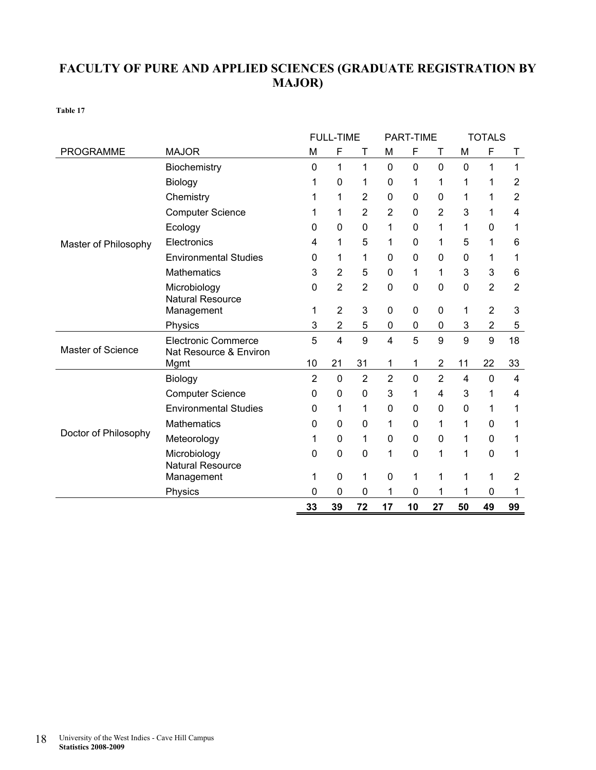# FACULTY OF PURE AND APPLIED SCIENCES (GRADUATE REGISTRATION BY MAJOR)

**Table 17**

| | | FULL-TIME | | | PART-TIME | | | TOTALS | | |
|---|---|---|---|---|---|---|---|---|---|---|
| PROGRAMME | MAJOR | M | F | T | M | F | T | M | F | T |
| Master of Philosophy | Biochemistry | 0 | 1 | 1 | 0 | 0 | 0 | 0 | 1 | 1 |
| | Biology | 1 | 0 | 1 | 0 | 1 | 1 | 1 | 1 | 2 |
| | Chemistry | 1 | 1 | 2 | 0 | 0 | 0 | 1 | 1 | 2 |
| | Computer Science | 1 | 1 | 2 | 2 | 0 | 2 | 3 | 1 | 4 |
| | Ecology | 0 | 0 | 0 | 1 | 0 | 1 | 1 | 0 | 1 |
| | Electronics | 4 | 1 | 5 | 1 | 0 | 1 | 5 | 1 | 6 |
| | Environmental Studies | 0 | 1 | 1 | 0 | 0 | 0 | 0 | 1 | 1 |
| | Mathematics | 3 | 2 | 5 | 0 | 1 | 1 | 3 | 3 | 6 |
| | Microbiology | 0 | 2 | 2 | 0 | 0 | 0 | 0 | 2 | 2 |
| | Natural Resource Management | 1 | 2 | 3 | 0 | 0 | 0 | 1 | 2 | 3 |
| | Physics | 3 | 2 | 5 | 0 | 0 | 0 | 3 | 2 | 5 |
| Master of Science | Electronic Commerce | 5 | 4 | 9 | 4 | 5 | 9 | 9 | 9 | 18 |
| | Nat Resource & Environ Mgmt | 10 | 21 | 31 | 1 | 1 | 2 | 11 | 22 | 33 |
| Doctor of Philosophy | Biology | 2 | 0 | 2 | 2 | 0 | 2 | 4 | 0 | 4 |
| | Computer Science | 0 | 0 | 0 | 3 | 1 | 4 | 3 | 1 | 4 |
| | Environmental Studies | 0 | 1 | 1 | 0 | 0 | 0 | 0 | 1 | 1 |
| | Mathematics | 0 | 0 | 0 | 1 | 0 | 1 | 1 | 0 | 1 |
| | Meteorology | 1 | 0 | 1 | 0 | 0 | 0 | 1 | 0 | 1 |
| | Microbiology | 0 | 0 | 0 | 1 | 0 | 1 | 1 | 0 | 1 |
| | Natural Resource Management | 1 | 0 | 1 | 0 | 1 | 1 | 1 | 1 | 2 |
| | Physics | 0 | 0 | 0 | 1 | 0 | 1 | 1 | 0 | 1 |
| | | **33** | **39** | **72** | **17** | **10** | **27** | **50** | **49** | **99** |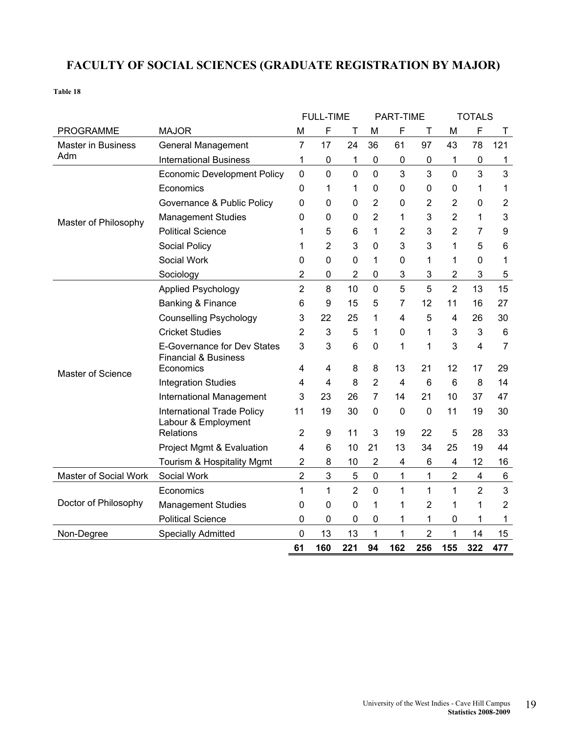# FACULTY OF SOCIAL SCIENCES (GRADUATE REGISTRATION BY MAJOR)

**Table 18**

| | | FULL-TIME | | | PART-TIME | | | TOTALS | | |
|---|---|---|---|---|---|---|---|---|---|---|
| PROGRAMME | MAJOR | M | F | T | M | F | T | M | F | T |
| Master in Business Adm | General Management | 7 | 17 | 24 | 36 | 61 | 97 | 43 | 78 | 121 |
| | International Business | 1 | 0 | 1 | 0 | 0 | 0 | 1 | 0 | 1 |
| Master of Philosophy | Economic Development Policy | 0 | 0 | 0 | 0 | 3 | 3 | 0 | 3 | 3 |
| | Economics | 0 | 1 | 1 | 0 | 0 | 0 | 0 | 1 | 1 |
| | Governance & Public Policy | 0 | 0 | 0 | 2 | 0 | 2 | 2 | 0 | 2 |
| | Management Studies | 0 | 0 | 0 | 2 | 1 | 3 | 2 | 1 | 3 |
| | Political Science | 1 | 5 | 6 | 1 | 2 | 3 | 2 | 7 | 9 |
| | Social Policy | 1 | 2 | 3 | 0 | 3 | 3 | 1 | 5 | 6 |
| | Social Work | 0 | 0 | 0 | 1 | 0 | 1 | 1 | 0 | 1 |
| | Sociology | 2 | 0 | 2 | 0 | 3 | 3 | 2 | 3 | 5 |
| Master of Science | Applied Psychology | 2 | 8 | 10 | 0 | 5 | 5 | 2 | 13 | 15 |
| | Banking & Finance | 6 | 9 | 15 | 5 | 7 | 12 | 11 | 16 | 27 |
| | Counselling Psychology | 3 | 22 | 25 | 1 | 4 | 5 | 4 | 26 | 30 |
| | Cricket Studies | 2 | 3 | 5 | 1 | 0 | 1 | 3 | 3 | 6 |
| | E-Governance for Dev States | 3 | 3 | 6 | 0 | 1 | 1 | 3 | 4 | 7 |
| | Financial & Business Economics | 4 | 4 | 8 | 8 | 13 | 21 | 12 | 17 | 29 |
| | Integration Studies | 4 | 4 | 8 | 2 | 4 | 6 | 6 | 8 | 14 |
| | International Management | 3 | 23 | 26 | 7 | 14 | 21 | 10 | 37 | 47 |
| | International Trade Policy | 11 | 19 | 30 | 0 | 0 | 0 | 11 | 19 | 30 |
| | Labour & Employment Relations | 2 | 9 | 11 | 3 | 19 | 22 | 5 | 28 | 33 |
| | Project Mgmt & Evaluation | 4 | 6 | 10 | 21 | 13 | 34 | 25 | 19 | 44 |
| | Tourism & Hospitality Mgmt | 2 | 8 | 10 | 2 | 4 | 6 | 4 | 12 | 16 |
| Master of Social Work | Social Work | 2 | 3 | 5 | 0 | 1 | 1 | 2 | 4 | 6 |
| Doctor of Philosophy | Economics | 1 | 1 | 2 | 0 | 1 | 1 | 1 | 2 | 3 |
| | Management Studies | 0 | 0 | 0 | 1 | 1 | 2 | 1 | 1 | 2 |
| | Political Science | 0 | 0 | 0 | 0 | 1 | 1 | 0 | 1 | 1 |
| Non-Degree | Specially Admitted | 0 | 13 | 13 | 1 | 1 | 2 | 1 | 14 | 15 |
| | | **61** | **160** | **221** | **94** | **162** | **256** | **155** | **322** | **477** |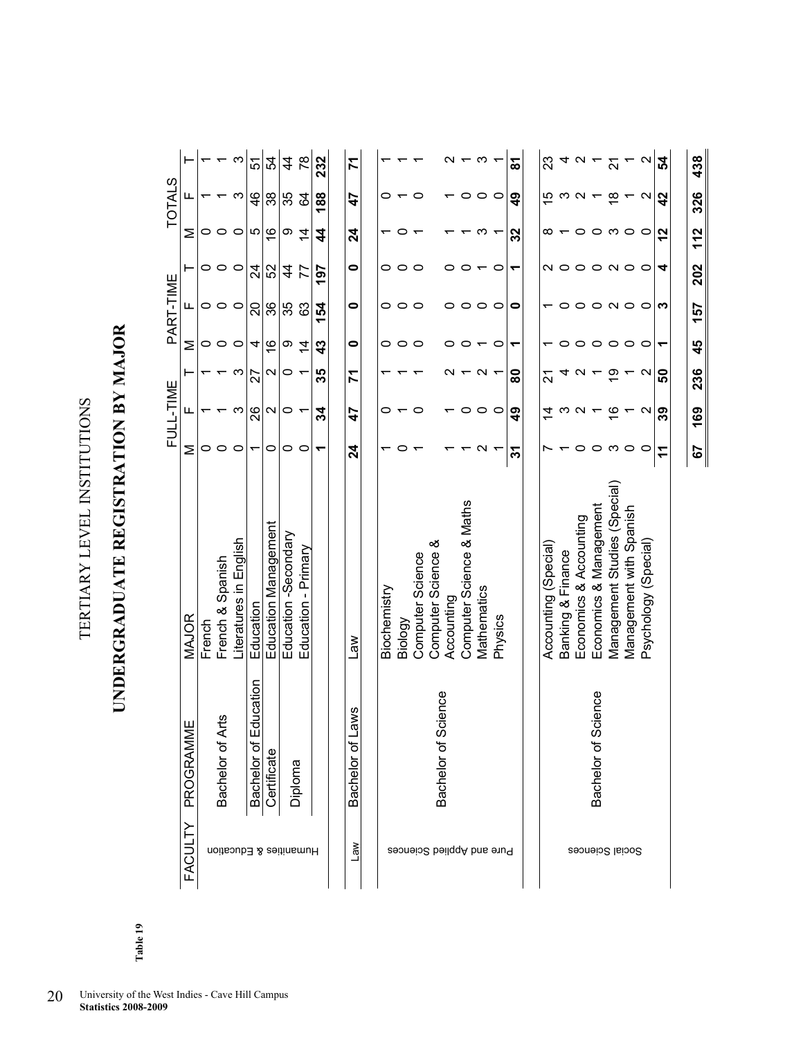# TERTIARY LEVEL INSTITUTIONS

## UNDERGRADUATE REGISTRATION BY MAJOR

**Table 19**

| FACULTY | PROGRAMME | MAJOR | FULL-TIME | | | PART-TIME | | | TOTALS | | |
|---|---|---|---|---|---|---|---|---|---|---|---|
| | | | M | F | T | M | F | T | M | F | T |
| Humanities & Education | Bachelor of Arts | French | 0 | 1 | 1 | 0 | 0 | 0 | 0 | 1 | 1 |
| | | French & Spanish | 0 | 1 | 1 | 0 | 0 | 0 | 0 | 1 | 1 |
| | | Literatures in English | 0 | 3 | 3 | 0 | 0 | 0 | 0 | 3 | 3 |
| | Bachelor of Education | Education | 1 | 26 | 27 | 4 | 20 | 24 | 5 | 46 | 51 |
| | Certificate | Education Management | 0 | 2 | 2 | 16 | 36 | 52 | 16 | 38 | 54 |
| | Diploma | Education -Secondary | 0 | 0 | 0 | 9 | 35 | 44 | 9 | 35 | 44 |
| | | Education - Primary | 0 | 1 | 1 | 14 | 63 | 77 | 14 | 64 | 78 |
| | | | **1** | **34** | **35** | **43** | **154** | **197** | **44** | **188** | **232** |
| Law | Bachelor of Laws | Law | **24** | **47** | **71** | **0** | **0** | **0** | **24** | **47** | **71** |
| Pure and Applied Sciences | Bachelor of Science | Biochemistry | 1 | 0 | 1 | 0 | 0 | 0 | 1 | 0 | 1 |
| | | Biology | 0 | 1 | 1 | 0 | 0 | 0 | 0 | 1 | 1 |
| | | Computer Science | 1 | 0 | 1 | 0 | 0 | 0 | 1 | 0 | 1 |
| | | Computer Science & Accounting | 1 | 1 | 2 | 0 | 0 | 0 | 1 | 1 | 2 |
| | | Computer Science & Maths | 1 | 0 | 1 | 0 | 0 | 0 | 1 | 0 | 1 |
| | | Mathematics | 2 | 0 | 2 | 1 | 0 | 1 | 3 | 0 | 3 |
| | | Physics | 1 | 0 | 1 | 0 | 0 | 0 | 1 | 0 | 1 |
| | | | **31** | **49** | **80** | **1** | **0** | **1** | **32** | **49** | **81** |
| Social Sciences | Bachelor of Science | Accounting (Special) | 7 | 14 | 21 | 1 | 1 | 2 | 8 | 15 | 23 |
| | | Banking & Finance | 1 | 3 | 4 | 0 | 0 | 0 | 1 | 3 | 4 |
| | | Economics & Accounting | 0 | 2 | 2 | 0 | 0 | 0 | 0 | 2 | 2 |
| | | Economics & Management | 0 | 1 | 1 | 0 | 0 | 0 | 0 | 1 | 1 |
| | | Management Studies (Special) | 3 | 16 | 19 | 0 | 2 | 2 | 3 | 18 | 21 |
| | | Management with Spanish | 0 | 1 | 1 | 0 | 0 | 0 | 0 | 1 | 1 |
| | | Psychology (Special) | 0 | 2 | 2 | 0 | 0 | 0 | 0 | 2 | 2 |
| | | | **11** | **39** | **50** | **1** | **3** | **4** | **12** | **42** | **54** |
| | | | **67** | **169** | **236** | **45** | **157** | **202** | **112** | **326** | **438** |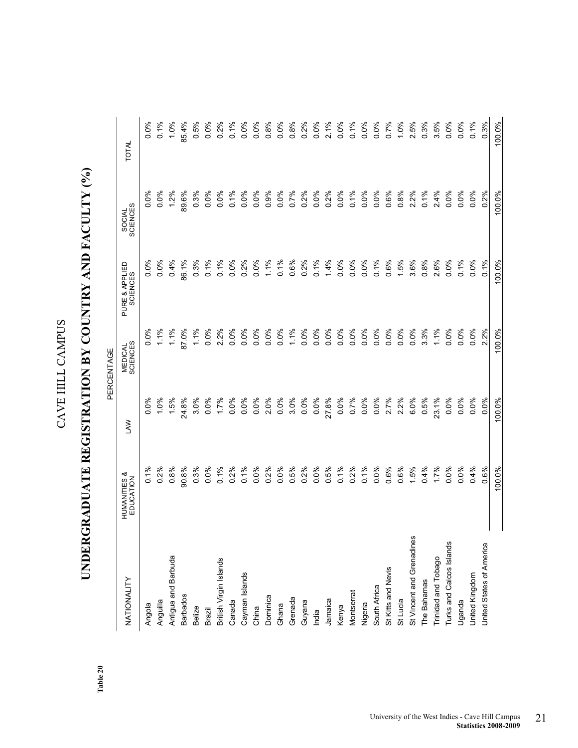Table 20

# CAVE HILL CAMPUS

## UNDERGRADUATE REGISTRATION BY COUNTRY AND FACULTY (%)

PERCENTAGE

| NATIONALITY | HUMANITIES & EDUCATION | LAW | MEDICAL SCIENCES | PURE & APPLIED SCIENCES | SOCIAL SCIENCES | TOTAL |
|---|---|---|---|---|---|---|
| Angola | 0.1% | 0.0% | 0.0% | 0.0% | 0.0% | 0.0% |
| Anguilla | 0.2% | 1.0% | 1.1% | 0.0% | 0.0% | 0.1% |
| Antigua and Barbuda | 0.8% | 1.5% | 1.1% | 0.4% | 1.2% | 1.0% |
| Barbados | 90.8% | 24.8% | 87.0% | 86.1% | 89.6% | 85.4% |
| Belize | 0.3% | 3.0% | 1.1% | 0.3% | 0.3% | 0.5% |
| Brazil | 0.0% | 0.0% | 0.0% | 0.1% | 0.0% | 0.0% |
| British Virgin Islands | 0.1% | 1.7% | 2.2% | 0.1% | 0.0% | 0.2% |
| Canada | 0.2% | 0.0% | 0.0% | 0.0% | 0.1% | 0.1% |
| Cayman Islands | 0.1% | 0.0% | 0.0% | 0.2% | 0.0% | 0.0% |
| China | 0.0% | 0.0% | 0.0% | 0.0% | 0.0% | 0.0% |
| Dominica | 0.2% | 2.0% | 0.0% | 1.1% | 0.9% | 0.8% |
| Ghana | 0.0% | 0.0% | 0.0% | 0.1% | 0.0% | 0.0% |
| Grenada | 0.5% | 3.0% | 1.1% | 0.6% | 0.7% | 0.8% |
| Guyana | 0.2% | 0.0% | 0.0% | 0.2% | 0.2% | 0.2% |
| India | 0.0% | 0.0% | 0.0% | 0.1% | 0.0% | 0.0% |
| Jamaica | 0.5% | 27.8% | 0.0% | 1.4% | 0.2% | 2.1% |
| Kenya | 0.1% | 0.0% | 0.0% | 0.0% | 0.0% | 0.0% |
| Montserrat | 0.2% | 0.7% | 0.0% | 0.0% | 0.1% | 0.1% |
| Nigeria | 0.1% | 0.0% | 0.0% | 0.0% | 0.0% | 0.0% |
| South Africa | 0.0% | 0.0% | 0.0% | 0.1% | 0.0% | 0.0% |
| St Kitts and Nevis | 0.6% | 2.7% | 0.0% | 0.6% | 0.6% | 0.7% |
| St Lucia | 0.6% | 2.2% | 0.0% | 1.5% | 0.8% | 1.0% |
| St Vincent and Grenadines | 1.5% | 6.0% | 0.0% | 3.6% | 2.2% | 2.5% |
| The Bahamas | 0.4% | 0.5% | 3.3% | 0.8% | 0.1% | 0.3% |
| Trinidad and Tobago | 1.7% | 23.1% | 1.1% | 2.6% | 2.4% | 3.5% |
| Turks and Caicos Islands | 0.0% | 0.0% | 0.0% | 0.0% | 0.0% | 0.0% |
| Uganda | 0.0% | 0.0% | 0.0% | 0.1% | 0.0% | 0.0% |
| United Kingdom | 0.4% | 0.0% | 0.0% | 0.0% | 0.0% | 0.1% |
| United States of America | 0.6% | 0.0% | 2.2% | 0.1% | 0.2% | 0.3% |
| | 100.0% | 100.0% | 100.0% | 100.0% | 100.0% | 100.0% |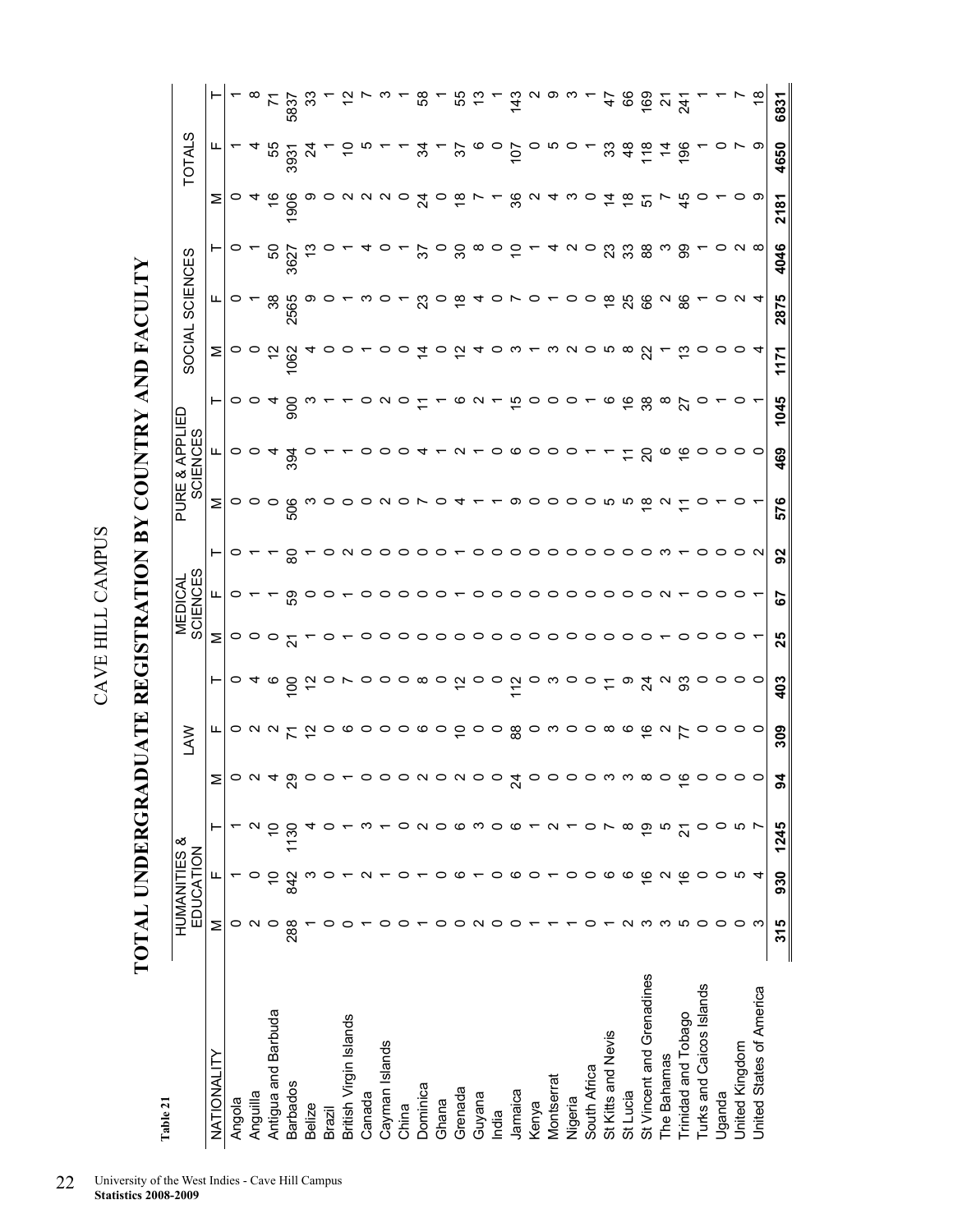CAVE HILL CAMPUS

# TOTAL UNDERGRADUATE REGISTRATION BY COUNTRY AND FACULTY

Table 21

| NATIONALITY | HUMANITIES & EDUCATION | | | LAW | | | MEDICAL SCIENCES | | | PURE & APPLIED SCIENCES | | | SOCIAL SCIENCES | | | TOTALS | | |
|---|---|---|---|---|---|---|---|---|---|---|---|---|---|---|---|---|---|---|
| | M | F | T | M | F | T | M | F | T | M | F | T | M | F | T | M | F | T |
| Angola | 0 | 1 | 1 | 0 | 0 | 0 | 0 | 0 | 0 | 0 | 0 | 0 | 0 | 0 | 0 | 0 | 1 | 1 |
| Anguilla | 2 | 0 | 2 | 2 | 2 | 4 | 0 | 1 | 1 | 0 | 0 | 0 | 0 | 1 | 1 | 4 | 4 | 8 |
| Antigua and Barbuda | 0 | 10 | 10 | 4 | 2 | 6 | 0 | 1 | 1 | 0 | 4 | 4 | 12 | 38 | 50 | 16 | 55 | 71 |
| Barbados | 288 | 842 | 1130 | 29 | 71 | 100 | 21 | 59 | 80 | 506 | 394 | 900 | 1062 | 2565 | 3627 | 1906 | 3931 | 5837 |
| Belize | 1 | 3 | 4 | 0 | 12 | 12 | 1 | 0 | 1 | 3 | 0 | 3 | 4 | 9 | 13 | 9 | 24 | 33 |
| Brazil | 0 | 0 | 0 | 0 | 0 | 0 | 0 | 0 | 0 | 0 | 1 | 1 | 0 | 0 | 0 | 0 | 1 | 1 |
| British Virgin Islands | 0 | 1 | 1 | 1 | 6 | 7 | 1 | 1 | 2 | 0 | 1 | 1 | 0 | 1 | 1 | 2 | 10 | 12 |
| Canada | 1 | 2 | 3 | 0 | 0 | 0 | 0 | 0 | 0 | 0 | 0 | 0 | 1 | 3 | 4 | 2 | 5 | 7 |
| Cayman Islands | 0 | 1 | 1 | 0 | 0 | 0 | 0 | 0 | 0 | 2 | 0 | 2 | 0 | 0 | 0 | 2 | 1 | 3 |
| China | 0 | 0 | 0 | 0 | 0 | 0 | 0 | 0 | 0 | 0 | 0 | 0 | 0 | 1 | 1 | 0 | 1 | 1 |
| Dominica | 1 | 1 | 2 | 2 | 6 | 8 | 0 | 0 | 0 | 7 | 4 | 11 | 14 | 23 | 37 | 24 | 34 | 58 |
| Ghana | 0 | 0 | 0 | 0 | 0 | 0 | 0 | 0 | 0 | 0 | 1 | 1 | 0 | 0 | 0 | 0 | 1 | 1 |
| Grenada | 0 | 6 | 6 | 2 | 10 | 12 | 0 | 1 | 1 | 4 | 2 | 6 | 12 | 18 | 30 | 18 | 37 | 55 |
| Guyana | 2 | 1 | 3 | 0 | 0 | 0 | 0 | 0 | 0 | 1 | 1 | 2 | 4 | 4 | 8 | 7 | 6 | 13 |
| India | 0 | 0 | 0 | 0 | 0 | 0 | 0 | 0 | 0 | 1 | 0 | 1 | 0 | 0 | 0 | 1 | 0 | 1 |
| Jamaica | 0 | 6 | 6 | 24 | 88 | 112 | 0 | 0 | 0 | 9 | 6 | 15 | 3 | 7 | 10 | 36 | 107 | 143 |
| Kenya | 1 | 0 | 1 | 0 | 0 | 0 | 0 | 0 | 0 | 0 | 0 | 0 | 1 | 0 | 1 | 2 | 0 | 2 |
| Montserrat | 1 | 1 | 2 | 0 | 3 | 3 | 0 | 0 | 0 | 0 | 0 | 0 | 3 | 1 | 4 | 4 | 5 | 9 |
| Nigeria | 1 | 0 | 1 | 0 | 0 | 0 | 0 | 0 | 0 | 0 | 0 | 0 | 2 | 0 | 2 | 3 | 0 | 3 |
| South Africa | 0 | 0 | 0 | 0 | 0 | 0 | 0 | 0 | 0 | 0 | 1 | 1 | 0 | 0 | 0 | 0 | 1 | 1 |
| St Kitts and Nevis | 1 | 6 | 7 | 3 | 8 | 11 | 0 | 0 | 0 | 5 | 1 | 6 | 5 | 18 | 23 | 14 | 33 | 47 |
| St Lucia | 2 | 6 | 8 | 3 | 6 | 9 | 0 | 0 | 0 | 5 | 11 | 16 | 8 | 25 | 33 | 18 | 48 | 66 |
| St Vincent and Grenadines | 3 | 16 | 19 | 8 | 16 | 24 | 0 | 0 | 0 | 18 | 20 | 38 | 22 | 66 | 88 | 51 | 118 | 169 |
| The Bahamas | 3 | 2 | 5 | 0 | 2 | 2 | 1 | 2 | 3 | 2 | 6 | 8 | 1 | 2 | 3 | 7 | 14 | 21 |
| Trinidad and Tobago | 5 | 16 | 21 | 16 | 77 | 93 | 0 | 1 | 1 | 11 | 16 | 27 | 13 | 86 | 99 | 45 | 196 | 241 |
| Turks and Caicos Islands | 0 | 0 | 0 | 0 | 0 | 0 | 0 | 0 | 0 | 0 | 0 | 0 | 0 | 1 | 1 | 0 | 1 | 1 |
| Uganda | 0 | 0 | 0 | 0 | 0 | 0 | 0 | 0 | 0 | 1 | 0 | 1 | 0 | 0 | 0 | 1 | 0 | 1 |
| United Kingdom | 0 | 5 | 5 | 0 | 0 | 0 | 0 | 0 | 0 | 0 | 0 | 0 | 0 | 2 | 2 | 0 | 7 | 7 |
| United States of America | 3 | 4 | 7 | 0 | 0 | 0 | 1 | 1 | 2 | 1 | 0 | 1 | 4 | 4 | 8 | 9 | 9 | 18 |
| | **315** | **930** | **1245** | **94** | **309** | **403** | **25** | **67** | **92** | **576** | **469** | **1045** | **1171** | **2875** | **4046** | **2181** | **4650** | **6831** |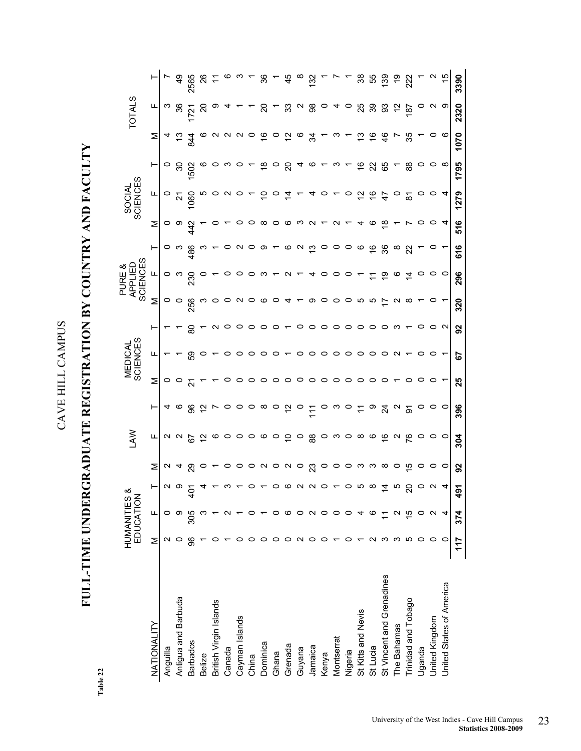Table 22

# CAVE HILL CAMPUS

## FULL-TIME UNDERGRADUATE REGISTRATION BY COUNTRY AND FACULTY

| NATIONALITY | HUMANITIES & EDUCATION | | | LAW | | | MEDICAL SCIENCES | | | PURE & APPLIED SCIENCES | | | SOCIAL SCIENCES | | | TOTALS | | |
|---|---|---|---|---|---|---|---|---|---|---|---|---|---|---|---|---|---|---|
| | M | F | T | M | F | T | M | F | T | M | F | T | M | F | T | M | F | T |
| Anguilla | 2 | 0 | 2 | 2 | 2 | 4 | 0 | 1 | 1 | 0 | 0 | 0 | 0 | 0 | 0 | 4 | 3 | 7 |
| Antigua and Barbuda | 0 | 9 | 9 | 4 | 2 | 6 | 0 | 1 | 1 | 0 | 3 | 3 | 9 | 21 | 30 | 13 | 36 | 49 |
| Barbados | 96 | 305 | 401 | 29 | 67 | 96 | 21 | 59 | 80 | 256 | 230 | 486 | 442 | 1060 | 1502 | 844 | 1721 | 2565 |
| Belize | 1 | 3 | 4 | 0 | 12 | 12 | 1 | 0 | 1 | 3 | 0 | 3 | 1 | 5 | 6 | 6 | 20 | 26 |
| British Virgin Islands | 0 | 1 | 1 | 1 | 6 | 7 | 1 | 1 | 2 | 0 | 1 | 1 | 0 | 0 | 0 | 2 | 9 | 11 |
| Canada | 1 | 2 | 3 | 0 | 0 | 0 | 0 | 0 | 0 | 0 | 0 | 0 | 1 | 2 | 3 | 2 | 4 | 6 |
| Cayman Islands | 0 | 1 | 1 | 0 | 0 | 0 | 0 | 0 | 0 | 2 | 0 | 2 | 0 | 0 | 0 | 2 | 1 | 3 |
| China | 0 | 0 | 0 | 0 | 0 | 0 | 0 | 0 | 0 | 0 | 0 | 0 | 0 | 1 | 1 | 0 | 1 | 1 |
| Dominica | 0 | 1 | 1 | 2 | 6 | 8 | 0 | 0 | 0 | 6 | 3 | 9 | 8 | 10 | 18 | 16 | 20 | 36 |
| Ghana | 0 | 0 | 0 | 0 | 0 | 0 | 0 | 0 | 0 | 0 | 1 | 1 | 0 | 0 | 0 | 0 | 1 | 1 |
| Grenada | 0 | 6 | 6 | 2 | 10 | 12 | 0 | 1 | 1 | 4 | 2 | 6 | 6 | 14 | 20 | 12 | 33 | 45 |
| Guyana | 2 | 0 | 2 | 0 | 0 | 0 | 0 | 0 | 0 | 1 | 1 | 2 | 3 | 1 | 4 | 6 | 2 | 8 |
| Jamaica | 0 | 2 | 2 | 23 | 88 | 111 | 0 | 0 | 0 | 9 | 4 | 13 | 2 | 4 | 6 | 34 | 98 | 132 |
| Kenya | 0 | 0 | 0 | 0 | 0 | 0 | 0 | 0 | 0 | 0 | 0 | 0 | 1 | 0 | 1 | 1 | 0 | 1 |
| Montserrat | 1 | 0 | 1 | 0 | 3 | 3 | 0 | 0 | 0 | 0 | 0 | 0 | 2 | 1 | 3 | 3 | 4 | 7 |
| Nigeria | 0 | 0 | 0 | 0 | 0 | 0 | 0 | 0 | 0 | 0 | 0 | 0 | 1 | 0 | 1 | 1 | 0 | 1 |
| St Kitts and Nevis | 1 | 4 | 5 | 3 | 8 | 11 | 0 | 0 | 0 | 5 | 1 | 6 | 4 | 12 | 16 | 13 | 25 | 38 |
| St Lucia | 2 | 6 | 8 | 3 | 6 | 9 | 0 | 0 | 0 | 5 | 11 | 16 | 6 | 16 | 22 | 16 | 39 | 55 |
| St Vincent and Grenadines | 3 | 11 | 14 | 8 | 16 | 24 | 0 | 0 | 0 | 17 | 19 | 36 | 18 | 47 | 65 | 46 | 93 | 139 |
| The Bahamas | 3 | 2 | 5 | 0 | 2 | 2 | 1 | 2 | 3 | 2 | 6 | 8 | 1 | 0 | 1 | 7 | 12 | 19 |
| Trinidad and Tobago | 5 | 15 | 20 | 15 | 76 | 91 | 0 | 1 | 1 | 8 | 14 | 22 | 7 | 81 | 88 | 35 | 187 | 222 |
| Uganda | 0 | 0 | 0 | 0 | 0 | 0 | 0 | 0 | 0 | 1 | 0 | 1 | 0 | 0 | 0 | 1 | 0 | 1 |
| United Kingdom | 0 | 2 | 2 | 0 | 0 | 0 | 0 | 0 | 0 | 0 | 0 | 0 | 0 | 0 | 0 | 0 | 2 | 2 |
| United States of America | 0 | 4 | 4 | 0 | 0 | 0 | 1 | 1 | 2 | 1 | 0 | 1 | 4 | 4 | 8 | 6 | 9 | 15 |
| | **117** | **374** | **491** | **92** | **304** | **396** | **25** | **67** | **92** | **320** | **296** | **616** | **516** | **1279** | **1795** | **1070** | **2320** | **3390** |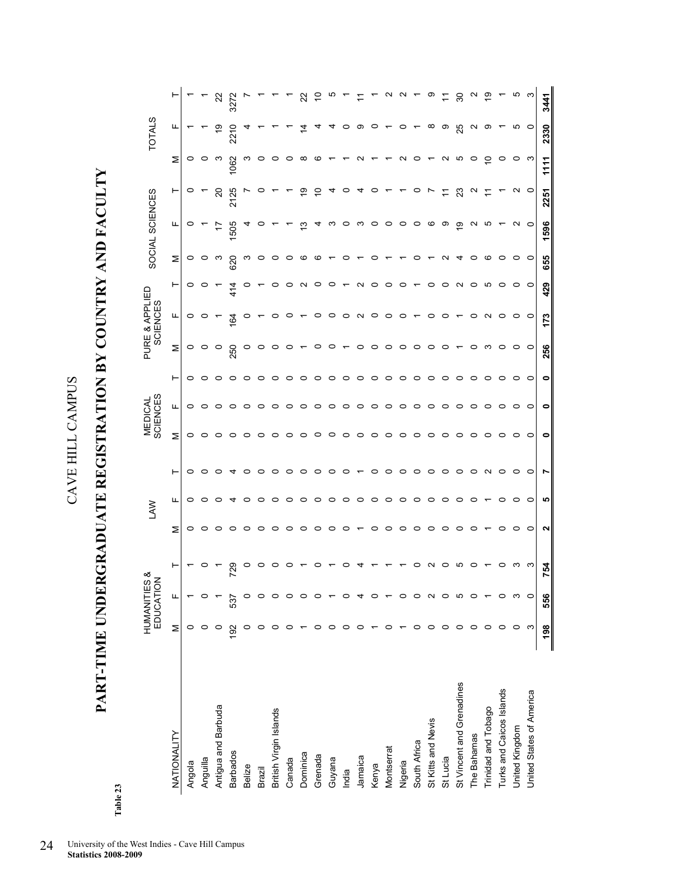Table 23

# CAVE HILL CAMPUS

## PART-TIME UNDERGRADUATE REGISTRATION BY COUNTRY AND FACULTY

| NATIONALITY | HUMANITIES & EDUCATION | | | LAW | | | MEDICAL SCIENCES | | | PURE & APPLIED SCIENCES | | | SOCIAL SCIENCES | | | TOTALS | | |
|---|---|---|---|---|---|---|---|---|---|---|---|---|---|---|---|---|---|---|
| | M | F | T | M | F | T | M | F | T | M | F | T | M | F | T | M | F | T |
| Angola | 0 | 1 | 1 | 0 | 0 | 0 | 0 | 0 | 0 | 0 | 0 | 0 | 0 | 0 | 0 | 0 | 1 | 1 |
| Anguilla | 0 | 0 | 0 | 0 | 0 | 0 | 0 | 0 | 0 | 0 | 0 | 0 | 0 | 1 | 1 | 0 | 1 | 1 |
| Antigua and Barbuda | 0 | 1 | 1 | 0 | 0 | 0 | 0 | 0 | 0 | 0 | 1 | 1 | 3 | 17 | 20 | 3 | 19 | 22 |
| Barbados | 192 | 537 | 729 | 0 | 4 | 4 | 0 | 0 | 0 | 250 | 164 | 414 | 620 | 1505 | 2125 | 1062 | 2210 | 3272 |
| Belize | 0 | 0 | 0 | 0 | 0 | 0 | 0 | 0 | 0 | 0 | 0 | 0 | 3 | 4 | 7 | 3 | 4 | 7 |
| Brazil | 0 | 0 | 0 | 0 | 0 | 0 | 0 | 0 | 0 | 0 | 1 | 1 | 0 | 0 | 0 | 0 | 1 | 1 |
| British Virgin Islands | 0 | 0 | 0 | 0 | 0 | 0 | 0 | 0 | 0 | 0 | 0 | 0 | 0 | 1 | 1 | 0 | 1 | 1 |
| Canada | 0 | 0 | 0 | 0 | 0 | 0 | 0 | 0 | 0 | 0 | 0 | 0 | 0 | 1 | 1 | 0 | 1 | 1 |
| Dominica | 1 | 0 | 1 | 0 | 0 | 0 | 0 | 0 | 0 | 1 | 1 | 2 | 6 | 13 | 19 | 8 | 14 | 22 |
| Grenada | 0 | 0 | 0 | 0 | 0 | 0 | 0 | 0 | 0 | 0 | 0 | 0 | 6 | 4 | 10 | 6 | 4 | 10 |
| Guyana | 0 | 1 | 1 | 0 | 0 | 0 | 0 | 0 | 0 | 0 | 0 | 0 | 1 | 3 | 4 | 1 | 4 | 5 |
| India | 0 | 0 | 0 | 0 | 0 | 0 | 0 | 0 | 0 | 1 | 0 | 1 | 0 | 0 | 0 | 1 | 0 | 1 |
| Jamaica | 0 | 4 | 4 | 1 | 0 | 1 | 0 | 0 | 0 | 0 | 2 | 2 | 1 | 3 | 4 | 2 | 9 | 11 |
| Kenya | 1 | 0 | 1 | 0 | 0 | 0 | 0 | 0 | 0 | 0 | 0 | 0 | 0 | 0 | 0 | 1 | 0 | 1 |
| Montserrat | 0 | 1 | 1 | 0 | 0 | 0 | 0 | 0 | 0 | 0 | 0 | 0 | 1 | 0 | 1 | 1 | 1 | 2 |
| Nigeria | 1 | 0 | 1 | 0 | 0 | 0 | 0 | 0 | 0 | 0 | 0 | 0 | 1 | 0 | 1 | 2 | 0 | 2 |
| South Africa | 0 | 0 | 0 | 0 | 0 | 0 | 0 | 0 | 0 | 0 | 1 | 1 | 0 | 0 | 0 | 0 | 1 | 1 |
| St Kitts and Nevis | 0 | 2 | 2 | 0 | 0 | 0 | 0 | 0 | 0 | 0 | 0 | 0 | 1 | 6 | 7 | 1 | 8 | 9 |
| St Lucia | 0 | 0 | 0 | 0 | 0 | 0 | 0 | 0 | 0 | 0 | 0 | 0 | 2 | 9 | 11 | 2 | 9 | 11 |
| St Vincent and Grenadines | 0 | 5 | 5 | 0 | 0 | 0 | 0 | 0 | 0 | 1 | 1 | 2 | 4 | 19 | 23 | 5 | 25 | 30 |
| The Bahamas | 0 | 0 | 0 | 0 | 0 | 0 | 0 | 0 | 0 | 0 | 0 | 0 | 0 | 2 | 2 | 0 | 2 | 2 |
| Trinidad and Tobago | 0 | 1 | 1 | 1 | 1 | 2 | 0 | 0 | 0 | 3 | 2 | 5 | 6 | 5 | 11 | 10 | 9 | 19 |
| Turks and Caicos Islands | 0 | 0 | 0 | 0 | 0 | 0 | 0 | 0 | 0 | 0 | 0 | 0 | 0 | 1 | 1 | 0 | 1 | 1 |
| United Kingdom | 0 | 3 | 3 | 0 | 0 | 0 | 0 | 0 | 0 | 0 | 0 | 0 | 0 | 2 | 2 | 0 | 5 | 5 |
| United States of America | 3 | 0 | 3 | 0 | 0 | 0 | 0 | 0 | 0 | 0 | 0 | 0 | 0 | 0 | 0 | 3 | 0 | 3 |
| | **198** | **556** | **754** | **2** | **5** | **7** | **0** | **0** | **0** | **256** | **173** | **429** | **655** | **1596** | **2251** | **1111** | **2330** | **3441** |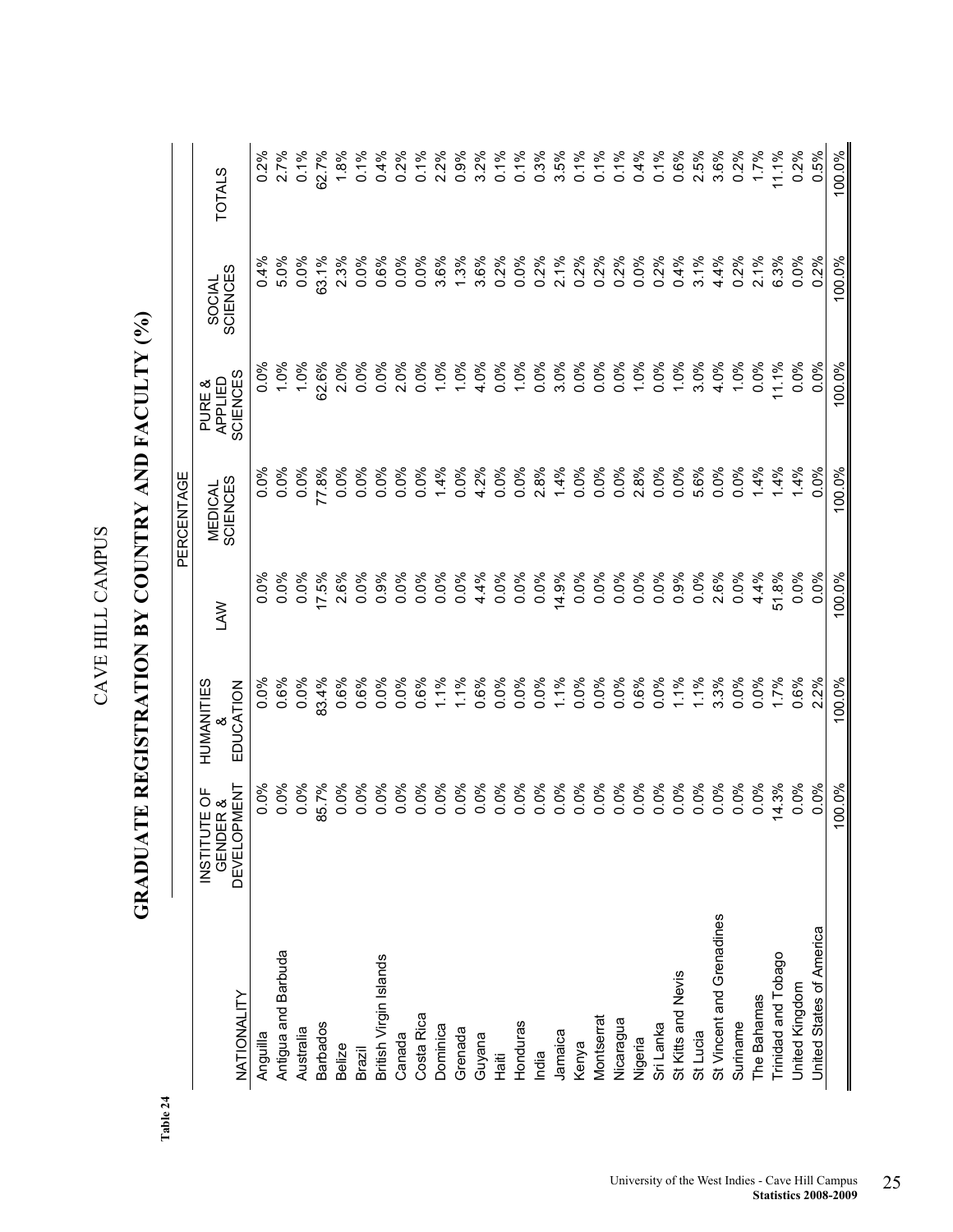# CAVE HILL CAMPUS

## GRADUATE REGISTRATION BY COUNTRY AND FACULTY (%)

**Table 24**

| NATIONALITY | INSTITUTE OF GENDER & DEVELOPMENT | HUMANITIES & EDUCATION | LAW | MEDICAL SCIENCES | PURE & APPLIED SCIENCES | SOCIAL SCIENCES | TOTALS |
|---|---|---|---|---|---|---|---|
| | PERCENTAGE | | | | | | |
| Anguilla | 0.0% | 0.0% | 0.0% | 0.0% | 0.0% | 0.4% | 0.2% |
| Antigua and Barbuda | 0.0% | 0.6% | 0.0% | 0.0% | 1.0% | 5.0% | 2.7% |
| Australia | 0.0% | 0.0% | 0.0% | 0.0% | 1.0% | 0.0% | 0.1% |
| Barbados | 85.7% | 83.4% | 17.5% | 77.8% | 62.6% | 63.1% | 62.7% |
| Belize | 0.0% | 0.6% | 2.6% | 0.0% | 2.0% | 2.3% | 1.8% |
| Brazil | 0.0% | 0.6% | 0.0% | 0.0% | 0.0% | 0.0% | 0.1% |
| British Virgin Islands | 0.0% | 0.0% | 0.9% | 0.0% | 0.0% | 0.6% | 0.4% |
| Canada | 0.0% | 0.0% | 0.0% | 0.0% | 2.0% | 0.0% | 0.2% |
| Costa Rica | 0.0% | 0.6% | 0.0% | 0.0% | 0.0% | 0.0% | 0.1% |
| Dominica | 0.0% | 1.1% | 0.0% | 1.4% | 1.0% | 3.6% | 2.2% |
| Grenada | 0.0% | 1.1% | 0.0% | 0.0% | 1.0% | 1.3% | 0.9% |
| Guyana | 0.0% | 0.6% | 4.4% | 4.2% | 4.0% | 3.6% | 3.2% |
| Haiti | 0.0% | 0.0% | 0.0% | 0.0% | 0.0% | 0.2% | 0.1% |
| Honduras | 0.0% | 0.0% | 0.0% | 0.0% | 1.0% | 0.0% | 0.1% |
| India | 0.0% | 0.0% | 0.0% | 2.8% | 0.0% | 0.2% | 0.3% |
| Jamaica | 0.0% | 1.1% | 14.9% | 1.4% | 3.0% | 2.1% | 3.5% |
| Kenya | 0.0% | 0.0% | 0.0% | 0.0% | 0.0% | 0.2% | 0.1% |
| Montserrat | 0.0% | 0.0% | 0.0% | 0.0% | 0.0% | 0.2% | 0.1% |
| Nicaragua | 0.0% | 0.0% | 0.0% | 0.0% | 0.0% | 0.2% | 0.1% |
| Nigeria | 0.0% | 0.6% | 0.0% | 2.8% | 1.0% | 0.0% | 0.4% |
| Sri Lanka | 0.0% | 0.0% | 0.0% | 0.0% | 0.0% | 0.2% | 0.1% |
| St Kitts and Nevis | 0.0% | 1.1% | 0.9% | 0.0% | 1.0% | 0.4% | 0.6% |
| St Lucia | 0.0% | 1.1% | 0.0% | 5.6% | 3.0% | 3.1% | 2.5% |
| St Vincent and Grenadines | 0.0% | 3.3% | 2.6% | 0.0% | 4.0% | 4.4% | 3.6% |
| Suriname | 0.0% | 0.0% | 0.0% | 0.0% | 1.0% | 0.2% | 0.2% |
| The Bahamas | 0.0% | 0.0% | 4.4% | 1.4% | 0.0% | 2.1% | 1.7% |
| Trinidad and Tobago | 14.3% | 1.7% | 51.8% | 1.4% | 11.1% | 6.3% | 11.1% |
| United Kingdom | 0.0% | 0.6% | 0.0% | 1.4% | 0.0% | 0.0% | 0.2% |
| United States of America | 0.0% | 2.2% | 0.0% | 0.0% | 0.0% | 0.2% | 0.5% |
| | 100.0% | 100.0% | 100.0% | 100.0% | 100.0% | 100.0% | 100.0% |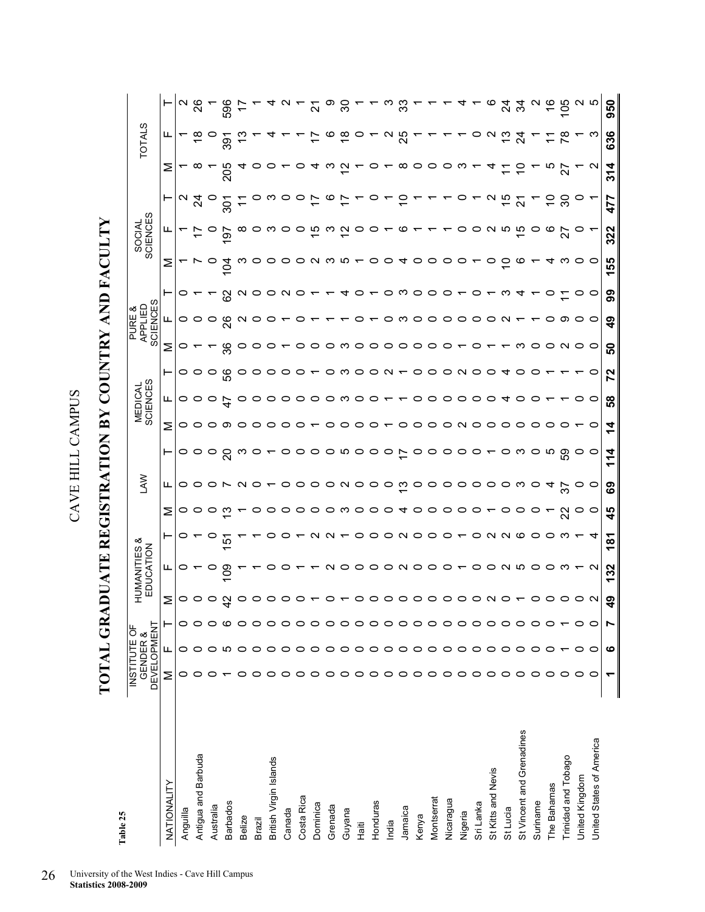Table 25

# CAVE HILL CAMPUS

## TOTAL GRADUATE REGISTRATION BY COUNTRY AND FACULTY

| NATIONALITY | INSTITUTE OF GENDER & DEVELOPMENT | | | HUMANITIES & EDUCATION | | | LAW | | | MEDICAL SCIENCES | | | PURE & APPLIED SCIENCES | | | SOCIAL SCIENCES | | | TOTALS | | |
|---|---|---|---|---|---|---|---|---|---|---|---|---|---|---|---|---|---|---|---|---|---|
| | M | F | T | M | F | T | M | F | T | M | F | T | M | F | T | M | F | T | M | F | T |
| Anguilla | 0 | 0 | 0 | 0 | 0 | 0 | 0 | 0 | 0 | 0 | 0 | 0 | 0 | 0 | 0 | 1 | 1 | 2 | 1 | 1 | 2 |
| Antigua and Barbuda | 0 | 0 | 0 | 0 | 1 | 1 | 0 | 0 | 0 | 0 | 0 | 0 | 1 | 0 | 1 | 7 | 17 | 24 | 8 | 18 | 26 |
| Australia | 0 | 0 | 0 | 0 | 0 | 0 | 0 | 0 | 0 | 0 | 0 | 0 | 1 | 0 | 1 | 0 | 0 | 0 | 1 | 0 | 1 |
| Barbados | 1 | 5 | 6 | 42 | 109 | 151 | 13 | 7 | 20 | 9 | 47 | 56 | 36 | 26 | 62 | 104 | 197 | 301 | 205 | 391 | 596 |
| Belize | 0 | 0 | 0 | 0 | 1 | 1 | 1 | 2 | 3 | 0 | 0 | 0 | 0 | 2 | 2 | 3 | 8 | 11 | 4 | 13 | 17 |
| Brazil | 0 | 0 | 0 | 0 | 1 | 1 | 0 | 0 | 0 | 0 | 0 | 0 | 0 | 0 | 0 | 0 | 0 | 0 | 0 | 1 | 1 |
| British Virgin Islands | 0 | 0 | 0 | 0 | 0 | 0 | 0 | 1 | 1 | 0 | 0 | 0 | 0 | 0 | 0 | 0 | 3 | 3 | 0 | 4 | 4 |
| Canada | 0 | 0 | 0 | 0 | 0 | 0 | 0 | 0 | 0 | 0 | 0 | 0 | 1 | 1 | 2 | 0 | 0 | 0 | 1 | 1 | 2 |
| Costa Rica | 0 | 0 | 0 | 0 | 1 | 1 | 0 | 0 | 0 | 0 | 0 | 0 | 0 | 0 | 0 | 0 | 0 | 0 | 0 | 1 | 1 |
| Dominica | 0 | 0 | 0 | 1 | 1 | 2 | 0 | 0 | 0 | 1 | 0 | 1 | 0 | 1 | 1 | 2 | 15 | 17 | 4 | 17 | 21 |
| Grenada | 0 | 0 | 0 | 0 | 2 | 2 | 0 | 0 | 0 | 0 | 0 | 0 | 0 | 1 | 1 | 3 | 3 | 6 | 3 | 6 | 9 |
| Guyana | 0 | 0 | 0 | 1 | 0 | 1 | 3 | 2 | 5 | 0 | 3 | 3 | 3 | 1 | 4 | 5 | 12 | 17 | 12 | 18 | 30 |
| Haiti | 0 | 0 | 0 | 0 | 0 | 0 | 0 | 0 | 0 | 0 | 0 | 0 | 0 | 0 | 0 | 1 | 0 | 1 | 1 | 0 | 1 |
| Honduras | 0 | 0 | 0 | 0 | 0 | 0 | 0 | 0 | 0 | 0 | 0 | 0 | 0 | 1 | 1 | 0 | 0 | 0 | 0 | 1 | 1 |
| India | 0 | 0 | 0 | 0 | 0 | 0 | 0 | 0 | 0 | 1 | 1 | 2 | 0 | 0 | 0 | 0 | 1 | 1 | 1 | 2 | 3 |
| Jamaica | 0 | 0 | 0 | 0 | 2 | 2 | 4 | 13 | 17 | 0 | 1 | 1 | 0 | 3 | 3 | 4 | 6 | 10 | 8 | 25 | 33 |
| Kenya | 0 | 0 | 0 | 0 | 0 | 0 | 0 | 0 | 0 | 0 | 0 | 0 | 0 | 0 | 0 | 0 | 1 | 1 | 0 | 1 | 1 |
| Montserrat | 0 | 0 | 0 | 0 | 0 | 0 | 0 | 0 | 0 | 0 | 0 | 0 | 0 | 0 | 0 | 0 | 1 | 1 | 0 | 1 | 1 |
| Nicaragua | 0 | 0 | 0 | 0 | 0 | 0 | 0 | 0 | 0 | 0 | 0 | 0 | 0 | 0 | 0 | 0 | 1 | 1 | 0 | 1 | 1 |
| Nigeria | 0 | 0 | 0 | 0 | 1 | 1 | 0 | 0 | 0 | 2 | 0 | 2 | 1 | 0 | 1 | 0 | 0 | 0 | 3 | 1 | 4 |
| Sri Lanka | 0 | 0 | 0 | 0 | 0 | 0 | 0 | 0 | 0 | 0 | 0 | 0 | 0 | 0 | 0 | 1 | 0 | 1 | 1 | 0 | 1 |
| St Kitts and Nevis | 0 | 0 | 0 | 2 | 0 | 2 | 1 | 0 | 1 | 0 | 0 | 0 | 0 | 1 | 1 | 0 | 2 | 2 | 4 | 2 | 6 |
| St Lucia | 0 | 0 | 0 | 0 | 2 | 2 | 0 | 0 | 0 | 0 | 4 | 4 | 1 | 2 | 3 | 10 | 5 | 15 | 11 | 13 | 24 |
| St Vincent and Grenadines | 0 | 0 | 0 | 1 | 5 | 6 | 0 | 3 | 3 | 0 | 0 | 0 | 3 | 1 | 4 | 6 | 15 | 21 | 10 | 24 | 34 |
| Suriname | 0 | 0 | 0 | 0 | 0 | 0 | 0 | 0 | 0 | 0 | 0 | 0 | 0 | 1 | 1 | 1 | 0 | 1 | 1 | 1 | 2 |
| The Bahamas | 0 | 0 | 0 | 0 | 0 | 0 | 1 | 4 | 5 | 0 | 1 | 1 | 0 | 0 | 0 | 4 | 6 | 10 | 5 | 11 | 16 |
| Trinidad and Tobago | 0 | 1 | 1 | 0 | 3 | 3 | 22 | 37 | 59 | 0 | 1 | 1 | 2 | 9 | 11 | 3 | 27 | 30 | 27 | 78 | 105 |
| United Kingdom | 0 | 0 | 0 | 0 | 1 | 1 | 0 | 0 | 0 | 1 | 0 | 1 | 0 | 0 | 0 | 0 | 0 | 0 | 1 | 1 | 2 |
| United States of America | 0 | 0 | 0 | 2 | 2 | 4 | 0 | 0 | 0 | 0 | 0 | 0 | 0 | 0 | 0 | 0 | 1 | 1 | 2 | 3 | 5 |
| | **1** | **6** | **7** | **49** | **132** | **181** | **45** | **69** | **114** | **14** | **58** | **72** | **50** | **49** | **99** | **155** | **322** | **477** | **314** | **636** | **950** |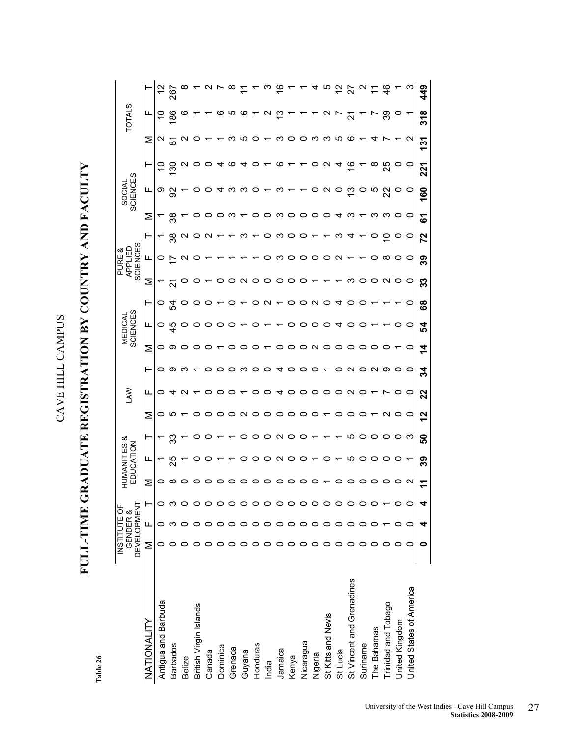Table 26

# CAVE HILL CAMPUS

## FULL-TIME GRADUATE REGISTRATION BY COUNTRY AND FACULTY

| NATIONALITY | INSTITUTE OF GENDER & DEVELOPMENT | | | HUMANITIES & EDUCATION | | | LAW | | | MEDICAL SCIENCES | | | PURE & APPLIED SCIENCES | | | SOCIAL SCIENCES | | | TOTALS | | |
|---|---|---|---|---|---|---|---|---|---|---|---|---|---|---|---|---|---|---|---|---|---|
| | M | F | T | M | F | T | M | F | T | M | F | T | M | F | T | M | F | T | M | F | T |
| Antigua and Barbuda | 0 | 0 | 0 | 0 | 1 | 1 | 0 | 0 | 0 | 0 | 0 | 0 | 1 | 0 | 1 | 1 | 9 | 10 | 2 | 10 | 12 |
| Barbados | 0 | 3 | 3 | 8 | 25 | 33 | 5 | 4 | 9 | 9 | 45 | 54 | 21 | 17 | 38 | 38 | 92 | 130 | 81 | 186 | 267 |
| Belize | 0 | 0 | 0 | 0 | 1 | 1 | 1 | 2 | 3 | 0 | 0 | 0 | 0 | 2 | 2 | 1 | 1 | 2 | 2 | 6 | 8 |
| British Virgin Islands | 0 | 0 | 0 | 0 | 0 | 0 | 0 | 1 | 1 | 0 | 0 | 0 | 0 | 0 | 0 | 0 | 0 | 0 | 0 | 1 | 1 |
| Canada | 0 | 0 | 0 | 0 | 0 | 0 | 0 | 0 | 0 | 0 | 0 | 0 | 1 | 1 | 2 | 0 | 0 | 0 | 1 | 1 | 2 |
| Dominica | 0 | 0 | 0 | 0 | 1 | 1 | 0 | 0 | 0 | 1 | 0 | 1 | 0 | 1 | 1 | 0 | 4 | 4 | 1 | 6 | 7 |
| Grenada | 0 | 0 | 0 | 0 | 1 | 1 | 0 | 0 | 0 | 0 | 0 | 0 | 0 | 1 | 1 | 3 | 3 | 6 | 3 | 5 | 8 |
| Guyana | 0 | 0 | 0 | 0 | 0 | 0 | 2 | 1 | 3 | 0 | 1 | 1 | 2 | 1 | 3 | 1 | 3 | 4 | 5 | 6 | 11 |
| Honduras | 0 | 0 | 0 | 0 | 0 | 0 | 0 | 0 | 0 | 0 | 0 | 0 | 0 | 1 | 1 | 0 | 0 | 0 | 0 | 1 | 1 |
| India | 0 | 0 | 0 | 0 | 0 | 0 | 0 | 0 | 0 | 1 | 1 | 2 | 0 | 0 | 0 | 0 | 1 | 1 | 1 | 2 | 3 |
| Jamaica | 0 | 0 | 0 | 0 | 2 | 2 | 0 | 4 | 4 | 0 | 1 | 1 | 0 | 3 | 3 | 3 | 3 | 6 | 3 | 13 | 16 |
| Kenya | 0 | 0 | 0 | 0 | 0 | 0 | 0 | 0 | 0 | 0 | 0 | 0 | 0 | 0 | 0 | 0 | 1 | 1 | 0 | 1 | 1 |
| Nicaragua | 0 | 0 | 0 | 0 | 0 | 0 | 0 | 0 | 0 | 0 | 0 | 0 | 0 | 0 | 0 | 0 | 1 | 1 | 0 | 1 | 1 |
| Nigeria | 0 | 0 | 0 | 0 | 1 | 1 | 0 | 0 | 0 | 2 | 0 | 2 | 1 | 0 | 1 | 0 | 0 | 0 | 3 | 1 | 4 |
| St Kitts and Nevis | 0 | 0 | 0 | 1 | 0 | 1 | 1 | 0 | 1 | 0 | 0 | 0 | 1 | 0 | 1 | 0 | 2 | 2 | 3 | 2 | 5 |
| St Lucia | 0 | 0 | 0 | 0 | 1 | 1 | 0 | 0 | 0 | 0 | 4 | 4 | 1 | 2 | 3 | 4 | 0 | 4 | 5 | 7 | 12 |
| St Vincent and Grenadines | 0 | 0 | 0 | 0 | 5 | 5 | 0 | 2 | 2 | 0 | 0 | 0 | 3 | 1 | 4 | 3 | 13 | 16 | 6 | 21 | 27 |
| Suriname | 0 | 0 | 0 | 0 | 0 | 0 | 0 | 0 | 0 | 0 | 0 | 0 | 0 | 1 | 1 | 1 | 0 | 1 | 1 | 1 | 2 |
| The Bahamas | 0 | 0 | 0 | 0 | 0 | 0 | 1 | 1 | 2 | 0 | 1 | 1 | 0 | 0 | 0 | 3 | 5 | 8 | 4 | 7 | 11 |
| Trinidad and Tobago | 0 | 1 | 1 | 0 | 0 | 0 | 2 | 7 | 9 | 0 | 1 | 1 | 2 | 8 | 10 | 3 | 22 | 25 | 7 | 39 | 46 |
| United Kingdom | 0 | 0 | 0 | 0 | 0 | 0 | 0 | 0 | 0 | 1 | 0 | 1 | 0 | 0 | 0 | 0 | 0 | 0 | 1 | 0 | 1 |
| United States of America | 0 | 0 | 0 | 2 | 1 | 3 | 0 | 0 | 0 | 0 | 0 | 0 | 0 | 0 | 0 | 0 | 0 | 0 | 2 | 1 | 3 |
| | **0** | **4** | **4** | **11** | **39** | **50** | **12** | **22** | **34** | **14** | **54** | **68** | **33** | **39** | **72** | **61** | **160** | **221** | **131** | **318** | **449** |

University of the West Indies - Cave Hill Campus
**Statistics 2008-2009**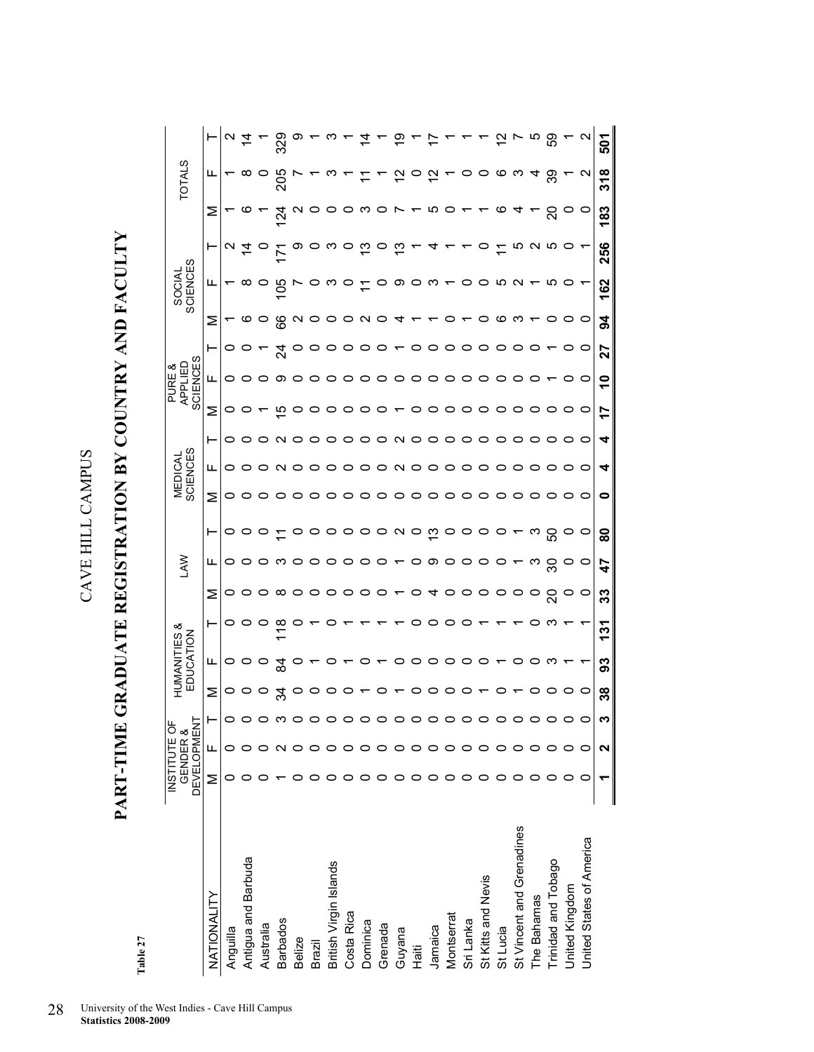Table 27

# CAVE HILL CAMPUS

## PART-TIME GRADUATE REGISTRATION BY COUNTRY AND FACULTY

| NATIONALITY | INSTITUTE OF GENDER & DEVELOPMENT | | | HUMANITIES & EDUCATION | | | LAW | | | MEDICAL SCIENCES | | | PURE & APPLIED SCIENCES | | | SOCIAL SCIENCES | | | TOTALS | | |
|---|---|---|---|---|---|---|---|---|---|---|---|---|---|---|---|---|---|---|---|---|---|
| | M | F | T | M | F | T | M | F | T | M | F | T | M | F | T | M | F | T | M | F | T |
| Anguilla | 0 | 0 | 0 | 0 | 0 | 0 | 0 | 0 | 0 | 0 | 0 | 0 | 0 | 0 | 0 | 1 | 1 | 2 | 1 | 1 | 2 |
| Antigua and Barbuda | 0 | 0 | 0 | 0 | 0 | 0 | 0 | 0 | 0 | 0 | 0 | 0 | 0 | 0 | 0 | 6 | 8 | 14 | 6 | 8 | 14 |
| Australia | 0 | 0 | 0 | 0 | 0 | 0 | 0 | 0 | 0 | 0 | 0 | 0 | 1 | 0 | 1 | 0 | 0 | 0 | 1 | 0 | 1 |
| Barbados | 1 | 2 | 3 | 34 | 84 | 118 | 8 | 3 | 11 | 0 | 2 | 2 | 15 | 9 | 24 | 66 | 105 | 171 | 124 | 205 | 329 |
| Belize | 0 | 0 | 0 | 0 | 0 | 0 | 0 | 0 | 0 | 0 | 0 | 0 | 0 | 0 | 0 | 2 | 7 | 9 | 2 | 7 | 9 |
| Brazil | 0 | 0 | 0 | 0 | 1 | 1 | 0 | 0 | 0 | 0 | 0 | 0 | 0 | 0 | 0 | 0 | 0 | 0 | 0 | 1 | 1 |
| British Virgin Islands | 0 | 0 | 0 | 0 | 0 | 0 | 0 | 0 | 0 | 0 | 0 | 0 | 0 | 0 | 0 | 0 | 3 | 3 | 0 | 3 | 3 |
| Costa Rica | 0 | 0 | 0 | 0 | 1 | 1 | 0 | 0 | 0 | 0 | 0 | 0 | 0 | 0 | 0 | 0 | 0 | 0 | 0 | 1 | 1 |
| Dominica | 0 | 0 | 0 | 1 | 0 | 1 | 0 | 0 | 0 | 0 | 0 | 0 | 0 | 0 | 0 | 2 | 11 | 13 | 3 | 11 | 14 |
| Grenada | 0 | 0 | 0 | 0 | 1 | 1 | 0 | 0 | 0 | 0 | 0 | 0 | 0 | 0 | 0 | 0 | 0 | 0 | 0 | 1 | 1 |
| Guyana | 0 | 0 | 0 | 1 | 0 | 1 | 1 | 1 | 2 | 0 | 2 | 2 | 1 | 0 | 1 | 4 | 9 | 13 | 7 | 12 | 19 |
| Haiti | 0 | 0 | 0 | 0 | 0 | 0 | 0 | 0 | 0 | 0 | 0 | 0 | 0 | 0 | 0 | 1 | 0 | 1 | 1 | 0 | 1 |
| Jamaica | 0 | 0 | 0 | 0 | 0 | 0 | 4 | 9 | 13 | 0 | 0 | 0 | 0 | 0 | 0 | 1 | 3 | 4 | 5 | 12 | 17 |
| Montserrat | 0 | 0 | 0 | 0 | 0 | 0 | 0 | 0 | 0 | 0 | 0 | 0 | 0 | 0 | 0 | 0 | 1 | 1 | 0 | 1 | 1 |
| Sri Lanka | 0 | 0 | 0 | 0 | 0 | 0 | 0 | 0 | 0 | 0 | 0 | 0 | 0 | 0 | 0 | 1 | 0 | 1 | 1 | 0 | 1 |
| St Kitts and Nevis | 0 | 0 | 0 | 1 | 0 | 1 | 0 | 0 | 0 | 0 | 0 | 0 | 0 | 0 | 0 | 0 | 0 | 0 | 1 | 0 | 1 |
| St Lucia | 0 | 0 | 0 | 0 | 1 | 1 | 0 | 0 | 0 | 0 | 0 | 0 | 0 | 0 | 0 | 6 | 5 | 11 | 6 | 6 | 12 |
| St Vincent and Grenadines | 0 | 0 | 0 | 1 | 0 | 1 | 0 | 1 | 1 | 0 | 0 | 0 | 0 | 0 | 0 | 3 | 2 | 5 | 4 | 3 | 7 |
| The Bahamas | 0 | 0 | 0 | 0 | 0 | 0 | 0 | 3 | 3 | 0 | 0 | 0 | 0 | 0 | 0 | 1 | 1 | 2 | 1 | 4 | 5 |
| Trinidad and Tobago | 0 | 0 | 0 | 0 | 3 | 3 | 20 | 30 | 50 | 0 | 0 | 0 | 0 | 1 | 1 | 0 | 5 | 5 | 20 | 39 | 59 |
| United Kingdom | 0 | 0 | 0 | 0 | 1 | 1 | 0 | 0 | 0 | 0 | 0 | 0 | 0 | 0 | 0 | 0 | 0 | 0 | 0 | 1 | 1 |
| United States of America | 0 | 0 | 0 | 0 | 1 | 1 | 0 | 0 | 0 | 0 | 0 | 0 | 0 | 0 | 0 | 0 | 1 | 1 | 0 | 2 | 2 |
| | **1** | **2** | **3** | **38** | **93** | **131** | **33** | **47** | **80** | **0** | **4** | **4** | **17** | **10** | **27** | **94** | **162** | **256** | **183** | **318** | **501** |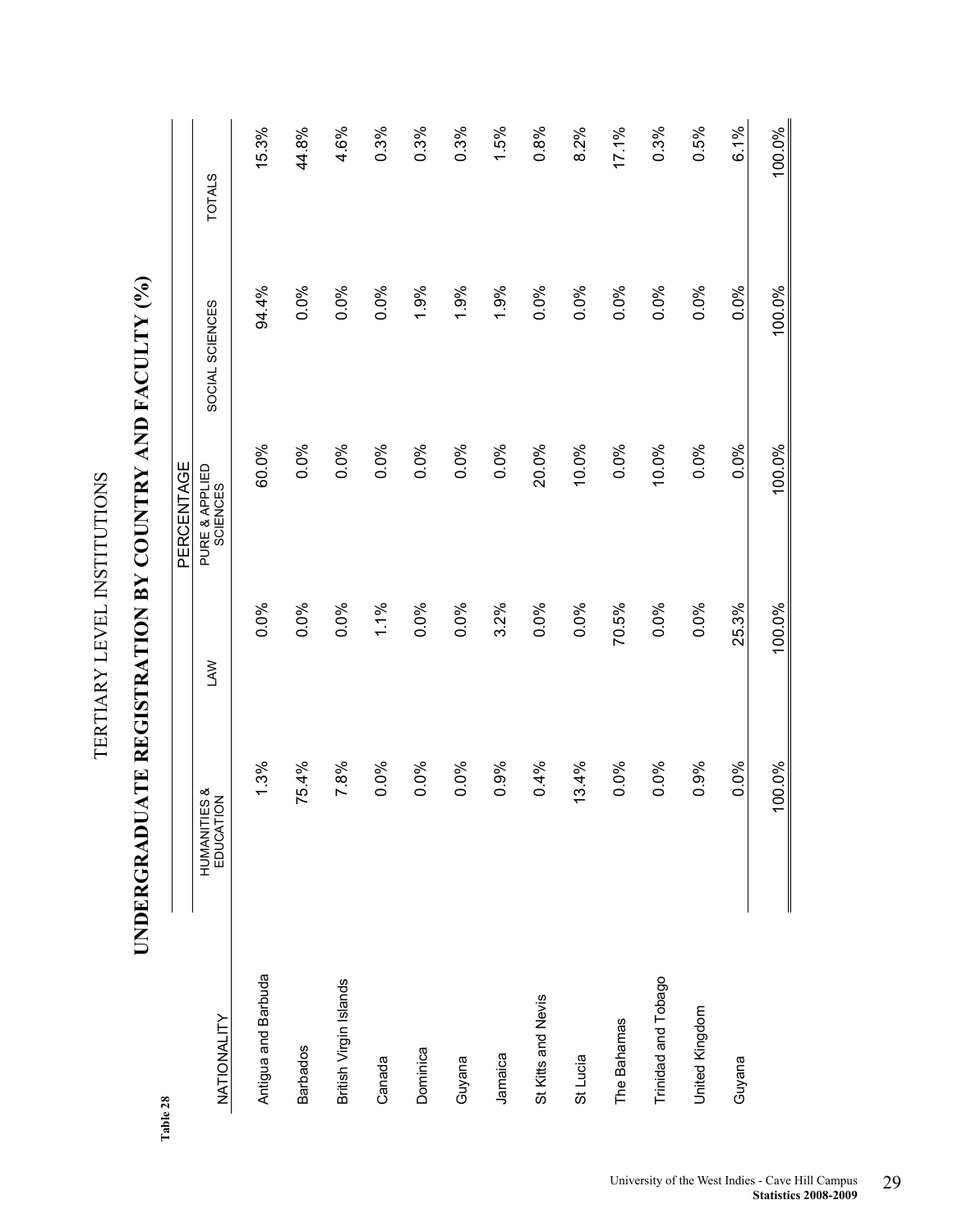Table 28

# TERTIARY LEVEL INSTITUTIONS

## UNDERGRADUATE REGISTRATION BY COUNTRY AND FACULTY (%)

| NATIONALITY | PERCENTAGE | | | | |
|---|---|---|---|---|---|
| | HUMANITIES & EDUCATION | LAW | PURE & APPLIED SCIENCES | SOCIAL SCIENCES | TOTALS |
| Antigua and Barbuda | 1.3% | 0.0% | 60.0% | 94.4% | 15.3% |
| Barbados | 75.4% | 0.0% | 0.0% | 0.0% | 44.8% |
| British Virgin Islands | 7.8% | 0.0% | 0.0% | 0.0% | 4.6% |
| Canada | 0.0% | 1.1% | 0.0% | 0.0% | 0.3% |
| Dominica | 0.0% | 0.0% | 0.0% | 1.9% | 0.3% |
| Guyana | 0.0% | 0.0% | 0.0% | 1.9% | 0.3% |
| Jamaica | 0.9% | 3.2% | 0.0% | 1.9% | 1.5% |
| St Kitts and Nevis | 0.4% | 0.0% | 20.0% | 0.0% | 0.8% |
| St Lucia | 13.4% | 0.0% | 10.0% | 0.0% | 8.2% |
| The Bahamas | 0.0% | 70.5% | 0.0% | 0.0% | 17.1% |
| Trinidad and Tobago | 0.0% | 0.0% | 10.0% | 0.0% | 0.3% |
| United Kingdom | 0.9% | 0.0% | 0.0% | 0.0% | 0.5% |
| Guyana | 0.0% | 25.3% | 0.0% | 0.0% | 6.1% |
| | 100.0% | 100.0% | 100.0% | 100.0% | 100.0% |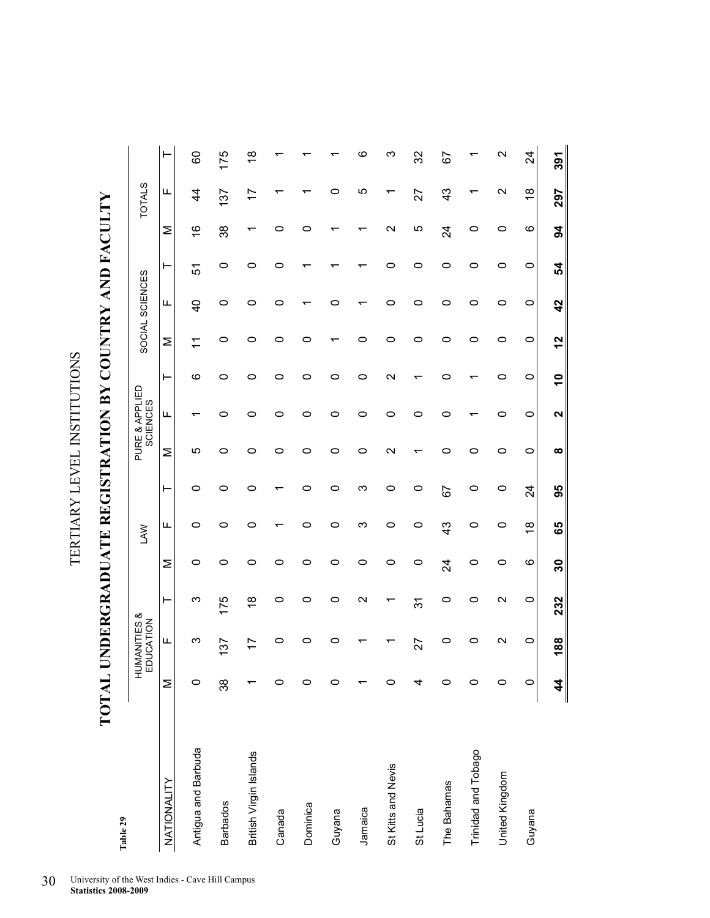Table 29

TERTIARY LEVEL INSTITUTIONS

# TOTAL UNDERGRADUATE REGISTRATION BY COUNTRY AND FACULTY

| NATIONALITY | HUMANITIES & EDUCATION | | | LAW | | | PURE & APPLIED SCIENCES | | | SOCIAL SCIENCES | | | TOTALS | | |
|---|---|---|---|---|---|---|---|---|---|---|---|---|---|---|---|
| | M | F | T | M | F | T | M | F | T | M | F | T | M | F | T |
| Antigua and Barbuda | 0 | 3 | 3 | 0 | 0 | 0 | 5 | 1 | 6 | 11 | 40 | 51 | 16 | 44 | 60 |
| Barbados | 38 | 137 | 175 | 0 | 0 | 0 | 0 | 0 | 0 | 0 | 0 | 0 | 38 | 137 | 175 |
| British Virgin Islands | 1 | 17 | 18 | 0 | 0 | 0 | 0 | 0 | 0 | 0 | 0 | 0 | 1 | 17 | 18 |
| Canada | 0 | 0 | 0 | 0 | 1 | 1 | 0 | 0 | 0 | 0 | 0 | 0 | 0 | 1 | 1 |
| Dominica | 0 | 0 | 0 | 0 | 0 | 0 | 0 | 0 | 0 | 0 | 1 | 1 | 0 | 1 | 1 |
| Guyana | 0 | 0 | 0 | 0 | 0 | 0 | 0 | 0 | 0 | 1 | 0 | 1 | 1 | 0 | 1 |
| Jamaica | 1 | 1 | 2 | 0 | 3 | 3 | 0 | 0 | 0 | 0 | 1 | 1 | 1 | 5 | 6 |
| St Kitts and Nevis | 0 | 1 | 1 | 0 | 0 | 0 | 2 | 0 | 2 | 0 | 0 | 0 | 2 | 1 | 3 |
| St Lucia | 4 | 27 | 31 | 0 | 0 | 0 | 1 | 0 | 1 | 0 | 0 | 0 | 5 | 27 | 32 |
| The Bahamas | 0 | 0 | 0 | 24 | 43 | 67 | 0 | 0 | 0 | 0 | 0 | 0 | 24 | 43 | 67 |
| Trinidad and Tobago | 0 | 0 | 0 | 0 | 0 | 0 | 0 | 1 | 1 | 0 | 0 | 0 | 0 | 1 | 1 |
| United Kingdom | 0 | 2 | 2 | 0 | 0 | 0 | 0 | 0 | 0 | 0 | 0 | 0 | 0 | 2 | 2 |
| Guyana | 0 | 0 | 0 | 6 | 18 | 24 | 0 | 0 | 0 | 0 | 0 | 0 | 6 | 18 | 24 |
| | **44** | **188** | **232** | **30** | **65** | **95** | **8** | **2** | **10** | **12** | **42** | **54** | **94** | **297** | **391** |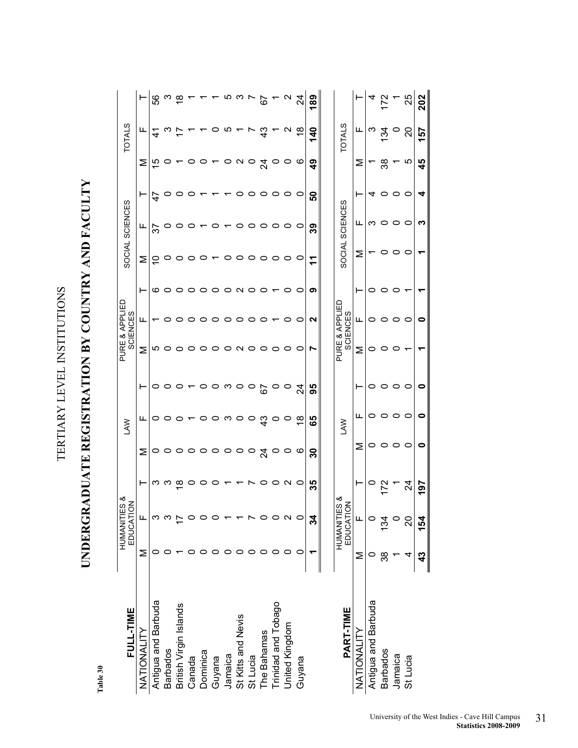Table 30

# TERTIARY LEVEL INSTITUTIONS

## UNDERGRADUATE REGISTRATION BY COUNTRY AND FACULTY

| FULL-TIME | HUMANITIES & EDUCATION | | | LAW | | | PURE & APPLIED SCIENCES | | | SOCIAL SCIENCES | | | TOTALS | | |
|---|---|---|---|---|---|---|---|---|---|---|---|---|---|---|---|
| NATIONALITY | M | F | T | M | F | T | M | F | T | M | F | T | M | F | T |
| Antigua and Barbuda | 0 | 3 | 3 | 0 | 0 | 0 | 5 | 1 | 6 | 10 | 37 | 47 | 15 | 41 | 56 |
| Barbados | 0 | 3 | 3 | 0 | 0 | 0 | 0 | 0 | 0 | 0 | 0 | 0 | 0 | 3 | 3 |
| British Virgin Islands | 1 | 17 | 18 | 0 | 0 | 0 | 0 | 0 | 0 | 0 | 0 | 0 | 1 | 17 | 18 |
| Canada | 0 | 0 | 0 | 0 | 1 | 1 | 0 | 0 | 0 | 0 | 0 | 0 | 0 | 1 | 1 |
| Dominica | 0 | 0 | 0 | 0 | 0 | 0 | 0 | 0 | 0 | 0 | 1 | 1 | 0 | 1 | 1 |
| Guyana | 0 | 0 | 0 | 0 | 0 | 0 | 0 | 0 | 0 | 1 | 0 | 1 | 1 | 0 | 1 |
| Jamaica | 0 | 1 | 1 | 0 | 3 | 3 | 0 | 0 | 0 | 0 | 1 | 1 | 0 | 5 | 5 |
| St Kitts and Nevis | 0 | 1 | 1 | 0 | 0 | 0 | 2 | 0 | 2 | 0 | 0 | 0 | 2 | 1 | 3 |
| St Lucia | 0 | 7 | 7 | 0 | 0 | 0 | 0 | 0 | 0 | 0 | 0 | 0 | 0 | 7 | 7 |
| The Bahamas | 0 | 0 | 0 | 24 | 43 | 67 | 0 | 0 | 0 | 0 | 0 | 0 | 24 | 43 | 67 |
| Trinidad and Tobago | 0 | 0 | 0 | 0 | 0 | 0 | 0 | 1 | 1 | 0 | 0 | 0 | 0 | 1 | 1 |
| United Kingdom | 0 | 2 | 2 | 0 | 0 | 0 | 0 | 0 | 0 | 0 | 0 | 0 | 0 | 2 | 2 |
| Guyana | 0 | 0 | 0 | 6 | 18 | 24 | 0 | 0 | 0 | 0 | 0 | 0 | 6 | 18 | 24 |
| | **1** | **34** | **35** | **30** | **65** | **95** | **7** | **2** | **9** | **11** | **39** | **50** | **49** | **140** | **189** |

| PART-TIME | HUMANITIES & EDUCATION | | | LAW | | | PURE & APPLIED SCIENCES | | | SOCIAL SCIENCES | | | TOTALS | | |
|---|---|---|---|---|---|---|---|---|---|---|---|---|---|---|---|
| NATIONALITY | M | F | T | M | F | T | M | F | T | M | F | T | M | F | T |
| Antigua and Barbuda | 0 | 0 | 0 | 0 | 0 | 0 | 0 | 0 | 0 | 1 | 3 | 4 | 1 | 3 | 4 |
| Barbados | 38 | 134 | 172 | 0 | 0 | 0 | 0 | 0 | 0 | 0 | 0 | 0 | 38 | 134 | 172 |
| Jamaica | 1 | 0 | 1 | 0 | 0 | 0 | 0 | 0 | 0 | 0 | 0 | 0 | 1 | 0 | 1 |
| St Lucia | 4 | 20 | 24 | 0 | 0 | 0 | 1 | 0 | 1 | 0 | 0 | 0 | 5 | 20 | 25 |
| | **43** | **154** | **197** | **0** | **0** | **0** | **1** | **0** | **1** | **1** | **3** | **4** | **45** | **157** | **202** |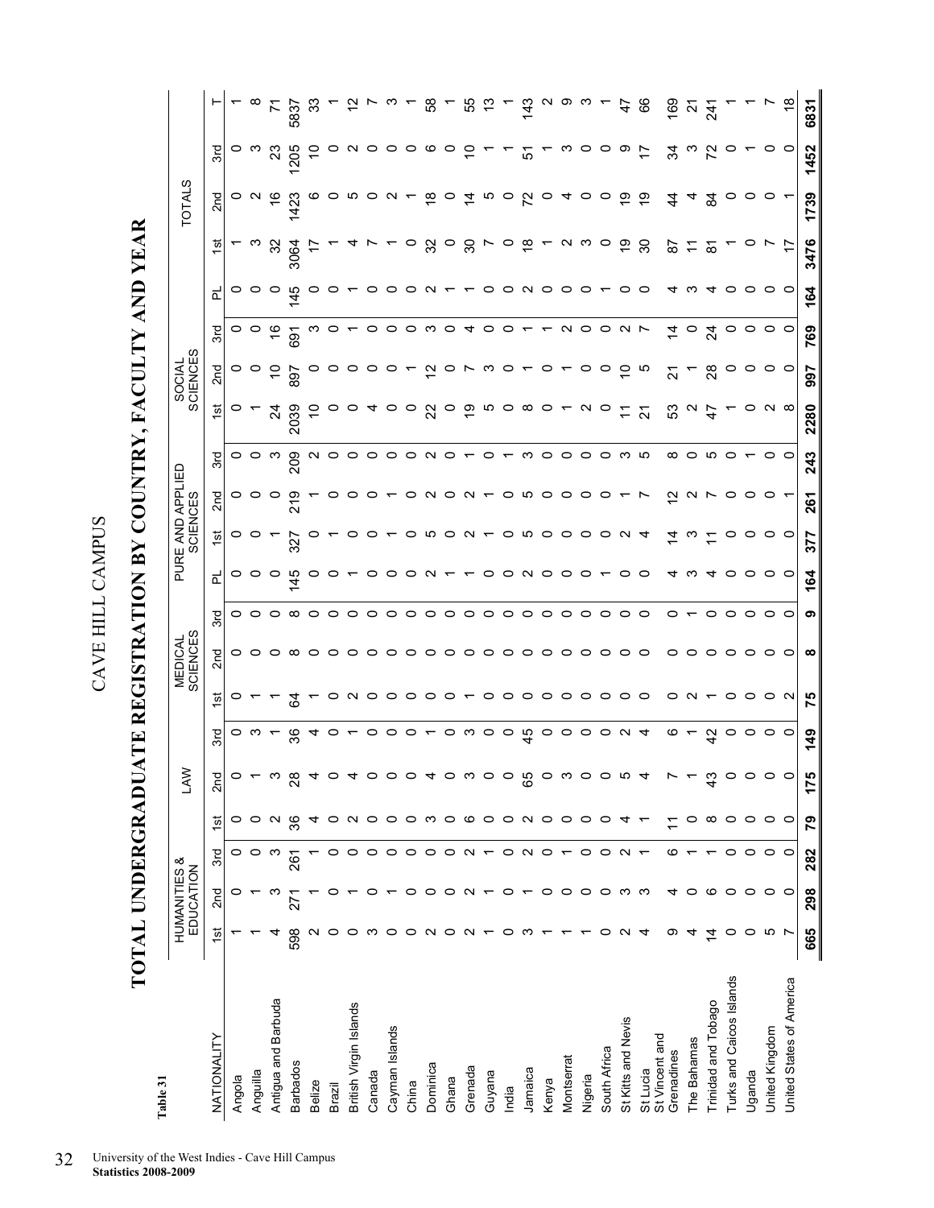# CAVE HILL CAMPUS

## TOTAL UNDERGRADUATE REGISTRATION BY COUNTRY, FACULTY AND YEAR

**Table 31**

| NATIONALITY | HUMANITIES & EDUCATION | | | LAW | | | MEDICAL SCIENCES | | | PURE AND APPLIED SCIENCES | | | | SOCIAL SCIENCES | | | TOTALS | | | | |
|---|---|---|---|---|---|---|---|---|---|---|---|---|---|---|---|---|---|---|---|---|---|
| | 1st | 2nd | 3rd | 1st | 2nd | 3rd | 1st | 2nd | 3rd | PL | 1st | 2nd | 3rd | 1st | 2nd | 3rd | PL | 1st | 2nd | 3rd | T |
| Angola | 1 | 0 | 0 | 0 | 0 | 0 | 0 | 0 | 0 | 0 | 0 | 0 | 0 | 0 | 0 | 0 | 0 | 1 | 0 | 0 | 1 |
| Anguilla | 1 | 1 | 0 | 0 | 1 | 3 | 1 | 0 | 0 | 0 | 0 | 0 | 0 | 1 | 0 | 0 | 0 | 3 | 2 | 3 | 8 |
| Antigua and Barbuda | 4 | 3 | 3 | 2 | 3 | 1 | 1 | 0 | 0 | 0 | 1 | 0 | 3 | 24 | 10 | 16 | 0 | 32 | 16 | 23 | 71 |
| Barbados | 598 | 271 | 261 | 36 | 28 | 36 | 64 | 8 | 8 | 145 | 327 | 219 | 209 | 2039 | 897 | 691 | 145 | 3064 | 1423 | 1205 | 5837 |
| Belize | 2 | 1 | 1 | 4 | 4 | 4 | 1 | 0 | 0 | 0 | 0 | 1 | 2 | 10 | 0 | 3 | 0 | 17 | 6 | 10 | 33 |
| Brazil | 0 | 0 | 0 | 0 | 0 | 0 | 0 | 0 | 0 | 0 | 1 | 0 | 0 | 0 | 0 | 0 | 0 | 1 | 0 | 0 | 1 |
| British Virgin Islands | 0 | 1 | 0 | 2 | 4 | 1 | 2 | 0 | 0 | 1 | 0 | 0 | 0 | 0 | 0 | 1 | 1 | 4 | 5 | 2 | 12 |
| Canada | 3 | 0 | 0 | 0 | 0 | 0 | 0 | 0 | 0 | 0 | 0 | 0 | 0 | 4 | 0 | 0 | 0 | 7 | 0 | 0 | 7 |
| Cayman Islands | 0 | 1 | 0 | 0 | 0 | 0 | 0 | 0 | 0 | 0 | 1 | 1 | 0 | 0 | 0 | 0 | 0 | 1 | 2 | 0 | 3 |
| China | 0 | 0 | 0 | 0 | 0 | 0 | 0 | 0 | 0 | 0 | 0 | 0 | 0 | 0 | 1 | 0 | 0 | 0 | 1 | 0 | 1 |
| Dominica | 2 | 0 | 0 | 3 | 4 | 1 | 0 | 0 | 0 | 2 | 5 | 2 | 2 | 22 | 12 | 3 | 2 | 32 | 18 | 6 | 58 |
| Ghana | 0 | 0 | 0 | 0 | 0 | 0 | 0 | 0 | 0 | 1 | 0 | 0 | 0 | 0 | 0 | 0 | 1 | 0 | 0 | 0 | 1 |
| Grenada | 2 | 2 | 2 | 6 | 3 | 3 | 1 | 0 | 0 | 1 | 2 | 2 | 1 | 19 | 7 | 4 | 1 | 30 | 14 | 10 | 55 |
| Guyana | 1 | 1 | 1 | 0 | 0 | 0 | 0 | 0 | 0 | 0 | 1 | 1 | 0 | 5 | 3 | 0 | 0 | 7 | 5 | 1 | 13 |
| India | 0 | 0 | 0 | 0 | 0 | 0 | 0 | 0 | 0 | 0 | 0 | 0 | 1 | 0 | 0 | 0 | 0 | 0 | 0 | 1 | 1 |
| Jamaica | 3 | 1 | 2 | 2 | 65 | 45 | 0 | 0 | 0 | 2 | 5 | 5 | 3 | 8 | 1 | 1 | 2 | 18 | 72 | 51 | 143 |
| Kenya | 1 | 0 | 0 | 0 | 0 | 0 | 0 | 0 | 0 | 0 | 0 | 0 | 0 | 0 | 0 | 1 | 0 | 1 | 0 | 1 | 2 |
| Montserrat | 1 | 0 | 1 | 0 | 3 | 0 | 0 | 0 | 0 | 0 | 0 | 0 | 0 | 1 | 1 | 2 | 0 | 2 | 4 | 3 | 9 |
| Nigeria | 1 | 0 | 0 | 0 | 0 | 0 | 0 | 0 | 0 | 0 | 0 | 0 | 0 | 2 | 0 | 0 | 0 | 3 | 0 | 0 | 3 |
| South Africa | 0 | 0 | 0 | 0 | 0 | 0 | 0 | 0 | 0 | 1 | 0 | 0 | 0 | 0 | 0 | 0 | 1 | 0 | 0 | 0 | 1 |
| St Kitts and Nevis | 2 | 3 | 2 | 4 | 5 | 2 | 0 | 0 | 0 | 0 | 2 | 1 | 3 | 11 | 10 | 2 | 0 | 19 | 19 | 9 | 47 |
| St Lucia | 4 | 3 | 1 | 1 | 4 | 4 | 0 | 0 | 0 | 0 | 4 | 7 | 5 | 21 | 5 | 7 | 0 | 30 | 19 | 17 | 66 |
| St Vincent and Grenadines | 9 | 4 | 6 | 11 | 7 | 6 | 0 | 0 | 0 | 4 | 14 | 12 | 8 | 53 | 21 | 14 | 4 | 87 | 44 | 34 | 169 |
| The Bahamas | 4 | 0 | 1 | 0 | 1 | 1 | 2 | 0 | 1 | 3 | 3 | 2 | 0 | 2 | 1 | 0 | 3 | 11 | 4 | 3 | 21 |
| Trinidad and Tobago | 14 | 6 | 1 | 8 | 43 | 42 | 1 | 0 | 0 | 4 | 11 | 7 | 5 | 47 | 28 | 24 | 4 | 81 | 84 | 72 | 241 |
| Turks and Caicos Islands | 0 | 0 | 0 | 0 | 0 | 0 | 0 | 0 | 0 | 0 | 0 | 0 | 0 | 1 | 0 | 0 | 0 | 1 | 0 | 0 | 1 |
| Uganda | 0 | 0 | 0 | 0 | 0 | 0 | 0 | 0 | 0 | 0 | 0 | 0 | 1 | 0 | 0 | 0 | 0 | 0 | 0 | 1 | 1 |
| United Kingdom | 5 | 0 | 0 | 0 | 0 | 0 | 0 | 0 | 0 | 0 | 0 | 0 | 0 | 2 | 0 | 0 | 0 | 7 | 0 | 0 | 7 |
| United States of America | 7 | 0 | 0 | 0 | 0 | 0 | 2 | 0 | 0 | 0 | 0 | 1 | 0 | 8 | 0 | 0 | 0 | 17 | 1 | 0 | 18 |
| | **665** | **298** | **282** | **79** | **175** | **149** | **75** | **8** | **9** | **164** | **377** | **261** | **243** | **2280** | **997** | **769** | **164** | **3476** | **1739** | **1452** | **6831** |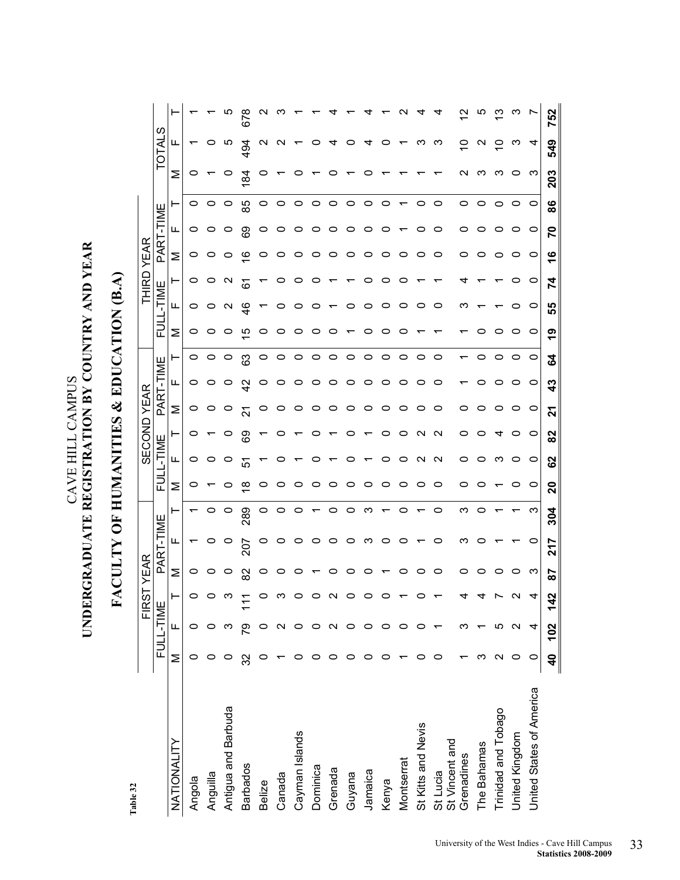Table 32

# CAVE HILL CAMPUS
# UNDERGRADUATE REGISTRATION BY COUNTRY AND YEAR

## FACULTY OF HUMANITIES & EDUCATION (B.A)

| NATIONALITY | FIRST YEAR | | | | | | SECOND YEAR | | | | | | THIRD YEAR | | | | | | TOTALS | | |
|---|---|---|---|---|---|---|---|---|---|---|---|---|---|---|---|---|---|---|---|---|---|
| | FULL-TIME | | | PART-TIME | | | FULL-TIME | | | PART-TIME | | | FULL-TIME | | | PART-TIME | | | | | |
| | M | F | T | M | F | T | M | F | T | M | F | T | M | F | T | M | F | T | M | F | T |
| Angola | 0 | 0 | 0 | 0 | 1 | 1 | 0 | 0 | 0 | 0 | 0 | 0 | 0 | 0 | 0 | 0 | 0 | 0 | 0 | 1 | 1 |
| Anguilla | 0 | 0 | 0 | 0 | 0 | 0 | 1 | 0 | 1 | 0 | 0 | 0 | 0 | 0 | 0 | 0 | 0 | 0 | 1 | 0 | 1 |
| Antigua and Barbuda | 0 | 3 | 3 | 0 | 0 | 0 | 0 | 0 | 0 | 0 | 0 | 0 | 0 | 2 | 2 | 0 | 0 | 0 | 0 | 5 | 5 |
| Barbados | 32 | 79 | 111 | 82 | 207 | 289 | 18 | 51 | 69 | 21 | 42 | 63 | 15 | 46 | 61 | 16 | 69 | 85 | 184 | 494 | 678 |
| Belize | 0 | 0 | 0 | 0 | 0 | 0 | 0 | 1 | 1 | 0 | 0 | 0 | 0 | 1 | 1 | 0 | 0 | 0 | 0 | 2 | 2 |
| Canada | 1 | 2 | 3 | 0 | 0 | 0 | 0 | 0 | 0 | 0 | 0 | 0 | 0 | 0 | 0 | 0 | 0 | 0 | 1 | 2 | 3 |
| Cayman Islands | 0 | 0 | 0 | 0 | 0 | 0 | 0 | 1 | 1 | 0 | 0 | 0 | 0 | 0 | 0 | 0 | 0 | 0 | 0 | 1 | 1 |
| Dominica | 0 | 0 | 0 | 1 | 0 | 1 | 0 | 0 | 0 | 0 | 0 | 0 | 0 | 0 | 0 | 0 | 0 | 0 | 1 | 0 | 1 |
| Grenada | 0 | 2 | 2 | 0 | 0 | 0 | 0 | 1 | 1 | 0 | 0 | 0 | 0 | 1 | 1 | 0 | 0 | 0 | 0 | 4 | 4 |
| Guyana | 0 | 0 | 0 | 0 | 0 | 0 | 0 | 0 | 0 | 0 | 0 | 0 | 1 | 0 | 1 | 0 | 0 | 0 | 1 | 0 | 1 |
| Jamaica | 0 | 0 | 0 | 0 | 3 | 3 | 0 | 1 | 1 | 0 | 0 | 0 | 0 | 0 | 0 | 0 | 0 | 0 | 0 | 4 | 4 |
| Kenya | 0 | 0 | 0 | 1 | 0 | 1 | 0 | 0 | 0 | 0 | 0 | 0 | 0 | 0 | 0 | 0 | 0 | 0 | 1 | 0 | 1 |
| Montserrat | 1 | 0 | 1 | 0 | 0 | 0 | 0 | 0 | 0 | 0 | 0 | 0 | 0 | 0 | 0 | 0 | 1 | 1 | 1 | 1 | 2 |
| St Kitts and Nevis | 0 | 0 | 0 | 0 | 1 | 1 | 0 | 2 | 2 | 0 | 0 | 0 | 1 | 0 | 1 | 0 | 0 | 0 | 1 | 3 | 4 |
| St Lucia | 0 | 1 | 1 | 0 | 0 | 0 | 0 | 2 | 2 | 0 | 0 | 0 | 1 | 0 | 1 | 0 | 0 | 0 | 1 | 3 | 4 |
| St Vincent and Grenadines | 1 | 3 | 4 | 0 | 3 | 3 | 0 | 0 | 0 | 0 | 1 | 1 | 1 | 3 | 4 | 0 | 0 | 0 | 2 | 10 | 12 |
| The Bahamas | 3 | 1 | 4 | 0 | 0 | 0 | 0 | 0 | 0 | 0 | 0 | 0 | 0 | 1 | 1 | 0 | 0 | 0 | 3 | 2 | 5 |
| Trinidad and Tobago | 2 | 5 | 7 | 0 | 1 | 1 | 1 | 3 | 4 | 0 | 0 | 0 | 0 | 1 | 1 | 0 | 0 | 0 | 3 | 10 | 13 |
| United Kingdom | 0 | 2 | 2 | 0 | 1 | 1 | 0 | 0 | 0 | 0 | 0 | 0 | 0 | 0 | 0 | 0 | 0 | 0 | 0 | 3 | 3 |
| United States of America | 0 | 4 | 4 | 3 | 0 | 3 | 0 | 0 | 0 | 0 | 0 | 0 | 0 | 0 | 0 | 0 | 0 | 0 | 3 | 4 | 7 |
| | **40** | **102** | **142** | **87** | **217** | **304** | **20** | **62** | **82** | **21** | **43** | **64** | **19** | **55** | **74** | **16** | **70** | **86** | **203** | **549** | **752** |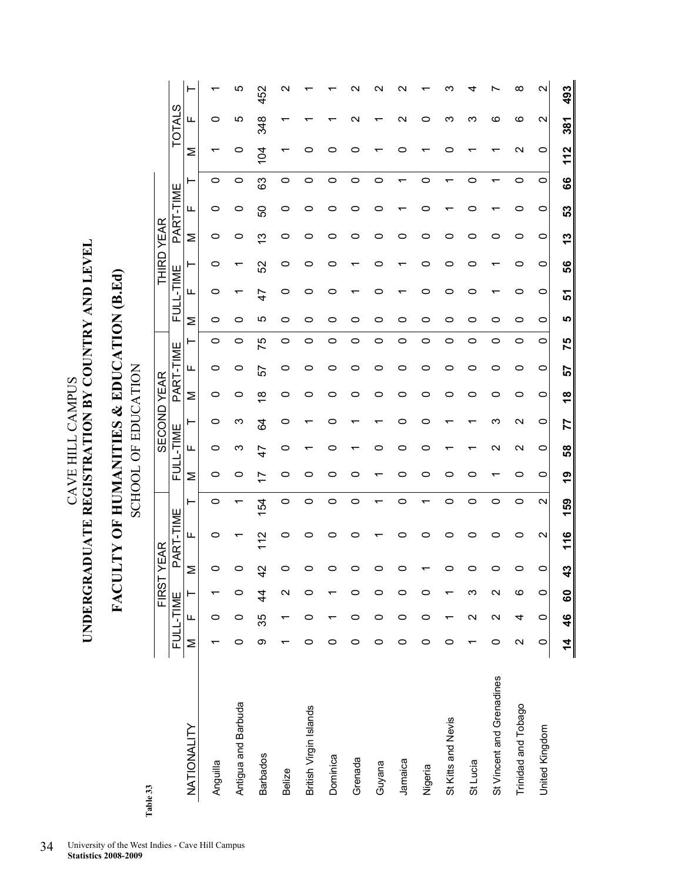**Table 33**

# CAVE HILL CAMPUS

## UNDERGRADUATE REGISTRATION BY COUNTRY AND LEVEL

## FACULTY OF HUMANITIES & EDUCATION (B.Ed)

### SCHOOL OF EDUCATION

| NATIONALITY | FIRST YEAR | | | | | | SECOND YEAR | | | | | | THIRD YEAR | | | | | | TOTALS | | |
|---|---|---|---|---|---|---|---|---|---|---|---|---|---|---|---|---|---|---|---|---|---|
| | FULL-TIME | | | PART-TIME | | | FULL-TIME | | | PART-TIME | | | FULL-TIME | | | PART-TIME | | | | | |
| | M | F | T | M | F | T | M | F | T | M | F | T | M | F | T | M | F | T | M | F | T |
| Anguilla | 1 | 0 | 1 | 0 | 0 | 0 | 0 | 0 | 0 | 0 | 0 | 0 | 0 | 0 | 0 | 0 | 0 | 0 | 1 | 0 | 1 |
| Antigua and Barbuda | 0 | 0 | 0 | 0 | 1 | 1 | 0 | 3 | 3 | 0 | 0 | 0 | 0 | 1 | 1 | 0 | 0 | 0 | 0 | 5 | 5 |
| Barbados | 9 | 35 | 44 | 42 | 112 | 154 | 17 | 47 | 64 | 18 | 57 | 75 | 5 | 47 | 52 | 13 | 50 | 63 | 104 | 348 | 452 |
| Belize | 1 | 1 | 2 | 0 | 0 | 0 | 0 | 0 | 0 | 0 | 0 | 0 | 0 | 0 | 0 | 0 | 0 | 0 | 1 | 1 | 2 |
| British Virgin Islands | 0 | 0 | 0 | 0 | 0 | 0 | 0 | 1 | 1 | 0 | 0 | 0 | 0 | 0 | 0 | 0 | 0 | 0 | 0 | 1 | 1 |
| Dominica | 0 | 1 | 1 | 0 | 0 | 0 | 0 | 0 | 0 | 0 | 0 | 0 | 0 | 0 | 0 | 0 | 0 | 0 | 0 | 1 | 1 |
| Grenada | 0 | 0 | 0 | 0 | 0 | 0 | 0 | 1 | 1 | 0 | 0 | 0 | 0 | 1 | 1 | 0 | 0 | 0 | 0 | 2 | 2 |
| Guyana | 0 | 0 | 0 | 0 | 1 | 1 | 1 | 0 | 1 | 0 | 0 | 0 | 0 | 0 | 0 | 0 | 0 | 0 | 1 | 1 | 2 |
| Jamaica | 0 | 0 | 0 | 0 | 0 | 0 | 0 | 0 | 0 | 0 | 0 | 0 | 0 | 1 | 1 | 0 | 1 | 1 | 0 | 2 | 2 |
| Nigeria | 0 | 0 | 0 | 1 | 0 | 1 | 0 | 0 | 0 | 0 | 0 | 0 | 0 | 0 | 0 | 0 | 0 | 0 | 1 | 0 | 1 |
| St Kitts and Nevis | 0 | 1 | 1 | 0 | 0 | 0 | 0 | 1 | 1 | 0 | 0 | 0 | 0 | 0 | 0 | 0 | 1 | 1 | 0 | 3 | 3 |
| St Lucia | 1 | 2 | 3 | 0 | 0 | 0 | 0 | 1 | 1 | 0 | 0 | 0 | 0 | 0 | 0 | 0 | 0 | 0 | 1 | 3 | 4 |
| St Vincent and Grenadines | 0 | 2 | 2 | 0 | 0 | 0 | 1 | 2 | 3 | 0 | 0 | 0 | 0 | 1 | 1 | 0 | 1 | 1 | 1 | 6 | 7 |
| Trinidad and Tobago | 2 | 4 | 6 | 0 | 0 | 0 | 0 | 2 | 2 | 0 | 0 | 0 | 0 | 0 | 0 | 0 | 0 | 0 | 2 | 6 | 8 |
| United Kingdom | 0 | 0 | 0 | 0 | 2 | 2 | 0 | 0 | 0 | 0 | 0 | 0 | 0 | 0 | 0 | 0 | 0 | 0 | 0 | 2 | 2 |
| | **14** | **46** | **60** | **43** | **116** | **159** | **19** | **58** | **77** | **18** | **57** | **75** | **5** | **51** | **56** | **13** | **53** | **66** | **112** | **381** | **493** |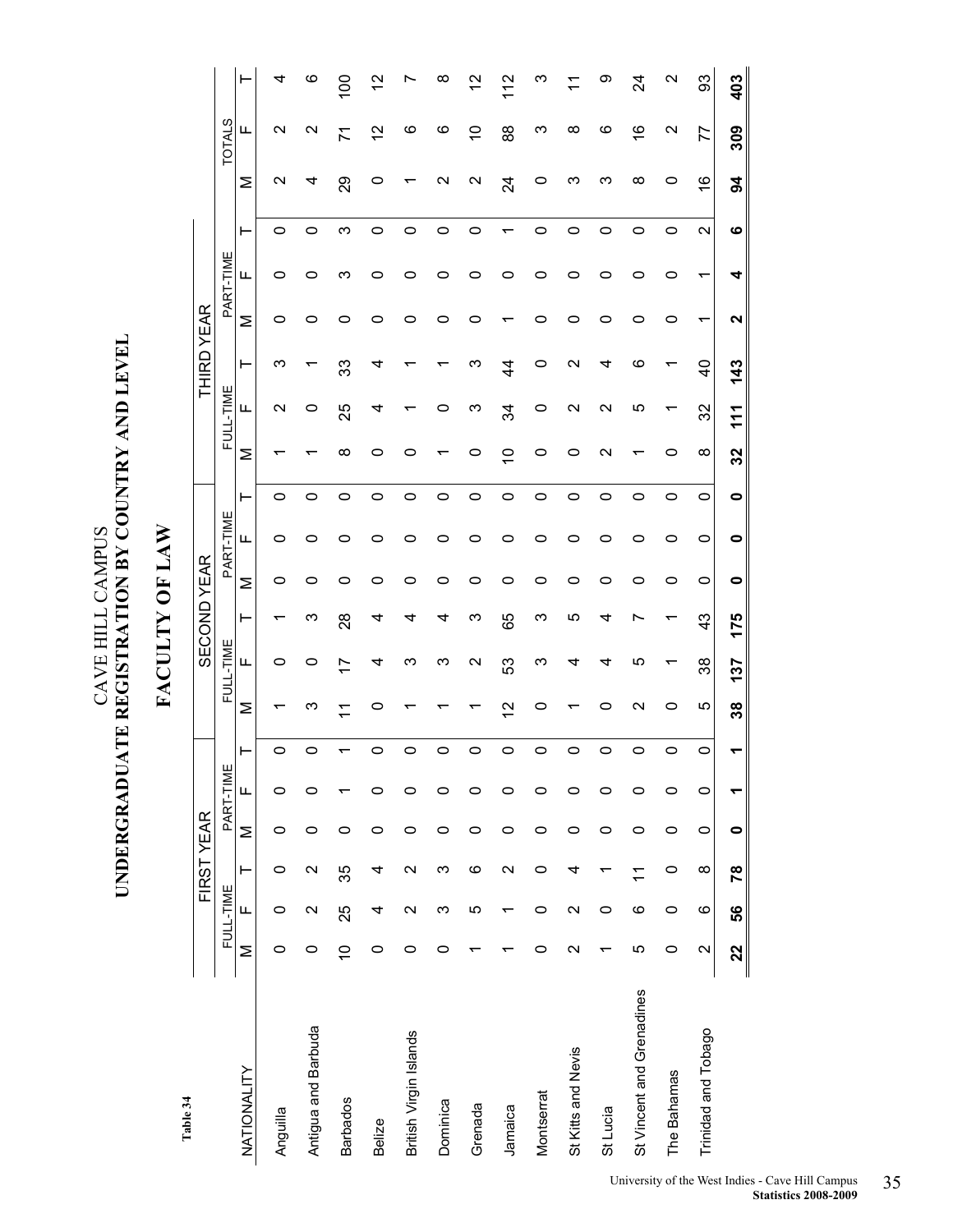Table 34

# CAVE HILL CAMPUS
## UNDERGRADUATE REGISTRATION BY COUNTRY AND LEVEL

## FACULTY OF LAW

| NATIONALITY | FIRST YEAR | | | | | | SECOND YEAR | | | | | | THIRD YEAR | | | | | | TOTALS | | |
|---|---|---|---|---|---|---|---|---|---|---|---|---|---|---|---|---|---|---|---|---|---|
| | FULL-TIME | | | PART-TIME | | | FULL-TIME | | | PART-TIME | | | FULL-TIME | | | PART-TIME | | | | | |
| | M | F | T | M | F | T | M | F | T | M | F | T | M | F | T | M | F | T | M | F | T |
| Anguilla | 0 | 0 | 0 | 0 | 0 | 0 | 1 | 0 | 1 | 0 | 0 | 0 | 1 | 2 | 3 | 0 | 0 | 0 | 2 | 2 | 4 |
| Antigua and Barbuda | 0 | 2 | 2 | 0 | 0 | 0 | 3 | 0 | 3 | 0 | 0 | 0 | 1 | 0 | 1 | 0 | 0 | 0 | 4 | 2 | 6 |
| Barbados | 10 | 25 | 35 | 0 | 1 | 1 | 11 | 17 | 28 | 0 | 0 | 0 | 8 | 25 | 33 | 0 | 3 | 3 | 29 | 71 | 100 |
| Belize | 0 | 4 | 4 | 0 | 0 | 0 | 0 | 4 | 4 | 0 | 0 | 0 | 0 | 4 | 4 | 0 | 0 | 0 | 0 | 12 | 12 |
| British Virgin Islands | 0 | 2 | 2 | 0 | 0 | 0 | 1 | 3 | 4 | 0 | 0 | 0 | 0 | 1 | 1 | 0 | 0 | 0 | 1 | 6 | 7 |
| Dominica | 0 | 3 | 3 | 0 | 0 | 0 | 1 | 3 | 4 | 0 | 0 | 0 | 1 | 0 | 1 | 0 | 0 | 0 | 2 | 6 | 8 |
| Grenada | 1 | 5 | 6 | 0 | 0 | 0 | 1 | 2 | 3 | 0 | 0 | 0 | 0 | 3 | 3 | 0 | 0 | 0 | 2 | 10 | 12 |
| Jamaica | 1 | 1 | 2 | 0 | 0 | 0 | 12 | 53 | 65 | 0 | 0 | 0 | 10 | 34 | 44 | 1 | 0 | 1 | 24 | 88 | 112 |
| Montserrat | 0 | 0 | 0 | 0 | 0 | 0 | 0 | 3 | 3 | 0 | 0 | 0 | 0 | 0 | 0 | 0 | 0 | 0 | 0 | 3 | 3 |
| St Kitts and Nevis | 2 | 2 | 4 | 0 | 0 | 0 | 1 | 4 | 5 | 0 | 0 | 0 | 0 | 2 | 2 | 0 | 0 | 0 | 3 | 8 | 11 |
| St Lucia | 1 | 0 | 1 | 0 | 0 | 0 | 0 | 4 | 4 | 0 | 0 | 0 | 2 | 2 | 4 | 0 | 0 | 0 | 3 | 6 | 9 |
| St Vincent and Grenadines | 5 | 6 | 11 | 0 | 0 | 0 | 2 | 5 | 7 | 0 | 0 | 0 | 1 | 5 | 6 | 0 | 0 | 0 | 8 | 16 | 24 |
| The Bahamas | 0 | 0 | 0 | 0 | 0 | 0 | 0 | 1 | 1 | 0 | 0 | 0 | 0 | 1 | 1 | 0 | 0 | 0 | 0 | 2 | 2 |
| Trinidad and Tobago | 2 | 6 | 8 | 0 | 0 | 0 | 5 | 38 | 43 | 0 | 0 | 0 | 8 | 32 | 40 | 1 | 1 | 2 | 16 | 77 | 93 |
| | **22** | **56** | **78** | **0** | **1** | **1** | **38** | **137** | **175** | **0** | **0** | **0** | **32** | **111** | **143** | **2** | **4** | **6** | **94** | **309** | **403** |

University of the West Indies - Cave Hill Campus
**Statistics 2008-2009**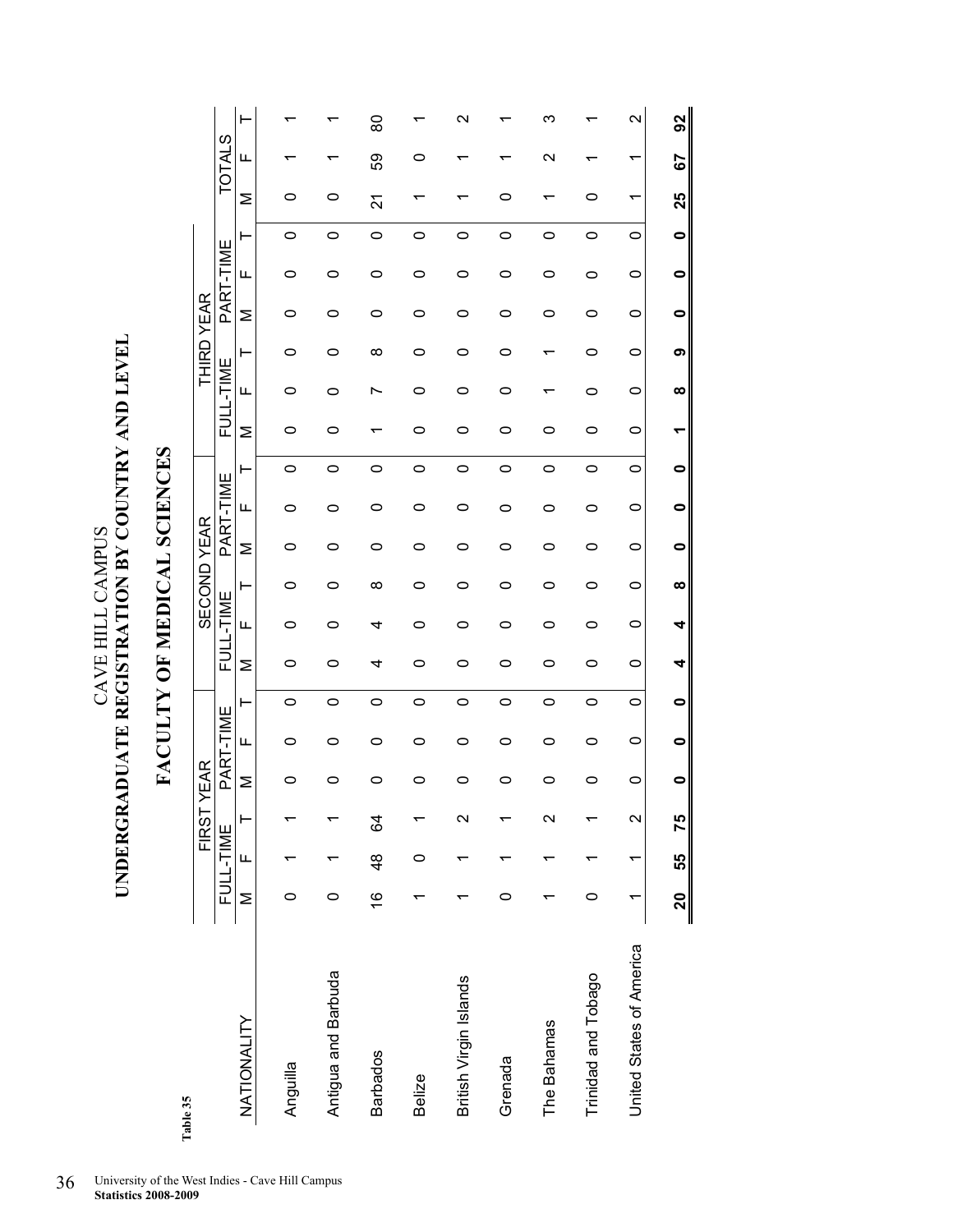Table 35

# CAVE HILL CAMPUS
# UNDERGRADUATE REGISTRATION BY COUNTRY AND LEVEL

## FACULTY OF MEDICAL SCIENCES

| NATIONALITY | FIRST YEAR | | | | | | SECOND YEAR | | | | | | THIRD YEAR | | | | | | TOTALS | | |
|---|---|---|---|---|---|---|---|---|---|---|---|---|---|---|---|---|---|---|---|---|---|
| | FULL-TIME | | | PART-TIME | | | FULL-TIME | | | PART-TIME | | | FULL-TIME | | | PART-TIME | | | | | |
| | M | F | T | M | F | T | M | F | T | M | F | T | M | F | T | M | F | T | M | F | T |
| Anguilla | 0 | 1 | 1 | 0 | 0 | 0 | 0 | 0 | 0 | 0 | 0 | 0 | 0 | 0 | 0 | 0 | 0 | 0 | 0 | 1 | 1 |
| Antigua and Barbuda | 0 | 1 | 1 | 0 | 0 | 0 | 0 | 0 | 0 | 0 | 0 | 0 | 0 | 0 | 0 | 0 | 0 | 0 | 0 | 1 | 1 |
| Barbados | 16 | 48 | 64 | 0 | 0 | 0 | 4 | 4 | 8 | 0 | 0 | 0 | 1 | 7 | 8 | 0 | 0 | 0 | 21 | 59 | 80 |
| Belize | 1 | 0 | 1 | 0 | 0 | 0 | 0 | 0 | 0 | 0 | 0 | 0 | 0 | 0 | 0 | 0 | 0 | 0 | 1 | 0 | 1 |
| British Virgin Islands | 1 | 1 | 2 | 0 | 0 | 0 | 0 | 0 | 0 | 0 | 0 | 0 | 0 | 0 | 0 | 0 | 0 | 0 | 1 | 1 | 2 |
| Grenada | 0 | 1 | 1 | 0 | 0 | 0 | 0 | 0 | 0 | 0 | 0 | 0 | 0 | 0 | 0 | 0 | 0 | 0 | 0 | 1 | 1 |
| The Bahamas | 1 | 1 | 2 | 0 | 0 | 0 | 0 | 0 | 0 | 0 | 0 | 0 | 0 | 1 | 1 | 0 | 0 | 0 | 1 | 2 | 3 |
| Trinidad and Tobago | 0 | 1 | 1 | 0 | 0 | 0 | 0 | 0 | 0 | 0 | 0 | 0 | 0 | 0 | 0 | 0 | 0 | 0 | 0 | 1 | 1 |
| United States of America | 1 | 1 | 2 | 0 | 0 | 0 | 0 | 0 | 0 | 0 | 0 | 0 | 0 | 0 | 0 | 0 | 0 | 0 | 1 | 1 | 2 |
| | **20** | **55** | **75** | **0** | **0** | **0** | **4** | **4** | **8** | **0** | **0** | **0** | **1** | **8** | **9** | **0** | **0** | **0** | **25** | **67** | **92** |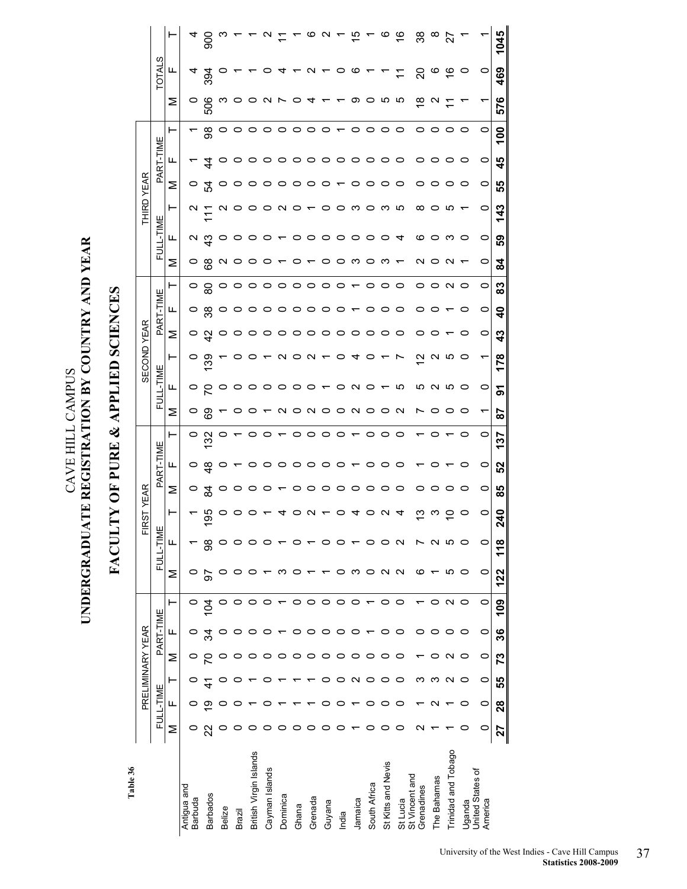# CAVE HILL CAMPUS
# UNDERGRADUATE REGISTRATION BY COUNTRY AND YEAR

## FACULTY OF PURE & APPLIED SCIENCES

**Table 36**

| | PRELIMINARY YEAR | | | | | | FIRST YEAR | | | | | | SECOND YEAR | | | | | | THIRD YEAR | | | | | | TOTALS | | |
|---|---|---|---|---|---|---|---|---|---|---|---|---|---|---|---|---|---|---|---|---|---|---|---|---|---|---|---|
| | FULL-TIME | | | PART-TIME | | | FULL-TIME | | | PART-TIME | | | FULL-TIME | | | PART-TIME | | | FULL-TIME | | | PART-TIME | | | | | |
| | M | F | T | M | F | T | M | F | T | M | F | T | M | F | T | M | F | T | M | F | T | M | F | T | M | F | T |
| Antigua and Barbuda | 0 | 0 | 0 | 0 | 0 | 0 | 0 | 1 | 1 | 0 | 0 | 0 | 0 | 0 | 0 | 0 | 0 | 0 | 0 | 2 | 2 | 0 | 1 | 1 | 0 | 4 | 4 |
| Barbados | 22 | 19 | 41 | 70 | 34 | 104 | 97 | 98 | 195 | 84 | 48 | 132 | 69 | 70 | 139 | 42 | 38 | 80 | 68 | 43 | 111 | 54 | 44 | 98 | 506 | 394 | 900 |
| Belize | 0 | 0 | 0 | 0 | 0 | 0 | 0 | 0 | 0 | 0 | 0 | 0 | 1 | 0 | 1 | 0 | 0 | 0 | 2 | 0 | 2 | 0 | 0 | 0 | 3 | 0 | 3 |
| Brazil | 0 | 0 | 0 | 0 | 0 | 0 | 0 | 0 | 0 | 0 | 1 | 1 | 0 | 0 | 0 | 0 | 0 | 0 | 0 | 0 | 0 | 0 | 0 | 0 | 0 | 1 | 1 |
| British Virgin Islands | 0 | 1 | 1 | 0 | 0 | 0 | 0 | 0 | 0 | 0 | 0 | 0 | 0 | 0 | 0 | 0 | 0 | 0 | 0 | 0 | 0 | 0 | 0 | 0 | 0 | 1 | 1 |
| Cayman Islands | 0 | 0 | 0 | 0 | 0 | 0 | 1 | 0 | 1 | 0 | 0 | 0 | 1 | 0 | 1 | 0 | 0 | 0 | 0 | 0 | 0 | 0 | 0 | 0 | 2 | 0 | 2 |
| Dominica | 0 | 1 | 1 | 0 | 1 | 1 | 3 | 1 | 4 | 1 | 0 | 1 | 2 | 0 | 2 | 0 | 0 | 0 | 1 | 1 | 2 | 0 | 0 | 0 | 7 | 4 | 11 |
| Ghana | 0 | 1 | 1 | 0 | 0 | 0 | 0 | 0 | 0 | 0 | 0 | 0 | 0 | 0 | 0 | 0 | 0 | 0 | 0 | 0 | 0 | 0 | 0 | 0 | 0 | 1 | 1 |
| Grenada | 0 | 1 | 1 | 0 | 0 | 0 | 1 | 1 | 2 | 0 | 0 | 0 | 2 | 0 | 2 | 0 | 0 | 0 | 1 | 0 | 1 | 0 | 0 | 0 | 4 | 2 | 6 |
| Guyana | 0 | 0 | 0 | 0 | 0 | 0 | 1 | 0 | 1 | 0 | 0 | 0 | 0 | 1 | 1 | 0 | 0 | 0 | 0 | 0 | 0 | 0 | 0 | 0 | 1 | 1 | 2 |
| India | 0 | 0 | 0 | 0 | 0 | 0 | 0 | 0 | 0 | 0 | 0 | 0 | 0 | 0 | 0 | 0 | 0 | 0 | 0 | 0 | 0 | 1 | 0 | 1 | 1 | 0 | 1 |
| Jamaica | 1 | 1 | 2 | 0 | 0 | 0 | 3 | 1 | 4 | 0 | 1 | 1 | 2 | 2 | 4 | 0 | 1 | 1 | 3 | 0 | 3 | 0 | 0 | 0 | 9 | 6 | 15 |
| South Africa | 0 | 0 | 0 | 0 | 1 | 1 | 0 | 0 | 0 | 0 | 0 | 0 | 0 | 0 | 0 | 0 | 0 | 0 | 0 | 0 | 0 | 0 | 0 | 0 | 0 | 1 | 1 |
| St Kitts and Nevis | 0 | 0 | 0 | 0 | 0 | 0 | 2 | 0 | 2 | 0 | 0 | 0 | 0 | 1 | 1 | 0 | 0 | 0 | 3 | 0 | 3 | 0 | 0 | 0 | 5 | 1 | 6 |
| St Lucia | 0 | 0 | 0 | 0 | 0 | 0 | 2 | 2 | 4 | 0 | 0 | 0 | 2 | 5 | 7 | 0 | 0 | 0 | 1 | 4 | 5 | 0 | 0 | 0 | 5 | 11 | 16 |
| St Vincent and Grenadines | 2 | 1 | 3 | 1 | 0 | 1 | 6 | 7 | 13 | 0 | 1 | 1 | 7 | 5 | 12 | 0 | 0 | 0 | 2 | 6 | 8 | 0 | 0 | 0 | 18 | 20 | 38 |
| The Bahamas | 1 | 2 | 3 | 0 | 0 | 0 | 1 | 2 | 3 | 0 | 0 | 0 | 0 | 2 | 2 | 0 | 0 | 0 | 0 | 0 | 0 | 0 | 0 | 0 | 2 | 6 | 8 |
| Trinidad and Tobago | 1 | 1 | 2 | 2 | 0 | 2 | 5 | 5 | 10 | 0 | 1 | 1 | 0 | 5 | 5 | 1 | 1 | 2 | 2 | 3 | 5 | 0 | 0 | 0 | 11 | 16 | 27 |
| Uganda | 0 | 0 | 0 | 0 | 0 | 0 | 0 | 0 | 0 | 0 | 0 | 0 | 0 | 0 | 0 | 0 | 0 | 0 | 1 | 0 | 1 | 0 | 0 | 0 | 1 | 0 | 1 |
| United States of America | 0 | 0 | 0 | 0 | 0 | 0 | 0 | 0 | 0 | 0 | 0 | 0 | 1 | 0 | 1 | 0 | 0 | 0 | 0 | 0 | 0 | 0 | 0 | 0 | 1 | 0 | 1 |
| | **27** | **28** | **55** | **73** | **36** | **109** | **122** | **118** | **240** | **85** | **52** | **137** | **87** | **91** | **178** | **43** | **40** | **83** | **84** | **59** | **143** | **55** | **45** | **100** | **576** | **469** | **1045** |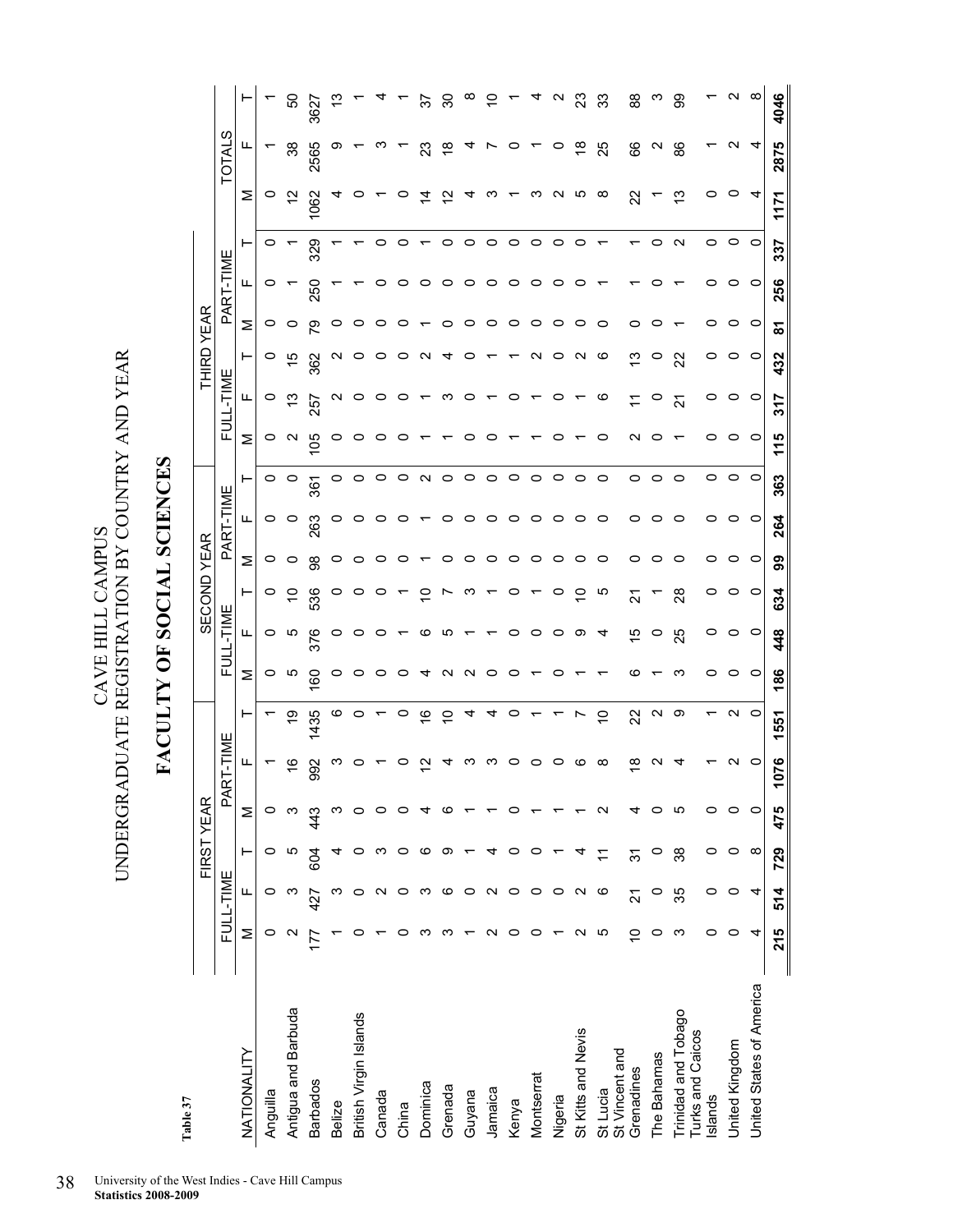Table 37

# CAVE HILL CAMPUS
# UNDERGRADUATE REGISTRATION BY COUNTRY AND YEAR

## FACULTY OF SOCIAL SCIENCES

| NATIONALITY | FIRST YEAR | | | | | | SECOND YEAR | | | | | | THIRD YEAR | | | | | | TOTALS | | |
|---|---|---|---|---|---|---|---|---|---|---|---|---|---|---|---|---|---|---|---|---|---|
| | FULL-TIME | | | PART-TIME | | | FULL-TIME | | | PART-TIME | | | FULL-TIME | | | PART-TIME | | | | | |
| | M | F | T | M | F | T | M | F | T | M | F | T | M | F | T | M | F | T | M | F | T |
| Anguilla | 0 | 0 | 0 | 0 | 1 | 1 | 0 | 0 | 0 | 0 | 0 | 0 | 0 | 0 | 0 | 0 | 0 | 0 | 0 | 1 | 1 |
| Antigua and Barbuda | 2 | 3 | 5 | 3 | 16 | 19 | 5 | 5 | 10 | 0 | 0 | 0 | 2 | 13 | 15 | 0 | 1 | 1 | 12 | 38 | 50 |
| Barbados | 177 | 427 | 604 | 443 | 992 | 1435 | 160 | 376 | 536 | 98 | 263 | 361 | 105 | 257 | 362 | 79 | 250 | 329 | 1062 | 2565 | 3627 |
| Belize | 1 | 3 | 4 | 3 | 3 | 6 | 0 | 0 | 0 | 0 | 0 | 0 | 0 | 2 | 2 | 0 | 1 | 1 | 4 | 9 | 13 |
| British Virgin Islands | 0 | 0 | 0 | 0 | 0 | 0 | 0 | 0 | 0 | 0 | 0 | 0 | 0 | 0 | 0 | 0 | 1 | 1 | 0 | 1 | 1 |
| Canada | 1 | 2 | 3 | 0 | 1 | 1 | 0 | 0 | 0 | 0 | 0 | 0 | 0 | 0 | 0 | 0 | 0 | 0 | 1 | 3 | 4 |
| China | 0 | 0 | 0 | 0 | 0 | 0 | 0 | 1 | 1 | 0 | 0 | 0 | 0 | 0 | 0 | 0 | 0 | 0 | 0 | 1 | 1 |
| Dominica | 3 | 3 | 6 | 4 | 12 | 16 | 4 | 6 | 10 | 1 | 1 | 2 | 1 | 1 | 2 | 1 | 0 | 1 | 14 | 23 | 37 |
| Grenada | 3 | 6 | 9 | 6 | 4 | 10 | 2 | 5 | 7 | 0 | 0 | 0 | 1 | 3 | 4 | 0 | 0 | 0 | 12 | 18 | 30 |
| Guyana | 1 | 0 | 1 | 1 | 3 | 4 | 2 | 1 | 3 | 0 | 0 | 0 | 0 | 0 | 0 | 0 | 0 | 0 | 4 | 4 | 8 |
| Jamaica | 2 | 2 | 4 | 1 | 3 | 4 | 0 | 1 | 1 | 0 | 0 | 0 | 0 | 1 | 1 | 0 | 0 | 0 | 3 | 7 | 10 |
| Kenya | 0 | 0 | 0 | 0 | 0 | 0 | 0 | 0 | 0 | 0 | 0 | 0 | 1 | 0 | 1 | 0 | 0 | 0 | 1 | 0 | 1 |
| Montserrat | 0 | 0 | 0 | 1 | 0 | 1 | 1 | 0 | 1 | 0 | 0 | 0 | 1 | 1 | 2 | 0 | 0 | 0 | 3 | 1 | 4 |
| Nigeria | 1 | 0 | 1 | 1 | 0 | 1 | 0 | 0 | 0 | 0 | 0 | 0 | 0 | 0 | 0 | 0 | 0 | 0 | 2 | 0 | 2 |
| St Kitts and Nevis | 2 | 2 | 4 | 1 | 6 | 7 | 1 | 9 | 10 | 0 | 0 | 0 | 1 | 1 | 2 | 0 | 0 | 0 | 5 | 18 | 23 |
| St Lucia | 5 | 6 | 11 | 2 | 8 | 10 | 1 | 4 | 5 | 0 | 0 | 0 | 0 | 6 | 6 | 0 | 1 | 1 | 8 | 25 | 33 |
| St Vincent and Grenadines | 10 | 21 | 31 | 4 | 18 | 22 | 6 | 15 | 21 | 0 | 0 | 0 | 2 | 11 | 13 | 0 | 1 | 1 | 22 | 66 | 88 |
| The Bahamas | 0 | 0 | 0 | 0 | 2 | 2 | 1 | 0 | 1 | 0 | 0 | 0 | 0 | 0 | 0 | 0 | 0 | 0 | 1 | 2 | 3 |
| Trinidad and Tobago | 3 | 35 | 38 | 5 | 4 | 9 | 3 | 25 | 28 | 0 | 0 | 0 | 1 | 21 | 22 | 1 | 1 | 2 | 13 | 86 | 99 |
| Turks and Caicos Islands | 0 | 0 | 0 | 0 | 1 | 1 | 0 | 0 | 0 | 0 | 0 | 0 | 0 | 0 | 0 | 0 | 0 | 0 | 0 | 1 | 1 |
| United Kingdom | 0 | 0 | 0 | 0 | 2 | 2 | 0 | 0 | 0 | 0 | 0 | 0 | 0 | 0 | 0 | 0 | 0 | 0 | 0 | 2 | 2 |
| United States of America | 4 | 4 | 8 | 0 | 0 | 0 | 0 | 0 | 0 | 0 | 0 | 0 | 0 | 0 | 0 | 0 | 0 | 0 | 4 | 4 | 8 |
| | **215** | **514** | **729** | **475** | **1076** | **1551** | **186** | **448** | **634** | **99** | **264** | **363** | **115** | **317** | **432** | **81** | **256** | **337** | **1171** | **2875** | **4046** |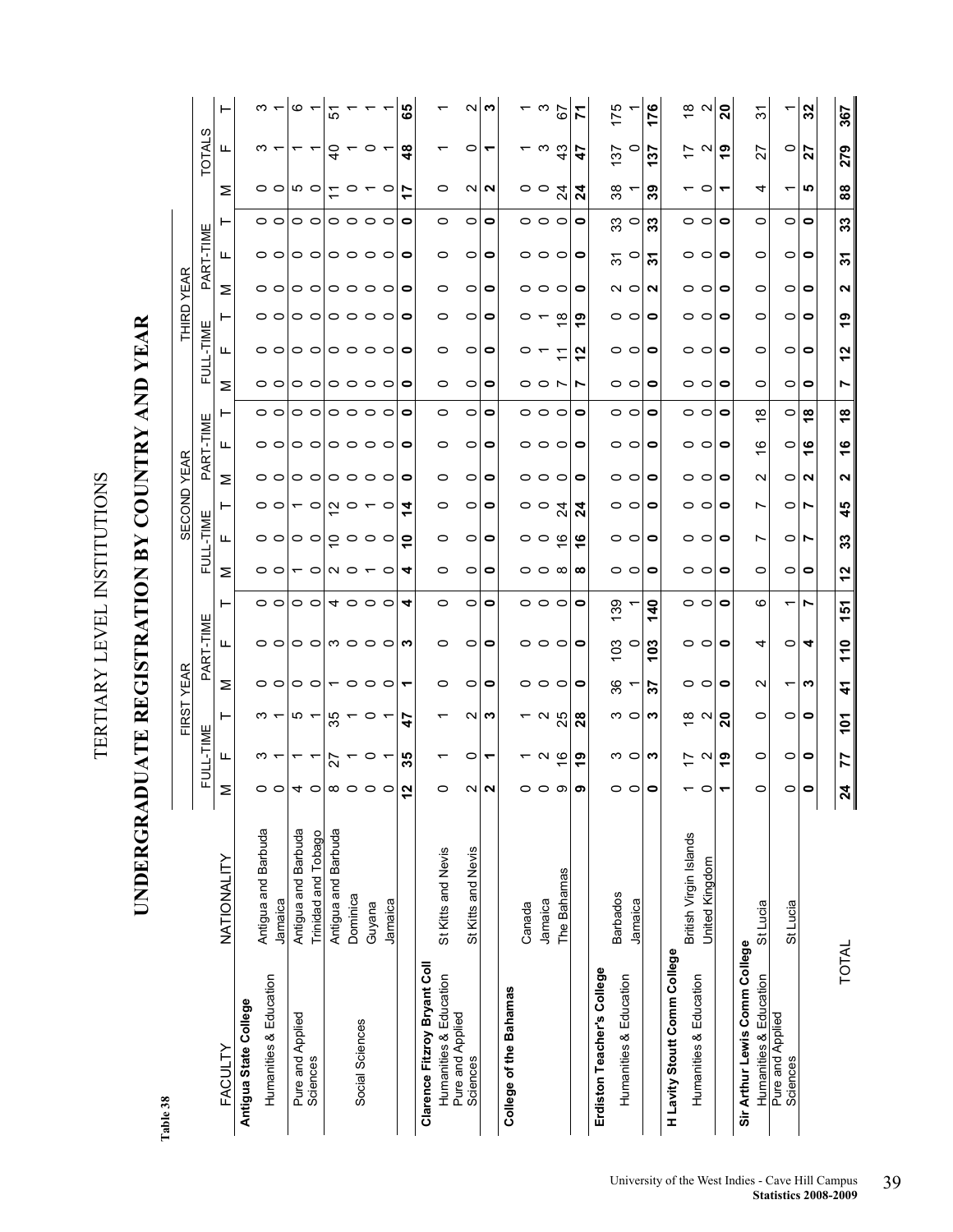Table 38

TERTIARY LEVEL INSTITUTIONS

# UNDERGRADUATE REGISTRATION BY COUNTRY AND YEAR

| FACULTY | NATIONALITY | FIRST YEAR FULL-TIME M | F | T | FIRST YEAR PART-TIME M | F | T | SECOND YEAR FULL-TIME M | F | T | SECOND YEAR PART-TIME M | F | T | THIRD YEAR FULL-TIME M | F | T | THIRD YEAR PART-TIME M | F | T | TOTALS M | F | T |
|---|---|---|---|---|---|---|---|---|---|---|---|---|---|---|---|---|---|---|---|---|---|---|
| **Antigua State College** | | | | | | | | | | | | | | | | | | | | | | |
| Humanities & Education | Antigua and Barbuda | 0 | 3 | 3 | 0 | 0 | 0 | 0 | 0 | 0 | 0 | 0 | 0 | 0 | 0 | 0 | 0 | 0 | 0 | 0 | 3 | 3 |
| | Jamaica | 0 | 1 | 1 | 0 | 0 | 0 | 0 | 0 | 0 | 0 | 0 | 0 | 0 | 0 | 0 | 0 | 0 | 0 | 0 | 1 | 1 |
| Pure and Applied Sciences | Antigua and Barbuda | 4 | 1 | 5 | 0 | 0 | 0 | 1 | 0 | 1 | 0 | 0 | 0 | 0 | 0 | 0 | 0 | 0 | 0 | 5 | 1 | 6 |
| | Trinidad and Tobago | 0 | 1 | 1 | 0 | 0 | 0 | 0 | 0 | 0 | 0 | 0 | 0 | 0 | 0 | 0 | 0 | 0 | 0 | 0 | 1 | 1 |
| Social Sciences | Antigua and Barbuda | 8 | 27 | 35 | 1 | 3 | 4 | 2 | 10 | 12 | 0 | 0 | 0 | 0 | 0 | 0 | 0 | 0 | 0 | 11 | 40 | 51 |
| | Dominica | 0 | 1 | 1 | 0 | 0 | 0 | 0 | 0 | 0 | 0 | 0 | 0 | 0 | 0 | 0 | 0 | 0 | 0 | 0 | 1 | 1 |
| | Guyana | 0 | 0 | 0 | 0 | 0 | 0 | 1 | 0 | 1 | 0 | 0 | 0 | 0 | 0 | 0 | 0 | 0 | 0 | 1 | 0 | 1 |
| | Jamaica | 0 | 1 | 1 | 0 | 0 | 0 | 0 | 0 | 0 | 0 | 0 | 0 | 0 | 0 | 0 | 0 | 0 | 0 | 0 | 1 | 1 |
| | | **12** | **35** | **47** | **1** | **3** | **4** | **4** | **10** | **14** | **0** | **0** | **0** | **0** | **0** | **0** | **0** | **0** | **0** | **17** | **48** | **65** |
| **Clarence Fitzroy Bryant Coll** | | | | | | | | | | | | | | | | | | | | | | |
| Humanities & Education | St Kitts and Nevis | 0 | 1 | 1 | 0 | 0 | 0 | 0 | 0 | 0 | 0 | 0 | 0 | 0 | 0 | 0 | 0 | 0 | 0 | 0 | 1 | 1 |
| Pure and Applied Sciences | St Kitts and Nevis | 2 | 0 | 2 | 0 | 0 | 0 | 0 | 0 | 0 | 0 | 0 | 0 | 0 | 0 | 0 | 0 | 0 | 0 | 2 | 0 | 2 |
| | | **2** | **1** | **3** | **0** | **0** | **0** | **0** | **0** | **0** | **0** | **0** | **0** | **0** | **0** | **0** | **0** | **0** | **0** | **2** | **1** | **3** |
| **College of the Bahamas** | | | | | | | | | | | | | | | | | | | | | | |
| | Canada | 0 | 1 | 1 | 0 | 0 | 0 | 0 | 0 | 0 | 0 | 0 | 0 | 0 | 0 | 0 | 0 | 0 | 0 | 0 | 1 | 1 |
| | Jamaica | 0 | 2 | 2 | 0 | 0 | 0 | 0 | 0 | 0 | 0 | 0 | 0 | 0 | 1 | 1 | 0 | 0 | 0 | 0 | 3 | 3 |
| | The Bahamas | 9 | 16 | 25 | 0 | 0 | 0 | 8 | 16 | 24 | 0 | 0 | 0 | 7 | 11 | 18 | 0 | 0 | 0 | 24 | 43 | 67 |
| | | **9** | **19** | **28** | **0** | **0** | **0** | **8** | **16** | **24** | **0** | **0** | **0** | **7** | **12** | **19** | **0** | **0** | **0** | **24** | **47** | **71** |
| **Erdiston Teacher's College** | | | | | | | | | | | | | | | | | | | | | | |
| Humanities & Education | Barbados | 0 | 3 | 3 | 36 | 103 | 139 | 0 | 0 | 0 | 0 | 0 | 0 | 0 | 0 | 0 | 2 | 31 | 33 | 38 | 137 | 175 |
| | Jamaica | 0 | 0 | 0 | 1 | 0 | 1 | 0 | 0 | 0 | 0 | 0 | 0 | 0 | 0 | 0 | 0 | 0 | 0 | 1 | 0 | 1 |
| | | **0** | **3** | **3** | **37** | **103** | **140** | **0** | **0** | **0** | **0** | **0** | **0** | **0** | **0** | **0** | **2** | **31** | **33** | **39** | **137** | **176** |
| **H Lavity Stoutt Comm College** | | | | | | | | | | | | | | | | | | | | | | |
| Humanities & Education | British Virgin Islands | 1 | 17 | 18 | 0 | 0 | 0 | 0 | 0 | 0 | 0 | 0 | 0 | 0 | 0 | 0 | 0 | 0 | 0 | 1 | 17 | 18 |
| | United Kingdom | 0 | 2 | 2 | 0 | 0 | 0 | 0 | 0 | 0 | 0 | 0 | 0 | 0 | 0 | 0 | 0 | 0 | 0 | 0 | 2 | 2 |
| | | **1** | **19** | **20** | **0** | **0** | **0** | **0** | **0** | **0** | **0** | **0** | **0** | **0** | **0** | **0** | **0** | **0** | **0** | **1** | **19** | **20** |
| **Sir Arthur Lewis Comm College** | | | | | | | | | | | | | | | | | | | | | | |
| Humanities & Education | St Lucia | 0 | 0 | 0 | 2 | 4 | 6 | 0 | 7 | 7 | 2 | 16 | 18 | 0 | 0 | 0 | 0 | 0 | 0 | 4 | 27 | 31 |
| Pure and Applied Sciences | St Lucia | 0 | 0 | 0 | 1 | 0 | 1 | 0 | 0 | 0 | 0 | 0 | 0 | 0 | 0 | 0 | 0 | 0 | 0 | 1 | 0 | 1 |
| | | **0** | **0** | **0** | **3** | **4** | **7** | **0** | **7** | **7** | **2** | **16** | **18** | **0** | **0** | **0** | **0** | **0** | **0** | **5** | **27** | **32** |
| TOTAL | | **24** | **77** | **101** | **41** | **110** | **151** | **12** | **33** | **45** | **2** | **16** | **18** | **7** | **12** | **19** | **2** | **31** | **33** | **88** | **279** | **367** |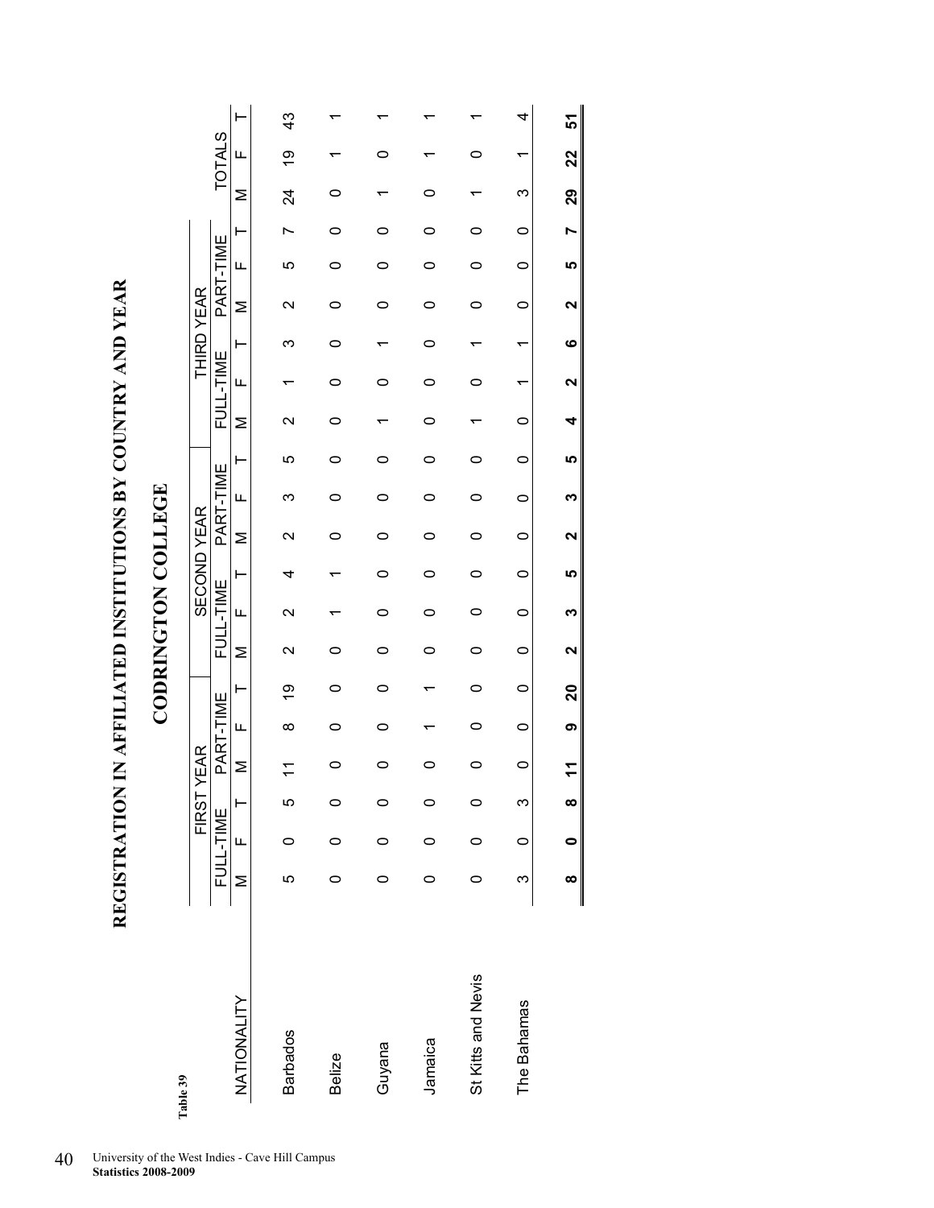Table 39

# REGISTRATION IN AFFILIATED INSTITUTIONS BY COUNTRY AND YEAR

## CODRINGTON COLLEGE

| NATIONALITY | FIRST YEAR | | | | | | SECOND YEAR | | | | | | THIRD YEAR | | | | | | TOTALS | | |
|---|---|---|---|---|---|---|---|---|---|---|---|---|---|---|---|---|---|---|---|---|---|
| | FULL-TIME | | | PART-TIME | | | FULL-TIME | | | PART-TIME | | | FULL-TIME | | | PART-TIME | | | | | |
| | M | F | T | M | F | T | M | F | T | M | F | T | M | F | T | M | F | T | M | F | T |
| Barbados | 5 | 0 | 5 | 11 | 8 | 19 | 2 | 2 | 4 | 2 | 3 | 5 | 2 | 1 | 3 | 2 | 5 | 7 | 24 | 19 | 43 |
| Belize | 0 | 0 | 0 | 0 | 0 | 0 | 0 | 1 | 1 | 0 | 0 | 0 | 0 | 0 | 0 | 0 | 0 | 0 | 0 | 1 | 1 |
| Guyana | 0 | 0 | 0 | 0 | 0 | 0 | 0 | 0 | 0 | 0 | 0 | 0 | 1 | 0 | 1 | 0 | 0 | 0 | 1 | 0 | 1 |
| Jamaica | 0 | 0 | 0 | 0 | 1 | 1 | 0 | 0 | 0 | 0 | 0 | 0 | 0 | 0 | 0 | 0 | 0 | 0 | 0 | 1 | 1 |
| St Kitts and Nevis | 0 | 0 | 0 | 0 | 0 | 0 | 0 | 0 | 0 | 0 | 0 | 0 | 1 | 0 | 1 | 0 | 0 | 0 | 1 | 0 | 1 |
| The Bahamas | 3 | 0 | 3 | 0 | 0 | 0 | 0 | 0 | 0 | 0 | 0 | 0 | 0 | 1 | 1 | 0 | 0 | 0 | 3 | 1 | 4 |
| | **8** | **0** | **8** | **11** | **9** | **20** | **2** | **3** | **5** | **2** | **3** | **5** | **4** | **2** | **6** | **2** | **5** | **7** | **29** | **22** | **51** |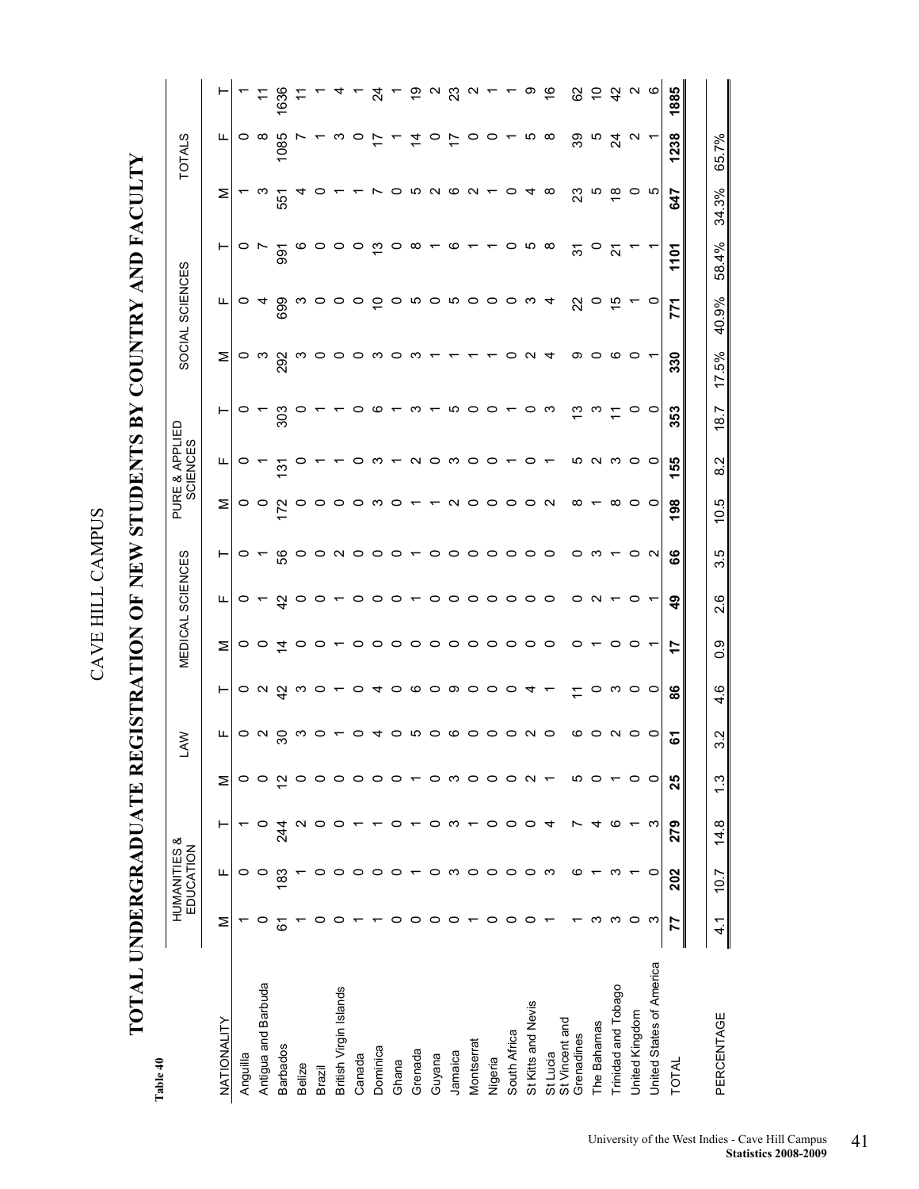# CAVE HILL CAMPUS

## TOTAL UNDERGRADUATE REGISTRATION OF NEW STUDENTS BY COUNTRY AND FACULTY

**Table 40**

| NATIONALITY | HUMANITIES & EDUCATION | | | LAW | | | MEDICAL SCIENCES | | | PURE & APPLIED SCIENCES | | | SOCIAL SCIENCES | | | TOTALS | | |
|---|---|---|---|---|---|---|---|---|---|---|---|---|---|---|---|---|---|---|
| | M | F | T | M | F | T | M | F | T | M | F | T | M | F | T | M | F | T |
| Anguilla | 1 | 0 | 1 | 0 | 0 | 0 | 0 | 0 | 0 | 0 | 0 | 0 | 0 | 0 | 0 | 1 | 0 | 1 |
| Antigua and Barbuda | 0 | 0 | 0 | 0 | 2 | 2 | 0 | 1 | 1 | 0 | 1 | 1 | 3 | 4 | 7 | 3 | 8 | 11 |
| Barbados | 61 | 183 | 244 | 12 | 30 | 42 | 14 | 42 | 56 | 172 | 131 | 303 | 292 | 699 | 991 | 551 | 1085 | 1636 |
| Belize | 1 | 1 | 2 | 0 | 3 | 3 | 0 | 0 | 0 | 0 | 0 | 0 | 3 | 3 | 6 | 4 | 7 | 11 |
| Brazil | 0 | 0 | 0 | 0 | 0 | 0 | 0 | 0 | 0 | 0 | 1 | 1 | 0 | 0 | 0 | 0 | 1 | 1 |
| British Virgin Islands | 0 | 0 | 0 | 0 | 1 | 1 | 1 | 1 | 2 | 0 | 1 | 1 | 0 | 0 | 0 | 1 | 3 | 4 |
| Canada | 1 | 0 | 1 | 0 | 0 | 0 | 0 | 0 | 0 | 0 | 0 | 0 | 0 | 0 | 0 | 1 | 0 | 1 |
| Dominica | 1 | 0 | 1 | 0 | 4 | 4 | 0 | 0 | 0 | 3 | 3 | 6 | 3 | 10 | 13 | 7 | 17 | 24 |
| Ghana | 0 | 0 | 0 | 0 | 0 | 0 | 0 | 0 | 0 | 0 | 1 | 1 | 0 | 0 | 0 | 0 | 1 | 1 |
| Grenada | 0 | 1 | 1 | 1 | 5 | 6 | 0 | 1 | 1 | 1 | 2 | 3 | 3 | 5 | 8 | 5 | 14 | 19 |
| Guyana | 0 | 0 | 0 | 0 | 0 | 0 | 0 | 0 | 0 | 1 | 0 | 1 | 1 | 0 | 1 | 2 | 0 | 2 |
| Jamaica | 0 | 3 | 3 | 3 | 6 | 9 | 0 | 0 | 0 | 2 | 3 | 5 | 1 | 5 | 6 | 6 | 17 | 23 |
| Montserrat | 1 | 0 | 1 | 0 | 0 | 0 | 0 | 0 | 0 | 0 | 0 | 0 | 1 | 0 | 1 | 2 | 0 | 2 |
| Nigeria | 0 | 0 | 0 | 0 | 0 | 0 | 0 | 0 | 0 | 0 | 0 | 0 | 1 | 0 | 1 | 1 | 0 | 1 |
| South Africa | 0 | 0 | 0 | 0 | 0 | 0 | 0 | 0 | 0 | 0 | 1 | 1 | 0 | 0 | 0 | 0 | 1 | 1 |
| St Kitts and Nevis | 0 | 0 | 0 | 2 | 2 | 4 | 0 | 0 | 0 | 0 | 0 | 0 | 2 | 3 | 5 | 4 | 5 | 9 |
| St Lucia | 1 | 3 | 4 | 1 | 0 | 1 | 0 | 0 | 0 | 2 | 1 | 3 | 4 | 4 | 8 | 8 | 8 | 16 |
| St Vincent and Grenadines | 1 | 6 | 7 | 5 | 6 | 11 | 0 | 0 | 0 | 8 | 5 | 13 | 9 | 22 | 31 | 23 | 39 | 62 |
| The Bahamas | 3 | 1 | 4 | 0 | 0 | 0 | 1 | 2 | 3 | 1 | 2 | 3 | 0 | 0 | 0 | 5 | 5 | 10 |
| Trinidad and Tobago | 3 | 3 | 6 | 1 | 2 | 3 | 0 | 1 | 1 | 8 | 3 | 11 | 6 | 15 | 21 | 18 | 24 | 42 |
| United Kingdom | 0 | 1 | 1 | 0 | 0 | 0 | 0 | 0 | 0 | 0 | 0 | 0 | 0 | 1 | 1 | 0 | 2 | 2 |
| United States of America | 3 | 0 | 3 | 0 | 0 | 0 | 1 | 1 | 2 | 0 | 0 | 0 | 1 | 0 | 1 | 5 | 1 | 6 |
| **TOTAL** | **77** | **202** | **279** | **25** | **61** | **86** | **17** | **49** | **66** | **198** | **155** | **353** | **330** | **771** | **1101** | **647** | **1238** | **1885** |
| PERCENTAGE | 4.1 | 10.7 | 14.8 | 1.3 | 3.2 | 4.6 | 0.9 | 2.6 | 3.5 | 10.5 | 8.2 | 18.7 | 17.5% | 40.9% | 58.4% | 34.3% | 65.7% | |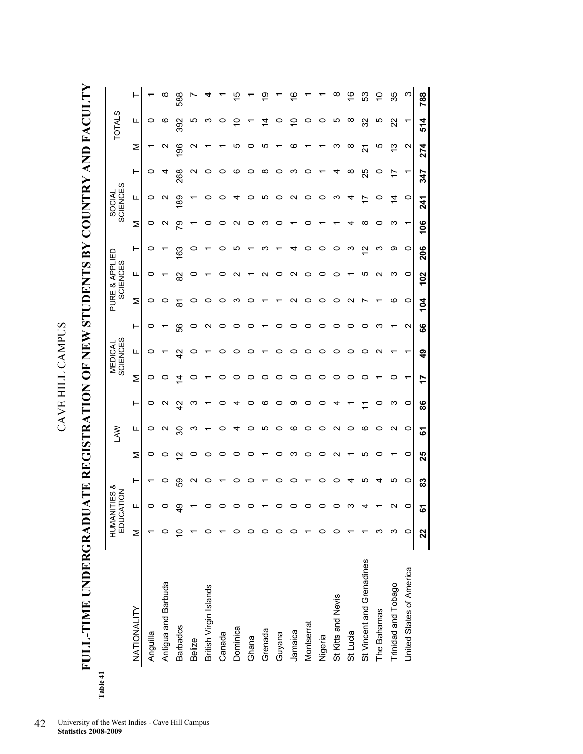Table 41

# CAVE HILL CAMPUS

## FULL-TIME UNDERGRADUATE REGISTRATION OF NEW STUDENTS BY COUNTRY AND FACULTY

| NATIONALITY | HUMANITIES & EDUCATION | | | LAW | | | MEDICAL SCIENCES | | | PURE & APPLIED SCIENCES | | | SOCIAL SCIENCES | | | TOTALS | | |
|---|---|---|---|---|---|---|---|---|---|---|---|---|---|---|---|---|---|---|
| | M | F | T | M | F | T | M | F | T | M | F | T | M | F | T | M | F | T |
| Anguilla | 1 | 0 | 1 | 0 | 0 | 0 | 0 | 0 | 0 | 0 | 0 | 0 | 0 | 0 | 0 | 1 | 0 | 1 |
| Antigua and Barbuda | 0 | 0 | 0 | 0 | 2 | 2 | 0 | 1 | 1 | 0 | 1 | 1 | 2 | 2 | 4 | 2 | 6 | 8 |
| Barbados | 10 | 49 | 59 | 12 | 30 | 42 | 14 | 42 | 56 | 81 | 82 | 163 | 79 | 189 | 268 | 196 | 392 | 588 |
| Belize | 1 | 1 | 2 | 0 | 3 | 3 | 0 | 0 | 0 | 0 | 0 | 0 | 1 | 1 | 2 | 2 | 5 | 7 |
| British Virgin Islands | 0 | 0 | 0 | 0 | 1 | 1 | 1 | 1 | 2 | 0 | 1 | 1 | 0 | 0 | 0 | 1 | 3 | 4 |
| Canada | 1 | 0 | 1 | 0 | 0 | 0 | 0 | 0 | 0 | 0 | 0 | 0 | 0 | 0 | 0 | 1 | 0 | 1 |
| Dominica | 0 | 0 | 0 | 0 | 4 | 4 | 0 | 0 | 0 | 3 | 2 | 5 | 2 | 4 | 6 | 5 | 10 | 15 |
| Ghana | 0 | 0 | 0 | 0 | 0 | 0 | 0 | 0 | 0 | 0 | 1 | 1 | 0 | 0 | 0 | 0 | 1 | 1 |
| Grenada | 0 | 1 | 1 | 1 | 5 | 6 | 0 | 1 | 1 | 1 | 2 | 3 | 3 | 5 | 8 | 5 | 14 | 19 |
| Guyana | 0 | 0 | 0 | 0 | 0 | 0 | 0 | 0 | 0 | 1 | 0 | 1 | 0 | 0 | 0 | 1 | 0 | 1 |
| Jamaica | 0 | 0 | 0 | 3 | 6 | 9 | 0 | 0 | 0 | 2 | 2 | 4 | 1 | 2 | 3 | 6 | 10 | 16 |
| Montserrat | 1 | 0 | 1 | 0 | 0 | 0 | 0 | 0 | 0 | 0 | 0 | 0 | 0 | 0 | 0 | 1 | 0 | 1 |
| Nigeria | 0 | 0 | 0 | 0 | 0 | 0 | 0 | 0 | 0 | 0 | 0 | 0 | 1 | 0 | 1 | 1 | 0 | 1 |
| St Kitts and Nevis | 0 | 0 | 0 | 2 | 2 | 4 | 0 | 0 | 0 | 0 | 0 | 0 | 1 | 3 | 4 | 3 | 5 | 8 |
| St Lucia | 1 | 3 | 4 | 1 | 0 | 1 | 0 | 0 | 0 | 2 | 1 | 3 | 4 | 4 | 8 | 8 | 8 | 16 |
| St Vincent and Grenadines | 1 | 4 | 5 | 5 | 6 | 11 | 0 | 0 | 0 | 7 | 5 | 12 | 8 | 17 | 25 | 21 | 32 | 53 |
| The Bahamas | 3 | 1 | 4 | 0 | 0 | 0 | 1 | 2 | 3 | 1 | 2 | 3 | 0 | 0 | 0 | 5 | 5 | 10 |
| Trinidad and Tobago | 3 | 2 | 5 | 1 | 2 | 3 | 0 | 1 | 1 | 6 | 3 | 9 | 3 | 14 | 17 | 13 | 22 | 35 |
| United States of America | 0 | 0 | 0 | 0 | 0 | 0 | 1 | 1 | 2 | 0 | 0 | 0 | 1 | 0 | 1 | 2 | 1 | 3 |
| | **22** | **61** | **83** | **25** | **61** | **86** | **17** | **49** | **66** | **104** | **102** | **206** | **106** | **241** | **347** | **274** | **514** | **788** |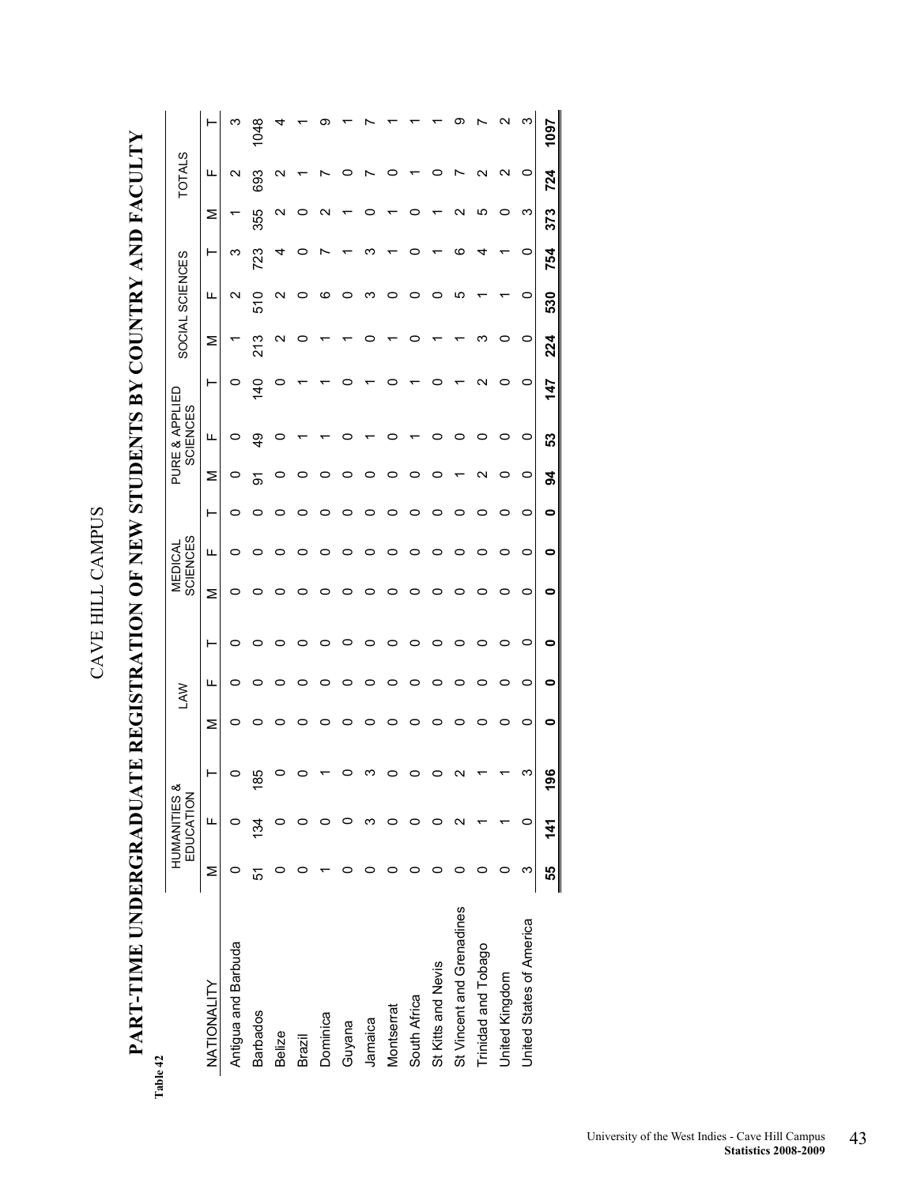Table 42

CAVE HILL CAMPUS

# PART-TIME UNDERGRADUATE REGISTRATION OF NEW STUDENTS BY COUNTRY AND FACULTY

| NATIONALITY | HUMANITIES & EDUCATION | | | LAW | | | MEDICAL SCIENCES | | | PURE & APPLIED SCIENCES | | | SOCIAL SCIENCES | | | TOTALS | | |
|---|---|---|---|---|---|---|---|---|---|---|---|---|---|---|---|---|---|---|
| | M | F | T | M | F | T | M | F | T | M | F | T | M | F | T | M | F | T |
| Antigua and Barbuda | 0 | 0 | 0 | 0 | 0 | 0 | 0 | 0 | 0 | 0 | 0 | 0 | 1 | 2 | 3 | 1 | 2 | 3 |
| Barbados | 51 | 134 | 185 | 0 | 0 | 0 | 0 | 0 | 0 | 91 | 49 | 140 | 213 | 510 | 723 | 355 | 693 | 1048 |
| Belize | 0 | 0 | 0 | 0 | 0 | 0 | 0 | 0 | 0 | 0 | 0 | 0 | 2 | 2 | 4 | 2 | 2 | 4 |
| Brazil | 0 | 0 | 0 | 0 | 0 | 0 | 0 | 0 | 0 | 0 | 1 | 1 | 0 | 0 | 0 | 0 | 1 | 1 |
| Dominica | 1 | 0 | 1 | 0 | 0 | 0 | 0 | 0 | 0 | 0 | 1 | 1 | 1 | 6 | 7 | 2 | 7 | 9 |
| Guyana | 0 | 0 | 0 | 0 | 0 | 0 | 0 | 0 | 0 | 0 | 0 | 0 | 1 | 0 | 1 | 1 | 0 | 1 |
| Jamaica | 0 | 3 | 3 | 0 | 0 | 0 | 0 | 0 | 0 | 0 | 1 | 1 | 0 | 3 | 3 | 0 | 7 | 7 |
| Montserrat | 0 | 0 | 0 | 0 | 0 | 0 | 0 | 0 | 0 | 0 | 0 | 0 | 1 | 0 | 1 | 1 | 0 | 1 |
| South Africa | 0 | 0 | 0 | 0 | 0 | 0 | 0 | 0 | 0 | 0 | 1 | 1 | 0 | 0 | 0 | 0 | 1 | 1 |
| St Kitts and Nevis | 0 | 0 | 0 | 0 | 0 | 0 | 0 | 0 | 0 | 0 | 0 | 0 | 1 | 0 | 1 | 1 | 0 | 1 |
| St Vincent and Grenadines | 0 | 2 | 2 | 0 | 0 | 0 | 0 | 0 | 0 | 1 | 0 | 1 | 1 | 5 | 6 | 2 | 7 | 9 |
| Trinidad and Tobago | 0 | 1 | 1 | 0 | 0 | 0 | 0 | 0 | 0 | 2 | 0 | 2 | 3 | 1 | 4 | 5 | 2 | 7 |
| United Kingdom | 0 | 1 | 1 | 0 | 0 | 0 | 0 | 0 | 0 | 0 | 0 | 0 | 0 | 1 | 1 | 0 | 2 | 2 |
| United States of America | 3 | 0 | 3 | 0 | 0 | 0 | 0 | 0 | 0 | 0 | 0 | 0 | 0 | 0 | 0 | 3 | 0 | 3 |
| | **55** | **141** | **196** | **0** | **0** | **0** | **0** | **0** | **0** | **94** | **53** | **147** | **224** | **530** | **754** | **373** | **724** | **1097** |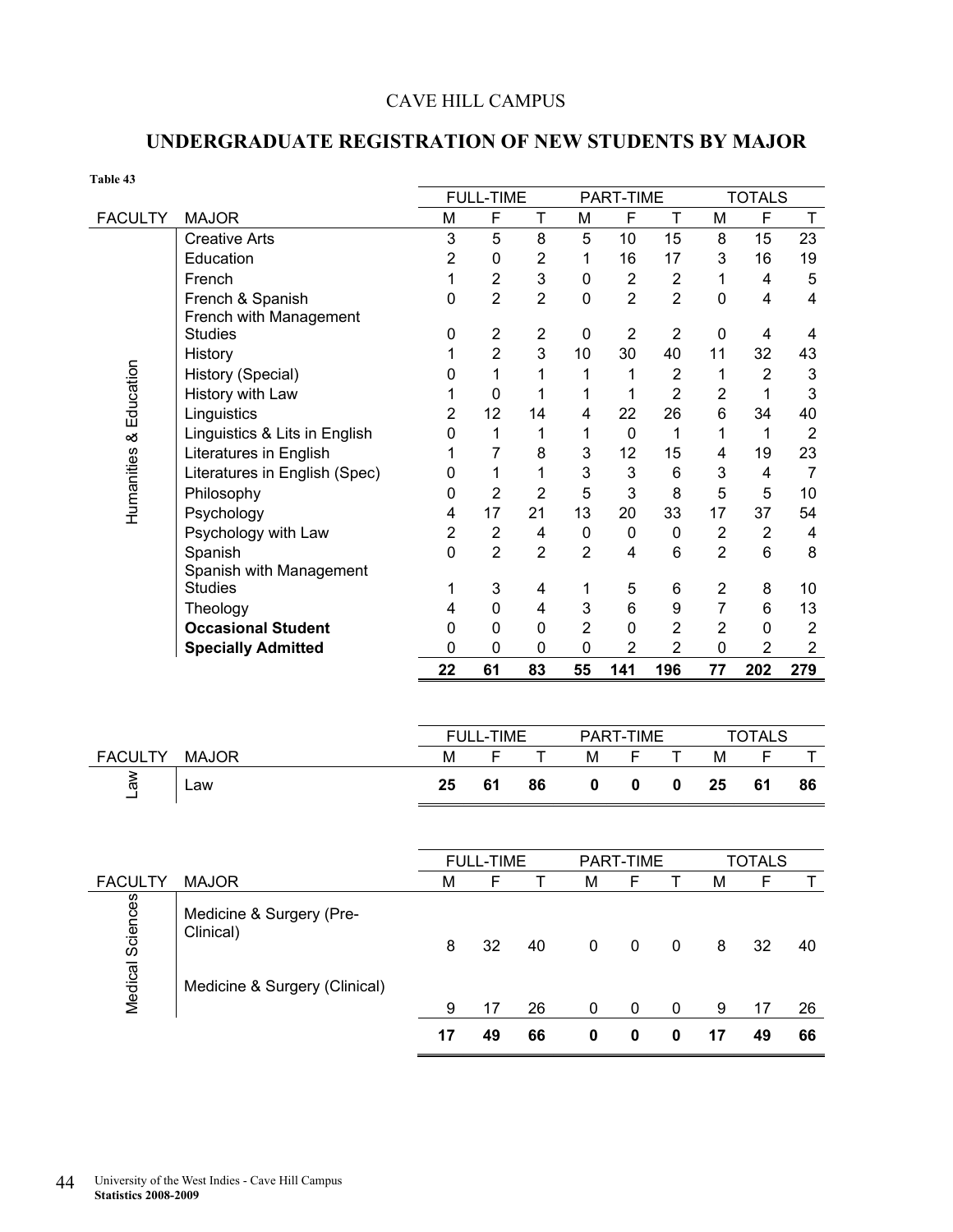CAVE HILL CAMPUS

## UNDERGRADUATE REGISTRATION OF NEW STUDENTS BY MAJOR

**Table 43**

| FACULTY | MAJOR | FULL-TIME | | | PART-TIME | | | TOTALS | | |
|---|---|---|---|---|---|---|---|---|---|---|
| | | M | F | T | M | F | T | M | F | T |
| Humanities & Education | Creative Arts | 3 | 5 | 8 | 5 | 10 | 15 | 8 | 15 | 23 |
| | Education | 2 | 0 | 2 | 1 | 16 | 17 | 3 | 16 | 19 |
| | French | 1 | 2 | 3 | 0 | 2 | 2 | 1 | 4 | 5 |
| | French & Spanish | 0 | 2 | 2 | 0 | 2 | 2 | 0 | 4 | 4 |
| | French with Management Studies | 0 | 2 | 2 | 0 | 2 | 2 | 0 | 4 | 4 |
| | History | 1 | 2 | 3 | 10 | 30 | 40 | 11 | 32 | 43 |
| | History (Special) | 0 | 1 | 1 | 1 | 1 | 2 | 1 | 2 | 3 |
| | History with Law | 1 | 0 | 1 | 1 | 1 | 2 | 2 | 1 | 3 |
| | Linguistics | 2 | 12 | 14 | 4 | 22 | 26 | 6 | 34 | 40 |
| | Linguistics & Lits in English | 0 | 1 | 1 | 1 | 0 | 1 | 1 | 1 | 2 |
| | Literatures in English | 1 | 7 | 8 | 3 | 12 | 15 | 4 | 19 | 23 |
| | Literatures in English (Spec) | 0 | 1 | 1 | 3 | 3 | 6 | 3 | 4 | 7 |
| | Philosophy | 0 | 2 | 2 | 5 | 3 | 8 | 5 | 5 | 10 |
| | Psychology | 4 | 17 | 21 | 13 | 20 | 33 | 17 | 37 | 54 |
| | Psychology with Law | 2 | 2 | 4 | 0 | 0 | 0 | 2 | 2 | 4 |
| | Spanish | 0 | 2 | 2 | 2 | 4 | 6 | 2 | 6 | 8 |
| | Spanish with Management Studies | 1 | 3 | 4 | 1 | 5 | 6 | 2 | 8 | 10 |
| | Theology | 4 | 0 | 4 | 3 | 6 | 9 | 7 | 6 | 13 |
| | **Occasional Student** | 0 | 0 | 0 | 2 | 0 | 2 | 2 | 0 | 2 |
| | **Specially Admitted** | 0 | 0 | 0 | 0 | 2 | 2 | 0 | 2 | 2 |
| | | **22** | **61** | **83** | **55** | **141** | **196** | **77** | **202** | **279** |

| FACULTY | MAJOR | FULL-TIME | | | PART-TIME | | | TOTALS | | |
|---|---|---|---|---|---|---|---|---|---|---|
| | | M | F | T | M | F | T | M | F | T |
| Law | Law | **25** | **61** | **86** | **0** | **0** | **0** | **25** | **61** | **86** |

| FACULTY | MAJOR | FULL-TIME | | | PART-TIME | | | TOTALS | | |
|---|---|---|---|---|---|---|---|---|---|---|
| | | M | F | T | M | F | T | M | F | T |
| Medical Sciences | Medicine & Surgery (Pre-Clinical) | 8 | 32 | 40 | 0 | 0 | 0 | 8 | 32 | 40 |
| | Medicine & Surgery (Clinical) | 9 | 17 | 26 | 0 | 0 | 0 | 9 | 17 | 26 |
| | | **17** | **49** | **66** | **0** | **0** | **0** | **17** | **49** | **66** |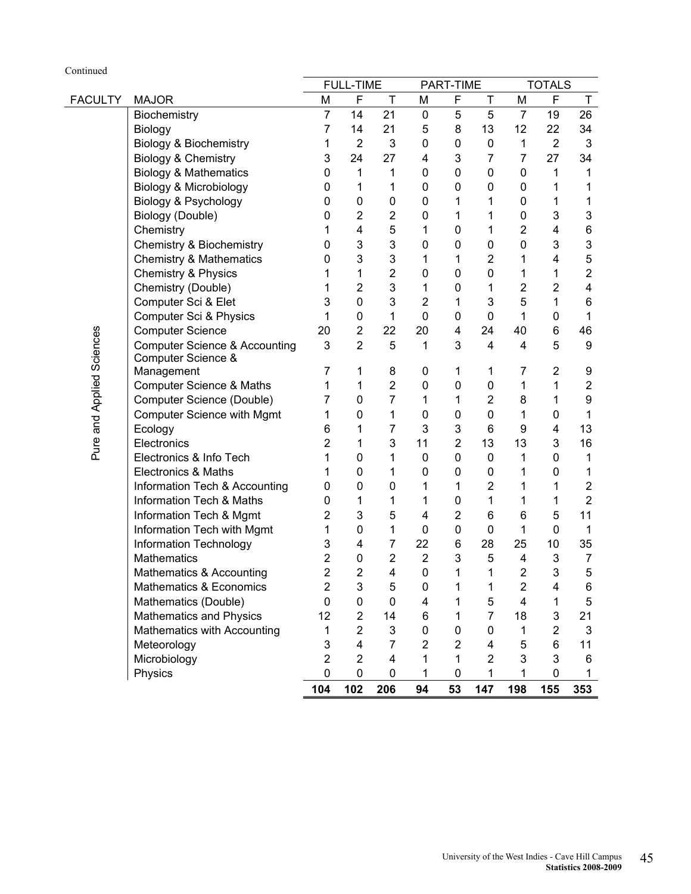Continued

| FACULTY | MAJOR | FULL-TIME | | | PART-TIME | | | TOTALS | | |
|---|---|---|---|---|---|---|---|---|---|---|
| | | M | F | T | M | F | T | M | F | T |
| Pure and Applied Sciences | Biochemistry | 7 | 14 | 21 | 0 | 5 | 5 | 7 | 19 | 26 |
| | Biology | 7 | 14 | 21 | 5 | 8 | 13 | 12 | 22 | 34 |
| | Biology & Biochemistry | 1 | 2 | 3 | 0 | 0 | 0 | 1 | 2 | 3 |
| | Biology & Chemistry | 3 | 24 | 27 | 4 | 3 | 7 | 7 | 27 | 34 |
| | Biology & Mathematics | 0 | 1 | 1 | 0 | 0 | 0 | 0 | 1 | 1 |
| | Biology & Microbiology | 0 | 1 | 1 | 0 | 0 | 0 | 0 | 1 | 1 |
| | Biology & Psychology | 0 | 0 | 0 | 0 | 1 | 1 | 0 | 1 | 1 |
| | Biology (Double) | 0 | 2 | 2 | 0 | 1 | 1 | 0 | 3 | 3 |
| | Chemistry | 1 | 4 | 5 | 1 | 0 | 1 | 2 | 4 | 6 |
| | Chemistry & Biochemistry | 0 | 3 | 3 | 0 | 0 | 0 | 0 | 3 | 3 |
| | Chemistry & Mathematics | 0 | 3 | 3 | 1 | 1 | 2 | 1 | 4 | 5 |
| | Chemistry & Physics | 1 | 1 | 2 | 0 | 0 | 0 | 1 | 1 | 2 |
| | Chemistry (Double) | 1 | 2 | 3 | 1 | 0 | 1 | 2 | 2 | 4 |
| | Computer Sci & Elet | 3 | 0 | 3 | 2 | 1 | 3 | 5 | 1 | 6 |
| | Computer Sci & Physics | 1 | 0 | 1 | 0 | 0 | 0 | 1 | 0 | 1 |
| | Computer Science | 20 | 2 | 22 | 20 | 4 | 24 | 40 | 6 | 46 |
| | Computer Science & Accounting | 3 | 2 | 5 | 1 | 3 | 4 | 4 | 5 | 9 |
| | Computer Science & Management | 7 | 1 | 8 | 0 | 1 | 1 | 7 | 2 | 9 |
| | Computer Science & Maths | 1 | 1 | 2 | 0 | 0 | 0 | 1 | 1 | 2 |
| | Computer Science (Double) | 7 | 0 | 7 | 1 | 1 | 2 | 8 | 1 | 9 |
| | Computer Science with Mgmt | 1 | 0 | 1 | 0 | 0 | 0 | 1 | 0 | 1 |
| | Ecology | 6 | 1 | 7 | 3 | 3 | 6 | 9 | 4 | 13 |
| | Electronics | 2 | 1 | 3 | 11 | 2 | 13 | 13 | 3 | 16 |
| | Electronics & Info Tech | 1 | 0 | 1 | 0 | 0 | 0 | 1 | 0 | 1 |
| | Electronics & Maths | 1 | 0 | 1 | 0 | 0 | 0 | 1 | 0 | 1 |
| | Information Tech & Accounting | 0 | 0 | 0 | 1 | 1 | 2 | 1 | 1 | 2 |
| | Information Tech & Maths | 0 | 1 | 1 | 1 | 0 | 1 | 1 | 1 | 2 |
| | Information Tech & Mgmt | 2 | 3 | 5 | 4 | 2 | 6 | 6 | 5 | 11 |
| | Information Tech with Mgmt | 1 | 0 | 1 | 0 | 0 | 0 | 1 | 0 | 1 |
| | Information Technology | 3 | 4 | 7 | 22 | 6 | 28 | 25 | 10 | 35 |
| | Mathematics | 2 | 0 | 2 | 2 | 3 | 5 | 4 | 3 | 7 |
| | Mathematics & Accounting | 2 | 2 | 4 | 0 | 1 | 1 | 2 | 3 | 5 |
| | Mathematics & Economics | 2 | 3 | 5 | 0 | 1 | 1 | 2 | 4 | 6 |
| | Mathematics (Double) | 0 | 0 | 0 | 4 | 1 | 5 | 4 | 1 | 5 |
| | Mathematics and Physics | 12 | 2 | 14 | 6 | 1 | 7 | 18 | 3 | 21 |
| | Mathematics with Accounting | 1 | 2 | 3 | 0 | 0 | 0 | 1 | 2 | 3 |
| | Meteorology | 3 | 4 | 7 | 2 | 2 | 4 | 5 | 6 | 11 |
| | Microbiology | 2 | 2 | 4 | 1 | 1 | 2 | 3 | 3 | 6 |
| | Physics | 0 | 0 | 0 | 1 | 0 | 1 | 1 | 0 | 1 |
| | | **104** | **102** | **206** | **94** | **53** | **147** | **198** | **155** | **353** |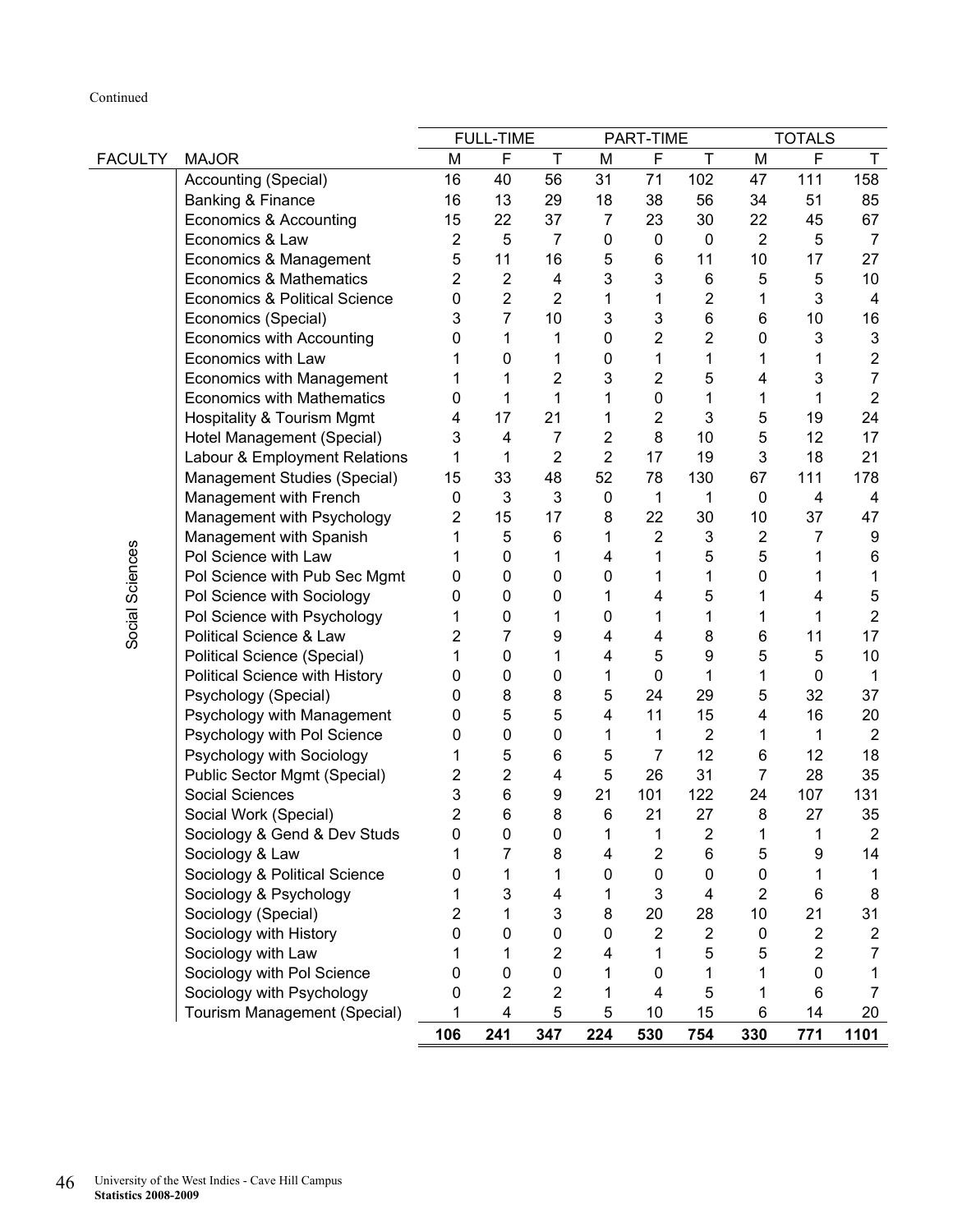Continued

| FACULTY | MAJOR | FULL-TIME | | | PART-TIME | | | TOTALS | | |
|---|---|---|---|---|---|---|---|---|---|---|
| | | M | F | T | M | F | T | M | F | T |
| Social Sciences | Accounting (Special) | 16 | 40 | 56 | 31 | 71 | 102 | 47 | 111 | 158 |
| | Banking & Finance | 16 | 13 | 29 | 18 | 38 | 56 | 34 | 51 | 85 |
| | Economics & Accounting | 15 | 22 | 37 | 7 | 23 | 30 | 22 | 45 | 67 |
| | Economics & Law | 2 | 5 | 7 | 0 | 0 | 0 | 2 | 5 | 7 |
| | Economics & Management | 5 | 11 | 16 | 5 | 6 | 11 | 10 | 17 | 27 |
| | Economics & Mathematics | 2 | 2 | 4 | 3 | 3 | 6 | 5 | 5 | 10 |
| | Economics & Political Science | 0 | 2 | 2 | 1 | 1 | 2 | 1 | 3 | 4 |
| | Economics (Special) | 3 | 7 | 10 | 3 | 3 | 6 | 6 | 10 | 16 |
| | Economics with Accounting | 0 | 1 | 1 | 0 | 2 | 2 | 0 | 3 | 3 |
| | Economics with Law | 1 | 0 | 1 | 0 | 1 | 1 | 1 | 1 | 2 |
| | Economics with Management | 1 | 1 | 2 | 3 | 2 | 5 | 4 | 3 | 7 |
| | Economics with Mathematics | 0 | 1 | 1 | 1 | 0 | 1 | 1 | 1 | 2 |
| | Hospitality & Tourism Mgmt | 4 | 17 | 21 | 1 | 2 | 3 | 5 | 19 | 24 |
| | Hotel Management (Special) | 3 | 4 | 7 | 2 | 8 | 10 | 5 | 12 | 17 |
| | Labour & Employment Relations | 1 | 1 | 2 | 2 | 17 | 19 | 3 | 18 | 21 |
| | Management Studies (Special) | 15 | 33 | 48 | 52 | 78 | 130 | 67 | 111 | 178 |
| | Management with French | 0 | 3 | 3 | 0 | 1 | 1 | 0 | 4 | 4 |
| | Management with Psychology | 2 | 15 | 17 | 8 | 22 | 30 | 10 | 37 | 47 |
| | Management with Spanish | 1 | 5 | 6 | 1 | 2 | 3 | 2 | 7 | 9 |
| | Pol Science with Law | 1 | 0 | 1 | 4 | 1 | 5 | 5 | 1 | 6 |
| | Pol Science with Pub Sec Mgmt | 0 | 0 | 0 | 0 | 1 | 1 | 0 | 1 | 1 |
| | Pol Science with Sociology | 0 | 0 | 0 | 1 | 4 | 5 | 1 | 4 | 5 |
| | Pol Science with Psychology | 1 | 0 | 1 | 0 | 1 | 1 | 1 | 1 | 2 |
| | Political Science & Law | 2 | 7 | 9 | 4 | 4 | 8 | 6 | 11 | 17 |
| | Political Science (Special) | 1 | 0 | 1 | 4 | 5 | 9 | 5 | 5 | 10 |
| | Political Science with History | 0 | 0 | 0 | 1 | 0 | 1 | 1 | 0 | 1 |
| | Psychology (Special) | 0 | 8 | 8 | 5 | 24 | 29 | 5 | 32 | 37 |
| | Psychology with Management | 0 | 5 | 5 | 4 | 11 | 15 | 4 | 16 | 20 |
| | Psychology with Pol Science | 0 | 0 | 0 | 1 | 1 | 2 | 1 | 1 | 2 |
| | Psychology with Sociology | 1 | 5 | 6 | 5 | 7 | 12 | 6 | 12 | 18 |
| | Public Sector Mgmt (Special) | 2 | 2 | 4 | 5 | 26 | 31 | 7 | 28 | 35 |
| | Social Sciences | 3 | 6 | 9 | 21 | 101 | 122 | 24 | 107 | 131 |
| | Social Work (Special) | 2 | 6 | 8 | 6 | 21 | 27 | 8 | 27 | 35 |
| | Sociology & Gend & Dev Studs | 0 | 0 | 0 | 1 | 1 | 2 | 1 | 1 | 2 |
| | Sociology & Law | 1 | 7 | 8 | 4 | 2 | 6 | 5 | 9 | 14 |
| | Sociology & Political Science | 0 | 1 | 1 | 0 | 0 | 0 | 0 | 1 | 1 |
| | Sociology & Psychology | 1 | 3 | 4 | 1 | 3 | 4 | 2 | 6 | 8 |
| | Sociology (Special) | 2 | 1 | 3 | 8 | 20 | 28 | 10 | 21 | 31 |
| | Sociology with History | 0 | 0 | 0 | 0 | 2 | 2 | 0 | 2 | 2 |
| | Sociology with Law | 1 | 1 | 2 | 4 | 1 | 5 | 5 | 2 | 7 |
| | Sociology with Pol Science | 0 | 0 | 0 | 1 | 0 | 1 | 1 | 0 | 1 |
| | Sociology with Psychology | 0 | 2 | 2 | 1 | 4 | 5 | 1 | 6 | 7 |
| | Tourism Management (Special) | 1 | 4 | 5 | 5 | 10 | 15 | 6 | 14 | 20 |
| | | **106** | **241** | **347** | **224** | **530** | **754** | **330** | **771** | **1101** |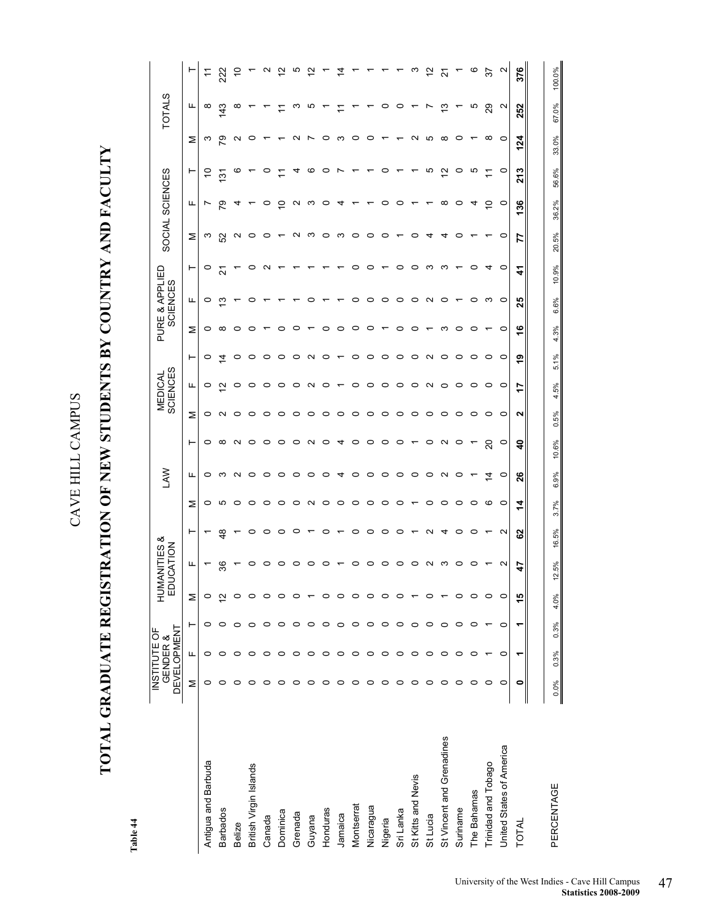**Table 44**

# CAVE HILL CAMPUS

# TOTAL GRADUATE REGISTRATION OF NEW STUDENTS BY COUNTRY AND FACULTY

| | INSTITUTE OF GENDER & DEVELOPMENT | | | HUMANITIES & EDUCATION | | | LAW | | | MEDICAL SCIENCES | | | PURE & APPLIED SCIENCES | | | SOCIAL SCIENCES | | | TOTALS | | |
|---|---|---|---|---|---|---|---|---|---|---|---|---|---|---|---|---|---|---|---|---|---|
| | M | F | T | M | F | T | M | F | T | M | F | T | M | F | T | M | F | T | M | F | T |
| Antigua and Barbuda | 0 | 0 | 0 | 0 | 1 | 1 | 0 | 0 | 0 | 0 | 0 | 0 | 0 | 0 | 0 | 3 | 7 | 10 | 3 | 8 | 11 |
| Barbados | 0 | 0 | 0 | 12 | 36 | 48 | 5 | 3 | 8 | 2 | 12 | 14 | 8 | 13 | 21 | 52 | 79 | 131 | 79 | 143 | 222 |
| Belize | 0 | 0 | 0 | 0 | 1 | 1 | 0 | 2 | 2 | 0 | 0 | 0 | 0 | 1 | 1 | 2 | 4 | 6 | 2 | 8 | 10 |
| British Virgin Islands | 0 | 0 | 0 | 0 | 0 | 0 | 0 | 0 | 0 | 0 | 0 | 0 | 0 | 0 | 0 | 0 | 1 | 1 | 0 | 1 | 1 |
| Canada | 0 | 0 | 0 | 0 | 0 | 0 | 0 | 0 | 0 | 0 | 0 | 0 | 1 | 1 | 2 | 0 | 0 | 0 | 1 | 1 | 2 |
| Dominica | 0 | 0 | 0 | 0 | 0 | 0 | 0 | 0 | 0 | 0 | 0 | 0 | 0 | 1 | 1 | 1 | 10 | 11 | 1 | 11 | 12 |
| Grenada | 0 | 0 | 0 | 0 | 0 | 0 | 0 | 0 | 0 | 0 | 0 | 0 | 0 | 1 | 1 | 2 | 2 | 4 | 2 | 3 | 5 |
| Guyana | 0 | 0 | 0 | 1 | 0 | 1 | 2 | 0 | 2 | 0 | 2 | 2 | 1 | 0 | 1 | 3 | 3 | 6 | 7 | 5 | 12 |
| Honduras | 0 | 0 | 0 | 0 | 0 | 0 | 0 | 0 | 0 | 0 | 0 | 0 | 0 | 1 | 1 | 0 | 0 | 0 | 0 | 1 | 1 |
| Jamaica | 0 | 0 | 0 | 0 | 1 | 1 | 0 | 4 | 4 | 0 | 1 | 1 | 0 | 1 | 1 | 3 | 4 | 7 | 3 | 11 | 14 |
| Montserrat | 0 | 0 | 0 | 0 | 0 | 0 | 0 | 0 | 0 | 0 | 0 | 0 | 0 | 0 | 0 | 0 | 1 | 1 | 0 | 1 | 1 |
| Nicaragua | 0 | 0 | 0 | 0 | 0 | 0 | 0 | 0 | 0 | 0 | 0 | 0 | 0 | 0 | 0 | 0 | 1 | 1 | 0 | 1 | 1 |
| Nigeria | 0 | 0 | 0 | 0 | 0 | 0 | 0 | 0 | 0 | 0 | 0 | 0 | 1 | 0 | 1 | 0 | 0 | 0 | 1 | 0 | 1 |
| Sri Lanka | 0 | 0 | 0 | 0 | 0 | 0 | 0 | 0 | 0 | 0 | 0 | 0 | 0 | 0 | 0 | 1 | 0 | 1 | 1 | 0 | 1 |
| St Kitts and Nevis | 0 | 0 | 0 | 1 | 0 | 1 | 1 | 0 | 1 | 0 | 0 | 0 | 0 | 0 | 0 | 0 | 1 | 1 | 2 | 1 | 3 |
| St Lucia | 0 | 0 | 0 | 0 | 2 | 2 | 0 | 0 | 0 | 0 | 2 | 2 | 1 | 2 | 3 | 4 | 1 | 5 | 5 | 7 | 12 |
| St Vincent and Grenadines | 0 | 0 | 0 | 1 | 3 | 4 | 0 | 2 | 2 | 0 | 0 | 0 | 3 | 0 | 3 | 4 | 8 | 12 | 8 | 13 | 21 |
| Suriname | 0 | 0 | 0 | 0 | 0 | 0 | 0 | 0 | 0 | 0 | 0 | 0 | 0 | 1 | 1 | 0 | 0 | 0 | 0 | 1 | 1 |
| The Bahamas | 0 | 0 | 0 | 0 | 0 | 0 | 0 | 1 | 1 | 0 | 0 | 0 | 0 | 0 | 0 | 1 | 4 | 5 | 1 | 5 | 6 |
| Trinidad and Tobago | 0 | 1 | 1 | 0 | 1 | 1 | 6 | 14 | 20 | 0 | 0 | 0 | 1 | 3 | 4 | 1 | 10 | 11 | 8 | 29 | 37 |
| United States of America | 0 | 0 | 0 | 0 | 2 | 2 | 0 | 0 | 0 | 0 | 0 | 0 | 0 | 0 | 0 | 0 | 0 | 0 | 0 | 2 | 2 |
| **TOTAL** | **0** | **1** | **1** | **15** | **47** | **62** | **14** | **26** | **40** | **2** | **17** | **19** | **16** | **25** | **41** | **77** | **136** | **213** | **124** | **252** | **376** |
| PERCENTAGE | 0.0% | 0.3% | 0.3% | 4.0% | 12.5% | 16.5% | 3.7% | 6.9% | 10.6% | 0.5% | 4.5% | 5.1% | 4.3% | 6.6% | 10.9% | 20.5% | 36.2% | 56.6% | 33.0% | 67.0% | 100.0% |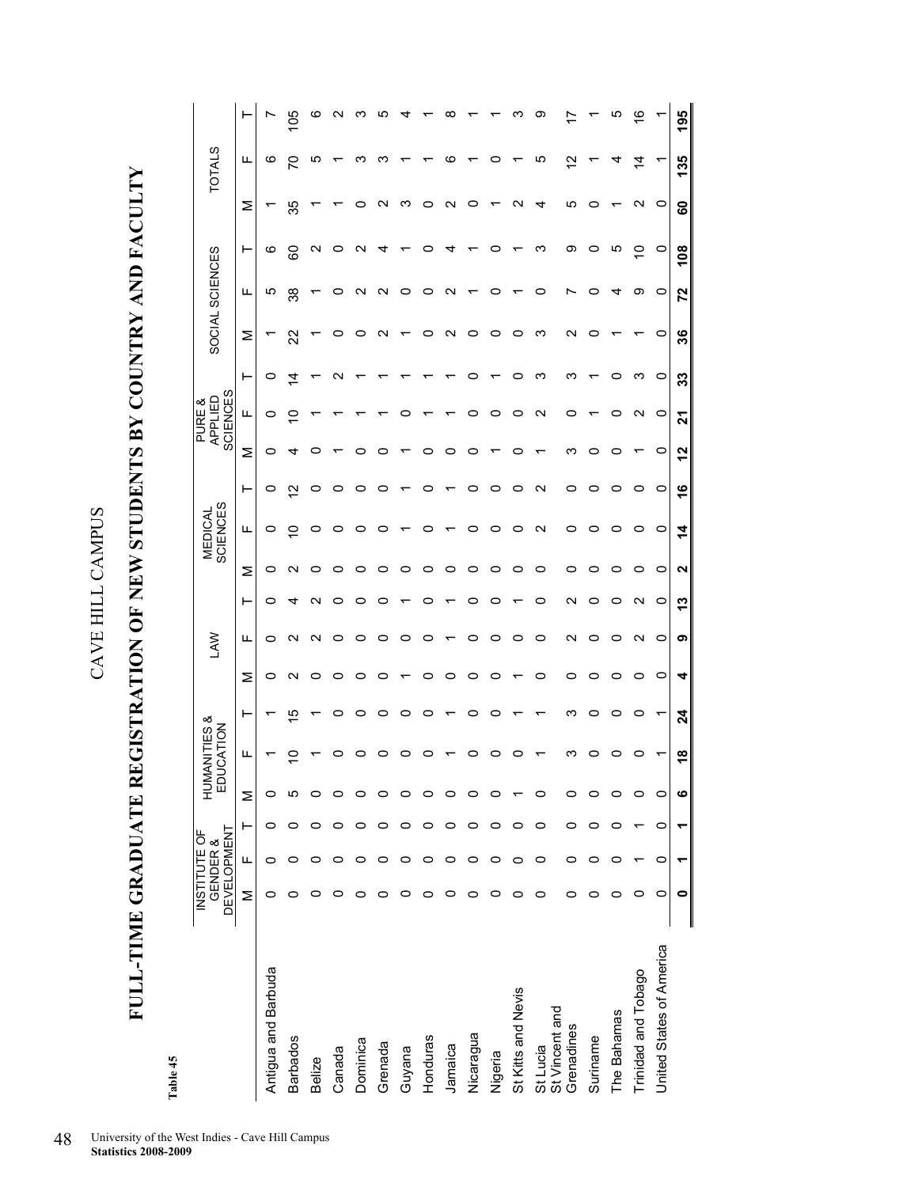CAVE HILL CAMPUS

# FULL-TIME GRADUATE REGISTRATION OF NEW STUDENTS BY COUNTRY AND FACULTY

**Table 45**

| | INSTITUTE OF GENDER & DEVELOPMENT | | | HUMANITIES & EDUCATION | | | LAW | | | MEDICAL SCIENCES | | | PURE & APPLIED SCIENCES | | | SOCIAL SCIENCES | | | TOTALS | | |
|---|---|---|---|---|---|---|---|---|---|---|---|---|---|---|---|---|---|---|---|---|---|
| | M | F | T | M | F | T | M | F | T | M | F | T | M | F | T | M | F | T | M | F | T |
| Antigua and Barbuda | 0 | 0 | 0 | 0 | 1 | 1 | 0 | 0 | 0 | 0 | 0 | 0 | 0 | 0 | 0 | 1 | 5 | 6 | 1 | 6 | 7 |
| Barbados | 0 | 0 | 0 | 5 | 10 | 15 | 2 | 2 | 4 | 2 | 10 | 12 | 4 | 10 | 14 | 22 | 38 | 60 | 35 | 70 | 105 |
| Belize | 0 | 0 | 0 | 0 | 1 | 1 | 0 | 2 | 2 | 0 | 0 | 0 | 0 | 1 | 1 | 1 | 1 | 2 | 1 | 5 | 6 |
| Canada | 0 | 0 | 0 | 0 | 0 | 0 | 0 | 0 | 0 | 0 | 0 | 0 | 1 | 1 | 2 | 0 | 0 | 0 | 1 | 1 | 2 |
| Dominica | 0 | 0 | 0 | 0 | 0 | 0 | 0 | 0 | 0 | 0 | 0 | 0 | 0 | 1 | 1 | 0 | 2 | 2 | 0 | 3 | 3 |
| Grenada | 0 | 0 | 0 | 0 | 0 | 0 | 0 | 0 | 0 | 0 | 0 | 0 | 0 | 1 | 1 | 2 | 2 | 4 | 2 | 3 | 5 |
| Guyana | 0 | 0 | 0 | 0 | 0 | 0 | 1 | 0 | 1 | 0 | 1 | 1 | 1 | 0 | 1 | 1 | 0 | 1 | 3 | 1 | 4 |
| Honduras | 0 | 0 | 0 | 0 | 0 | 0 | 0 | 0 | 0 | 0 | 0 | 0 | 0 | 1 | 1 | 0 | 0 | 0 | 0 | 1 | 1 |
| Jamaica | 0 | 0 | 0 | 0 | 1 | 1 | 0 | 1 | 1 | 0 | 1 | 1 | 0 | 1 | 1 | 2 | 2 | 4 | 2 | 6 | 8 |
| Nicaragua | 0 | 0 | 0 | 0 | 0 | 0 | 0 | 0 | 0 | 0 | 0 | 0 | 0 | 0 | 0 | 0 | 1 | 1 | 0 | 1 | 1 |
| Nigeria | 0 | 0 | 0 | 0 | 0 | 0 | 0 | 0 | 0 | 0 | 0 | 0 | 1 | 0 | 1 | 0 | 0 | 0 | 1 | 0 | 1 |
| St Kitts and Nevis | 0 | 0 | 0 | 1 | 0 | 1 | 1 | 0 | 1 | 0 | 0 | 0 | 0 | 0 | 0 | 0 | 1 | 1 | 2 | 1 | 3 |
| St Lucia | 0 | 0 | 0 | 0 | 1 | 1 | 0 | 0 | 0 | 0 | 2 | 2 | 1 | 2 | 3 | 3 | 0 | 3 | 4 | 5 | 9 |
| St Vincent and Grenadines | 0 | 0 | 0 | 0 | 3 | 3 | 0 | 2 | 2 | 0 | 0 | 0 | 3 | 0 | 3 | 2 | 7 | 9 | 5 | 12 | 17 |
| Suriname | 0 | 0 | 0 | 0 | 0 | 0 | 0 | 0 | 0 | 0 | 0 | 0 | 0 | 1 | 1 | 0 | 0 | 0 | 0 | 1 | 1 |
| The Bahamas | 0 | 0 | 0 | 0 | 0 | 0 | 0 | 0 | 0 | 0 | 0 | 0 | 0 | 0 | 0 | 1 | 4 | 5 | 1 | 4 | 5 |
| Trinidad and Tobago | 0 | 1 | 1 | 0 | 0 | 0 | 0 | 2 | 2 | 0 | 0 | 0 | 1 | 2 | 3 | 1 | 9 | 10 | 2 | 14 | 16 |
| United States of America | 0 | 0 | 0 | 0 | 1 | 1 | 0 | 0 | 0 | 0 | 0 | 0 | 0 | 0 | 0 | 0 | 0 | 0 | 0 | 1 | 1 |
| | **0** | **1** | **1** | **6** | **18** | **24** | **4** | **9** | **13** | **2** | **14** | **16** | **12** | **21** | **33** | **36** | **72** | **108** | **60** | **135** | **195** |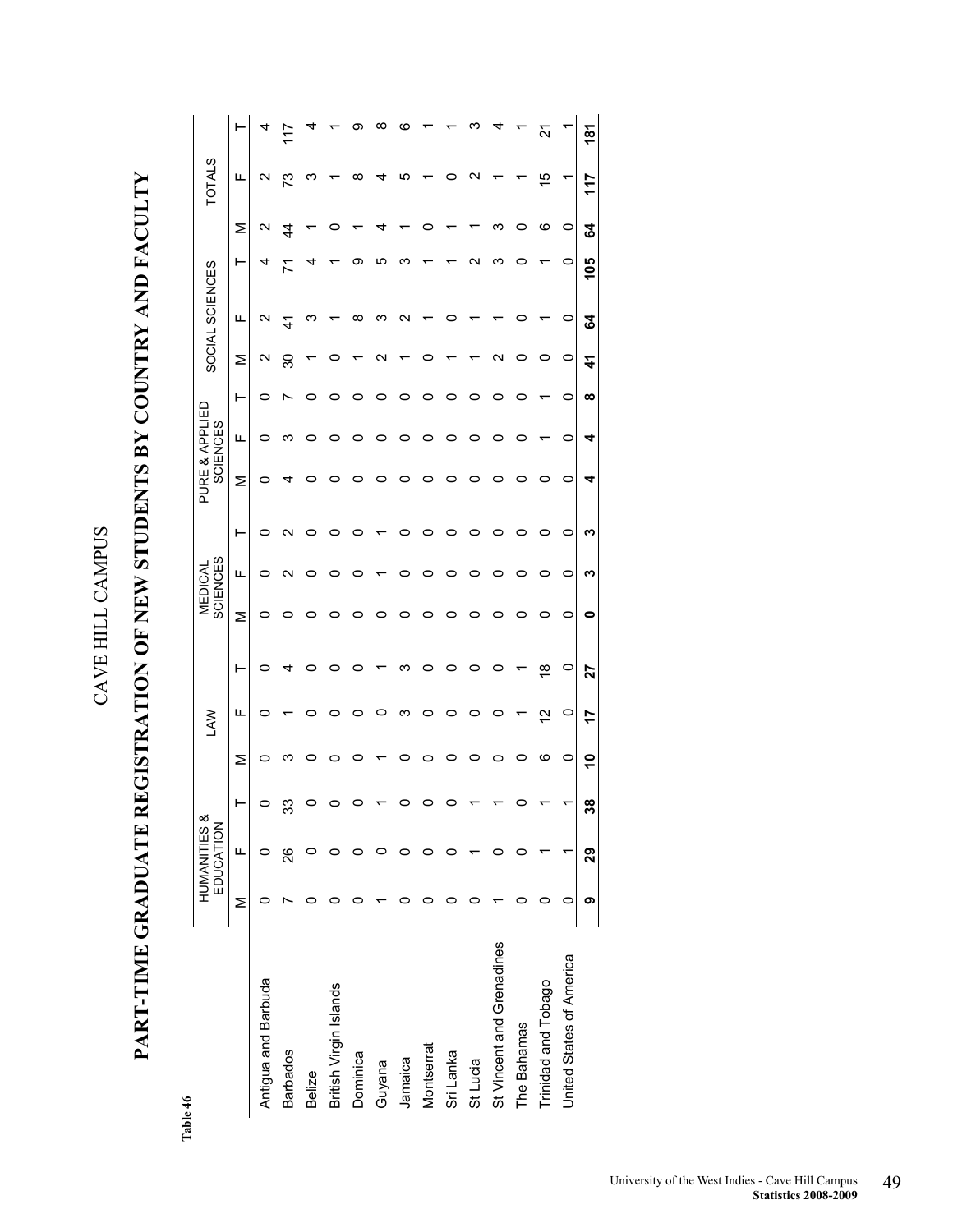Table 46

CAVE HILL CAMPUS

# PART-TIME GRADUATE REGISTRATION OF NEW STUDENTS BY COUNTRY AND FACULTY

| | HUMANITIES & EDUCATION | | | LAW | | | MEDICAL SCIENCES | | | PURE & APPLIED SCIENCES | | | SOCIAL SCIENCES | | | TOTALS | | |
|---|---|---|---|---|---|---|---|---|---|---|---|---|---|---|---|---|---|---|
| | M | F | T | M | F | T | M | F | T | M | F | T | M | F | T | M | F | T |
| Antigua and Barbuda | 0 | 0 | 0 | 0 | 0 | 0 | 0 | 0 | 0 | 0 | 0 | 0 | 2 | 2 | 4 | 2 | 2 | 4 |
| Barbados | 7 | 26 | 33 | 3 | 1 | 4 | 0 | 2 | 2 | 4 | 3 | 7 | 30 | 41 | 71 | 44 | 73 | 117 |
| Belize | 0 | 0 | 0 | 0 | 0 | 0 | 0 | 0 | 0 | 0 | 0 | 0 | 1 | 3 | 4 | 1 | 3 | 4 |
| British Virgin Islands | 0 | 0 | 0 | 0 | 0 | 0 | 0 | 0 | 0 | 0 | 0 | 0 | 0 | 1 | 1 | 0 | 1 | 1 |
| Dominica | 0 | 0 | 0 | 0 | 0 | 0 | 0 | 0 | 0 | 0 | 0 | 0 | 1 | 8 | 9 | 1 | 8 | 9 |
| Guyana | 1 | 0 | 1 | 1 | 0 | 1 | 0 | 1 | 1 | 0 | 0 | 0 | 2 | 3 | 5 | 4 | 4 | 8 |
| Jamaica | 0 | 0 | 0 | 0 | 3 | 3 | 0 | 0 | 0 | 0 | 0 | 0 | 1 | 2 | 3 | 1 | 5 | 6 |
| Montserrat | 0 | 0 | 0 | 0 | 0 | 0 | 0 | 0 | 0 | 0 | 0 | 0 | 0 | 1 | 1 | 0 | 1 | 1 |
| Sri Lanka | 0 | 0 | 0 | 0 | 0 | 0 | 0 | 0 | 0 | 0 | 0 | 0 | 1 | 0 | 1 | 1 | 0 | 1 |
| St Lucia | 0 | 1 | 1 | 0 | 0 | 0 | 0 | 0 | 0 | 0 | 0 | 0 | 1 | 1 | 2 | 1 | 2 | 3 |
| St Vincent and Grenadines | 1 | 0 | 1 | 0 | 0 | 0 | 0 | 0 | 0 | 0 | 0 | 0 | 2 | 1 | 3 | 3 | 1 | 4 |
| The Bahamas | 0 | 0 | 0 | 0 | 1 | 1 | 0 | 0 | 0 | 0 | 0 | 0 | 0 | 0 | 0 | 0 | 1 | 1 |
| Trinidad and Tobago | 0 | 1 | 1 | 6 | 12 | 18 | 0 | 0 | 0 | 0 | 1 | 1 | 0 | 1 | 1 | 6 | 15 | 21 |
| United States of America | 0 | 1 | 1 | 0 | 0 | 0 | 0 | 0 | 0 | 0 | 0 | 0 | 0 | 0 | 0 | 0 | 1 | 1 |
| | **9** | **29** | **38** | **10** | **17** | **27** | **0** | **3** | **3** | **4** | **4** | **8** | **41** | **64** | **105** | **64** | **117** | **181** |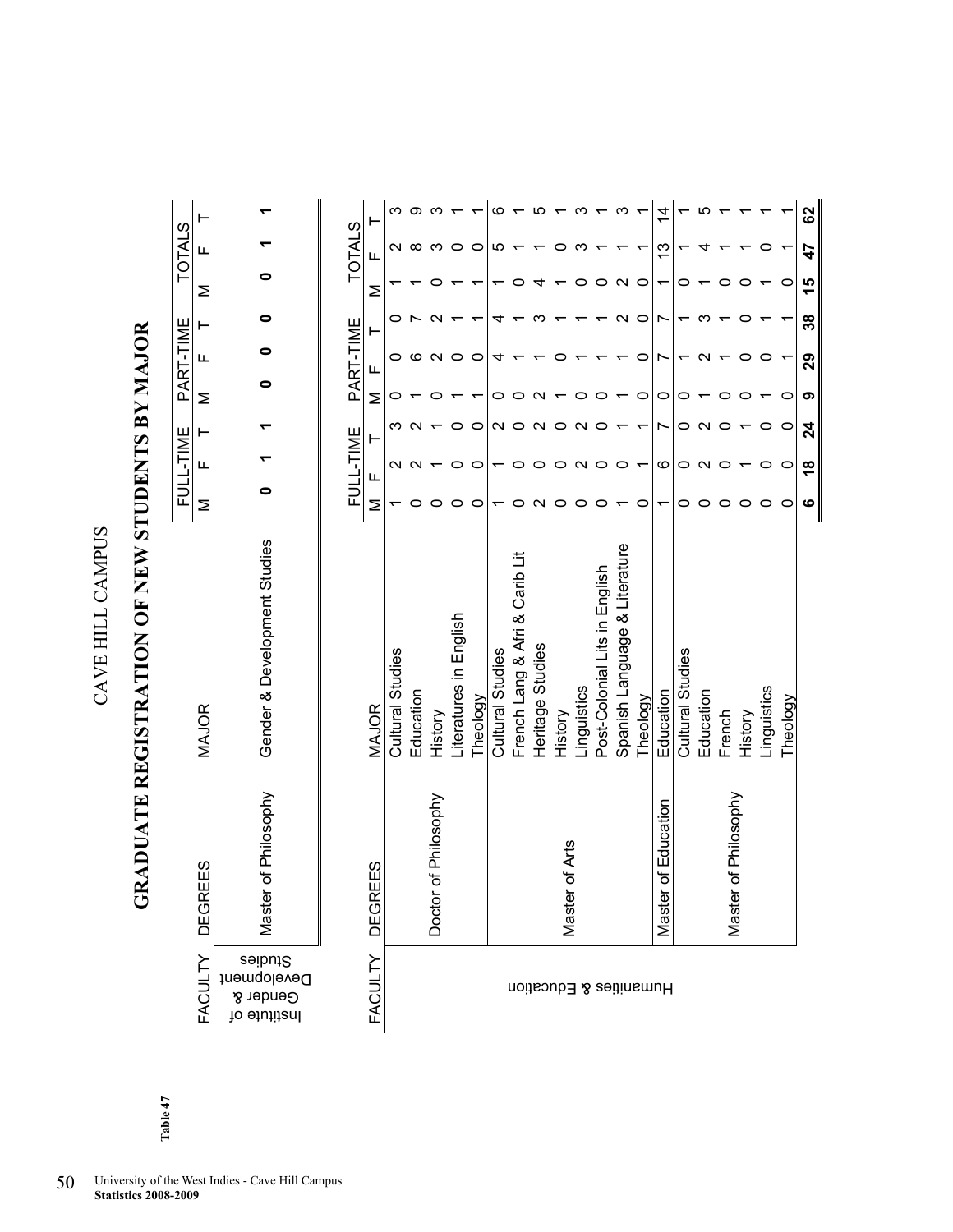Table 47

# CAVE HILL CAMPUS

## GRADUATE REGISTRATION OF NEW STUDENTS BY MAJOR

| FACULTY | DEGREES | MAJOR | FULL-TIME | | | PART-TIME | | | TOTALS | | |
|---|---|---|---|---|---|---|---|---|---|---|---|
| | | | M | F | T | M | F | T | M | F | T |
| Institute of Gender & Development Studies | Master of Philosophy | Gender & Development Studies | **0** | **1** | **1** | **0** | **0** | **0** | **0** | **1** | **1** |

| FACULTY | DEGREES | MAJOR | FULL-TIME | | | PART-TIME | | | TOTALS | | |
|---|---|---|---|---|---|---|---|---|---|---|---|
| | | | M | F | T | M | F | T | M | F | T |
| Humanities & Education | Doctor of Philosophy | Cultural Studies | 1 | 2 | 3 | 0 | 0 | 0 | 1 | 2 | 3 |
| | | Education | 0 | 2 | 2 | 1 | 6 | 7 | 1 | 8 | 9 |
| | | History | 0 | 1 | 1 | 0 | 2 | 2 | 0 | 3 | 3 |
| | | Literatures in English | 0 | 0 | 0 | 1 | 0 | 1 | 1 | 0 | 1 |
| | | Theology | 0 | 0 | 0 | 1 | 0 | 1 | 1 | 0 | 1 |
| | Master of Arts | Cultural Studies | 1 | 1 | 2 | 0 | 4 | 4 | 1 | 5 | 6 |
| | | French Lang & Afri & Carib Lit | 0 | 0 | 0 | 0 | 1 | 1 | 0 | 1 | 1 |
| | | Heritage Studies | 2 | 0 | 2 | 2 | 1 | 3 | 4 | 1 | 5 |
| | | History | 0 | 0 | 0 | 1 | 0 | 1 | 1 | 0 | 1 |
| | | Linguistics | 0 | 2 | 2 | 0 | 1 | 1 | 0 | 3 | 3 |
| | | Post-Colonial Lits in English | 0 | 0 | 0 | 0 | 1 | 1 | 0 | 1 | 1 |
| | | Spanish Language & Literature | 1 | 0 | 1 | 1 | 1 | 2 | 2 | 1 | 3 |
| | | Theology | 0 | 1 | 1 | 0 | 0 | 0 | 0 | 1 | 1 |
| | Master of Education | Education | 1 | 6 | 7 | 0 | 7 | 7 | 1 | 13 | 14 |
| | Master of Philosophy | Cultural Studies | 0 | 0 | 0 | 0 | 1 | 1 | 0 | 1 | 1 |
| | | Education | 0 | 2 | 2 | 1 | 2 | 3 | 1 | 4 | 5 |
| | | French | 0 | 0 | 0 | 0 | 1 | 1 | 0 | 1 | 1 |
| | | History | 0 | 1 | 1 | 0 | 0 | 0 | 0 | 1 | 1 |
| | | Linguistics | 0 | 0 | 0 | 1 | 0 | 1 | 1 | 0 | 1 |
| | | Theology | 0 | 0 | 0 | 0 | 1 | 1 | 0 | 1 | 1 |
| | | | **6** | **18** | **24** | **9** | **29** | **38** | **15** | **47** | **62** |

University of the West Indies - Cave Hill Campus
**Statistics 2008-2009**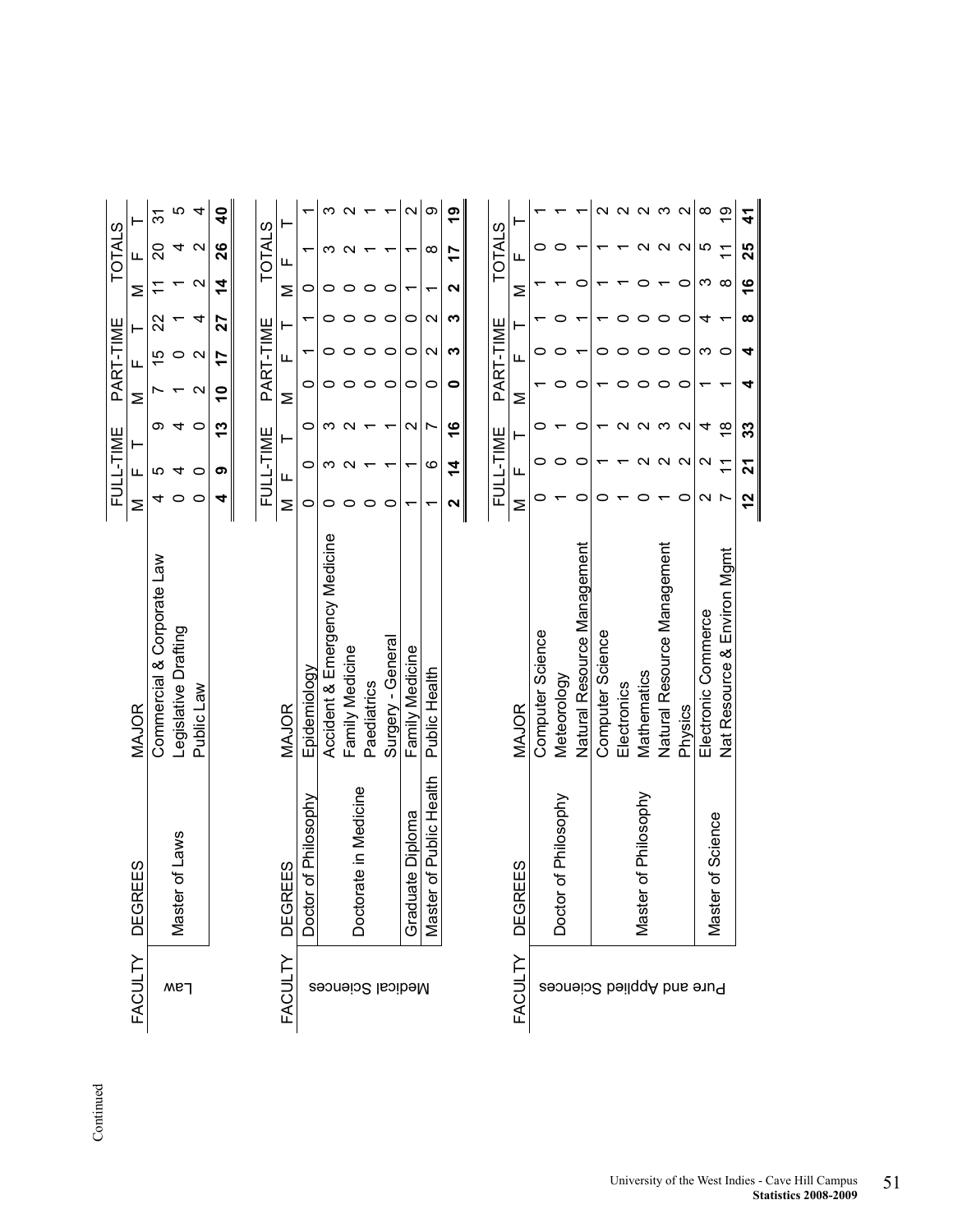Continued

| FACULTY | DEGREES | MAJOR | FULL-TIME | | | PART-TIME | | | TOTALS | | |
|---|---|---|---|---|---|---|---|---|---|---|---|
| | | | M | F | T | M | F | T | M | F | T |
| Law | Master of Laws | Commercial & Corporate Law | 4 | 5 | 9 | 7 | 15 | 22 | 11 | 20 | 31 |
| | | Legislative Drafting | 0 | 4 | 4 | 1 | 0 | 1 | 1 | 4 | 5 |
| | | Public Law | 0 | 0 | 0 | 2 | 2 | 4 | 2 | 2 | 4 |
| | | | **4** | **9** | **13** | **10** | **17** | **27** | **14** | **26** | **40** |

| FACULTY | DEGREES | MAJOR | FULL-TIME | | | PART-TIME | | | TOTALS | | |
|---|---|---|---|---|---|---|---|---|---|---|---|
| | | | M | F | T | M | F | T | M | F | T |
| Medical Sciences | Doctor of Philosophy | Epidemiology | 0 | 0 | 0 | 0 | 1 | 1 | 0 | 1 | 1 |
| | Doctorate in Medicine | Accident & Emergency Medicine | 0 | 3 | 3 | 0 | 0 | 0 | 0 | 3 | 3 |
| | | Family Medicine | 0 | 2 | 2 | 0 | 0 | 0 | 0 | 2 | 2 |
| | | Paediatrics | 0 | 1 | 1 | 0 | 0 | 0 | 0 | 1 | 1 |
| | | Surgery - General | 0 | 1 | 1 | 0 | 0 | 0 | 0 | 1 | 1 |
| | Graduate Diploma | Family Medicine | 1 | 1 | 2 | 0 | 0 | 0 | 1 | 1 | 2 |
| | Master of Public Health | Public Health | 1 | 6 | 7 | 0 | 2 | 2 | 1 | 8 | 9 |
| | | | **2** | **14** | **16** | **0** | **3** | **3** | **2** | **17** | **19** |

| FACULTY | DEGREES | MAJOR | FULL-TIME | | | PART-TIME | | | TOTALS | | |
|---|---|---|---|---|---|---|---|---|---|---|---|
| | | | M | F | T | M | F | T | M | F | T |
| Pure and Applied Sciences | Doctor of Philosophy | Computer Science | 0 | 0 | 0 | 1 | 0 | 1 | 1 | 0 | 1 |
| | | Meteorology | 1 | 0 | 1 | 0 | 0 | 0 | 1 | 0 | 1 |
| | | Natural Resource Management | 0 | 0 | 0 | 0 | 1 | 1 | 0 | 1 | 1 |
| | Master of Philosophy | Computer Science | 0 | 1 | 1 | 1 | 0 | 1 | 1 | 1 | 2 |
| | | Electronics | 1 | 1 | 2 | 0 | 0 | 0 | 1 | 1 | 2 |
| | | Mathematics | 0 | 2 | 2 | 0 | 0 | 0 | 0 | 2 | 2 |
| | | Natural Resource Management | 1 | 2 | 3 | 0 | 0 | 0 | 1 | 2 | 3 |
| | | Physics | 0 | 2 | 2 | 0 | 0 | 0 | 0 | 2 | 2 |
| | Master of Science | Electronic Commerce | 2 | 2 | 4 | 1 | 3 | 4 | 3 | 5 | 8 |
| | | Nat Resource & Environ Mgmt | 7 | 11 | 18 | 1 | 0 | 1 | 8 | 11 | 19 |
| | | | **12** | **21** | **33** | **4** | **4** | **8** | **16** | **25** | **41** |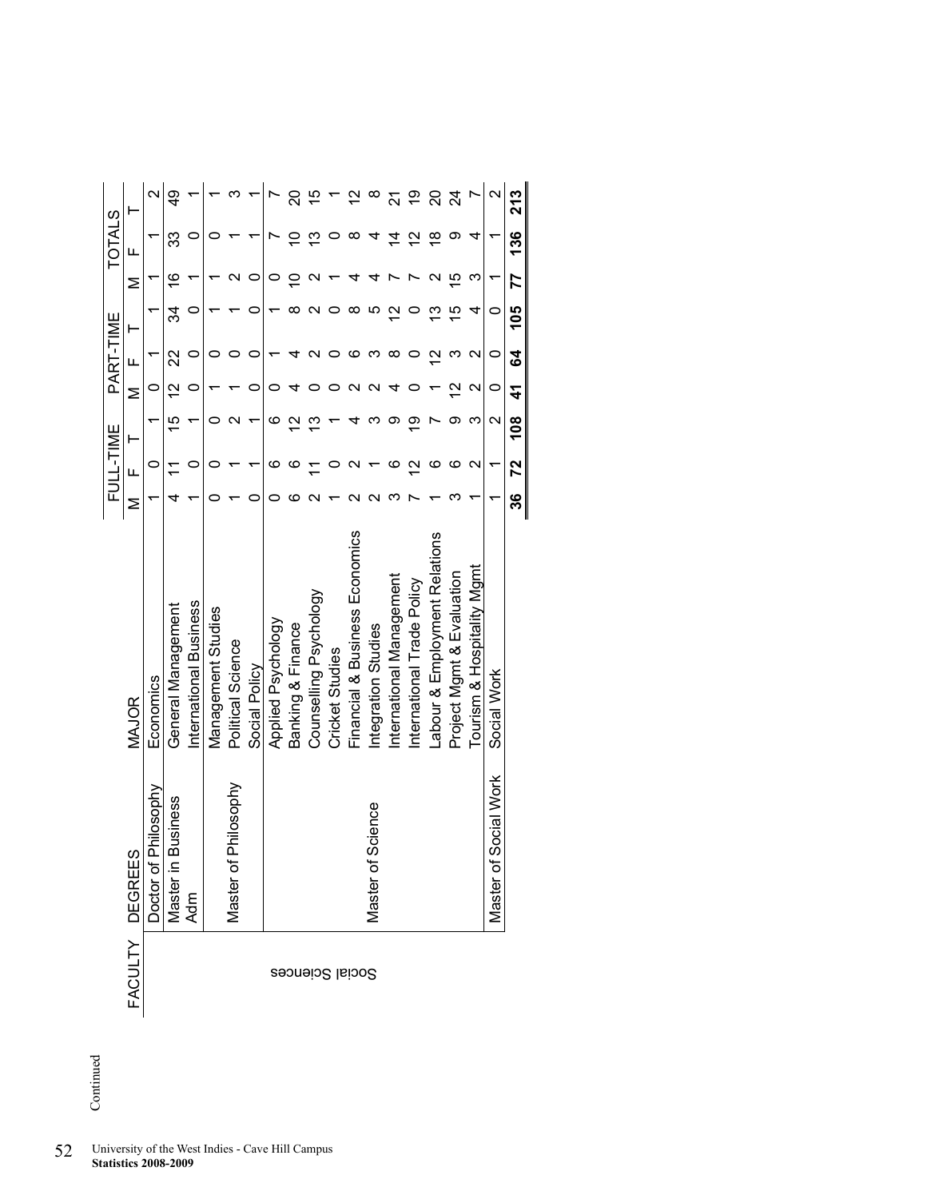Continued

| FACULTY | DEGREES | MAJOR | FULL-TIME | | | PART-TIME | | | TOTALS | | |
|---|---|---|---|---|---|---|---|---|---|---|---|
| | | | M | F | T | M | F | T | M | F | T |
| Social Sciences | Doctor of Philosophy | Economics | 1 | 0 | 1 | 0 | 1 | 1 | 1 | 1 | 2 |
| | Master in Business Adm | General Management | 4 | 11 | 15 | 12 | 22 | 34 | 16 | 33 | 49 |
| | | International Business | 1 | 0 | 1 | 0 | 0 | 0 | 1 | 0 | 1 |
| | Master of Philosophy | Management Studies | 0 | 0 | 0 | 1 | 0 | 1 | 1 | 0 | 1 |
| | | Political Science | 1 | 1 | 2 | 1 | 0 | 1 | 2 | 1 | 3 |
| | | Social Policy | 0 | 1 | 1 | 0 | 0 | 0 | 0 | 1 | 1 |
| | Master of Science | Applied Psychology | 0 | 6 | 6 | 0 | 1 | 1 | 0 | 7 | 7 |
| | | Banking & Finance | 6 | 6 | 12 | 4 | 4 | 8 | 10 | 10 | 20 |
| | | Counselling Psychology | 2 | 11 | 13 | 0 | 2 | 2 | 2 | 13 | 15 |
| | | Cricket Studies | 1 | 0 | 1 | 0 | 0 | 0 | 1 | 0 | 1 |
| | | Financial & Business Economics | 2 | 2 | 4 | 2 | 6 | 8 | 4 | 8 | 12 |
| | | Integration Studies | 2 | 1 | 3 | 2 | 3 | 5 | 4 | 4 | 8 |
| | | International Management | 3 | 6 | 9 | 4 | 8 | 12 | 7 | 14 | 21 |
| | | International Trade Policy | 7 | 12 | 19 | 0 | 0 | 0 | 7 | 12 | 19 |
| | | Labour & Employment Relations | 1 | 6 | 7 | 1 | 12 | 13 | 2 | 18 | 20 |
| | | Project Mgmt & Evaluation | 3 | 6 | 9 | 12 | 3 | 15 | 15 | 9 | 24 |
| | | Tourism & Hospitality Mgmt | 1 | 2 | 3 | 2 | 2 | 4 | 3 | 4 | 7 |
| | Master of Social Work | Social Work | 1 | 1 | 2 | 0 | 0 | 0 | 1 | 1 | 2 |
| | | | **36** | **72** | **108** | **41** | **64** | **105** | **77** | **136** | **213** |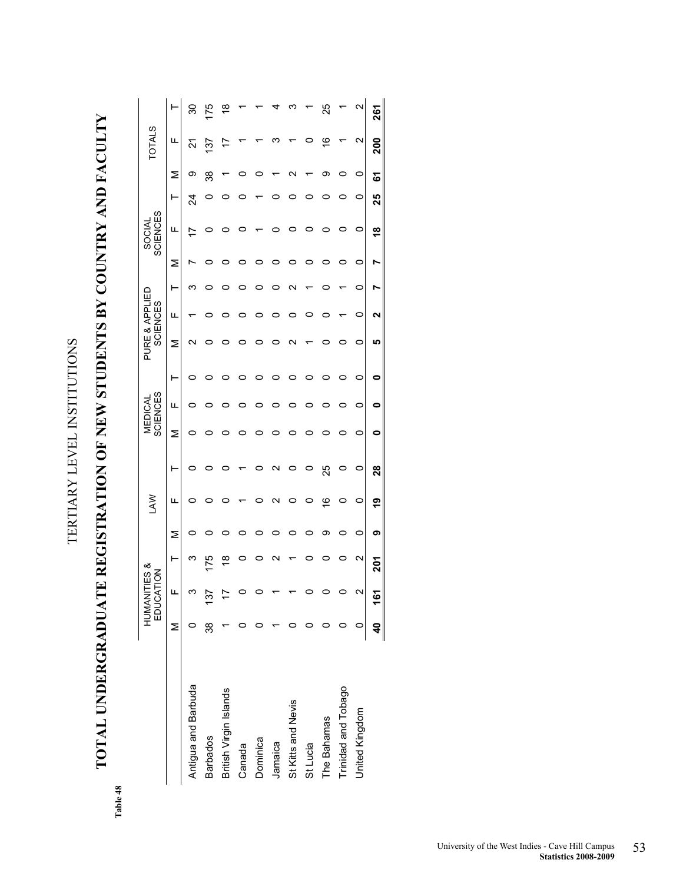TERTIARY LEVEL INSTITUTIONS

Table 48

# TOTAL UNDERGRADUATE REGISTRATION OF NEW STUDENTS BY COUNTRY AND FACULTY

| | HUMANITIES & EDUCATION | | | LAW | | | MEDICAL SCIENCES | | | PURE & APPLIED SCIENCES | | | SOCIAL SCIENCES | | | TOTALS | | |
|---|---|---|---|---|---|---|---|---|---|---|---|---|---|---|---|---|---|---|
| | M | F | T | M | F | T | M | F | T | M | F | T | M | F | T | M | F | T |
| Antigua and Barbuda | 0 | 3 | 3 | 0 | 0 | 0 | 0 | 0 | 0 | 2 | 1 | 3 | 7 | 17 | 24 | 9 | 21 | 30 |
| Barbados | 38 | 137 | 175 | 0 | 0 | 0 | 0 | 0 | 0 | 0 | 0 | 0 | 0 | 0 | 0 | 38 | 137 | 175 |
| British Virgin Islands | 1 | 17 | 18 | 0 | 0 | 0 | 0 | 0 | 0 | 0 | 0 | 0 | 0 | 0 | 0 | 1 | 17 | 18 |
| Canada | 0 | 0 | 0 | 0 | 1 | 1 | 0 | 0 | 0 | 0 | 0 | 0 | 0 | 0 | 0 | 0 | 1 | 1 |
| Dominica | 0 | 0 | 0 | 0 | 0 | 0 | 0 | 0 | 0 | 0 | 0 | 0 | 0 | 1 | 1 | 0 | 1 | 1 |
| Jamaica | 1 | 1 | 2 | 0 | 2 | 2 | 0 | 0 | 0 | 0 | 0 | 0 | 0 | 0 | 0 | 1 | 3 | 4 |
| St Kitts and Nevis | 0 | 1 | 1 | 0 | 0 | 0 | 0 | 0 | 0 | 2 | 0 | 2 | 0 | 0 | 0 | 2 | 1 | 3 |
| St Lucia | 0 | 0 | 0 | 0 | 0 | 0 | 0 | 0 | 0 | 1 | 0 | 1 | 0 | 0 | 0 | 1 | 0 | 1 |
| The Bahamas | 0 | 0 | 0 | 9 | 16 | 25 | 0 | 0 | 0 | 0 | 0 | 0 | 0 | 0 | 0 | 9 | 16 | 25 |
| Trinidad and Tobago | 0 | 0 | 0 | 0 | 0 | 0 | 0 | 0 | 0 | 0 | 1 | 1 | 0 | 0 | 0 | 0 | 1 | 1 |
| United Kingdom | 0 | 2 | 2 | 0 | 0 | 0 | 0 | 0 | 0 | 0 | 0 | 0 | 0 | 0 | 0 | 0 | 2 | 2 |
| | **40** | **161** | **201** | **9** | **19** | **28** | **0** | **0** | **0** | **5** | **2** | **7** | **7** | **18** | **25** | **61** | **200** | **261** |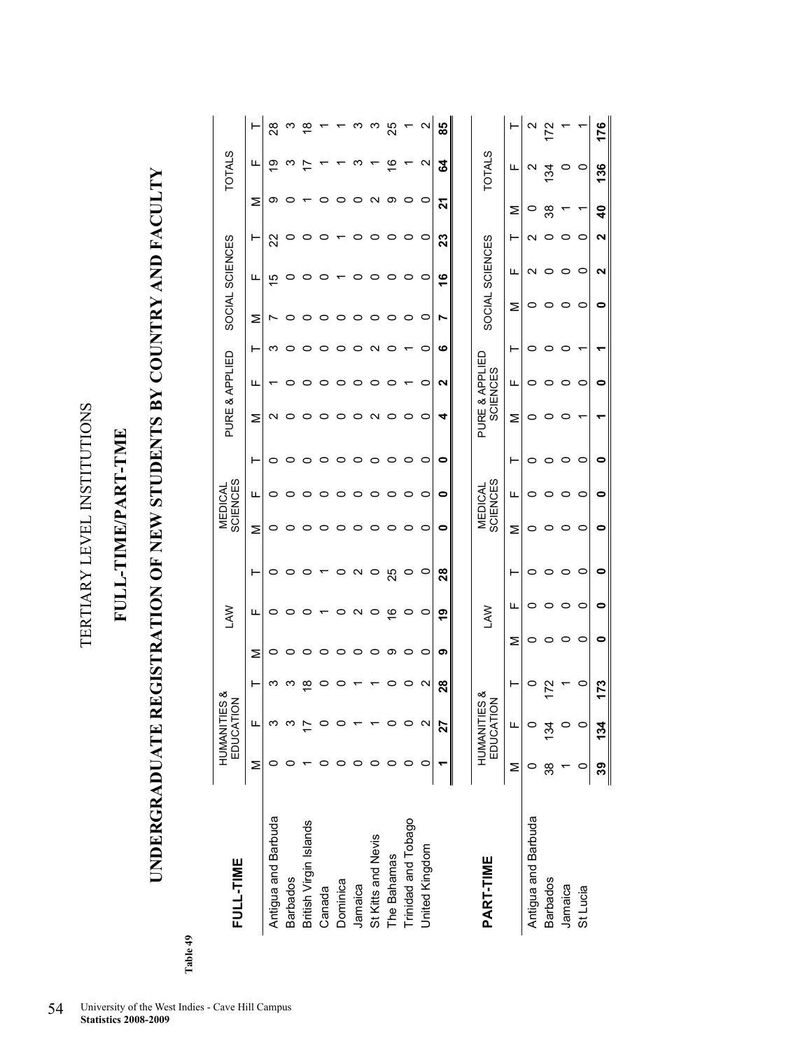# TERTIARY LEVEL INSTITUTIONS

## FULL-TIME/PART-TME

## UNDERGRADUATE REGISTRATION OF NEW STUDENTS BY COUNTRY AND FACULTY

**Table 49**

| FULL-TIME | HUMANITIES & EDUCATION | | | LAW | | | MEDICAL SCIENCES | | | PURE & APPLIED | | | SOCIAL SCIENCES | | | TOTALS | | |
|---|---|---|---|---|---|---|---|---|---|---|---|---|---|---|---|---|---|---|
| | M | F | T | M | F | T | M | F | T | M | F | T | M | F | T | M | F | T |
| Antigua and Barbuda | 0 | 3 | 3 | 0 | 0 | 0 | 0 | 0 | 0 | 2 | 1 | 3 | 7 | 15 | 22 | 9 | 19 | 28 |
| Barbados | 0 | 3 | 3 | 0 | 0 | 0 | 0 | 0 | 0 | 0 | 0 | 0 | 0 | 0 | 0 | 0 | 3 | 3 |
| British Virgin Islands | 1 | 17 | 18 | 0 | 0 | 0 | 0 | 0 | 0 | 0 | 0 | 0 | 0 | 0 | 0 | 1 | 17 | 18 |
| Canada | 0 | 0 | 0 | 0 | 1 | 1 | 0 | 0 | 0 | 0 | 0 | 0 | 0 | 0 | 0 | 0 | 1 | 1 |
| Dominica | 0 | 0 | 0 | 0 | 0 | 0 | 0 | 0 | 0 | 0 | 0 | 0 | 0 | 1 | 1 | 0 | 1 | 1 |
| Jamaica | 0 | 1 | 1 | 0 | 2 | 2 | 0 | 0 | 0 | 0 | 0 | 0 | 0 | 0 | 0 | 0 | 3 | 3 |
| St Kitts and Nevis | 0 | 1 | 1 | 0 | 0 | 0 | 0 | 0 | 0 | 2 | 0 | 2 | 0 | 0 | 0 | 2 | 1 | 3 |
| The Bahamas | 0 | 0 | 0 | 9 | 16 | 25 | 0 | 0 | 0 | 0 | 0 | 0 | 0 | 0 | 0 | 9 | 16 | 25 |
| Trinidad and Tobago | 0 | 0 | 0 | 0 | 0 | 0 | 0 | 0 | 0 | 0 | 1 | 1 | 0 | 0 | 0 | 0 | 1 | 1 |
| United Kingdom | 0 | 2 | 2 | 0 | 0 | 0 | 0 | 0 | 0 | 0 | 0 | 0 | 0 | 0 | 0 | 0 | 2 | 2 |
| | **1** | **27** | **28** | **9** | **19** | **28** | **0** | **0** | **0** | **4** | **2** | **6** | **7** | **16** | **23** | **21** | **64** | **85** |

| PART-TIME | HUMANITIES & EDUCATION | | | LAW | | | MEDICAL SCIENCES | | | PURE & APPLIED SCIENCES | | | SOCIAL SCIENCES | | | TOTALS | | |
|---|---|---|---|---|---|---|---|---|---|---|---|---|---|---|---|---|---|---|
| | M | F | T | M | F | T | M | F | T | M | F | T | M | F | T | M | F | T |
| Antigua and Barbuda | 0 | 0 | 0 | 0 | 0 | 0 | 0 | 0 | 0 | 0 | 0 | 0 | 0 | 2 | 2 | 0 | 2 | 2 |
| Barbados | 38 | 134 | 172 | 0 | 0 | 0 | 0 | 0 | 0 | 0 | 0 | 0 | 0 | 0 | 0 | 38 | 134 | 172 |
| Jamaica | 1 | 0 | 1 | 0 | 0 | 0 | 0 | 0 | 0 | 0 | 0 | 0 | 0 | 0 | 0 | 1 | 0 | 1 |
| St Lucia | 0 | 0 | 0 | 0 | 0 | 0 | 0 | 0 | 0 | 1 | 0 | 1 | 0 | 0 | 0 | 1 | 0 | 1 |
| | **39** | **134** | **173** | **0** | **0** | **0** | **0** | **0** | **0** | **1** | **0** | **1** | **0** | **2** | **2** | **40** | **136** | **176** |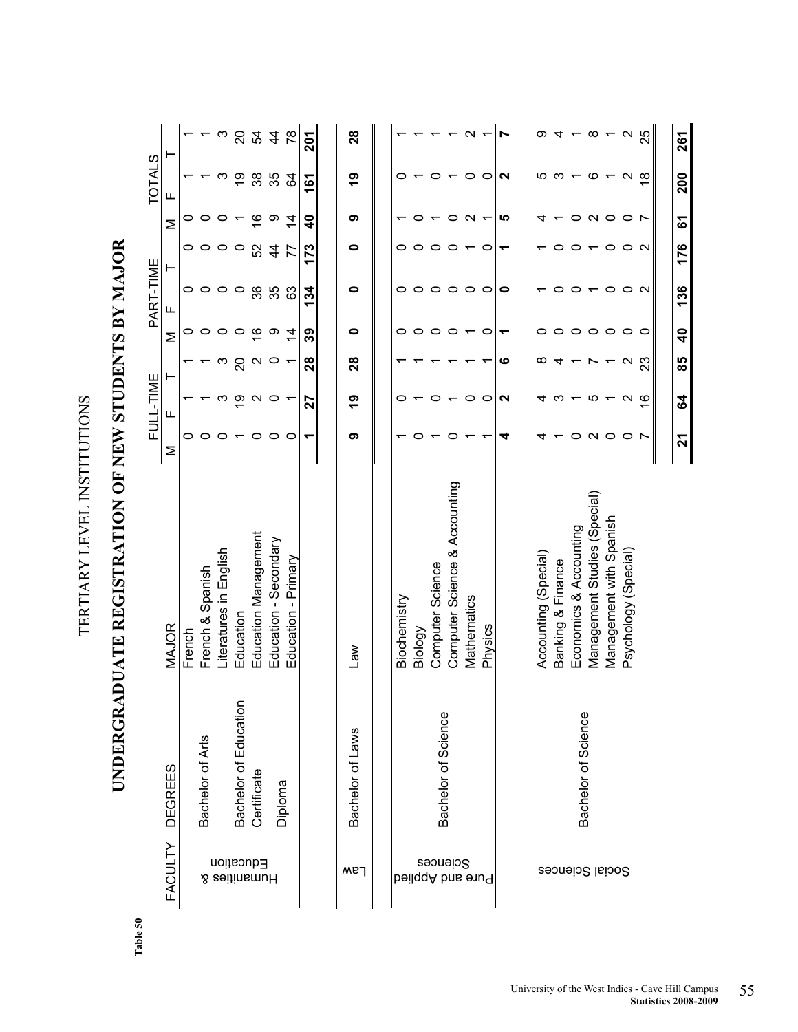Table 50

TERTIARY LEVEL INSTITUTIONS

# UNDERGRADUATE REGISTRATION OF NEW STUDENTS BY MAJOR

| FACULTY | DEGREES | MAJOR | FULL-TIME | | | PART-TIME | | | TOTALS | | |
|---|---|---|---|---|---|---|---|---|---|---|---|
| | | | M | F | T | M | F | T | M | F | T |
| Humanities & Education | Bachelor of Arts | French | 0 | 1 | 1 | 0 | 0 | 0 | 0 | 1 | 1 |
| | | French & Spanish | 0 | 1 | 1 | 0 | 0 | 0 | 0 | 1 | 1 |
| | | Literatures in English | 0 | 3 | 3 | 0 | 0 | 0 | 0 | 3 | 3 |
| | Bachelor of Education | Education | 1 | 19 | 20 | 0 | 0 | 0 | 1 | 19 | 20 |
| | Certificate | Education Management | 0 | 2 | 2 | 16 | 36 | 52 | 16 | 38 | 54 |
| | Diploma | Education - Secondary | 0 | 0 | 0 | 9 | 35 | 44 | 9 | 35 | 44 |
| | | Education - Primary | 0 | 1 | 1 | 14 | 63 | 77 | 14 | 64 | 78 |
| | | | **1** | **27** | **28** | **39** | **134** | **173** | **40** | **161** | **201** |
| Law | Bachelor of Laws | Law | **9** | **19** | **28** | **0** | **0** | **0** | **9** | **19** | **28** |
| Pure and Applied Sciences | Bachelor of Science | Biochemistry | 1 | 0 | 1 | 0 | 0 | 0 | 1 | 0 | 1 |
| | | Biology | 0 | 1 | 1 | 0 | 0 | 0 | 0 | 1 | 1 |
| | | Computer Science | 1 | 0 | 1 | 0 | 0 | 0 | 1 | 0 | 1 |
| | | Computer Science & Accounting | 0 | 1 | 1 | 0 | 0 | 0 | 0 | 1 | 1 |
| | | Mathematics | 1 | 0 | 1 | 1 | 0 | 1 | 2 | 0 | 2 |
| | | Physics | 1 | 0 | 1 | 0 | 0 | 0 | 1 | 0 | 1 |
| | | | **4** | **2** | **6** | **1** | **0** | **1** | **5** | **2** | **7** |
| Social Sciences | Bachelor of Science | Accounting (Special) | 4 | 4 | 8 | 0 | 1 | 1 | 4 | 5 | 9 |
| | | Banking & Finance | 1 | 3 | 4 | 0 | 0 | 0 | 1 | 3 | 4 |
| | | Economics & Accounting | 0 | 1 | 1 | 0 | 0 | 0 | 0 | 1 | 1 |
| | | Management Studies (Special) | 2 | 5 | 7 | 0 | 1 | 1 | 2 | 6 | 8 |
| | | Management with Spanish | 0 | 1 | 1 | 0 | 0 | 0 | 0 | 1 | 1 |
| | | Psychology (Special) | 0 | 2 | 2 | 0 | 2 | 2 | 0 | 2 | 2 |
| | | | 7 | 16 | 23 | 0 | 2 | 2 | 7 | 18 | 25 |
| | | | **21** | **64** | **85** | **40** | **136** | **176** | **61** | **200** | **261** |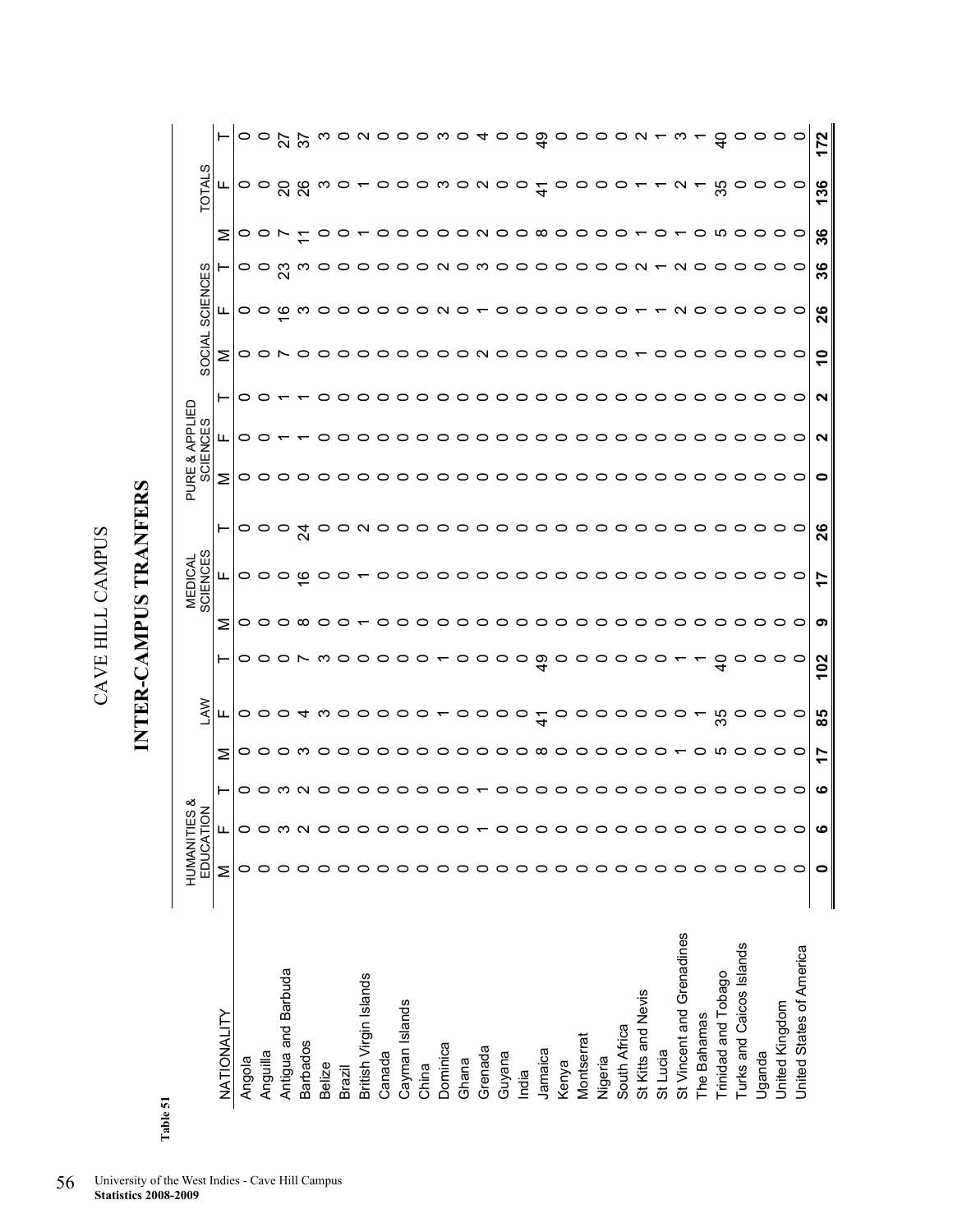Table 51

# CAVE HILL CAMPUS

## INTER-CAMPUS TRANFERS

| NATIONALITY | HUMANITIES & EDUCATION | | | LAW | | | MEDICAL SCIENCES | | | PURE & APPLIED SCIENCES | | | SOCIAL SCIENCES | | | TOTALS | | |
|---|---|---|---|---|---|---|---|---|---|---|---|---|---|---|---|---|---|---|
| | M | F | T | M | F | T | M | F | T | M | F | T | M | F | T | M | F | T |
| Angola | 0 | 0 | 0 | 0 | 0 | 0 | 0 | 0 | 0 | 0 | 0 | 0 | 0 | 0 | 0 | 0 | 0 | 0 |
| Anguilla | 0 | 0 | 0 | 0 | 0 | 0 | 0 | 0 | 0 | 0 | 0 | 0 | 0 | 0 | 0 | 0 | 0 | 0 |
| Antigua and Barbuda | 0 | 3 | 3 | 0 | 0 | 0 | 0 | 0 | 0 | 0 | 1 | 1 | 7 | 16 | 23 | 7 | 20 | 27 |
| Barbados | 0 | 2 | 2 | 3 | 4 | 7 | 8 | 16 | 24 | 0 | 1 | 1 | 0 | 3 | 3 | 11 | 26 | 37 |
| Belize | 0 | 0 | 0 | 0 | 3 | 3 | 0 | 0 | 0 | 0 | 0 | 0 | 0 | 0 | 0 | 0 | 3 | 3 |
| Brazil | 0 | 0 | 0 | 0 | 0 | 0 | 0 | 0 | 0 | 0 | 0 | 0 | 0 | 0 | 0 | 0 | 0 | 0 |
| British Virgin Islands | 0 | 0 | 0 | 0 | 0 | 0 | 1 | 1 | 2 | 0 | 0 | 0 | 0 | 0 | 0 | 1 | 1 | 2 |
| Canada | 0 | 0 | 0 | 0 | 0 | 0 | 0 | 0 | 0 | 0 | 0 | 0 | 0 | 0 | 0 | 0 | 0 | 0 |
| Cayman Islands | 0 | 0 | 0 | 0 | 0 | 0 | 0 | 0 | 0 | 0 | 0 | 0 | 0 | 0 | 0 | 0 | 0 | 0 |
| China | 0 | 0 | 0 | 0 | 0 | 0 | 0 | 0 | 0 | 0 | 0 | 0 | 0 | 0 | 0 | 0 | 0 | 0 |
| Dominica | 0 | 0 | 0 | 0 | 1 | 1 | 0 | 0 | 0 | 0 | 0 | 0 | 0 | 2 | 2 | 0 | 3 | 3 |
| Ghana | 0 | 0 | 0 | 0 | 0 | 0 | 0 | 0 | 0 | 0 | 0 | 0 | 0 | 0 | 0 | 0 | 0 | 0 |
| Grenada | 0 | 1 | 1 | 0 | 0 | 0 | 0 | 0 | 0 | 0 | 0 | 0 | 2 | 1 | 3 | 2 | 2 | 4 |
| Guyana | 0 | 0 | 0 | 0 | 0 | 0 | 0 | 0 | 0 | 0 | 0 | 0 | 0 | 0 | 0 | 0 | 0 | 0 |
| India | 0 | 0 | 0 | 0 | 0 | 0 | 0 | 0 | 0 | 0 | 0 | 0 | 0 | 0 | 0 | 0 | 0 | 0 |
| Jamaica | 0 | 0 | 0 | 8 | 41 | 49 | 0 | 0 | 0 | 0 | 0 | 0 | 0 | 0 | 0 | 8 | 41 | 49 |
| Kenya | 0 | 0 | 0 | 0 | 0 | 0 | 0 | 0 | 0 | 0 | 0 | 0 | 0 | 0 | 0 | 0 | 0 | 0 |
| Montserrat | 0 | 0 | 0 | 0 | 0 | 0 | 0 | 0 | 0 | 0 | 0 | 0 | 0 | 0 | 0 | 0 | 0 | 0 |
| Nigeria | 0 | 0 | 0 | 0 | 0 | 0 | 0 | 0 | 0 | 0 | 0 | 0 | 0 | 0 | 0 | 0 | 0 | 0 |
| South Africa | 0 | 0 | 0 | 0 | 0 | 0 | 0 | 0 | 0 | 0 | 0 | 0 | 0 | 0 | 0 | 0 | 0 | 0 |
| St Kitts and Nevis | 0 | 0 | 0 | 0 | 0 | 0 | 0 | 0 | 0 | 0 | 0 | 0 | 1 | 1 | 2 | 1 | 1 | 2 |
| St Lucia | 0 | 0 | 0 | 0 | 0 | 0 | 0 | 0 | 0 | 0 | 0 | 0 | 0 | 1 | 1 | 0 | 1 | 1 |
| St Vincent and Grenadines | 0 | 0 | 0 | 1 | 0 | 1 | 0 | 0 | 0 | 0 | 0 | 0 | 0 | 2 | 2 | 1 | 2 | 3 |
| The Bahamas | 0 | 0 | 0 | 0 | 1 | 1 | 0 | 0 | 0 | 0 | 0 | 0 | 0 | 0 | 0 | 0 | 1 | 1 |
| Trinidad and Tobago | 0 | 0 | 0 | 5 | 35 | 40 | 0 | 0 | 0 | 0 | 0 | 0 | 0 | 0 | 0 | 5 | 35 | 40 |
| Turks and Caicos Islands | 0 | 0 | 0 | 0 | 0 | 0 | 0 | 0 | 0 | 0 | 0 | 0 | 0 | 0 | 0 | 0 | 0 | 0 |
| Uganda | 0 | 0 | 0 | 0 | 0 | 0 | 0 | 0 | 0 | 0 | 0 | 0 | 0 | 0 | 0 | 0 | 0 | 0 |
| United Kingdom | 0 | 0 | 0 | 0 | 0 | 0 | 0 | 0 | 0 | 0 | 0 | 0 | 0 | 0 | 0 | 0 | 0 | 0 |
| United States of America | 0 | 0 | 0 | 0 | 0 | 0 | 0 | 0 | 0 | 0 | 0 | 0 | 0 | 0 | 0 | 0 | 0 | 0 |
| | **0** | **6** | **6** | **17** | **85** | **102** | **9** | **17** | **26** | **0** | **2** | **2** | **10** | **26** | **36** | **36** | **136** | **172** |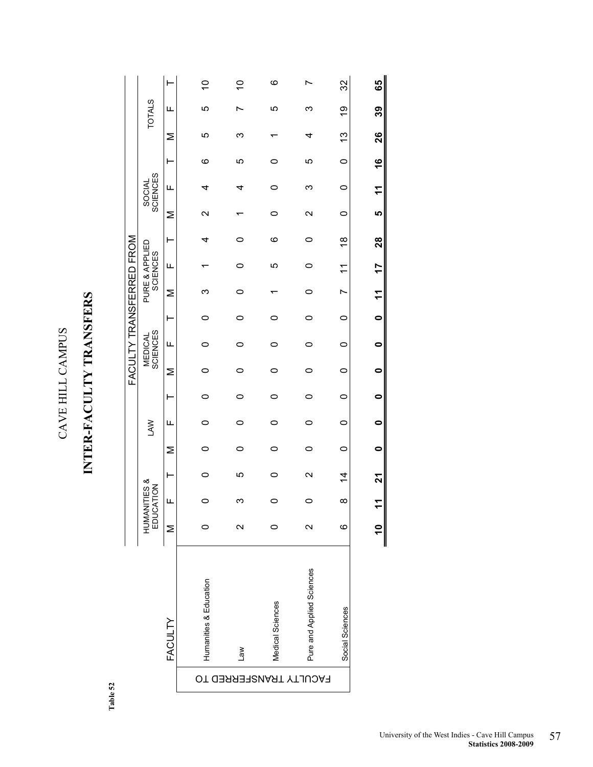**Table 52**

# CAVE HILL CAMPUS

## INTER-FACULTY TRANSFERS

| FACULTY TRANSFERRED TO | FACULTY TRANSFERRED FROM: HUMANITIES & EDUCATION | | | LAW | | | MEDICAL SCIENCES | | | PURE & APPLIED SCIENCES | | | SOCIAL SCIENCES | | | TOTALS | | |
|---|---|---|---|---|---|---|---|---|---|---|---|---|---|---|---|---|---|---|
| FACULTY | M | F | T | M | F | T | M | F | T | M | F | T | M | F | T | M | F | T |
| Humanities & Education | 0 | 0 | 0 | 0 | 0 | 0 | 0 | 0 | 0 | 3 | 1 | 4 | 2 | 4 | 6 | 5 | 5 | 10 |
| Law | 2 | 3 | 5 | 0 | 0 | 0 | 0 | 0 | 0 | 0 | 0 | 0 | 1 | 4 | 5 | 3 | 7 | 10 |
| Medical Sciences | 0 | 0 | 0 | 0 | 0 | 0 | 0 | 0 | 0 | 1 | 5 | 6 | 0 | 0 | 0 | 1 | 5 | 6 |
| Pure and Applied Sciences | 2 | 0 | 2 | 0 | 0 | 0 | 0 | 0 | 0 | 0 | 0 | 0 | 2 | 3 | 5 | 4 | 3 | 7 |
| Social Sciences | 6 | 8 | 14 | 0 | 0 | 0 | 0 | 0 | 0 | 7 | 11 | 18 | 0 | 0 | 0 | 13 | 19 | 32 |
| | **10** | **11** | **21** | **0** | **0** | **0** | **0** | **0** | **0** | **11** | **17** | **28** | **5** | **11** | **16** | **26** | **39** | **65** |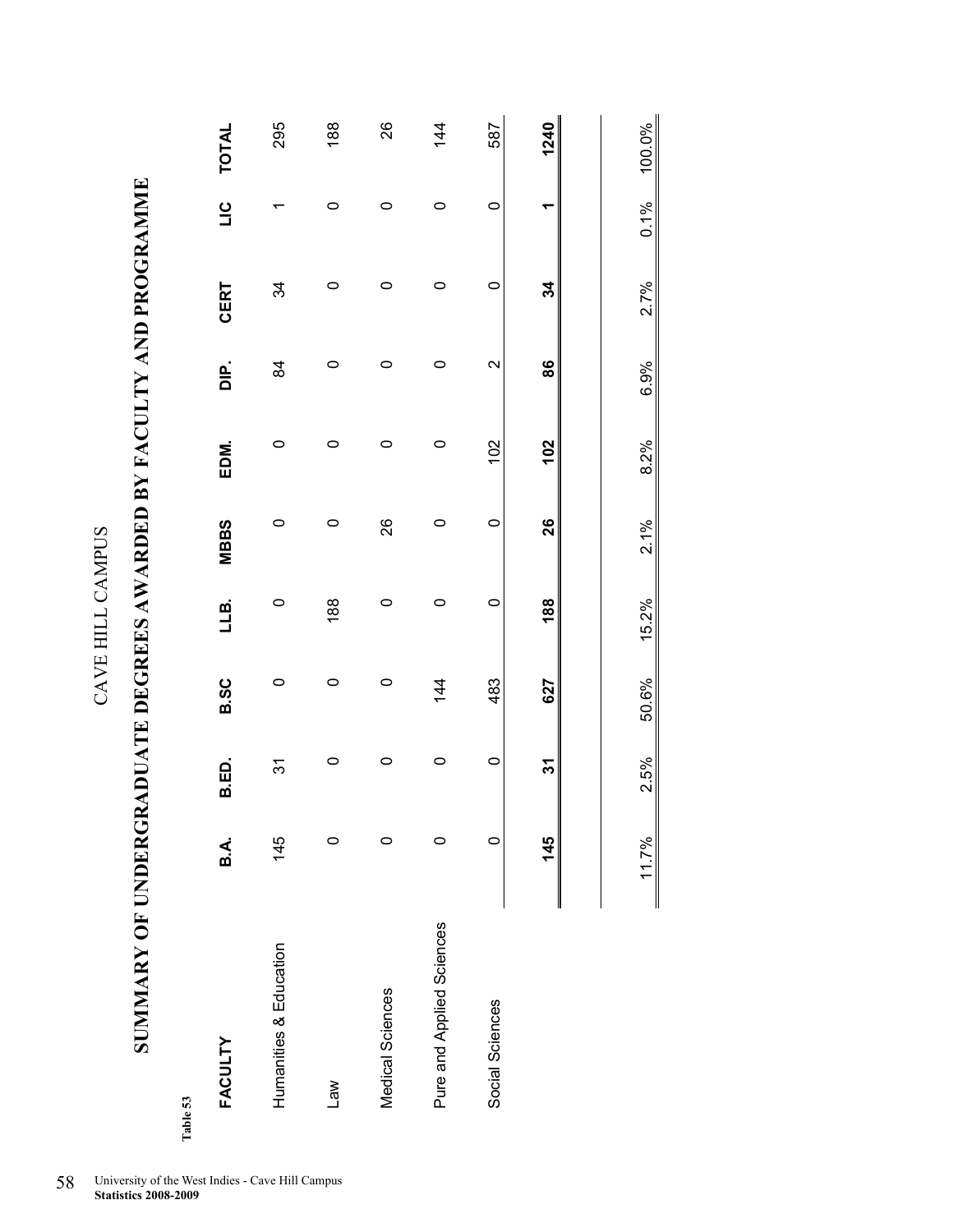# CAVE HILL CAMPUS

## SUMMARY OF UNDERGRADUATE DEGREES AWARDED BY FACULTY AND PROGRAMME

Table 53

| FACULTY | B.A. | B.ED. | B.SC | LLB. | MBBS | EDM. | DIP. | CERT | LIC | TOTAL |
|---|---|---|---|---|---|---|---|---|---|---|
| Humanities & Education | 145 | 31 | 0 | 0 | 0 | 0 | 84 | 34 | 1 | 295 |
| Law | 0 | 0 | 0 | 188 | 0 | 0 | 0 | 0 | 0 | 188 |
| Medical Sciences | 0 | 0 | 0 | 0 | 26 | 0 | 0 | 0 | 0 | 26 |
| Pure and Applied Sciences | 0 | 0 | 144 | 0 | 0 | 0 | 0 | 0 | 0 | 144 |
| Social Sciences | 0 | 0 | 483 | 0 | 0 | 102 | 2 | 0 | 0 | 587 |
| | **145** | **31** | **627** | **188** | **26** | **102** | **86** | **34** | **1** | **1240** |
| | 11.7% | 2.5% | 50.6% | 15.2% | 2.1% | 8.2% | 6.9% | 2.7% | 0.1% | 100.0% |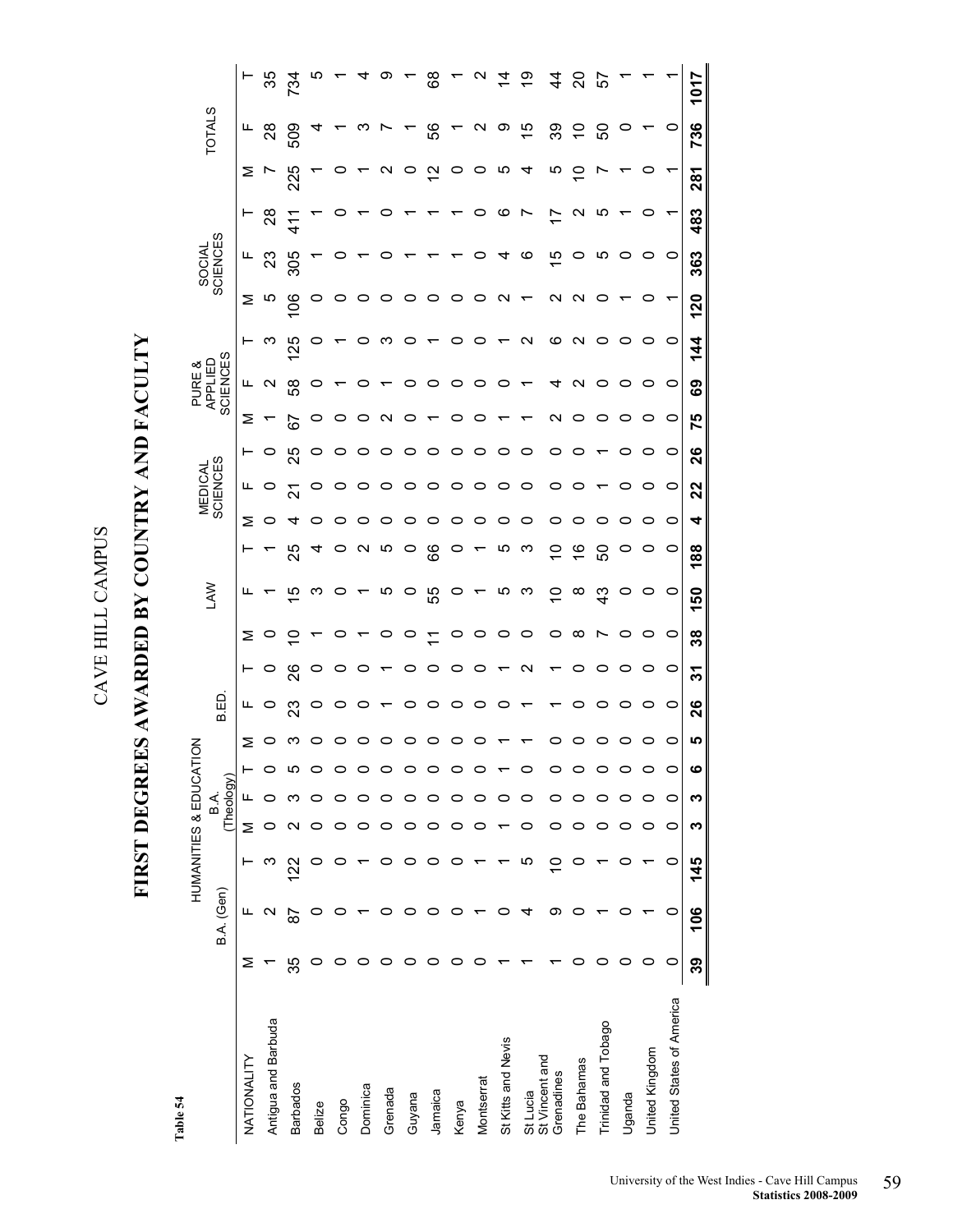# CAVE HILL CAMPUS

## FIRST DEGREES AWARDED BY COUNTRY AND FACULTY

**Table 54**

| NATIONALITY | HUMANITIES & EDUCATION B.A. (Gen) | | | B.A. (Theology) | | | B.ED. | | | LAW | | | MEDICAL SCIENCES | | | PURE & APPLIED SCIENCES | | | SOCIAL SCIENCES | | | TOTALS | | |
|---|---|---|---|---|---|---|---|---|---|---|---|---|---|---|---|---|---|---|---|---|---|---|---|---|
| | M | F | T | M | F | T | M | F | T | M | F | T | M | F | T | M | F | T | M | F | T | M | F | T |
| Antigua and Barbuda | 1 | 2 | 3 | 0 | 0 | 0 | 0 | 0 | 0 | 0 | 1 | 1 | 0 | 0 | 0 | 1 | 2 | 3 | 5 | 23 | 28 | 7 | 28 | 35 |
| Barbados | 35 | 87 | 122 | 2 | 3 | 5 | 3 | 23 | 26 | 10 | 15 | 25 | 4 | 21 | 25 | 67 | 58 | 125 | 106 | 305 | 411 | 225 | 509 | 734 |
| Belize | 0 | 0 | 0 | 0 | 0 | 0 | 0 | 0 | 0 | 1 | 3 | 4 | 0 | 0 | 0 | 0 | 0 | 0 | 0 | 1 | 1 | 1 | 4 | 5 |
| Congo | 0 | 0 | 0 | 0 | 0 | 0 | 0 | 0 | 0 | 0 | 0 | 0 | 0 | 0 | 0 | 0 | 1 | 1 | 0 | 0 | 0 | 0 | 1 | 1 |
| Dominica | 0 | 1 | 1 | 0 | 0 | 0 | 0 | 0 | 0 | 1 | 1 | 2 | 0 | 0 | 0 | 0 | 0 | 0 | 0 | 1 | 1 | 1 | 3 | 4 |
| Grenada | 0 | 0 | 0 | 0 | 0 | 0 | 0 | 1 | 1 | 0 | 5 | 5 | 0 | 0 | 0 | 2 | 1 | 3 | 0 | 0 | 0 | 2 | 7 | 9 |
| Guyana | 0 | 0 | 0 | 0 | 0 | 0 | 0 | 0 | 0 | 0 | 0 | 0 | 0 | 0 | 0 | 0 | 0 | 0 | 0 | 1 | 1 | 0 | 1 | 1 |
| Jamaica | 0 | 0 | 0 | 0 | 0 | 0 | 0 | 0 | 0 | 11 | 55 | 66 | 0 | 0 | 0 | 1 | 0 | 1 | 0 | 1 | 1 | 12 | 56 | 68 |
| Kenya | 0 | 0 | 0 | 0 | 0 | 0 | 0 | 0 | 0 | 0 | 0 | 0 | 0 | 0 | 0 | 0 | 0 | 0 | 0 | 1 | 1 | 0 | 1 | 1 |
| Montserrat | 0 | 1 | 1 | 0 | 0 | 0 | 0 | 0 | 0 | 0 | 1 | 1 | 0 | 0 | 0 | 0 | 0 | 0 | 0 | 0 | 0 | 0 | 2 | 2 |
| St Kitts and Nevis | 1 | 0 | 1 | 1 | 0 | 1 | 1 | 0 | 1 | 0 | 5 | 5 | 0 | 0 | 0 | 1 | 0 | 1 | 2 | 4 | 6 | 5 | 9 | 14 |
| St Lucia | 1 | 4 | 5 | 0 | 0 | 0 | 1 | 1 | 2 | 0 | 3 | 3 | 0 | 0 | 0 | 1 | 1 | 2 | 1 | 6 | 7 | 4 | 15 | 19 |
| St Vincent and Grenadines | 1 | 9 | 10 | 0 | 0 | 0 | 0 | 1 | 1 | 0 | 10 | 10 | 0 | 0 | 0 | 2 | 4 | 6 | 2 | 15 | 17 | 5 | 39 | 44 |
| The Bahamas | 0 | 0 | 0 | 0 | 0 | 0 | 0 | 0 | 0 | 8 | 8 | 16 | 0 | 0 | 0 | 0 | 2 | 2 | 2 | 0 | 2 | 10 | 10 | 20 |
| Trinidad and Tobago | 0 | 1 | 1 | 0 | 0 | 0 | 0 | 0 | 0 | 7 | 43 | 50 | 0 | 1 | 1 | 0 | 0 | 0 | 0 | 5 | 5 | 7 | 50 | 57 |
| Uganda | 0 | 0 | 0 | 0 | 0 | 0 | 0 | 0 | 0 | 0 | 0 | 0 | 0 | 0 | 0 | 0 | 0 | 0 | 1 | 0 | 1 | 1 | 0 | 1 |
| United Kingdom | 0 | 1 | 1 | 0 | 0 | 0 | 0 | 0 | 0 | 0 | 0 | 0 | 0 | 0 | 0 | 0 | 0 | 0 | 0 | 0 | 0 | 0 | 1 | 1 |
| United States of America | 0 | 0 | 0 | 0 | 0 | 0 | 0 | 0 | 0 | 0 | 0 | 0 | 0 | 0 | 0 | 0 | 0 | 0 | 1 | 0 | 1 | 1 | 0 | 1 |
| | **39** | **106** | **145** | **3** | **3** | **6** | **5** | **26** | **31** | **38** | **150** | **188** | **4** | **22** | **26** | **75** | **69** | **144** | **120** | **363** | **483** | **281** | **736** | **1017** |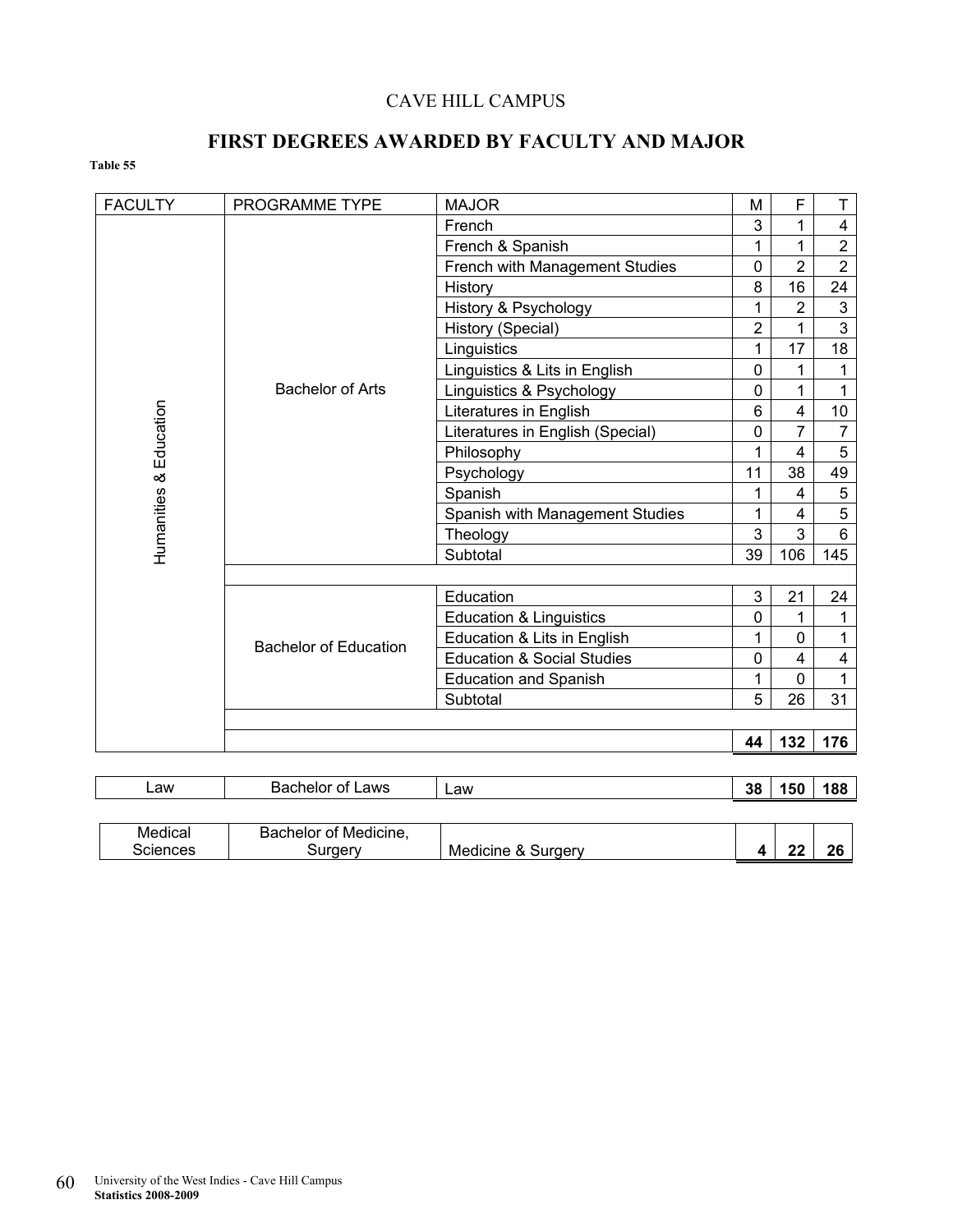CAVE HILL CAMPUS

## FIRST DEGREES AWARDED BY FACULTY AND MAJOR

**Table 55**

| FACULTY | PROGRAMME TYPE | MAJOR | M | F | T |
|---|---|---|---|---|---|
| Humanities & Education | Bachelor of Arts | French | 3 | 1 | 4 |
| | | French & Spanish | 1 | 1 | 2 |
| | | French with Management Studies | 0 | 2 | 2 |
| | | History | 8 | 16 | 24 |
| | | History & Psychology | 1 | 2 | 3 |
| | | History (Special) | 2 | 1 | 3 |
| | | Linguistics | 1 | 17 | 18 |
| | | Linguistics & Lits in English | 0 | 1 | 1 |
| | | Linguistics & Psychology | 0 | 1 | 1 |
| | | Literatures in English | 6 | 4 | 10 |
| | | Literatures in English (Special) | 0 | 7 | 7 |
| | | Philosophy | 1 | 4 | 5 |
| | | Psychology | 11 | 38 | 49 |
| | | Spanish | 1 | 4 | 5 |
| | | Spanish with Management Studies | 1 | 4 | 5 |
| | | Theology | 3 | 3 | 6 |
| | | Subtotal | 39 | 106 | 145 |
| | Bachelor of Education | Education | 3 | 21 | 24 |
| | | Education & Linguistics | 0 | 1 | 1 |
| | | Education & Lits in English | 1 | 0 | 1 |
| | | Education & Social Studies | 0 | 4 | 4 |
| | | Education and Spanish | 1 | 0 | 1 |
| | | Subtotal | 5 | 26 | 31 |
| | | | **44** | **132** | **176** |

| FACULTY | PROGRAMME TYPE | MAJOR | M | F | T |
|---|---|---|---|---|---|
| Law | Bachelor of Laws | Law | **38** | **150** | **188** |

| FACULTY | PROGRAMME TYPE | MAJOR | M | F | T |
|---|---|---|---|---|---|
| Medical Sciences | Bachelor of Medicine, Surgery | Medicine & Surgery | **4** | **22** | **26** |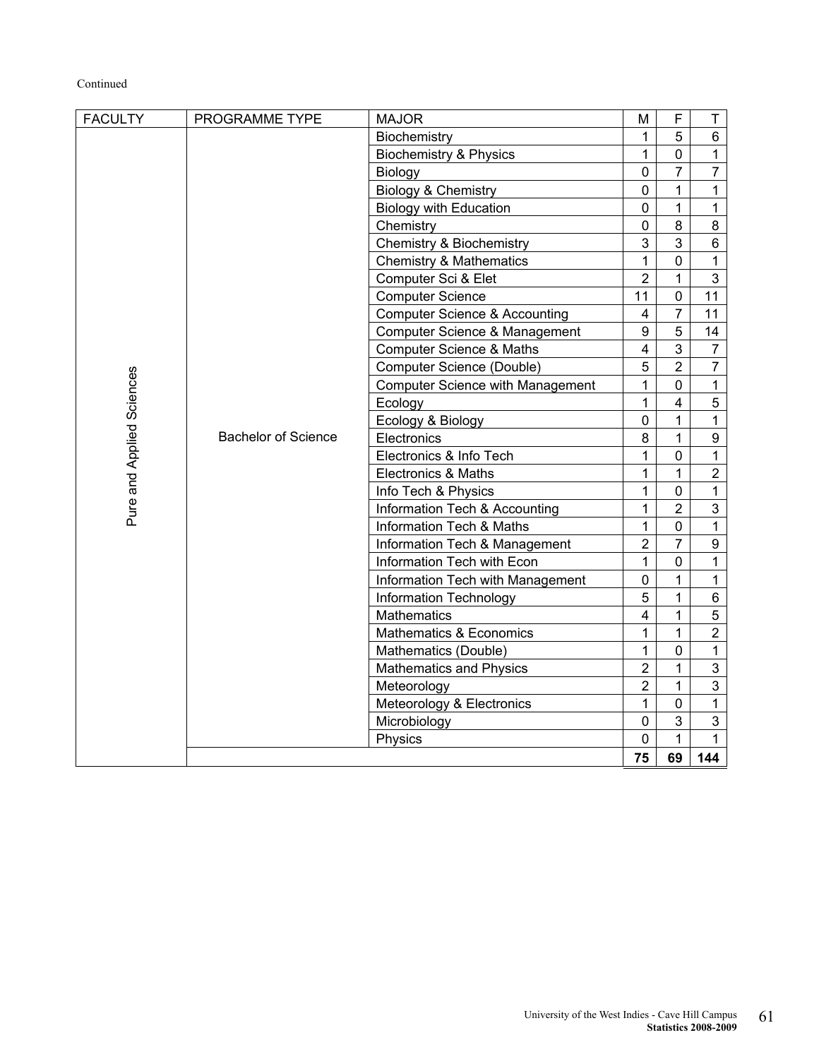Continued

| FACULTY | PROGRAMME TYPE | MAJOR | M | F | T |
|---|---|---|---|---|---|
| Pure and Applied Sciences | Bachelor of Science | Biochemistry | 1 | 5 | 6 |
| | | Biochemistry & Physics | 1 | 0 | 1 |
| | | Biology | 0 | 7 | 7 |
| | | Biology & Chemistry | 0 | 1 | 1 |
| | | Biology with Education | 0 | 1 | 1 |
| | | Chemistry | 0 | 8 | 8 |
| | | Chemistry & Biochemistry | 3 | 3 | 6 |
| | | Chemistry & Mathematics | 1 | 0 | 1 |
| | | Computer Sci & Elet | 2 | 1 | 3 |
| | | Computer Science | 11 | 0 | 11 |
| | | Computer Science & Accounting | 4 | 7 | 11 |
| | | Computer Science & Management | 9 | 5 | 14 |
| | | Computer Science & Maths | 4 | 3 | 7 |
| | | Computer Science (Double) | 5 | 2 | 7 |
| | | Computer Science with Management | 1 | 0 | 1 |
| | | Ecology | 1 | 4 | 5 |
| | | Ecology & Biology | 0 | 1 | 1 |
| | | Electronics | 8 | 1 | 9 |
| | | Electronics & Info Tech | 1 | 0 | 1 |
| | | Electronics & Maths | 1 | 1 | 2 |
| | | Info Tech & Physics | 1 | 0 | 1 |
| | | Information Tech & Accounting | 1 | 2 | 3 |
| | | Information Tech & Maths | 1 | 0 | 1 |
| | | Information Tech & Management | 2 | 7 | 9 |
| | | Information Tech with Econ | 1 | 0 | 1 |
| | | Information Tech with Management | 0 | 1 | 1 |
| | | Information Technology | 5 | 1 | 6 |
| | | Mathematics | 4 | 1 | 5 |
| | | Mathematics & Economics | 1 | 1 | 2 |
| | | Mathematics (Double) | 1 | 0 | 1 |
| | | Mathematics and Physics | 2 | 1 | 3 |
| | | Meteorology | 2 | 1 | 3 |
| | | Meteorology & Electronics | 1 | 0 | 1 |
| | | Microbiology | 0 | 3 | 3 |
| | | Physics | 0 | 1 | 1 |
| | | | **75** | **69** | **144** |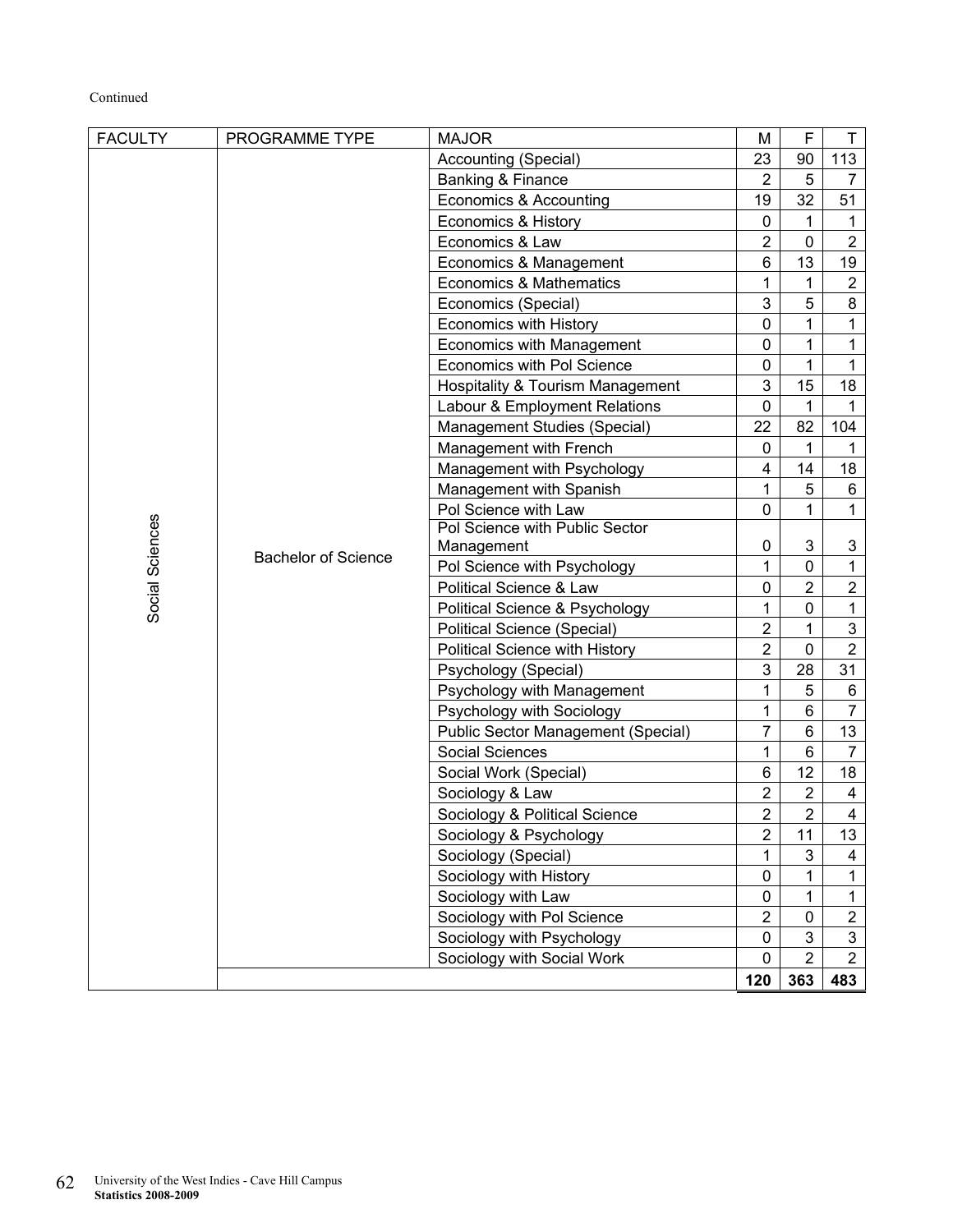Continued

| FACULTY | PROGRAMME TYPE | MAJOR | M | F | T |
|---|---|---|---|---|---|
| Social Sciences | Bachelor of Science | Accounting (Special) | 23 | 90 | 113 |
| | | Banking & Finance | 2 | 5 | 7 |
| | | Economics & Accounting | 19 | 32 | 51 |
| | | Economics & History | 0 | 1 | 1 |
| | | Economics & Law | 2 | 0 | 2 |
| | | Economics & Management | 6 | 13 | 19 |
| | | Economics & Mathematics | 1 | 1 | 2 |
| | | Economics (Special) | 3 | 5 | 8 |
| | | Economics with History | 0 | 1 | 1 |
| | | Economics with Management | 0 | 1 | 1 |
| | | Economics with Pol Science | 0 | 1 | 1 |
| | | Hospitality & Tourism Management | 3 | 15 | 18 |
| | | Labour & Employment Relations | 0 | 1 | 1 |
| | | Management Studies (Special) | 22 | 82 | 104 |
| | | Management with French | 0 | 1 | 1 |
| | | Management with Psychology | 4 | 14 | 18 |
| | | Management with Spanish | 1 | 5 | 6 |
| | | Pol Science with Law | 0 | 1 | 1 |
| | | Pol Science with Public Sector Management | 0 | 3 | 3 |
| | | Pol Science with Psychology | 1 | 0 | 1 |
| | | Political Science & Law | 0 | 2 | 2 |
| | | Political Science & Psychology | 1 | 0 | 1 |
| | | Political Science (Special) | 2 | 1 | 3 |
| | | Political Science with History | 2 | 0 | 2 |
| | | Psychology (Special) | 3 | 28 | 31 |
| | | Psychology with Management | 1 | 5 | 6 |
| | | Psychology with Sociology | 1 | 6 | 7 |
| | | Public Sector Management (Special) | 7 | 6 | 13 |
| | | Social Sciences | 1 | 6 | 7 |
| | | Social Work (Special) | 6 | 12 | 18 |
| | | Sociology & Law | 2 | 2 | 4 |
| | | Sociology & Political Science | 2 | 2 | 4 |
| | | Sociology & Psychology | 2 | 11 | 13 |
| | | Sociology (Special) | 1 | 3 | 4 |
| | | Sociology with History | 0 | 1 | 1 |
| | | Sociology with Law | 0 | 1 | 1 |
| | | Sociology with Pol Science | 2 | 0 | 2 |
| | | Sociology with Psychology | 0 | 3 | 3 |
| | | Sociology with Social Work | 0 | 2 | 2 |
| | | | **120** | **363** | **483** |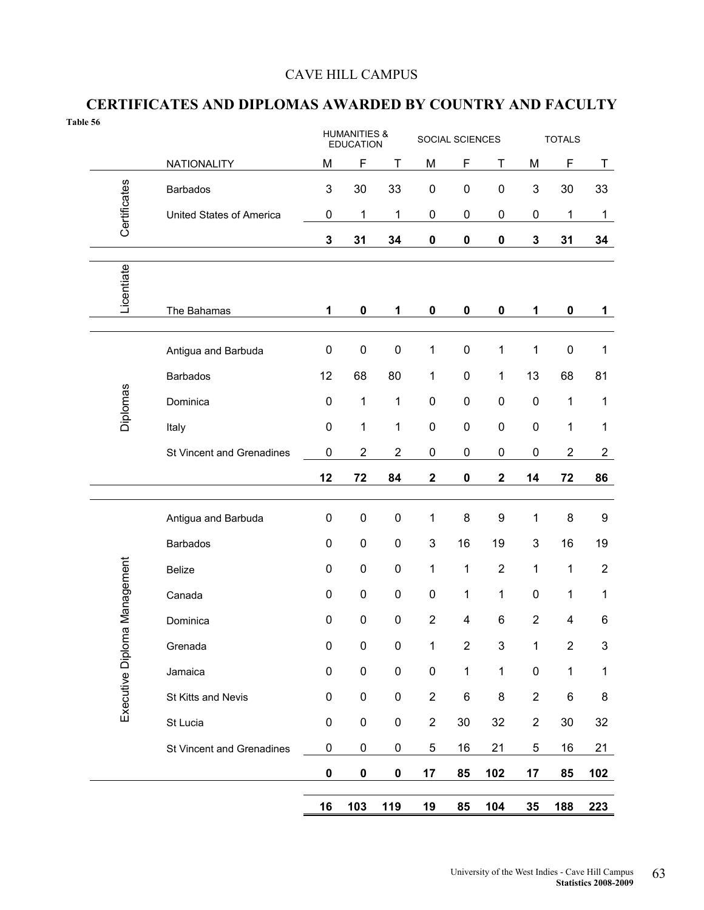CAVE HILL CAMPUS

## CERTIFICATES AND DIPLOMAS AWARDED BY COUNTRY AND FACULTY

**Table 56**

| | | HUMANITIES & EDUCATION | | | SOCIAL SCIENCES | | | TOTALS | | |
|---|---|---|---|---|---|---|---|---|---|---|
| | NATIONALITY | M | F | T | M | F | T | M | F | T |
| Certificates | Barbados | 3 | 30 | 33 | 0 | 0 | 0 | 3 | 30 | 33 |
| | United States of America | 0 | 1 | 1 | 0 | 0 | 0 | 0 | 1 | 1 |
| | | **3** | **31** | **34** | **0** | **0** | **0** | **3** | **31** | **34** |
| Licentiate | The Bahamas | **1** | **0** | **1** | **0** | **0** | **0** | **1** | **0** | **1** |
| Diplomas | Antigua and Barbuda | 0 | 0 | 0 | 1 | 0 | 1 | 1 | 0 | 1 |
| | Barbados | 12 | 68 | 80 | 1 | 0 | 1 | 13 | 68 | 81 |
| | Dominica | 0 | 1 | 1 | 0 | 0 | 0 | 0 | 1 | 1 |
| | Italy | 0 | 1 | 1 | 0 | 0 | 0 | 0 | 1 | 1 |
| | St Vincent and Grenadines | 0 | 2 | 2 | 0 | 0 | 0 | 0 | 2 | 2 |
| | | **12** | **72** | **84** | **2** | **0** | **2** | **14** | **72** | **86** |
| Executive Diploma Management | Antigua and Barbuda | 0 | 0 | 0 | 1 | 8 | 9 | 1 | 8 | 9 |
| | Barbados | 0 | 0 | 0 | 3 | 16 | 19 | 3 | 16 | 19 |
| | Belize | 0 | 0 | 0 | 1 | 1 | 2 | 1 | 1 | 2 |
| | Canada | 0 | 0 | 0 | 0 | 1 | 1 | 0 | 1 | 1 |
| | Dominica | 0 | 0 | 0 | 2 | 4 | 6 | 2 | 4 | 6 |
| | Grenada | 0 | 0 | 0 | 1 | 2 | 3 | 1 | 2 | 3 |
| | Jamaica | 0 | 0 | 0 | 0 | 1 | 1 | 0 | 1 | 1 |
| | St Kitts and Nevis | 0 | 0 | 0 | 2 | 6 | 8 | 2 | 6 | 8 |
| | St Lucia | 0 | 0 | 0 | 2 | 30 | 32 | 2 | 30 | 32 |
| | St Vincent and Grenadines | 0 | 0 | 0 | 5 | 16 | 21 | 5 | 16 | 21 |
| | | **0** | **0** | **0** | **17** | **85** | **102** | **17** | **85** | **102** |
| | | **16** | **103** | **119** | **19** | **85** | **104** | **35** | **188** | **223** |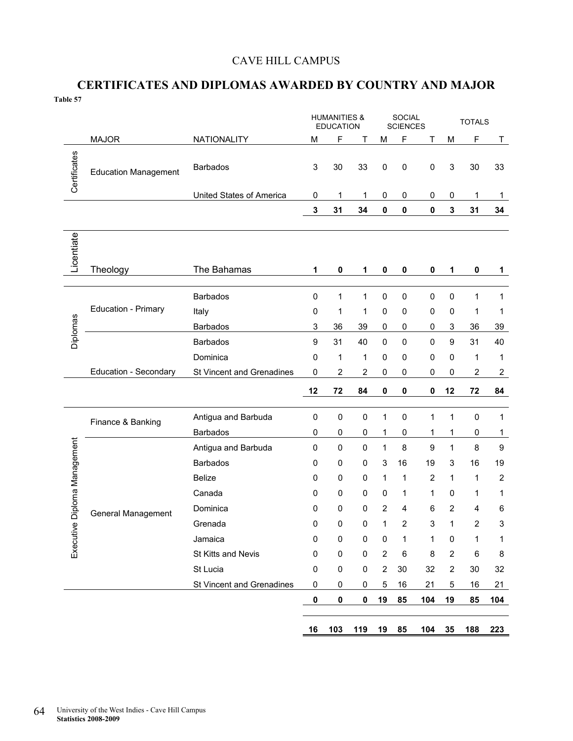CAVE HILL CAMPUS

## CERTIFICATES AND DIPLOMAS AWARDED BY COUNTRY AND MAJOR

**Table 57**

| | MAJOR | NATIONALITY | HUMANITIES & EDUCATION | | | SOCIAL SCIENCES | | | TOTALS | | |
|---|---|---|---|---|---|---|---|---|---|---|---|
| | | | M | F | T | M | F | T | M | F | T |
| Certificates | Education Management | Barbados | 3 | 30 | 33 | 0 | 0 | 0 | 3 | 30 | 33 |
| | | United States of America | 0 | 1 | 1 | 0 | 0 | 0 | 0 | 1 | 1 |
| | | | **3** | **31** | **34** | **0** | **0** | **0** | **3** | **31** | **34** |
| Licentiate | Theology | The Bahamas | **1** | **0** | **1** | **0** | **0** | **0** | **1** | **0** | **1** |
| Diplomas | Education - Primary | Barbados | 0 | 1 | 1 | 0 | 0 | 0 | 0 | 1 | 1 |
| | | Italy | 0 | 1 | 1 | 0 | 0 | 0 | 0 | 1 | 1 |
| | | Barbados | 3 | 36 | 39 | 0 | 0 | 0 | 3 | 36 | 39 |
| | Education - Secondary | Barbados | 9 | 31 | 40 | 0 | 0 | 0 | 9 | 31 | 40 |
| | | Dominica | 0 | 1 | 1 | 0 | 0 | 0 | 0 | 1 | 1 |
| | | St Vincent and Grenadines | 0 | 2 | 2 | 0 | 0 | 0 | 0 | 2 | 2 |
| | | | **12** | **72** | **84** | **0** | **0** | **0** | **12** | **72** | **84** |
| Executive Diploma Management | Finance & Banking | Antigua and Barbuda | 0 | 0 | 0 | 1 | 0 | 1 | 1 | 0 | 1 |
| | | Barbados | 0 | 0 | 0 | 1 | 0 | 1 | 1 | 0 | 1 |
| | General Management | Antigua and Barbuda | 0 | 0 | 0 | 1 | 8 | 9 | 1 | 8 | 9 |
| | | Barbados | 0 | 0 | 0 | 3 | 16 | 19 | 3 | 16 | 19 |
| | | Belize | 0 | 0 | 0 | 1 | 1 | 2 | 1 | 1 | 2 |
| | | Canada | 0 | 0 | 0 | 0 | 1 | 1 | 0 | 1 | 1 |
| | | Dominica | 0 | 0 | 0 | 2 | 4 | 6 | 2 | 4 | 6 |
| | | Grenada | 0 | 0 | 0 | 1 | 2 | 3 | 1 | 2 | 3 |
| | | Jamaica | 0 | 0 | 0 | 0 | 1 | 1 | 0 | 1 | 1 |
| | | St Kitts and Nevis | 0 | 0 | 0 | 2 | 6 | 8 | 2 | 6 | 8 |
| | | St Lucia | 0 | 0 | 0 | 2 | 30 | 32 | 2 | 30 | 32 |
| | | St Vincent and Grenadines | 0 | 0 | 0 | 5 | 16 | 21 | 5 | 16 | 21 |
| | | | **0** | **0** | **0** | **19** | **85** | **104** | **19** | **85** | **104** |
| | | | **16** | **103** | **119** | **19** | **85** | **104** | **35** | **188** | **223** |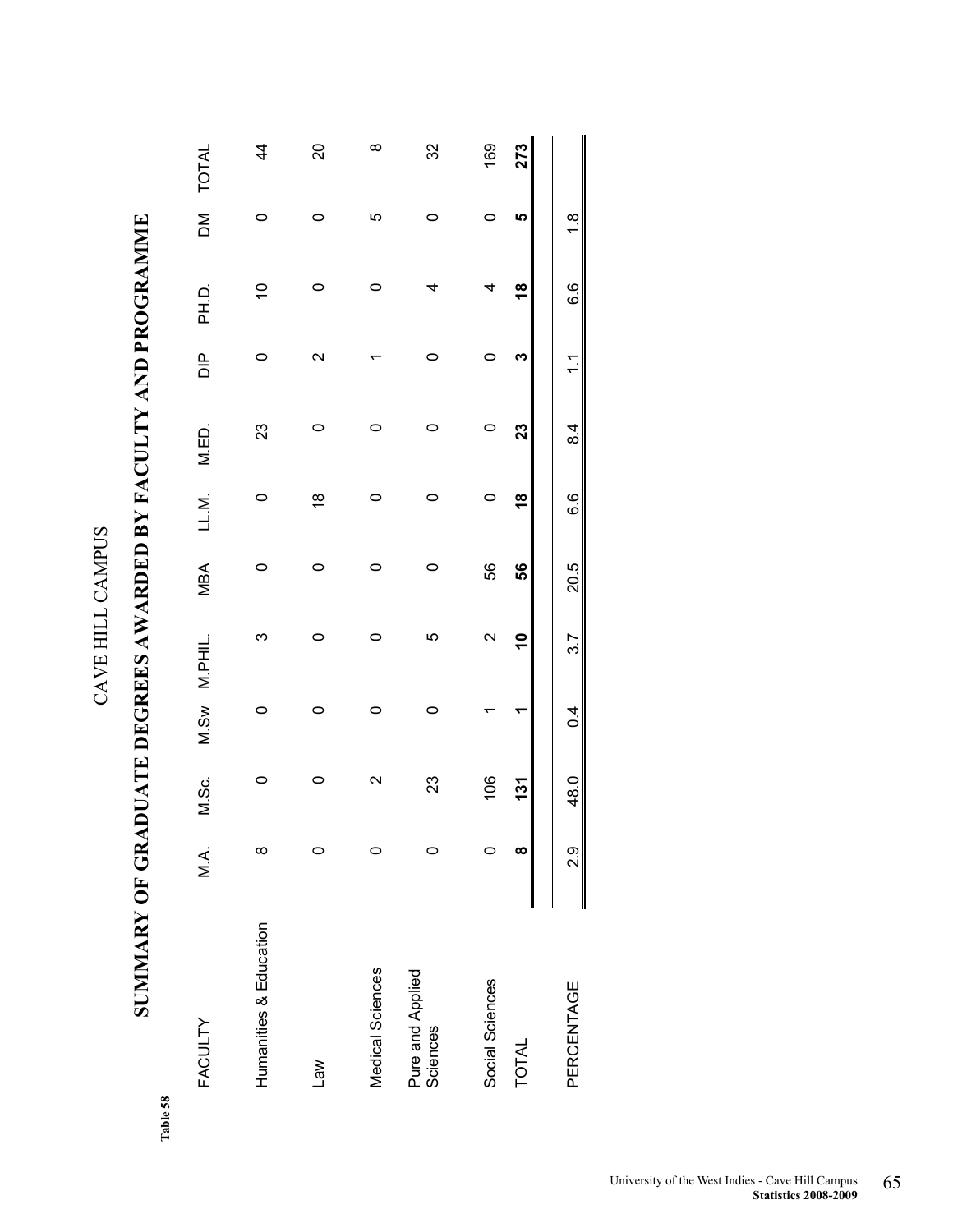Table 58

# CAVE HILL CAMPUS

## SUMMARY OF GRADUATE DEGREES AWARDED BY FACULTY AND PROGRAMME

| FACULTY | M.A. | M.Sc. | M.Sw | M.PHIL. | MBA | LL.M. | M.ED. | DIP | PH.D. | DM | TOTAL |
|---|---|---|---|---|---|---|---|---|---|---|---|
| Humanities & Education | 8 | 0 | 0 | 3 | 0 | 0 | 23 | 0 | 10 | 0 | 44 |
| Law | 0 | 0 | 0 | 0 | 0 | 18 | 0 | 2 | 0 | 0 | 20 |
| Medical Sciences | 0 | 2 | 0 | 0 | 0 | 0 | 0 | 1 | 0 | 5 | 8 |
| Pure and Applied Sciences | 0 | 23 | 0 | 5 | 0 | 0 | 0 | 0 | 4 | 0 | 32 |
| Social Sciences | 0 | 106 | 1 | 2 | 56 | 0 | 0 | 0 | 4 | 0 | 169 |
| **TOTAL** | **8** | **131** | **1** | **10** | **56** | **18** | **23** | **3** | **18** | **5** | **273** |
| PERCENTAGE | 2.9 | 48.0 | 0.4 | 3.7 | 20.5 | 6.6 | 8.4 | 1.1 | 6.6 | 1.8 | |

University of the West Indies - Cave Hill Campus
**Statistics 2008-2009**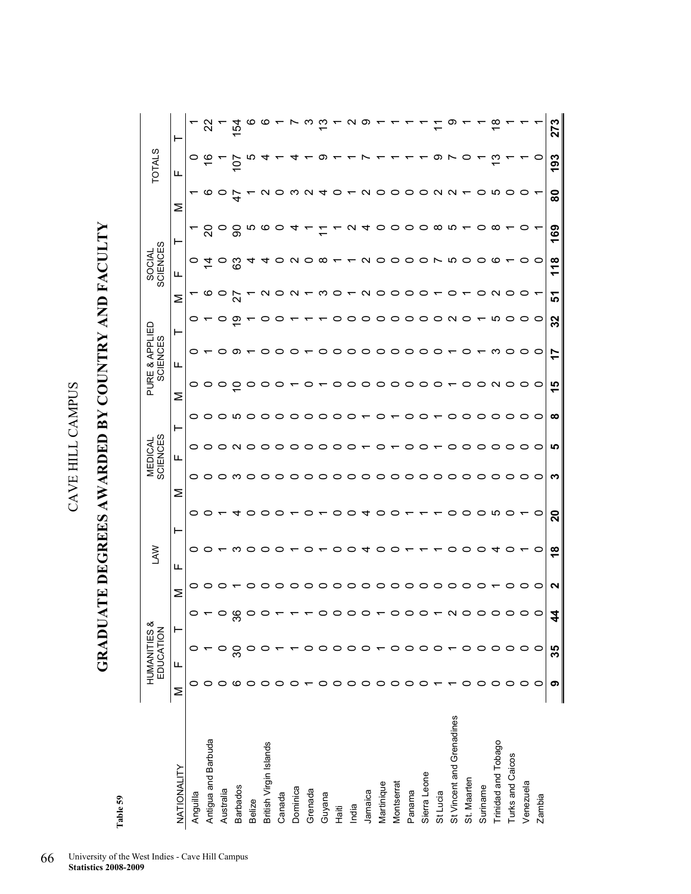Table 59

# CAVE HILL CAMPUS

## GRADUATE DEGREES AWARDED BY COUNTRY AND FACULTY

| NATIONALITY | HUMANITIES & EDUCATION | | | LAW | | | MEDICAL SCIENCES | | | PURE & APPLIED SCIENCES | | | SOCIAL SCIENCES | | | TOTALS | | |
|---|---|---|---|---|---|---|---|---|---|---|---|---|---|---|---|---|---|---|
| | M | F | T | M | F | T | M | F | T | M | F | T | M | F | T | M | F | T |
| Anguilla | 0 | 0 | 0 | 0 | 0 | 0 | 0 | 0 | 0 | 0 | 0 | 0 | 1 | 0 | 1 | 1 | 0 | 1 |
| Antigua and Barbuda | 0 | 1 | 1 | 0 | 0 | 0 | 0 | 0 | 0 | 0 | 1 | 1 | 6 | 14 | 20 | 6 | 16 | 22 |
| Australia | 0 | 0 | 0 | 0 | 1 | 1 | 0 | 0 | 0 | 0 | 0 | 0 | 0 | 0 | 0 | 0 | 1 | 1 |
| Barbados | 6 | 30 | 36 | 1 | 3 | 4 | 3 | 2 | 5 | 10 | 9 | 19 | 27 | 63 | 90 | 47 | 107 | 154 |
| Belize | 0 | 0 | 0 | 0 | 0 | 0 | 0 | 0 | 0 | 0 | 1 | 1 | 1 | 4 | 5 | 1 | 5 | 6 |
| British Virgin Islands | 0 | 0 | 0 | 0 | 0 | 0 | 0 | 0 | 0 | 0 | 0 | 0 | 2 | 4 | 6 | 2 | 4 | 6 |
| Canada | 0 | 1 | 1 | 0 | 0 | 0 | 0 | 0 | 0 | 0 | 0 | 0 | 0 | 0 | 0 | 0 | 1 | 1 |
| Dominica | 0 | 1 | 1 | 0 | 1 | 1 | 0 | 0 | 0 | 1 | 0 | 1 | 2 | 2 | 4 | 3 | 4 | 7 |
| Grenada | 1 | 0 | 1 | 0 | 0 | 0 | 0 | 0 | 0 | 0 | 1 | 1 | 1 | 0 | 1 | 2 | 1 | 3 |
| Guyana | 0 | 0 | 0 | 0 | 1 | 1 | 0 | 0 | 0 | 1 | 0 | 1 | 3 | 8 | 11 | 4 | 9 | 13 |
| Haiti | 0 | 0 | 0 | 0 | 0 | 0 | 0 | 0 | 0 | 0 | 0 | 0 | 0 | 1 | 1 | 0 | 1 | 1 |
| India | 0 | 0 | 0 | 0 | 0 | 0 | 0 | 0 | 0 | 0 | 0 | 0 | 1 | 1 | 2 | 1 | 1 | 2 |
| Jamaica | 0 | 0 | 0 | 0 | 4 | 4 | 0 | 1 | 1 | 0 | 0 | 0 | 2 | 2 | 4 | 2 | 7 | 9 |
| Martinique | 0 | 1 | 1 | 0 | 0 | 0 | 0 | 0 | 0 | 0 | 0 | 0 | 0 | 0 | 0 | 0 | 1 | 1 |
| Montserrat | 0 | 0 | 0 | 0 | 0 | 0 | 0 | 1 | 1 | 0 | 0 | 0 | 0 | 0 | 0 | 0 | 1 | 1 |
| Panama | 0 | 0 | 0 | 0 | 1 | 1 | 0 | 0 | 0 | 0 | 0 | 0 | 0 | 0 | 0 | 0 | 1 | 1 |
| Sierra Leone | 0 | 0 | 0 | 0 | 1 | 1 | 0 | 0 | 0 | 0 | 0 | 0 | 0 | 0 | 0 | 0 | 1 | 1 |
| St Lucia | 1 | 0 | 1 | 0 | 1 | 1 | 0 | 1 | 1 | 0 | 0 | 0 | 1 | 7 | 8 | 2 | 9 | 11 |
| St Vincent and Grenadines | 1 | 1 | 2 | 0 | 0 | 0 | 0 | 0 | 0 | 1 | 1 | 2 | 0 | 5 | 5 | 2 | 7 | 9 |
| St. Maarten | 0 | 0 | 0 | 0 | 0 | 0 | 0 | 0 | 0 | 0 | 0 | 0 | 1 | 0 | 1 | 1 | 0 | 1 |
| Suriname | 0 | 0 | 0 | 0 | 0 | 0 | 0 | 0 | 0 | 0 | 1 | 1 | 0 | 0 | 0 | 0 | 1 | 1 |
| Trinidad and Tobago | 0 | 0 | 0 | 1 | 4 | 5 | 0 | 0 | 0 | 2 | 3 | 5 | 2 | 6 | 8 | 5 | 13 | 18 |
| Turks and Caicos | 0 | 0 | 0 | 0 | 0 | 0 | 0 | 0 | 0 | 0 | 0 | 0 | 0 | 1 | 1 | 0 | 1 | 1 |
| Venezuela | 0 | 0 | 0 | 0 | 1 | 1 | 0 | 0 | 0 | 0 | 0 | 0 | 0 | 0 | 0 | 0 | 1 | 1 |
| Zambia | 0 | 0 | 0 | 0 | 0 | 0 | 0 | 0 | 0 | 0 | 0 | 0 | 1 | 0 | 1 | 1 | 0 | 1 |
| | **9** | **35** | **44** | **2** | **18** | **20** | **3** | **5** | **8** | **15** | **17** | **32** | **51** | **118** | **169** | **80** | **193** | **273** |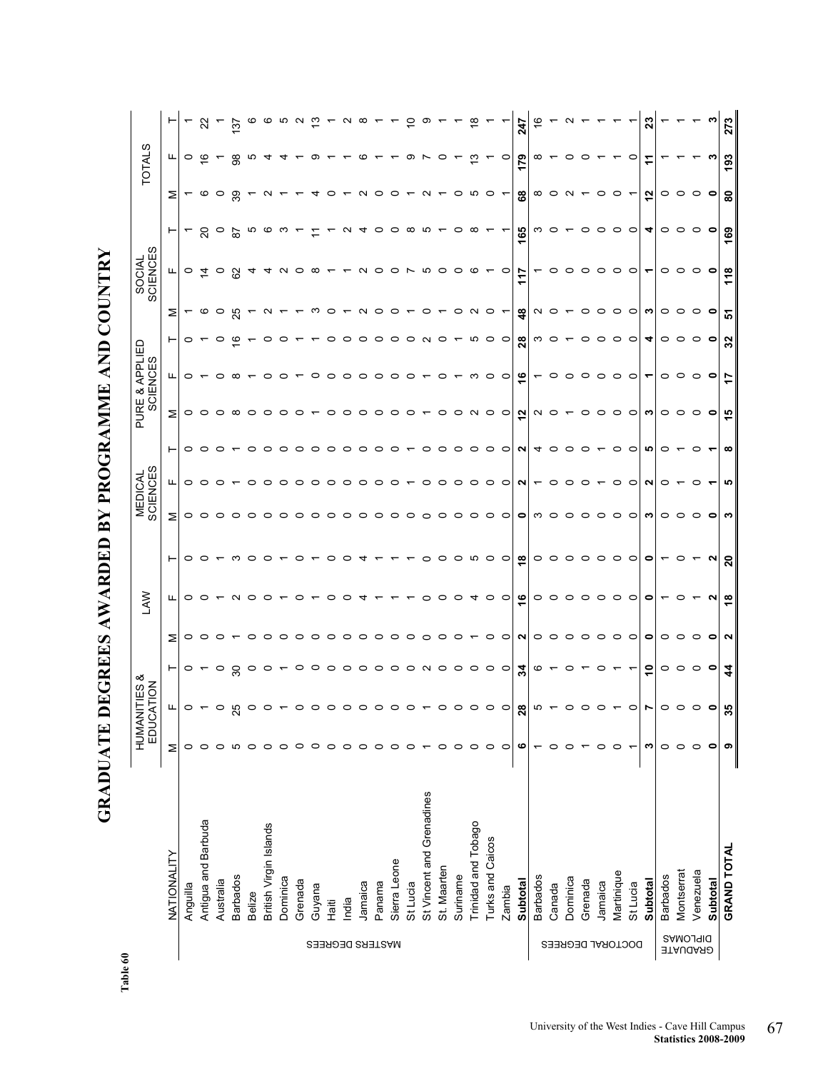Table 60

# GRADUATE DEGREES AWARDED BY PROGRAMME AND COUNTRY

| | NATIONALITY | HUMANITIES & EDUCATION | | | LAW | | | MEDICAL SCIENCES | | | PURE & APPLIED SCIENCES | | | SOCIAL SCIENCES | | | TOTALS | | |
|---|---|---|---|---|---|---|---|---|---|---|---|---|---|---|---|---|---|---|---|
| | | M | F | T | M | F | T | M | F | T | M | F | T | M | F | T | M | F | T |
| MASTERS DEGREES | Anguilla | 0 | 0 | 0 | 0 | 0 | 0 | 0 | 0 | 0 | 0 | 0 | 0 | 1 | 0 | 1 | 1 | 0 | 1 |
| | Antigua and Barbuda | 0 | 1 | 1 | 0 | 0 | 0 | 0 | 0 | 0 | 0 | 1 | 1 | 6 | 14 | 20 | 6 | 16 | 22 |
| | Australia | 0 | 0 | 0 | 0 | 1 | 1 | 0 | 0 | 0 | 0 | 0 | 0 | 0 | 0 | 0 | 0 | 1 | 1 |
| | Barbados | 5 | 25 | 30 | 1 | 2 | 3 | 0 | 1 | 1 | 8 | 8 | 16 | 25 | 62 | 87 | 39 | 98 | 137 |
| | Belize | 0 | 0 | 0 | 0 | 0 | 0 | 0 | 0 | 0 | 0 | 1 | 1 | 1 | 4 | 5 | 1 | 5 | 6 |
| | British Virgin Islands | 0 | 0 | 0 | 0 | 0 | 0 | 0 | 0 | 0 | 0 | 0 | 0 | 2 | 4 | 6 | 2 | 4 | 6 |
| | Dominica | 0 | 1 | 1 | 0 | 1 | 1 | 0 | 0 | 0 | 0 | 0 | 0 | 1 | 2 | 3 | 1 | 4 | 5 |
| | Grenada | 0 | 0 | 0 | 0 | 0 | 0 | 0 | 0 | 0 | 0 | 1 | 1 | 1 | 0 | 1 | 1 | 1 | 2 |
| | Guyana | 0 | 0 | 0 | 0 | 1 | 1 | 0 | 0 | 0 | 1 | 0 | 1 | 3 | 8 | 11 | 4 | 9 | 13 |
| | Haiti | 0 | 0 | 0 | 0 | 0 | 0 | 0 | 0 | 0 | 0 | 0 | 0 | 0 | 1 | 1 | 0 | 1 | 1 |
| | India | 0 | 0 | 0 | 0 | 0 | 0 | 0 | 0 | 0 | 0 | 0 | 0 | 1 | 1 | 2 | 1 | 1 | 2 |
| | Jamaica | 0 | 0 | 0 | 0 | 4 | 4 | 0 | 0 | 0 | 0 | 0 | 0 | 2 | 2 | 4 | 2 | 6 | 8 |
| | Panama | 0 | 0 | 0 | 0 | 1 | 1 | 0 | 0 | 0 | 0 | 0 | 0 | 0 | 0 | 0 | 0 | 1 | 1 |
| | Sierra Leone | 0 | 0 | 0 | 0 | 1 | 1 | 0 | 0 | 0 | 0 | 0 | 0 | 0 | 0 | 0 | 0 | 1 | 1 |
| | St Lucia | 0 | 0 | 0 | 0 | 1 | 1 | 0 | 1 | 1 | 0 | 0 | 0 | 1 | 7 | 8 | 1 | 9 | 10 |
| | St Vincent and Grenadines | 1 | 1 | 2 | 0 | 0 | 0 | 0 | 0 | 0 | 1 | 1 | 2 | 0 | 5 | 5 | 2 | 7 | 9 |
| | St. Maarten | 0 | 0 | 0 | 0 | 0 | 0 | 0 | 0 | 0 | 0 | 0 | 0 | 1 | 0 | 1 | 1 | 0 | 1 |
| | Suriname | 0 | 0 | 0 | 0 | 0 | 0 | 0 | 0 | 0 | 0 | 1 | 1 | 0 | 0 | 0 | 0 | 1 | 1 |
| | Trinidad and Tobago | 0 | 0 | 0 | 1 | 4 | 5 | 0 | 0 | 0 | 2 | 3 | 5 | 2 | 6 | 8 | 5 | 13 | 18 |
| | Turks and Caicos | 0 | 0 | 0 | 0 | 0 | 0 | 0 | 0 | 0 | 0 | 0 | 0 | 0 | 1 | 1 | 0 | 1 | 1 |
| | Zambia | 0 | 0 | 0 | 0 | 0 | 0 | 0 | 0 | 0 | 0 | 0 | 0 | 1 | 0 | 1 | 1 | 0 | 1 |
| | **Subtotal** | **6** | **28** | **34** | **2** | **16** | **18** | **0** | **2** | **2** | **12** | **16** | **28** | **48** | **117** | **165** | **68** | **179** | **247** |
| DOCTORAL DEGREES | Barbados | 1 | 5 | 6 | 0 | 0 | 0 | 3 | 1 | 4 | 2 | 1 | 3 | 2 | 1 | 3 | 8 | 8 | 16 |
| | Canada | 0 | 1 | 1 | 0 | 0 | 0 | 0 | 0 | 0 | 0 | 0 | 0 | 0 | 0 | 0 | 0 | 1 | 1 |
| | Dominica | 0 | 0 | 0 | 0 | 0 | 0 | 0 | 0 | 0 | 1 | 0 | 1 | 1 | 0 | 1 | 2 | 0 | 2 |
| | Grenada | 1 | 0 | 1 | 0 | 0 | 0 | 0 | 0 | 0 | 0 | 0 | 0 | 0 | 0 | 0 | 1 | 0 | 1 |
| | Jamaica | 0 | 0 | 0 | 0 | 0 | 0 | 0 | 1 | 1 | 0 | 0 | 0 | 0 | 0 | 0 | 0 | 1 | 1 |
| | Martinique | 0 | 1 | 1 | 0 | 0 | 0 | 0 | 0 | 0 | 0 | 0 | 0 | 0 | 0 | 0 | 0 | 1 | 1 |
| | St Lucia | 1 | 0 | 1 | 0 | 0 | 0 | 0 | 0 | 0 | 0 | 0 | 0 | 0 | 0 | 0 | 1 | 0 | 1 |
| | **Subtotal** | **3** | **7** | **10** | **0** | **0** | **0** | **3** | **2** | **5** | **3** | **1** | **4** | **3** | **1** | **4** | **12** | **11** | **23** |
| GRADUATE DIPLOMAS | Barbados | 0 | 0 | 0 | 0 | 1 | 1 | 0 | 0 | 0 | 0 | 0 | 0 | 0 | 0 | 0 | 0 | 1 | 1 |
| | Montserrat | 0 | 0 | 0 | 0 | 0 | 0 | 0 | 1 | 1 | 0 | 0 | 0 | 0 | 0 | 0 | 0 | 1 | 1 |
| | Venezuela | 0 | 0 | 0 | 0 | 1 | 1 | 0 | 0 | 0 | 0 | 0 | 0 | 0 | 0 | 0 | 0 | 1 | 1 |
| | **Subtotal** | **0** | **0** | **0** | **0** | **2** | **2** | **0** | **1** | **1** | **0** | **0** | **0** | **0** | **0** | **0** | **0** | **3** | **3** |
| | **GRAND TOTAL** | **9** | **35** | **44** | **2** | **18** | **20** | **3** | **5** | **8** | **15** | **17** | **32** | **51** | **118** | **169** | **80** | **193** | **273** |

University of the West Indies - Cave Hill Campus
**Statistics 2008-2009**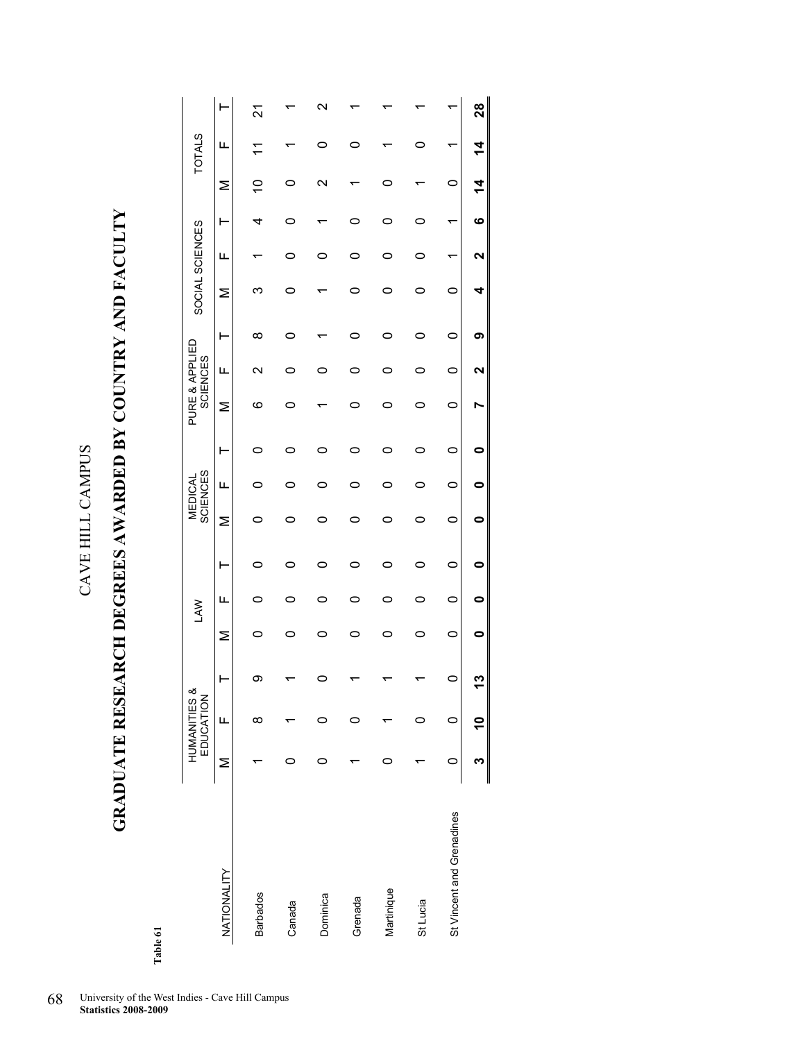CAVE HILL CAMPUS

# GRADUATE RESEARCH DEGREES AWARDED BY COUNTRY AND FACULTY

**Table 61**

| NATIONALITY | HUMANITIES & EDUCATION | | | LAW | | | MEDICAL SCIENCES | | | PURE & APPLIED SCIENCES | | | SOCIAL SCIENCES | | | TOTALS | | |
|---|---|---|---|---|---|---|---|---|---|---|---|---|---|---|---|---|---|---|
| | M | F | T | M | F | T | M | F | T | M | F | T | M | F | T | M | F | T |
| Barbados | 1 | 8 | 9 | 0 | 0 | 0 | 0 | 0 | 0 | 6 | 2 | 8 | 3 | 1 | 4 | 10 | 11 | 21 |
| Canada | 0 | 1 | 1 | 0 | 0 | 0 | 0 | 0 | 0 | 0 | 0 | 0 | 0 | 0 | 0 | 0 | 1 | 1 |
| Dominica | 0 | 0 | 0 | 0 | 0 | 0 | 0 | 0 | 0 | 1 | 0 | 1 | 1 | 0 | 1 | 2 | 0 | 2 |
| Grenada | 1 | 0 | 1 | 0 | 0 | 0 | 0 | 0 | 0 | 0 | 0 | 0 | 0 | 0 | 0 | 1 | 0 | 1 |
| Martinique | 0 | 1 | 1 | 0 | 0 | 0 | 0 | 0 | 0 | 0 | 0 | 0 | 0 | 0 | 0 | 0 | 1 | 1 |
| St Lucia | 1 | 0 | 1 | 0 | 0 | 0 | 0 | 0 | 0 | 0 | 0 | 0 | 0 | 0 | 0 | 1 | 0 | 1 |
| St Vincent and Grenadines | 0 | 0 | 0 | 0 | 0 | 0 | 0 | 0 | 0 | 0 | 0 | 0 | 0 | 1 | 1 | 0 | 1 | 1 |
| | **3** | **10** | **13** | **0** | **0** | **0** | **0** | **0** | **0** | **7** | **2** | **9** | **4** | **2** | **6** | **14** | **14** | **28** |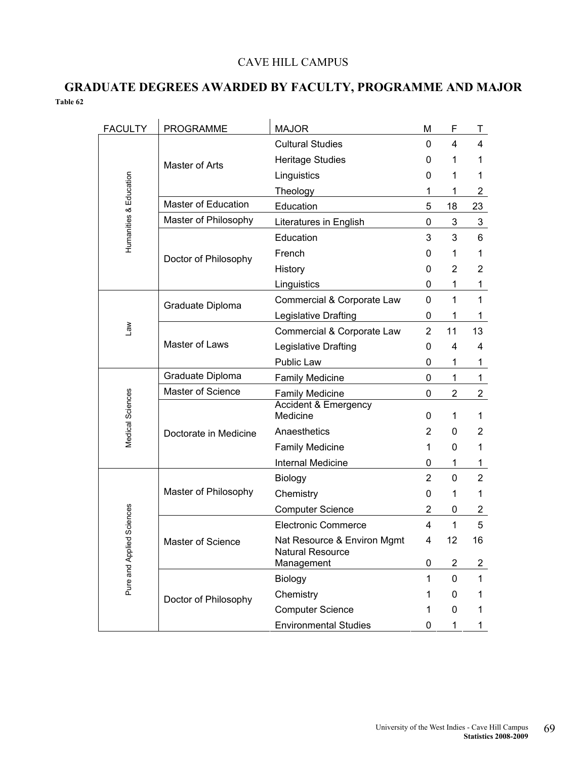CAVE HILL CAMPUS

## GRADUATE DEGREES AWARDED BY FACULTY, PROGRAMME AND MAJOR

**Table 62**

| FACULTY | PROGRAMME | MAJOR | M | F | T |
|---|---|---|---|---|---|
| Humanities & Education | Master of Arts | Cultural Studies | 0 | 4 | 4 |
| | | Heritage Studies | 0 | 1 | 1 |
| | | Linguistics | 0 | 1 | 1 |
| | | Theology | 1 | 1 | 2 |
| | Master of Education | Education | 5 | 18 | 23 |
| | Master of Philosophy | Literatures in English | 0 | 3 | 3 |
| | Doctor of Philosophy | Education | 3 | 3 | 6 |
| | | French | 0 | 1 | 1 |
| | | History | 0 | 2 | 2 |
| | | Linguistics | 0 | 1 | 1 |
| Law | Graduate Diploma | Commercial & Corporate Law | 0 | 1 | 1 |
| | | Legislative Drafting | 0 | 1 | 1 |
| | Master of Laws | Commercial & Corporate Law | 2 | 11 | 13 |
| | | Legislative Drafting | 0 | 4 | 4 |
| | | Public Law | 0 | 1 | 1 |
| Medical Sciences | Graduate Diploma | Family Medicine | 0 | 1 | 1 |
| | Master of Science | Family Medicine | 0 | 2 | 2 |
| | Doctorate in Medicine | Accident & Emergency Medicine | 0 | 1 | 1 |
| | | Anaesthetics | 2 | 0 | 2 |
| | | Family Medicine | 1 | 0 | 1 |
| | | Internal Medicine | 0 | 1 | 1 |
| Pure and Applied Sciences | Master of Philosophy | Biology | 2 | 0 | 2 |
| | | Chemistry | 0 | 1 | 1 |
| | | Computer Science | 2 | 0 | 2 |
| | Master of Science | Electronic Commerce | 4 | 1 | 5 |
| | | Nat Resource & Environ Mgmt | 4 | 12 | 16 |
| | | Natural Resource Management | 0 | 2 | 2 |
| | Doctor of Philosophy | Biology | 1 | 0 | 1 |
| | | Chemistry | 1 | 0 | 1 |
| | | Computer Science | 1 | 0 | 1 |
| | | Environmental Studies | 0 | 1 | 1 |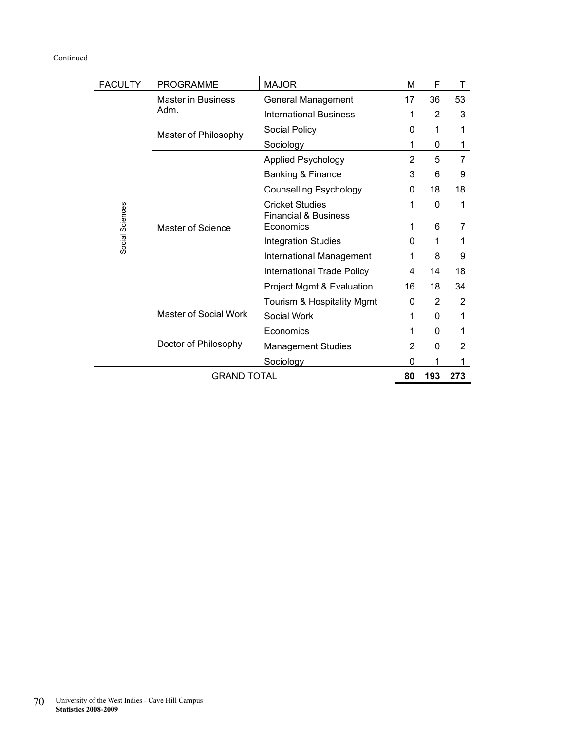Continued

| FACULTY | PROGRAMME | MAJOR | M | F | T |
|---|---|---|---|---|---|
| Social Sciences | Master in Business Adm. | General Management | 17 | 36 | 53 |
| | | International Business | 1 | 2 | 3 |
| | Master of Philosophy | Social Policy | 0 | 1 | 1 |
| | | Sociology | 1 | 0 | 1 |
| | Master of Science | Applied Psychology | 2 | 5 | 7 |
| | | Banking & Finance | 3 | 6 | 9 |
| | | Counselling Psychology | 0 | 18 | 18 |
| | | Cricket Studies | 1 | 0 | 1 |
| | | Financial & Business Economics | 1 | 6 | 7 |
| | | Integration Studies | 0 | 1 | 1 |
| | | International Management | 1 | 8 | 9 |
| | | International Trade Policy | 4 | 14 | 18 |
| | | Project Mgmt & Evaluation | 16 | 18 | 34 |
| | | Tourism & Hospitality Mgmt | 0 | 2 | 2 |
| | Master of Social Work | Social Work | 1 | 0 | 1 |
| | Doctor of Philosophy | Economics | 1 | 0 | 1 |
| | | Management Studies | 2 | 0 | 2 |
| | | Sociology | 0 | 1 | 1 |
| GRAND TOTAL | | | **80** | **193** | **273** |

University of the West Indies - Cave Hill Campus
**Statistics 2008-2009**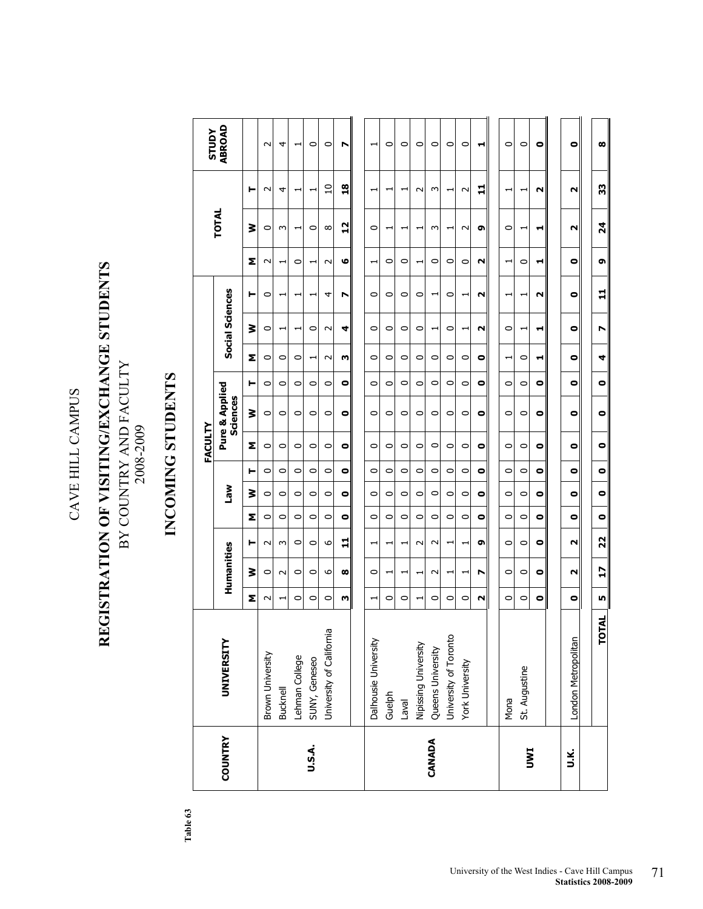Table 63

# CAVE HILL CAMPUS

## REGISTRATION OF VISITING/EXCHANGE STUDENTS

BY COUNTRY AND FACULTY

2008-2009

## INCOMING STUDENTS

| COUNTRY | UNIVERSITY | FACULTY | | | | | | | | | | | | TOTAL | | | STUDY ABROAD |
|---|---|---|---|---|---|---|---|---|---|---|---|---|---|---|---|---|---|
| | | Humanities | | | Law | | | Pure & Applied Sciences | | | Social Sciences | | | | | | |
| | | M | W | T | M | W | T | M | W | T | M | W | T | M | W | T | |
| U.S.A. | Brown University | 2 | 0 | 2 | 0 | 0 | 0 | 0 | 0 | 0 | 0 | 0 | 0 | 2 | 0 | 2 | 2 |
| | Bucknell | 1 | 2 | 3 | 0 | 0 | 0 | 0 | 0 | 0 | 0 | 1 | 1 | 1 | 3 | 4 | 4 |
| | Lehman College | 0 | 0 | 0 | 0 | 0 | 0 | 0 | 0 | 0 | 0 | 1 | 1 | 0 | 1 | 1 | 1 |
| | SUNY, Geneseo | 0 | 0 | 0 | 0 | 0 | 0 | 0 | 0 | 0 | 1 | 0 | 1 | 1 | 0 | 1 | 0 |
| | University of California | 0 | 6 | 6 | 0 | 0 | 0 | 0 | 0 | 0 | 2 | 2 | 4 | 2 | 8 | 10 | 0 |
| | | **3** | **8** | **11** | **0** | **0** | **0** | **0** | **0** | **0** | **3** | **4** | **7** | **6** | **12** | **18** | **7** |
| CANADA | Dalhousie University | 1 | 0 | 1 | 0 | 0 | 0 | 0 | 0 | 0 | 0 | 0 | 0 | 1 | 0 | 1 | 1 |
| | Guelph | 0 | 1 | 1 | 0 | 0 | 0 | 0 | 0 | 0 | 0 | 0 | 0 | 0 | 1 | 1 | 0 |
| | Laval | 0 | 1 | 1 | 0 | 0 | 0 | 0 | 0 | 0 | 0 | 0 | 0 | 0 | 1 | 1 | 0 |
| | Nipissing University | 1 | 1 | 2 | 0 | 0 | 0 | 0 | 0 | 0 | 0 | 0 | 0 | 1 | 1 | 2 | 0 |
| | Queens University | 0 | 2 | 2 | 0 | 0 | 0 | 0 | 0 | 0 | 0 | 1 | 1 | 0 | 3 | 3 | 0 |
| | University of Toronto | 0 | 1 | 1 | 0 | 0 | 0 | 0 | 0 | 0 | 0 | 0 | 0 | 0 | 1 | 1 | 0 |
| | York University | 0 | 1 | 1 | 0 | 0 | 0 | 0 | 0 | 0 | 0 | 1 | 1 | 0 | 2 | 2 | 0 |
| | | **2** | **7** | **9** | **0** | **0** | **0** | **0** | **0** | **0** | **0** | **2** | **2** | **2** | **9** | **11** | **1** |
| UWI | Mona | 0 | 0 | 0 | 0 | 0 | 0 | 0 | 0 | 0 | 1 | 0 | 1 | 1 | 0 | 1 | 0 |
| | St. Augustine | 0 | 0 | 0 | 0 | 0 | 0 | 0 | 0 | 0 | 0 | 1 | 1 | 0 | 1 | 1 | 0 |
| | | **0** | **0** | **0** | **0** | **0** | **0** | **0** | **0** | **0** | **1** | **1** | **2** | **1** | **1** | **2** | **0** |
| U.K. | London Metropolitan | **0** | **2** | **2** | **0** | **0** | **0** | **0** | **0** | **0** | **0** | **0** | **0** | **0** | **2** | **2** | **0** |
| | **TOTAL** | **5** | **17** | **22** | **0** | **0** | **0** | **0** | **0** | **0** | **4** | **7** | **11** | **9** | **24** | **33** | **8** |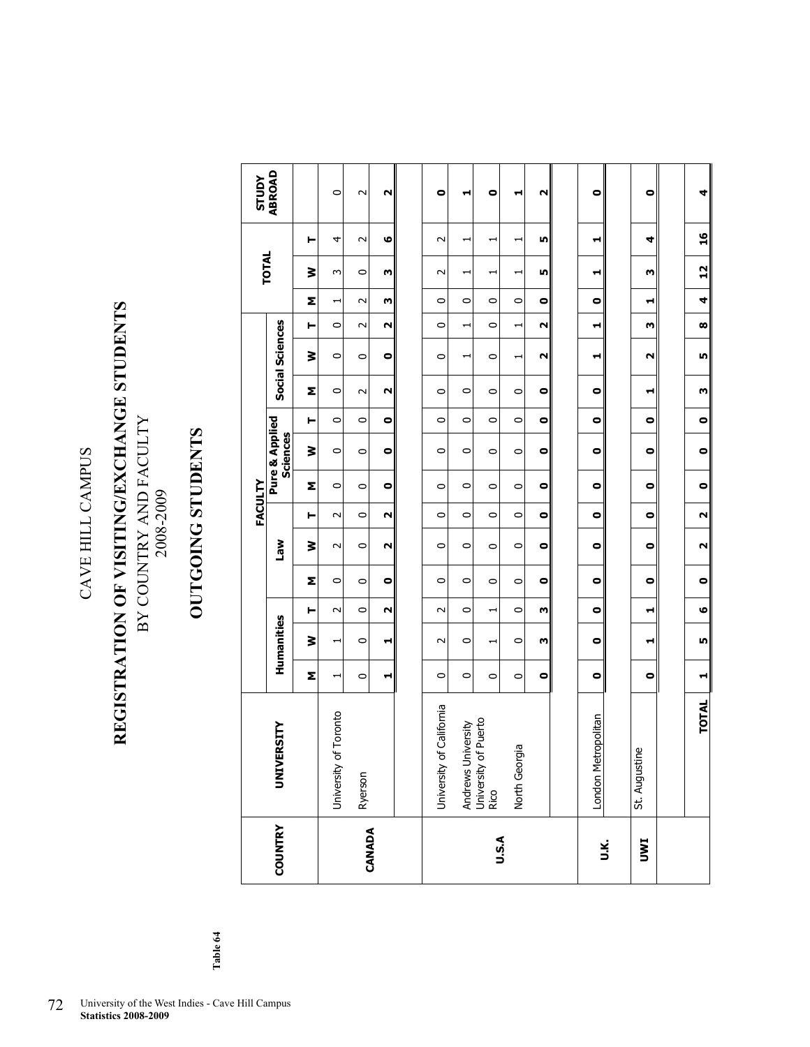Table 64

# CAVE HILL CAMPUS

## REGISTRATION OF VISITING/EXCHANGE STUDENTS

BY COUNTRY AND FACULTY

2008-2009

## OUTGOING STUDENTS

| COUNTRY | UNIVERSITY | FACULTY | | | | | | | | | | | | | | | STUDY ABROAD |
|---|---|---|---|---|---|---|---|---|---|---|---|---|---|---|---|---|---|
| | | Humanities | | | Law | | | Pure & Applied Sciences | | | Social Sciences | | | TOTAL | | | |
| | | M | W | T | M | W | T | M | W | T | M | W | T | M | W | T | |
| CANADA | University of Toronto | 1 | 1 | 2 | 0 | 2 | 2 | 0 | 0 | 0 | 0 | 0 | 0 | 1 | 3 | 4 | 0 |
| | Ryerson | 0 | 0 | 0 | 0 | 0 | 0 | 0 | 0 | 0 | 2 | 0 | 2 | 2 | 0 | 2 | 2 |
| | | **1** | **1** | **2** | **0** | **2** | **2** | **0** | **0** | **0** | **2** | **0** | **2** | **3** | **3** | **6** | **2** |
| U.S.A | University of California | 0 | 2 | 2 | 0 | 0 | 0 | 0 | 0 | 0 | 0 | 0 | 0 | 0 | 2 | 2 | **0** |
| | Andrews University | 0 | 0 | 0 | 0 | 0 | 0 | 0 | 0 | 0 | 0 | 1 | 1 | 0 | 1 | 1 | **1** |
| | University of Puerto Rico | 0 | 1 | 1 | 0 | 0 | 0 | 0 | 0 | 0 | 0 | 0 | 0 | 0 | 1 | 1 | **0** |
| | North Georgia | 0 | 0 | 0 | 0 | 0 | 0 | 0 | 0 | 0 | 0 | 1 | 1 | 0 | 1 | 1 | **1** |
| | | **0** | **3** | **3** | **0** | **0** | **0** | **0** | **0** | **0** | **0** | **2** | **2** | **0** | **5** | **5** | **2** |
| U.K. | London Metropolitan | **0** | **0** | **0** | **0** | **0** | **0** | **0** | **0** | **0** | **0** | **1** | **1** | **0** | **1** | **1** | **0** |
| UWI | St. Augustine | **0** | **1** | **1** | **0** | **0** | **0** | **0** | **0** | **0** | **1** | **2** | **3** | **1** | **3** | **4** | **0** |
| | **TOTAL** | **1** | **5** | **6** | **0** | **2** | **2** | **0** | **0** | **0** | **3** | **5** | **8** | **4** | **12** | **16** | **4** |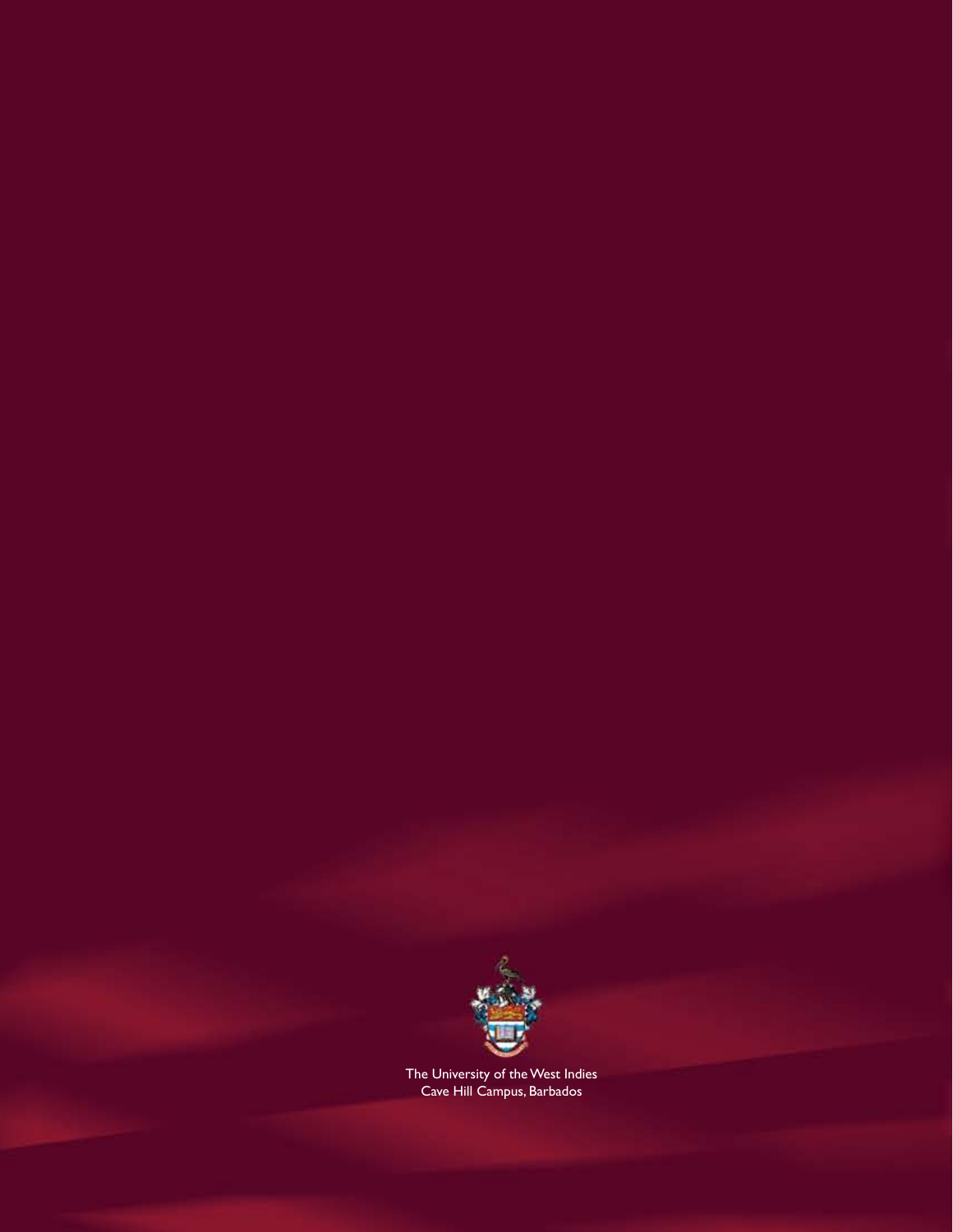The University of the West Indies
Cave Hill Campus, Barbados